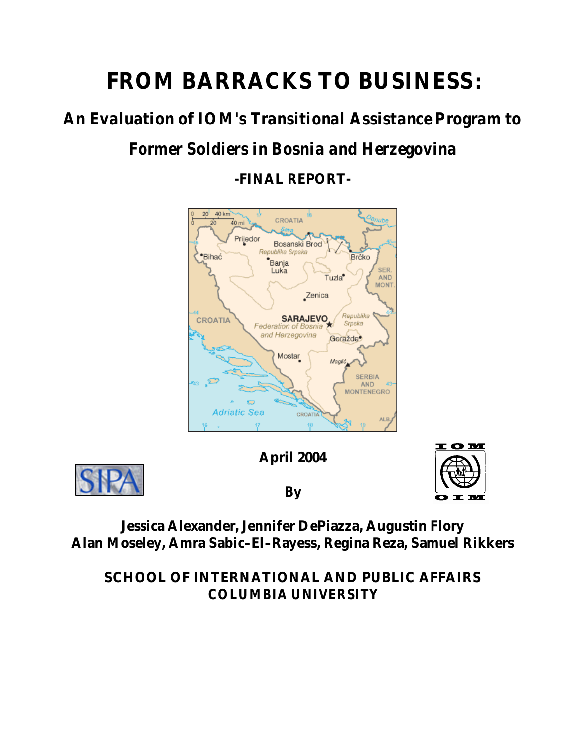# FROM BARRACKS TO BUSINESS:

## *An Evaluation of IOM's Transitional Assistance Program to Former Soldiers in Bosnia and Herzegovina*

**-FINAL REPORT-**

**April 2004**

**By**

**Jessica Alexander, Jennifer DePiazza, Augustin Flory**
**Alan Moseley, Amra Sabic–El–Rayess, Regina Reza, Samuel Rikkers**

**SCHOOL OF INTERNATIONAL AND PUBLIC AFFAIRS**
**COLUMBIA UNIVERSITY**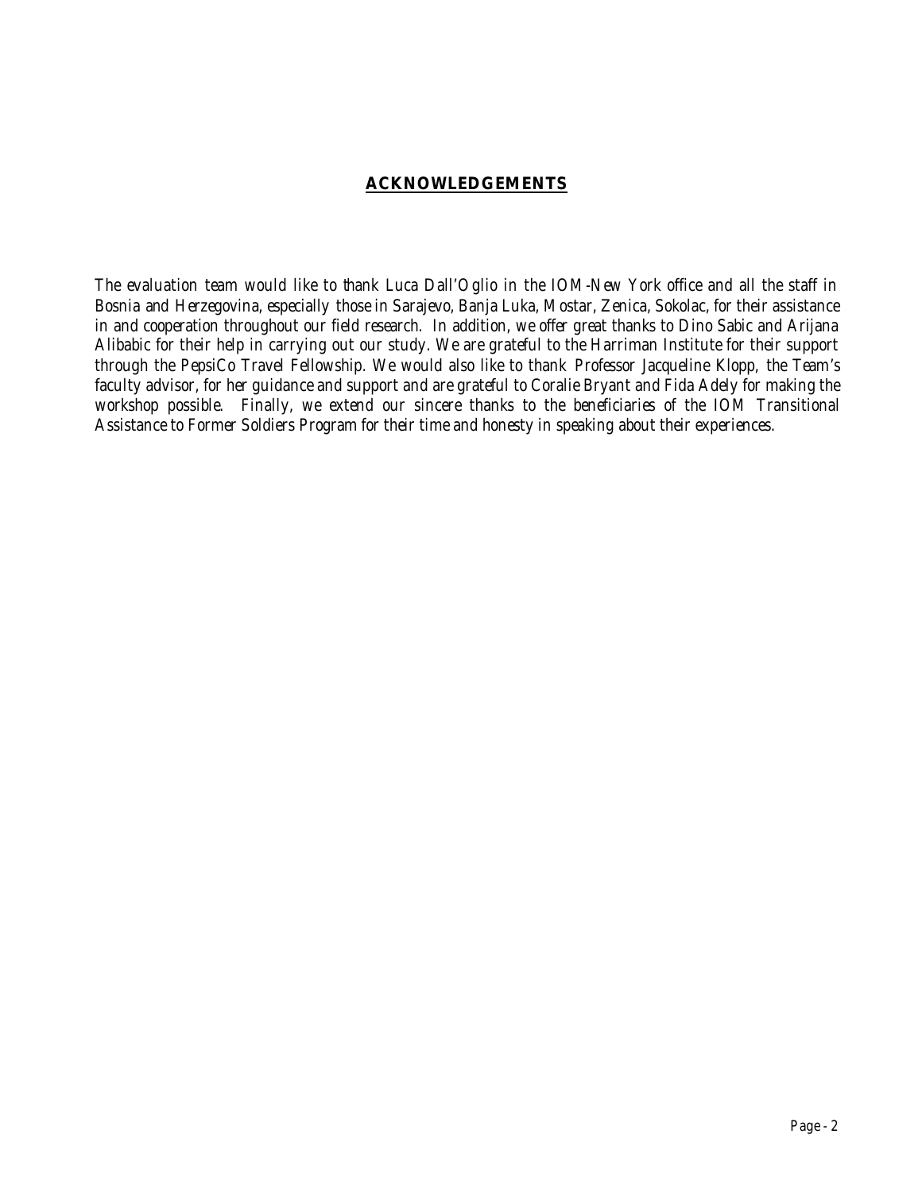## ACKNOWLEDGEMENTS

The evaluation team would like to thank Luca Dall'Oglio in the IOM-New York office and all the staff in Bosnia and Herzegovina, especially those in Sarajevo, Banja Luka, Mostar, Zenica, Sokolac, for their assistance in and cooperation throughout our field research. In addition, we offer great thanks to Dino Sabic and Arijana Alibabic for their help in carrying out our study. We are grateful to the Harriman Institute for their support through the PepsiCo Travel Fellowship. We would also like to thank Professor Jacqueline Klopp, the Team's faculty advisor, for her guidance and support and are grateful to Coralie Bryant and Fida Adely for making the workshop possible. Finally, we extend our sincere thanks to the beneficiaries of the IOM Transitional Assistance to Former Soldiers Program for their time and honesty in speaking about their experiences.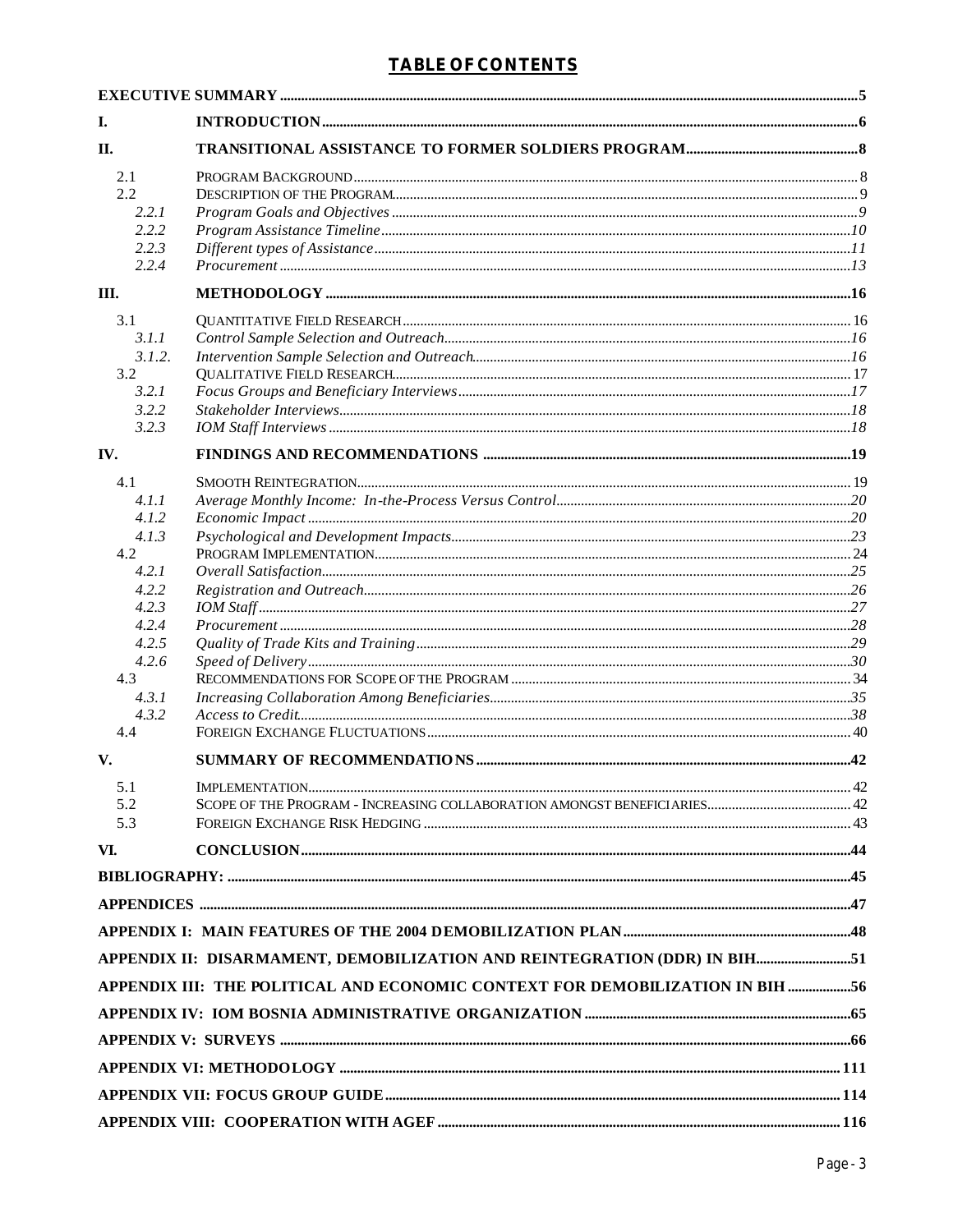# TABLE OF CONTENTS

| | | |
|---|---|---|
| **EXECUTIVE SUMMARY** | | **5** |
| **I.** | **INTRODUCTION** | **6** |
| **II.** | **TRANSITIONAL ASSISTANCE TO FORMER SOLDIERS PROGRAM** | **8** |
| 2.1 | PROGRAM BACKGROUND | 8 |
| 2.2 | DESCRIPTION OF THE PROGRAM | 9 |
| *2.2.1* | *Program Goals and Objectives* | *9* |
| *2.2.2* | *Program Assistance Timeline* | *10* |
| *2.2.3* | *Different types of Assistance* | *11* |
| *2.2.4* | *Procurement* | *13* |
| **III.** | **METHODOLOGY** | **16** |
| 3.1 | QUANTITATIVE FIELD RESEARCH | 16 |
| *3.1.1* | *Control Sample Selection and Outreach* | *16* |
| *3.1.2.* | *Intervention Sample Selection and Outreach* | *16* |
| 3.2 | QUALITATIVE FIELD RESEARCH | 17 |
| *3.2.1* | *Focus Groups and Beneficiary Interviews* | *17* |
| *3.2.2* | *Stakeholder Interviews* | *18* |
| *3.2.3* | *IOM Staff Interviews* | *18* |
| **IV.** | **FINDINGS AND RECOMMENDATIONS** | **19** |
| 4.1 | SMOOTH REINTEGRATION | 19 |
| *4.1.1* | *Average Monthly Income: In-the-Process Versus Control* | *20* |
| *4.1.2* | *Economic Impact* | *20* |
| *4.1.3* | *Psychological and Development Impacts* | *23* |
| 4.2 | PROGRAM IMPLEMENTATION | 24 |
| *4.2.1* | *Overall Satisfaction* | *25* |
| *4.2.2* | *Registration and Outreach* | *26* |
| *4.2.3* | *IOM Staff* | *27* |
| *4.2.4* | *Procurement* | *28* |
| *4.2.5* | *Quality of Trade Kits and Training* | *29* |
| *4.2.6* | *Speed of Delivery* | *30* |
| 4.3 | RECOMMENDATIONS FOR SCOPE OF THE PROGRAM | 34 |
| *4.3.1* | *Increasing Collaboration Among Beneficiaries* | *35* |
| *4.3.2* | *Access to Credit* | *38* |
| 4.4 | FOREIGN EXCHANGE FLUCTUATIONS | 40 |
| **V.** | **SUMMARY OF RECOMMENDATIONS** | **42** |
| 5.1 | IMPLEMENTATION | 42 |
| 5.2 | SCOPE OF THE PROGRAM - INCREASING COLLABORATION AMONGST BENEFICIARIES | 42 |
| 5.3 | FOREIGN EXCHANGE RISK HEDGING | 43 |
| **VI.** | **CONCLUSION** | **44** |
| **BIBLIOGRAPHY:** | | **45** |
| **APPENDICES** | | **47** |
| **APPENDIX I: MAIN FEATURES OF THE 2004 DEMOBILIZATION PLAN** | | **48** |
| **APPENDIX II: DISARMAMENT, DEMOBILIZATION AND REINTEGRATION (DDR) IN BIH** | | **51** |
| **APPENDIX III: THE POLITICAL AND ECONOMIC CONTEXT FOR DEMOBILIZATION IN BIH** | | **56** |
| **APPENDIX IV: IOM BOSNIA ADMINISTRATIVE ORGANIZATION** | | **65** |
| **APPENDIX V: SURVEYS** | | **66** |
| **APPENDIX VI: METHODOLOGY** | | **111** |
| **APPENDIX VII: FOCUS GROUP GUIDE** | | **114** |
| **APPENDIX VIII: COOPERATION WITH AGEF** | | **116** |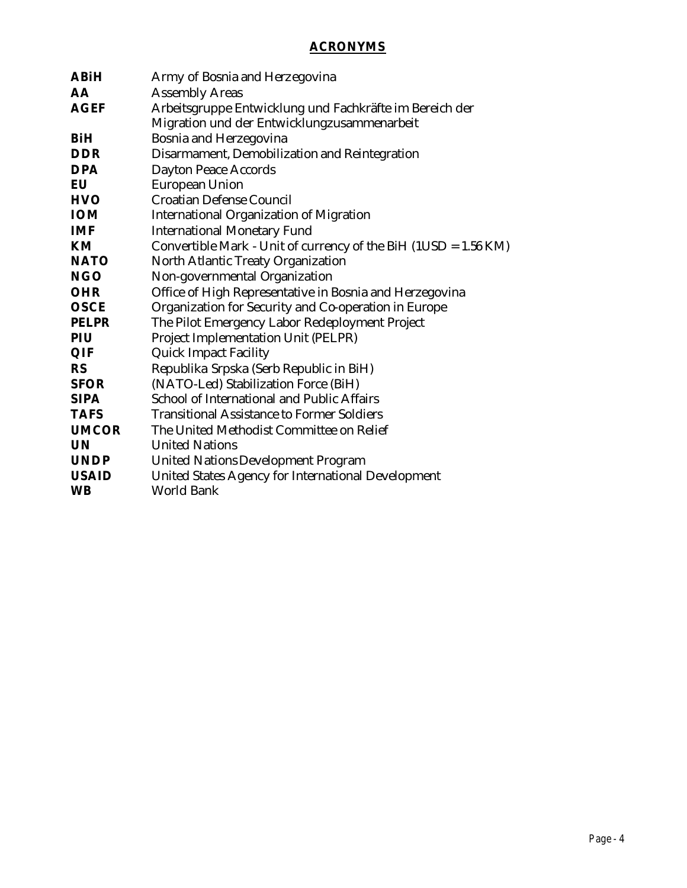## ACRONYMS

| | |
|---|---|
| **ABiH** | Army of Bosnia and Herzegovina |
| **AA** | Assembly Areas |
| **AGEF** | Arbeitsgruppe Entwicklung und Fachkräfte im Bereich der Migration und der Entwicklungzusammenarbeit |
| **BiH** | Bosnia and Herzegovina |
| **DDR** | Disarmament, Demobilization and Reintegration |
| **DPA** | Dayton Peace Accords |
| **EU** | European Union |
| **HVO** | Croatian Defense Council |
| **IOM** | International Organization of Migration |
| **IMF** | International Monetary Fund |
| **KM** | Convertible Mark - Unit of currency of the BiH (1USD = 1.56 KM) |
| **NATO** | North Atlantic Treaty Organization |
| **NGO** | Non-governmental Organization |
| **OHR** | Office of High Representative in Bosnia and Herzegovina |
| **OSCE** | Organization for Security and Co-operation in Europe |
| **PELPR** | The Pilot Emergency Labor Redeployment Project |
| **PIU** | Project Implementation Unit (PELPR) |
| **QIF** | Quick Impact Facility |
| **RS** | Republika Srpska (Serb Republic in BiH) |
| **SFOR** | (NATO-Led) Stabilization Force (BiH) |
| **SIPA** | School of International and Public Affairs |
| **TAFS** | Transitional Assistance to Former Soldiers |
| **UMCOR** | The United Methodist Committee on Relief |
| **UN** | United Nations |
| **UNDP** | United Nations Development Program |
| **USAID** | United States Agency for International Development |
| **WB** | World Bank |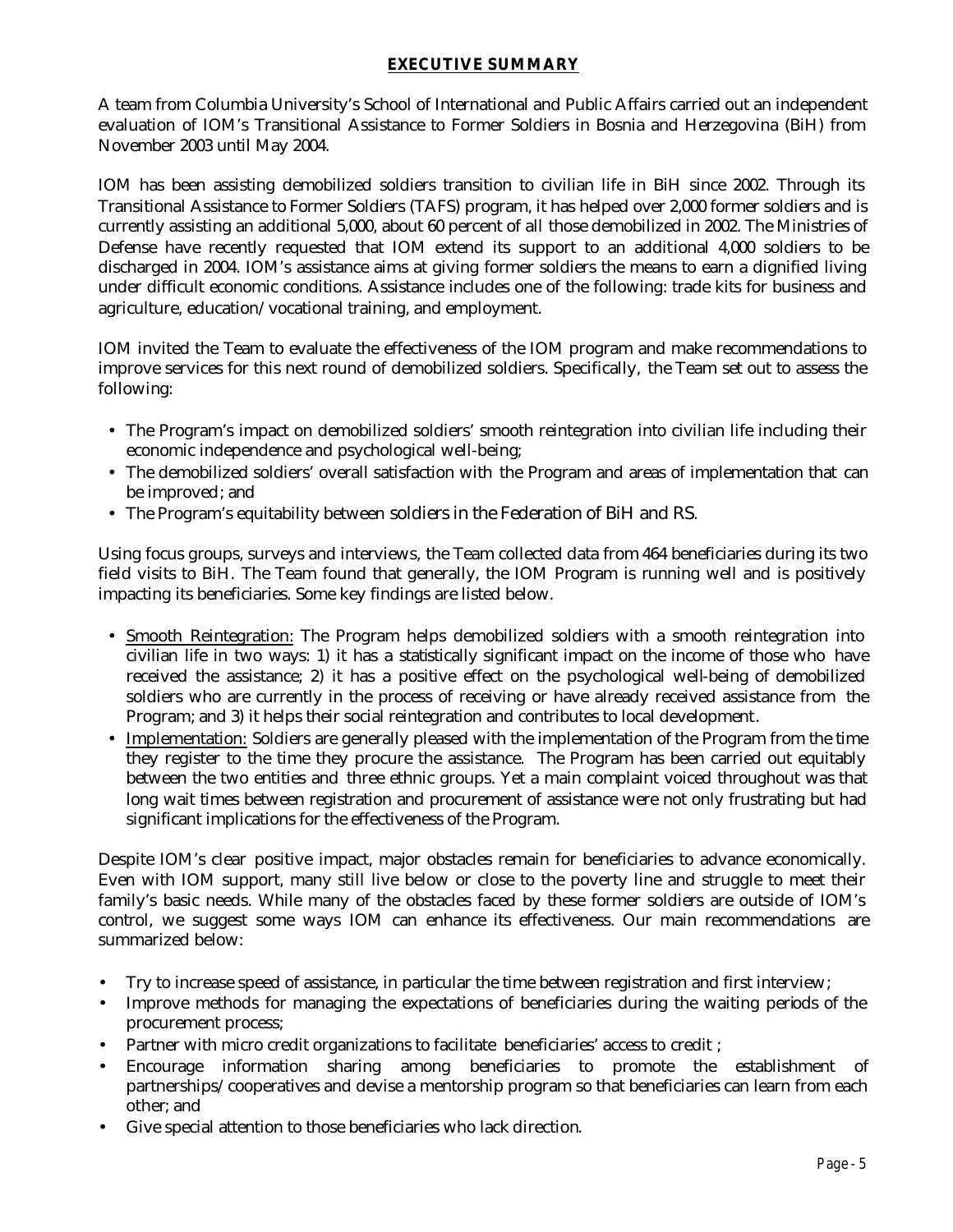## EXECUTIVE SUMMARY

A team from Columbia University's School of International and Public Affairs carried out an independent evaluation of IOM's Transitional Assistance to Former Soldiers in Bosnia and Herzegovina (BiH) from November 2003 until May 2004.

IOM has been assisting demobilized soldiers transition to civilian life in BiH since 2002. Through its Transitional Assistance to Former Soldiers (TAFS) program, it has helped over 2,000 former soldiers and is currently assisting an additional 5,000, about 60 percent of all those demobilized in 2002. The Ministries of Defense have recently requested that IOM extend its support to an additional 4,000 soldiers to be discharged in 2004. IOM's assistance aims at giving former soldiers the means to earn a dignified living under difficult economic conditions. Assistance includes one of the following: trade kits for business and agriculture, education/vocational training, and employment.

IOM invited the Team to evaluate the effectiveness of the IOM program and make recommendations to improve services for this next round of demobilized soldiers. Specifically, the Team set out to assess the following:

- The Program's impact on demobilized soldiers' smooth reintegration into civilian life including their economic independence and psychological well-being;
- The demobilized soldiers' overall satisfaction with the Program and areas of implementation that can be improved; and
- The Program's equitability between soldiers in the Federation of BiH and RS.

Using focus groups, surveys and interviews, the Team collected data from 464 beneficiaries during its two field visits to BiH. The Team found that generally, the IOM Program is running well and is positively impacting its beneficiaries. Some key findings are listed below.

- Smooth Reintegration: The Program helps demobilized soldiers with a smooth reintegration into civilian life in two ways: 1) it has a statistically significant impact on the income of those who have received the assistance; 2) it has a positive effect on the psychological well-being of demobilized soldiers who are currently in the process of receiving or have already received assistance from the Program; and 3) it helps their social reintegration and contributes to local development.
- Implementation: Soldiers are generally pleased with the implementation of the Program from the time they register to the time they procure the assistance. The Program has been carried out equitably between the two entities and three ethnic groups. Yet a main complaint voiced throughout was that long wait times between registration and procurement of assistance were not only frustrating but had significant implications for the effectiveness of the Program.

Despite IOM's clear positive impact, major obstacles remain for beneficiaries to advance economically. Even with IOM support, many still live below or close to the poverty line and struggle to meet their family's basic needs. While many of the obstacles faced by these former soldiers are outside of IOM's control, we suggest some ways IOM can enhance its effectiveness. Our main recommendations are summarized below:

- Try to increase speed of assistance, in particular the time between registration and first interview;
- Improve methods for managing the expectations of beneficiaries during the waiting periods of the procurement process;
- Partner with micro credit organizations to facilitate beneficiaries' access to credit ;
- Encourage information sharing among beneficiaries to promote the establishment of partnerships/cooperatives and devise a mentorship program so that beneficiaries can learn from each other; and
- Give special attention to those beneficiaries who lack direction.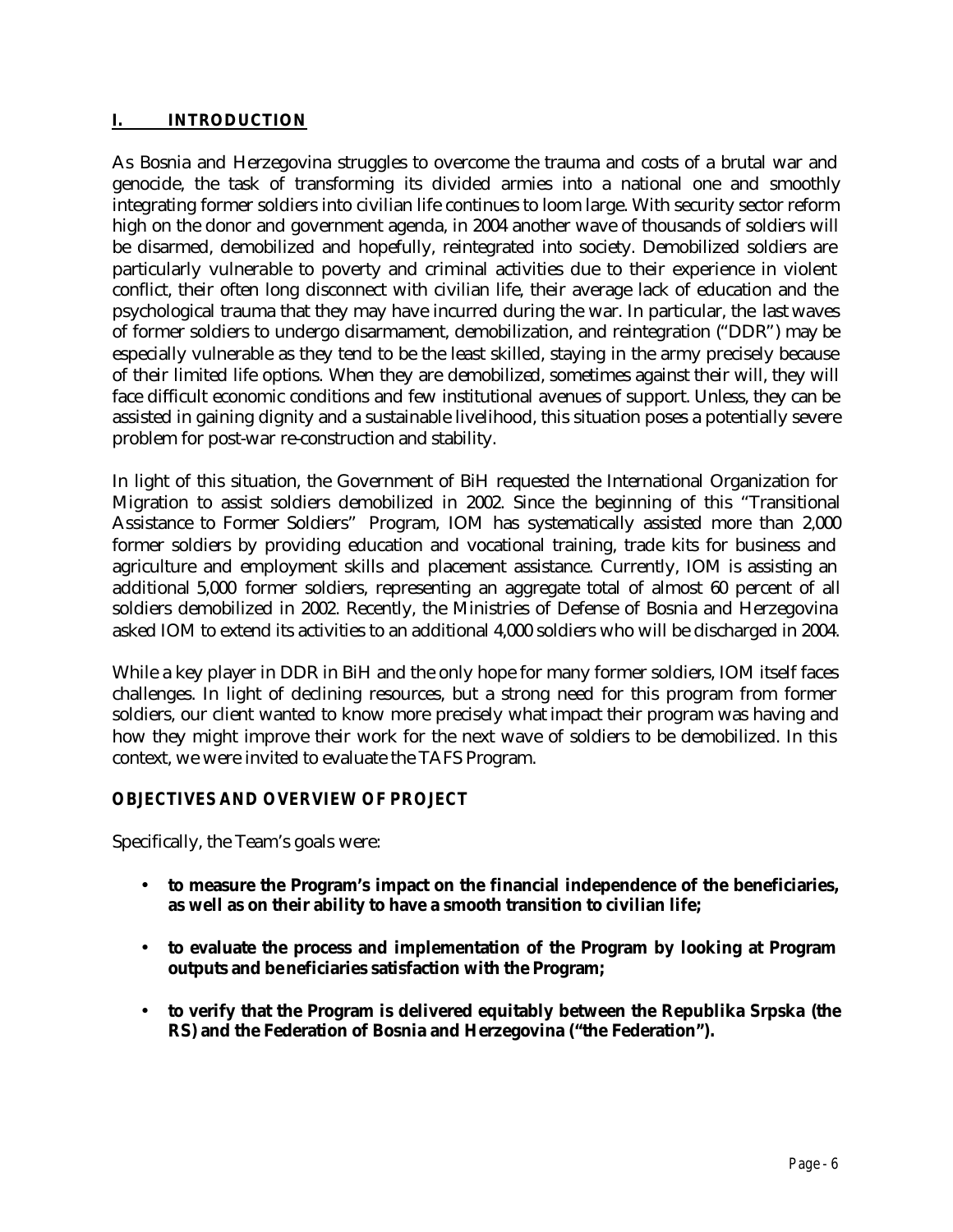# I. INTRODUCTION

As Bosnia and Herzegovina struggles to overcome the trauma and costs of a brutal war and genocide, the task of transforming its divided armies into a national one and smoothly integrating former soldiers into civilian life continues to loom large. With security sector reform high on the donor and government agenda, in 2004 another wave of thousands of soldiers will be disarmed, demobilized and hopefully, reintegrated into society. Demobilized soldiers are particularly vulnerable to poverty and criminal activities due to their experience in violent conflict, their often long disconnect with civilian life, their average lack of education and the psychological trauma that they may have incurred during the war. In particular, the last waves of former soldiers to undergo disarmament, demobilization, and reintegration ("DDR") may be especially vulnerable as they tend to be the least skilled, staying in the army precisely because of their limited life options. When they are demobilized, sometimes against their will, they will face difficult economic conditions and few institutional avenues of support. Unless, they can be assisted in gaining dignity and a sustainable livelihood, this situation poses a potentially severe problem for post-war re-construction and stability.

In light of this situation, the Government of BiH requested the International Organization for Migration to assist soldiers demobilized in 2002. Since the beginning of this "Transitional Assistance to Former Soldiers" Program, IOM has systematically assisted more than 2,000 former soldiers by providing education and vocational training, trade kits for business and agriculture and employment skills and placement assistance. Currently, IOM is assisting an additional 5,000 former soldiers, representing an aggregate total of almost 60 percent of all soldiers demobilized in 2002. Recently, the Ministries of Defense of Bosnia and Herzegovina asked IOM to extend its activities to an additional 4,000 soldiers who will be discharged in 2004.

While a key player in DDR in BiH and the only hope for many former soldiers, IOM itself faces challenges. In light of declining resources, but a strong need for this program from former soldiers, our client wanted to know more precisely what impact their program was having and how they might improve their work for the next wave of soldiers to be demobilized. In this context, we were invited to evaluate the TAFS Program.

## OBJECTIVES AND OVERVIEW OF PROJECT

Specifically, the Team's goals were:

- **to measure the Program's impact on the financial independence of the beneficiaries, as well as on their ability to have a smooth transition to civilian life;**
- **to evaluate the process and implementation of the Program by looking at Program outputs and beneficiaries satisfaction with the Program;**
- **to verify that the Program is delivered equitably between the Republika Srpska (the RS) and the Federation of Bosnia and Herzegovina ("the Federation").**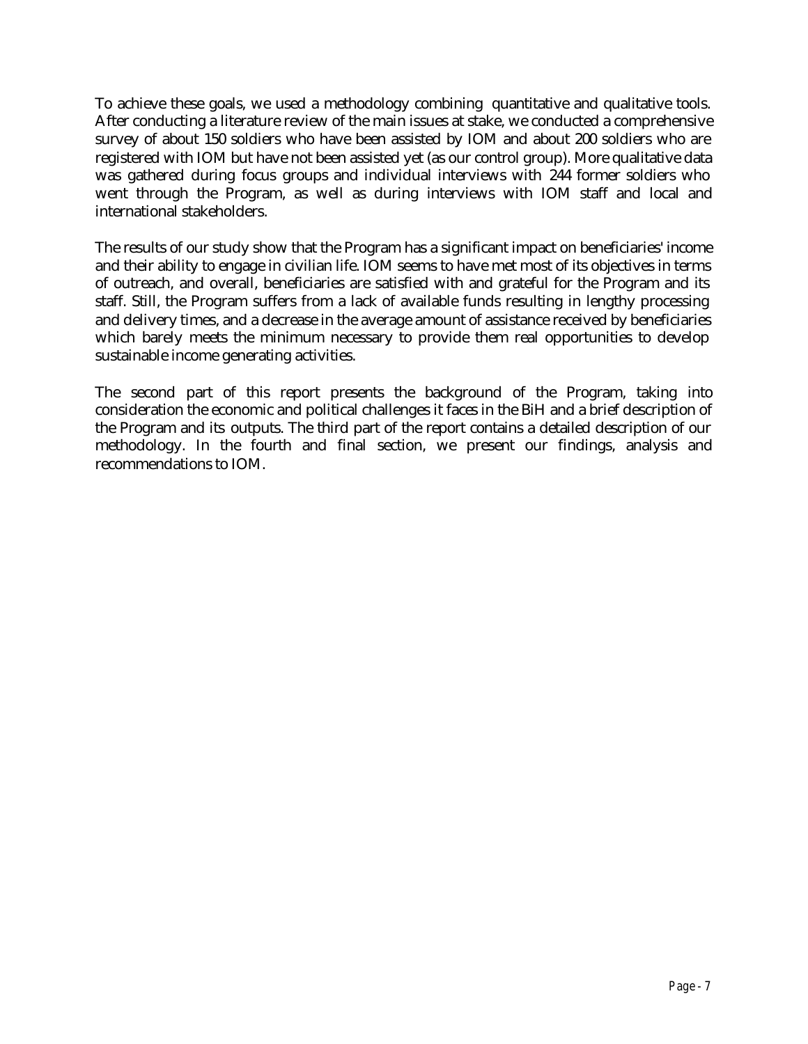To achieve these goals, we used a methodology combining quantitative and qualitative tools. After conducting a literature review of the main issues at stake, we conducted a comprehensive survey of about 150 soldiers who have been assisted by IOM and about 200 soldiers who are registered with IOM but have not been assisted yet (as our control group). More qualitative data was gathered during focus groups and individual interviews with 244 former soldiers who went through the Program, as well as during interviews with IOM staff and local and international stakeholders.

The results of our study show that the Program has a significant impact on beneficiaries' income and their ability to engage in civilian life. IOM seems to have met most of its objectives in terms of outreach, and overall, beneficiaries are satisfied with and grateful for the Program and its staff. Still, the Program suffers from a lack of available funds resulting in lengthy processing and delivery times, and a decrease in the average amount of assistance received by beneficiaries which barely meets the minimum necessary to provide them real opportunities to develop sustainable income generating activities.

The second part of this report presents the background of the Program, taking into consideration the economic and political challenges it faces in the BiH and a brief description of the Program and its outputs. The third part of the report contains a detailed description of our methodology. In the fourth and final section, we present our findings, analysis and recommendations to IOM.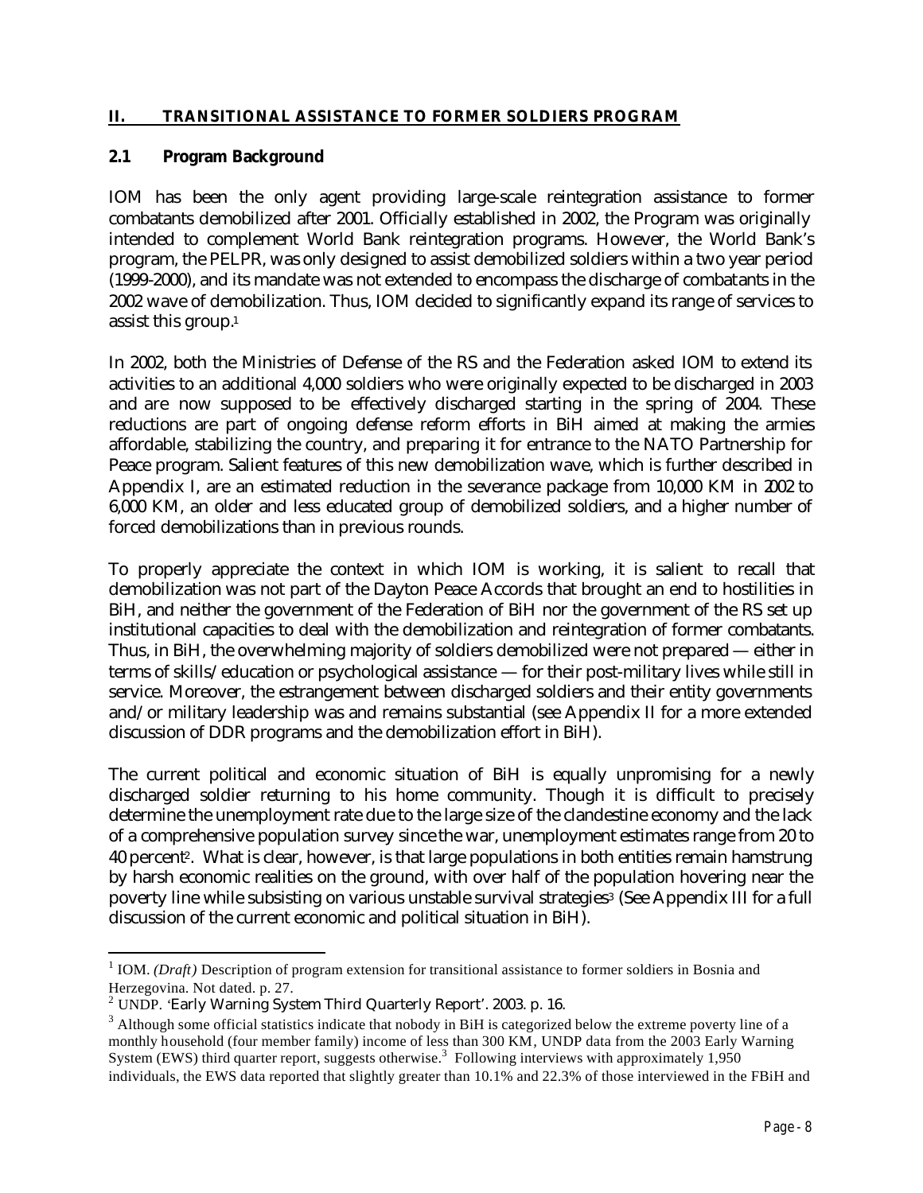## II. TRANSITIONAL ASSISTANCE TO FORMER SOLDIERS PROGRAM

### 2.1 Program Background

IOM has been the only agent providing large-scale reintegration assistance to former combatants demobilized after 2001. Officially established in 2002, the Program was originally intended to complement World Bank reintegration programs. However, the World Bank's program, the PELPR, was only designed to assist demobilized soldiers within a two year period (1999-2000), and its mandate was not extended to encompass the discharge of combatants in the 2002 wave of demobilization. Thus, IOM decided to significantly expand its range of services to assist this group.[1]

In 2002, both the Ministries of Defense of the RS and the Federation asked IOM to extend its activities to an additional 4,000 soldiers who were originally expected to be discharged in 2003 and are now supposed to be effectively discharged starting in the spring of 2004. These reductions are part of ongoing defense reform efforts in BiH aimed at making the armies affordable, stabilizing the country, and preparing it for entrance to the NATO Partnership for Peace program. Salient features of this new demobilization wave, which is further described in Appendix I, are an estimated reduction in the severance package from 10,000 KM in 2002 to 6,000 KM, an older and less educated group of demobilized soldiers, and a higher number of forced demobilizations than in previous rounds.

To properly appreciate the context in which IOM is working, it is salient to recall that demobilization was not part of the Dayton Peace Accords that brought an end to hostilities in BiH, and neither the government of the Federation of BiH nor the government of the RS set up institutional capacities to deal with the demobilization and reintegration of former combatants. Thus, in BiH, the overwhelming majority of soldiers demobilized were not prepared — either in terms of skills/education or psychological assistance — for their post-military lives while still in service. Moreover, the estrangement between discharged soldiers and their entity governments and/or military leadership was and remains substantial (see Appendix II for a more extended discussion of DDR programs and the demobilization effort in BiH).

The current political and economic situation of BiH is equally unpromising for a newly discharged soldier returning to his home community. Though it is difficult to precisely determine the unemployment rate due to the large size of the clandestine economy and the lack of a comprehensive population survey since the war, unemployment estimates range from 20 to 40 percent[2]. What is clear, however, is that large populations in both entities remain hamstrung by harsh economic realities on the ground, with over half of the population hovering near the poverty line while subsisting on various unstable survival strategies[3] (See Appendix III for a full discussion of the current economic and political situation in BiH).

---

[1] IOM. *(Draft)* Description of program extension for transitional assistance to former soldiers in Bosnia and Herzegovina. Not dated. p. 27.

[2] UNDP. 'Early Warning System Third Quarterly Report'. 2003. p. 16.

[3] Although some official statistics indicate that nobody in BiH is categorized below the extreme poverty line of a monthly household (four member family) income of less than 300 KM, UNDP data from the 2003 Early Warning System (EWS) third quarter report, suggests otherwise.[3] Following interviews with approximately 1,950 individuals, the EWS data reported that slightly greater than 10.1% and 22.3% of those interviewed in the FBiH and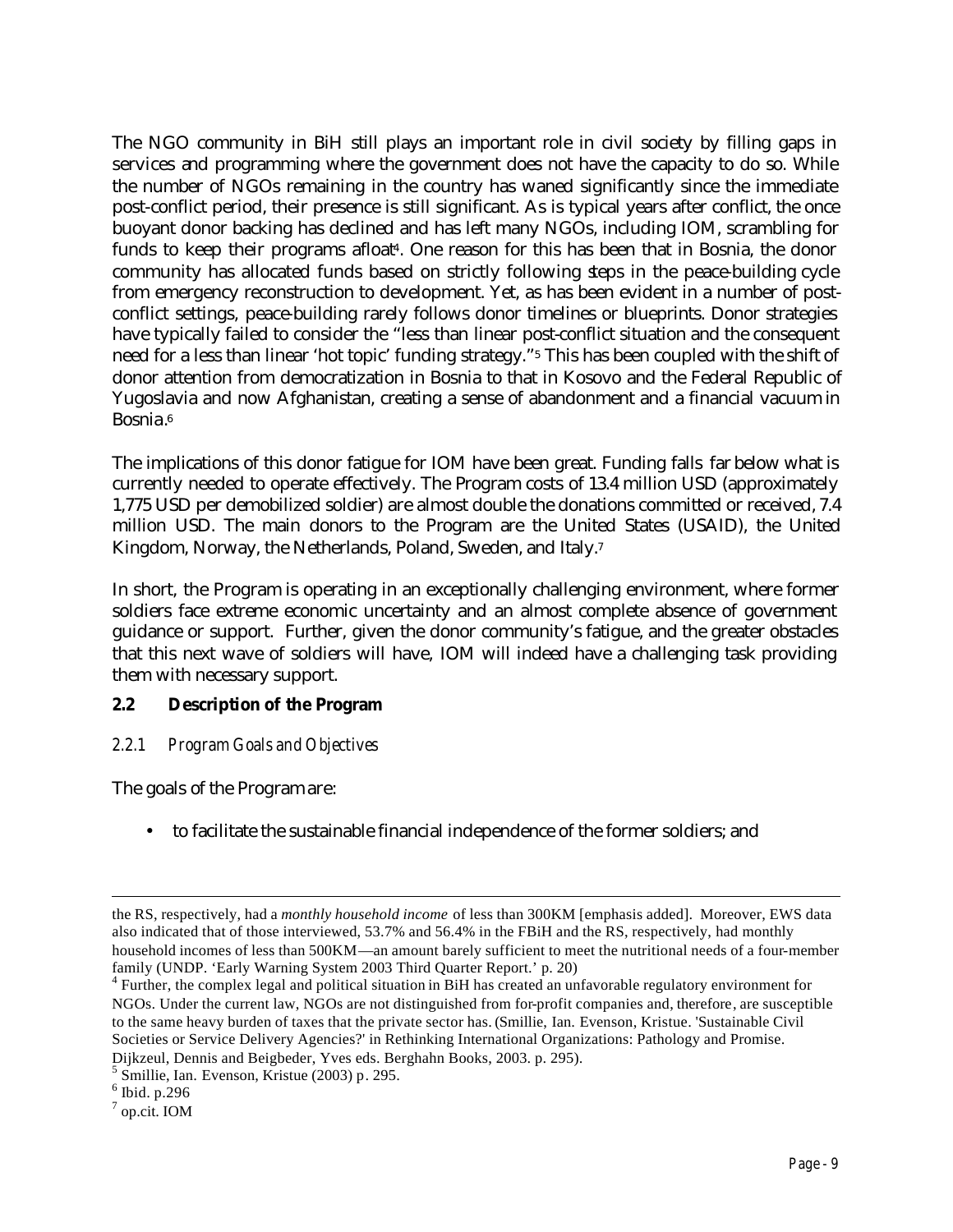The NGO community in BiH still plays an important role in civil society by filling gaps in services and programming where the government does not have the capacity to do so. While the number of NGOs remaining in the country has waned significantly since the immediate post-conflict period, their presence is still significant. As is typical years after conflict, the once buoyant donor backing has declined and has left many NGOs, including IOM, scrambling for funds to keep their programs afloat[4]. One reason for this has been that in Bosnia, the donor community has allocated funds based on strictly following steps in the peace-building cycle from emergency reconstruction to development. Yet, as has been evident in a number of post-conflict settings, peace-building rarely follows donor timelines or blueprints. Donor strategies have typically failed to consider the "less than linear post-conflict situation and the consequent need for a less than linear 'hot topic' funding strategy."[5] This has been coupled with the shift of donor attention from democratization in Bosnia to that in Kosovo and the Federal Republic of Yugoslavia and now Afghanistan, creating a sense of abandonment and a financial vacuum in Bosnia.[6]

The implications of this donor fatigue for IOM have been great. Funding falls far below what is currently needed to operate effectively. The Program costs of 13.4 million USD (approximately 1,775 USD per demobilized soldier) are almost double the donations committed or received, 7.4 million USD. The main donors to the Program are the United States (USAID), the United Kingdom, Norway, the Netherlands, Poland, Sweden, and Italy.[7]

In short, the Program is operating in an exceptionally challenging environment, where former soldiers face extreme economic uncertainty and an almost complete absence of government guidance or support. Further, given the donor community's fatigue, and the greater obstacles that this next wave of soldiers will have, IOM will indeed have a challenging task providing them with necessary support.

## 2.2 Description of the Program

### *2.2.1 Program Goals and Objectives*

The goals of the Program are:

- to facilitate the sustainable financial independence of the former soldiers; and

---

the RS, respectively, had a *monthly household income* of less than 300KM [emphasis added]. Moreover, EWS data also indicated that of those interviewed, 53.7% and 56.4% in the FBiH and the RS, respectively, had monthly household incomes of less than 500KM—an amount barely sufficient to meet the nutritional needs of a four-member family (UNDP. 'Early Warning System 2003 Third Quarter Report.' p. 20)

[4] Further, the complex legal and political situation in BiH has created an unfavorable regulatory environment for NGOs. Under the current law, NGOs are not distinguished from for-profit companies and, therefore, are susceptible to the same heavy burden of taxes that the private sector has. (Smillie, Ian. Evenson, Kristue. 'Sustainable Civil Societies or Service Delivery Agencies?' in Rethinking International Organizations: Pathology and Promise. Dijkzeul, Dennis and Beigbeder, Yves eds. Berghahn Books, 2003. p. 295).

[5] Smillie, Ian. Evenson, Kristue (2003) p. 295.

[6] Ibid. p.296

[7] op.cit. IOM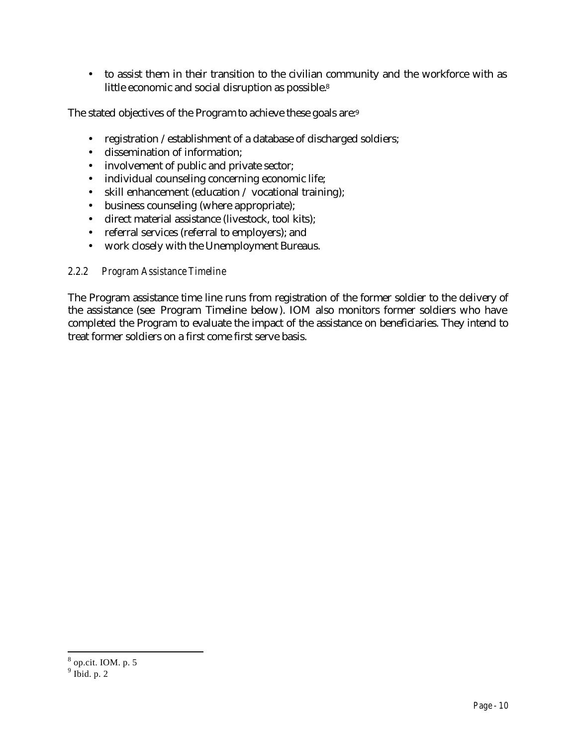- to assist them in their transition to the civilian community and the workforce with as little economic and social disruption as possible.[8]

The stated objectives of the Program to achieve these goals are:[9]

- registration / establishment of a database of discharged soldiers;
- dissemination of information;
- involvement of public and private sector;
- individual counseling concerning economic life;
- skill enhancement (education / vocational training);
- business counseling (where appropriate);
- direct material assistance (livestock, tool kits);
- referral services (referral to employers); and
- work closely with the Unemployment Bureaus.

### *2.2.2 Program Assistance Timeline*

The Program assistance time line runs from registration of the former soldier to the delivery of the assistance (see Program Timeline below). IOM also monitors former soldiers who have completed the Program to evaluate the impact of the assistance on beneficiaries. They intend to treat former soldiers on a first come first serve basis.

---

[8] op.cit. IOM. p. 5

[9] Ibid. p. 2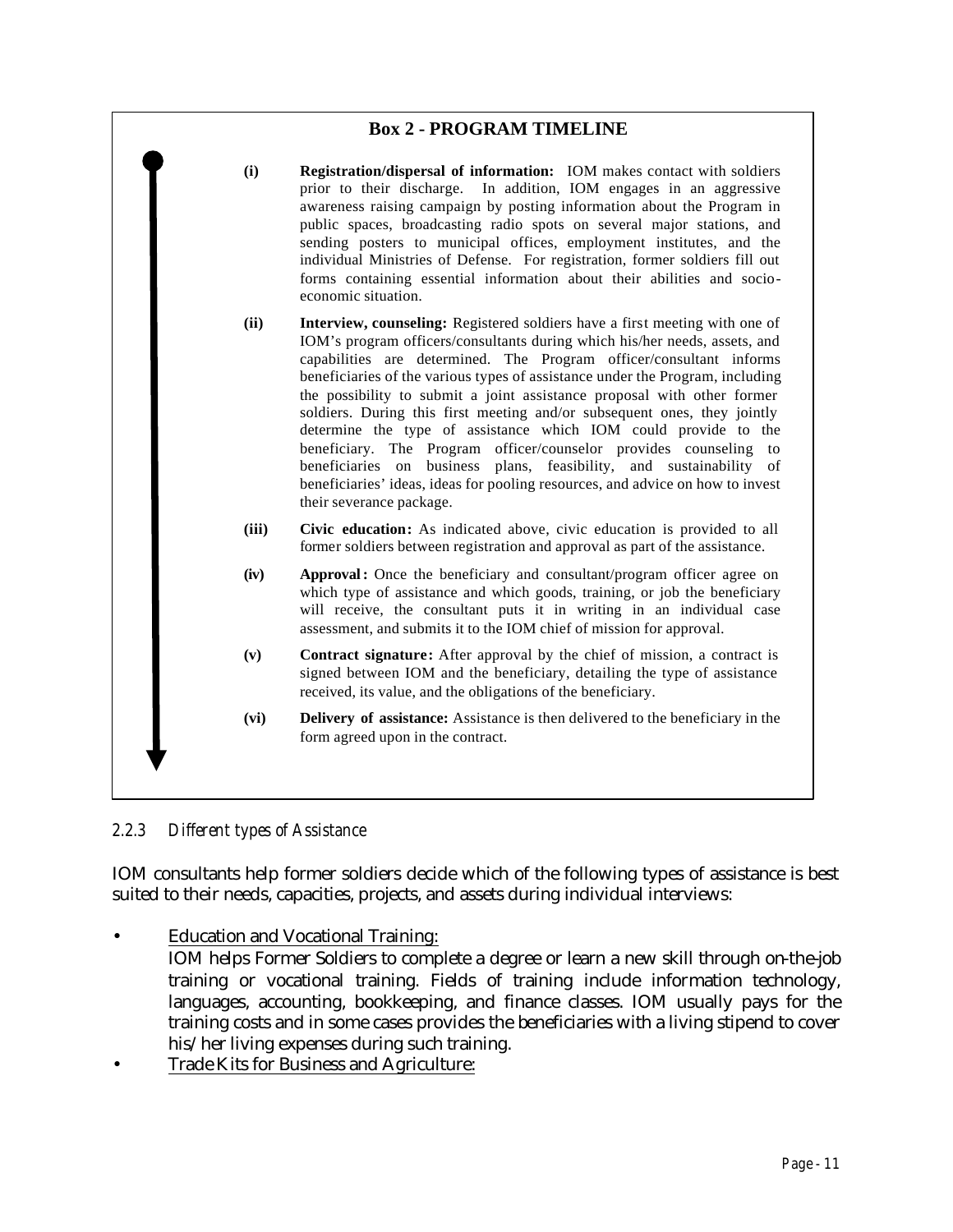**Box 2 - PROGRAM TIMELINE**

**(i)** **Registration/dispersal of information:** IOM makes contact with soldiers prior to their discharge. In addition, IOM engages in an aggressive awareness raising campaign by posting information about the Program in public spaces, broadcasting radio spots on several major stations, and sending posters to municipal offices, employment institutes, and the individual Ministries of Defense. For registration, former soldiers fill out forms containing essential information about their abilities and socio-economic situation.

**(ii)** **Interview, counseling:** Registered soldiers have a first meeting with one of IOM's program officers/consultants during which his/her needs, assets, and capabilities are determined. The Program officer/consultant informs beneficiaries of the various types of assistance under the Program, including the possibility to submit a joint assistance proposal with other former soldiers. During this first meeting and/or subsequent ones, they jointly determine the type of assistance which IOM could provide to the beneficiary. The Program officer/counselor provides counseling to beneficiaries on business plans, feasibility, and sustainability of beneficiaries' ideas, ideas for pooling resources, and advice on how to invest their severance package.

**(iii)** **Civic education:** As indicated above, civic education is provided to all former soldiers between registration and approval as part of the assistance.

**(iv)** **Approval:** Once the beneficiary and consultant/program officer agree on which type of assistance and which goods, training, or job the beneficiary will receive, the consultant puts it in writing in an individual case assessment, and submits it to the IOM chief of mission for approval.

**(v)** **Contract signature:** After approval by the chief of mission, a contract is signed between IOM and the beneficiary, detailing the type of assistance received, its value, and the obligations of the beneficiary.

**(vi)** **Delivery of assistance:** Assistance is then delivered to the beneficiary in the form agreed upon in the contract.

### *2.2.3 Different types of Assistance*

IOM consultants help former soldiers decide which of the following types of assistance is best suited to their needs, capacities, projects, and assets during individual interviews:

- Education and Vocational Training:
  IOM helps Former Soldiers to complete a degree or learn a new skill through on-the-job training or vocational training. Fields of training include information technology, languages, accounting, bookkeeping, and finance classes. IOM usually pays for the training costs and in some cases provides the beneficiaries with a living stipend to cover his/her living expenses during such training.
- Trade Kits for Business and Agriculture: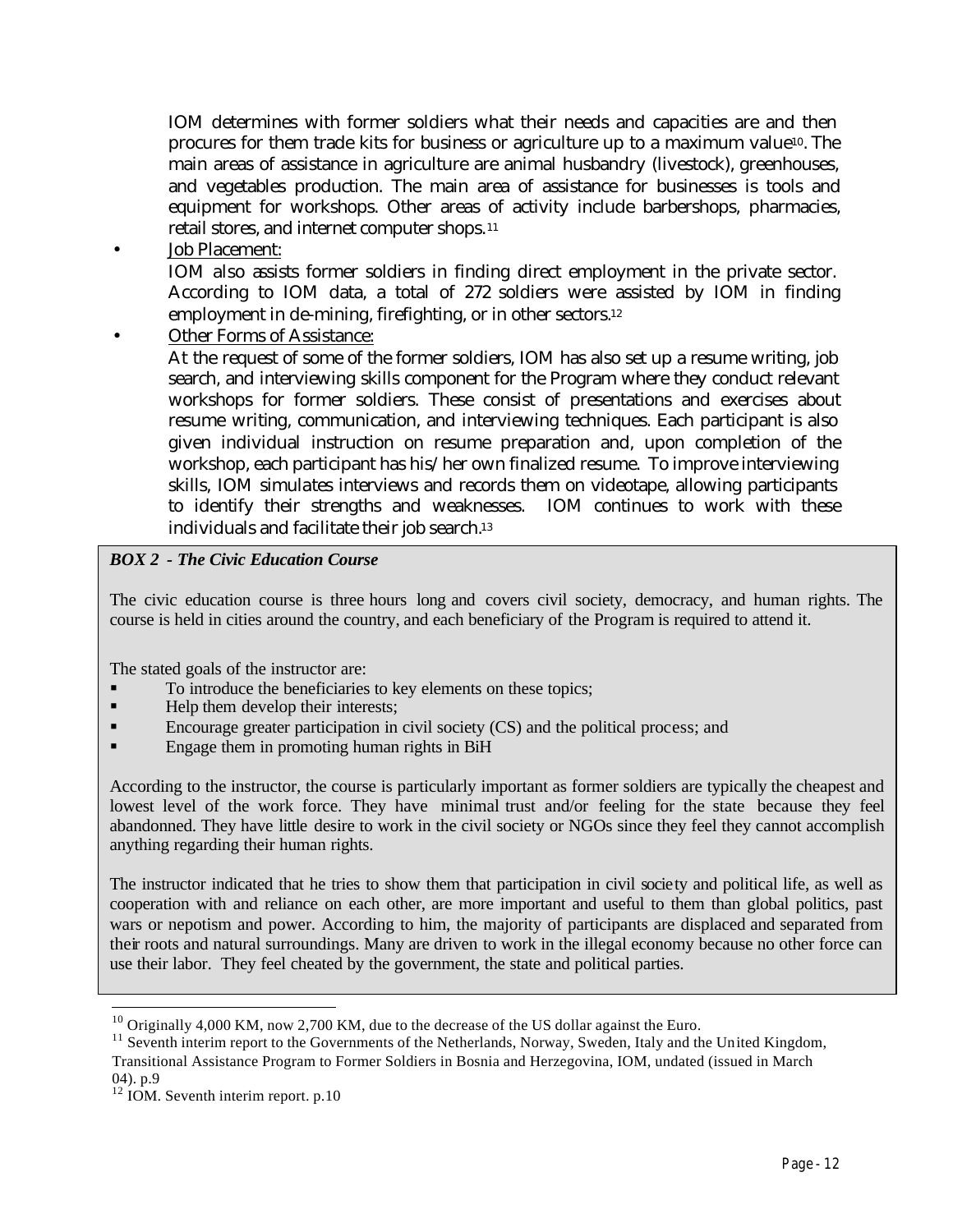IOM determines with former soldiers what their needs and capacities are and then procures for them trade kits for business or agriculture up to a maximum value[10]. The main areas of assistance in agriculture are animal husbandry (livestock), greenhouses, and vegetables production. The main area of assistance for businesses is tools and equipment for workshops. Other areas of activity include barbershops, pharmacies, retail stores, and internet computer shops.[11]

- Job Placement:
  IOM also assists former soldiers in finding direct employment in the private sector. According to IOM data, a total of 272 soldiers were assisted by IOM in finding employment in de-mining, firefighting, or in other sectors.[12]
- Other Forms of Assistance:
  At the request of some of the former soldiers, IOM has also set up a resume writing, job search, and interviewing skills component for the Program where they conduct relevant workshops for former soldiers. These consist of presentations and exercises about resume writing, communication, and interviewing techniques. Each participant is also given individual instruction on resume preparation and, upon completion of the workshop, each participant has his/her own finalized resume. To improve interviewing skills, IOM simulates interviews and records them on videotape, allowing participants to identify their strengths and weaknesses. IOM continues to work with these individuals and facilitate their job search.[13]

***BOX 2 - The Civic Education Course***

The civic education course is three hours long and covers civil society, democracy, and human rights. The course is held in cities around the country, and each beneficiary of the Program is required to attend it.

The stated goals of the instructor are:

- To introduce the beneficiaries to key elements on these topics;
- Help them develop their interests;
- Encourage greater participation in civil society (CS) and the political process; and
- Engage them in promoting human rights in BiH

According to the instructor, the course is particularly important as former soldiers are typically the cheapest and lowest level of the work force. They have minimal trust and/or feeling for the state because they feel abandonned. They have little desire to work in the civil society or NGOs since they feel they cannot accomplish anything regarding their human rights.

The instructor indicated that he tries to show them that participation in civil society and political life, as well as cooperation with and reliance on each other, are more important and useful to them than global politics, past wars or nepotism and power. According to him, the majority of participants are displaced and separated from their roots and natural surroundings. Many are driven to work in the illegal economy because no other force can use their labor. They feel cheated by the government, the state and political parties.

---

[10] Originally 4,000 KM, now 2,700 KM, due to the decrease of the US dollar against the Euro.

[11] Seventh interim report to the Governments of the Netherlands, Norway, Sweden, Italy and the United Kingdom, Transitional Assistance Program to Former Soldiers in Bosnia and Herzegovina, IOM, undated (issued in March 04). p.9

[12] IOM. Seventh interim report. p.10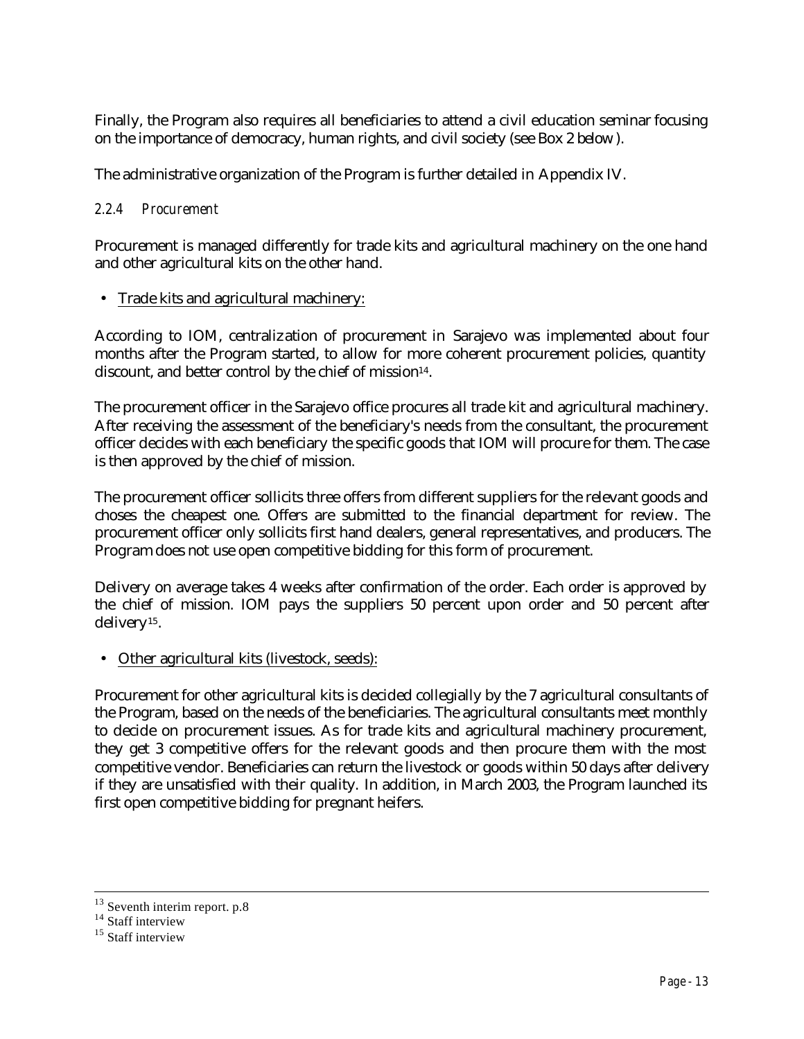Finally, the Program also requires all beneficiaries to attend a civil education seminar focusing on the importance of democracy, human rights, and civil society (see Box 2 below).

The administrative organization of the Program is further detailed in Appendix IV.

### *2.2.4 Procurement*

Procurement is managed differently for trade kits and agricultural machinery on the one hand and other agricultural kits on the other hand.

- Trade kits and agricultural machinery:

According to IOM, centralization of procurement in Sarajevo was implemented about four months after the Program started, to allow for more coherent procurement policies, quantity discount, and better control by the chief of mission[14].

The procurement officer in the Sarajevo office procures all trade kit and agricultural machinery. After receiving the assessment of the beneficiary's needs from the consultant, the procurement officer decides with each beneficiary the specific goods that IOM will procure for them. The case is then approved by the chief of mission.

The procurement officer sollicits three offers from different suppliers for the relevant goods and choses the cheapest one. Offers are submitted to the financial department for review. The procurement officer only sollicits first hand dealers, general representatives, and producers. The Program does not use open competitive bidding for this form of procurement.

Delivery on average takes 4 weeks after confirmation of the order. Each order is approved by the chief of mission. IOM pays the suppliers 50 percent upon order and 50 percent after delivery[15].

- Other agricultural kits (livestock, seeds):

Procurement for other agricultural kits is decided collegially by the 7 agricultural consultants of the Program, based on the needs of the beneficiaries. The agricultural consultants meet monthly to decide on procurement issues. As for trade kits and agricultural machinery procurement, they get 3 competitive offers for the relevant goods and then procure them with the most competitive vendor. Beneficiaries can return the livestock or goods within 50 days after delivery if they are unsatisfied with their quality. In addition, in March 2003, the Program launched its first open competitive bidding for pregnant heifers.

---

[13] Seventh interim report. p.8
[14] Staff interview
[15] Staff interview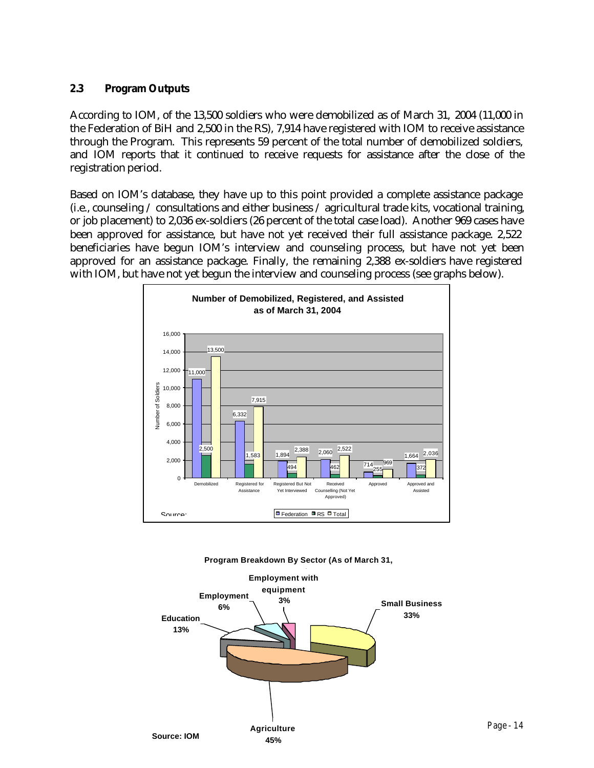## 2.3 Program Outputs

According to IOM, of the 13,500 soldiers who were demobilized as of March 31, 2004 (11,000 in the Federation of BiH and 2,500 in the RS), 7,914 have registered with IOM to receive assistance through the Program. This represents 59 percent of the total number of demobilized soldiers, and IOM reports that it continued to receive requests for assistance after the close of the registration period.

Based on IOM's database, they have up to this point provided a complete assistance package (i.e., counseling / consultations and either business / agricultural trade kits, vocational training, or job placement) to 2,036 ex-soldiers (26 percent of the total case load). Another 969 cases have been approved for assistance, but have not yet received their full assistance package. 2,522 beneficiaries have begun IOM's interview and counseling process, but have not yet been approved for an assistance package. Finally, the remaining 2,388 ex-soldiers have registered with IOM, but have not yet begun the interview and counseling process (see graphs below).

**Number of Demobilized, Registered, and Assisted as of March 31, 2004**

| | Federation | RS | Total |
|---|---|---|---|
| Demobilized | 11,000 | 2,500 | 13,500 |
| Registered for Assistance | 6,332 | 1,583 | 7,915 |
| Registered But Not Yet Interviewed | 1,894 | 494 | 2,388 |
| Received Counselling (Not Yet Approved) | 2,060 | 462 | 2,522 |
| Approved | 714 | 255 | 969 |
| Approved and Assisted | 1,664 | 372 | 2,036 |

Source:

**Program Breakdown By Sector (As of March 31,**

| Sector | Share |
|---|---|
| Agriculture | 45% |
| Small Business | 33% |
| Education | 13% |
| Employment | 6% |
| Employment with equipment | 3% |

Source: IOM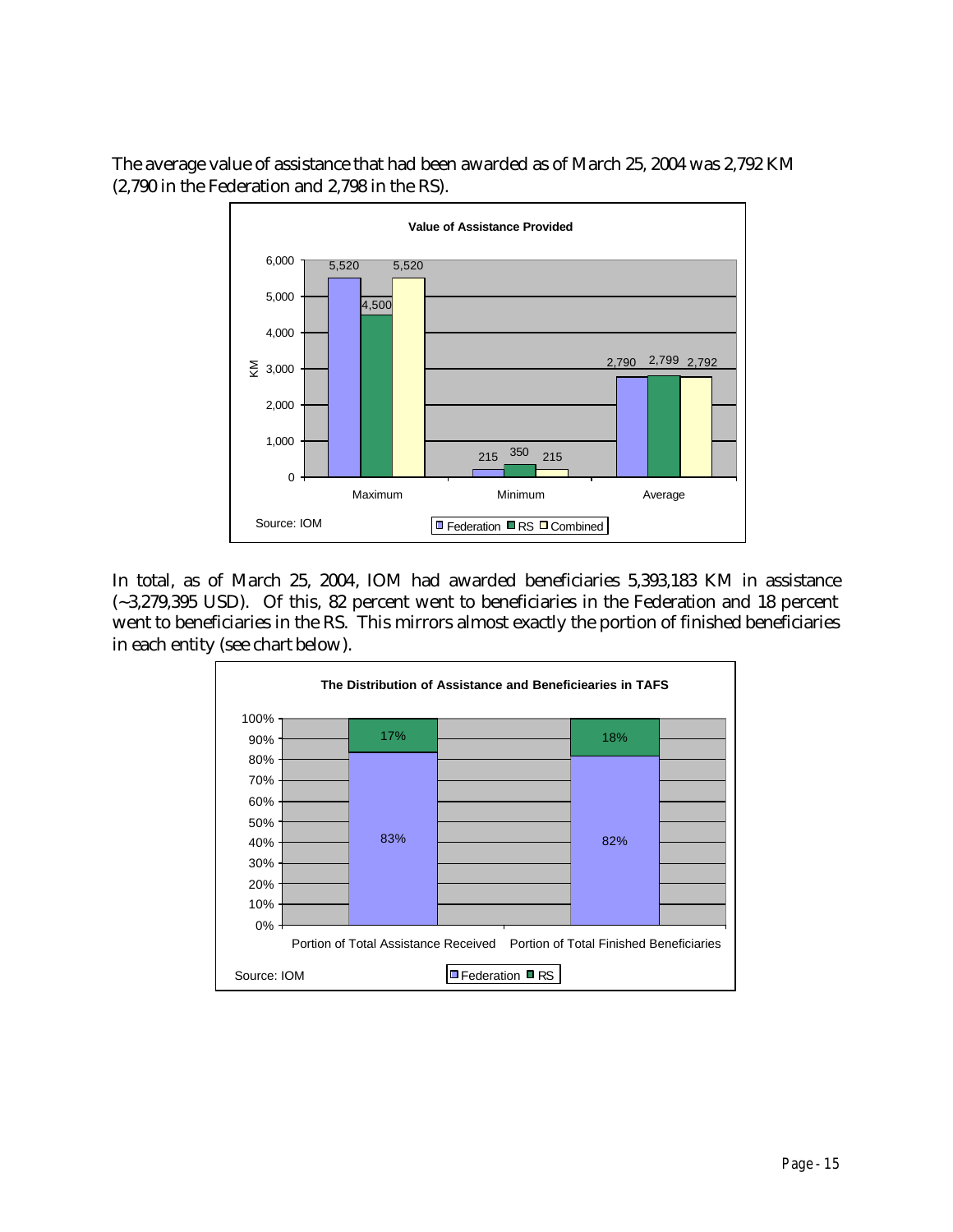The average value of assistance that had been awarded as of March 25, 2004 was 2,792 KM (2,790 in the Federation and 2,798 in the RS).

**Value of Assistance Provided**

| KM | Federation | RS | Combined |
|---|---|---|---|
| Maximum | 5,520 | 4,500 | 5,520 |
| Minimum | 215 | 350 | 215 |
| Average | 2,790 | 2,799 | 2,792 |

Source: IOM

In total, as of March 25, 2004, IOM had awarded beneficiaries 5,393,183 KM in assistance (~3,279,395 USD). Of this, 82 percent went to beneficiaries in the Federation and 18 percent went to beneficiaries in the RS. This mirrors almost exactly the portion of finished beneficiaries in each entity (see chart below).

**The Distribution of Assistance and Beneficiecaries in TAFS**

| | Federation | RS |
|---|---|---|
| Portion of Total Assistance Received | 83% | 17% |
| Portion of Total Finished Beneficiaries | 82% | 18% |

Source: IOM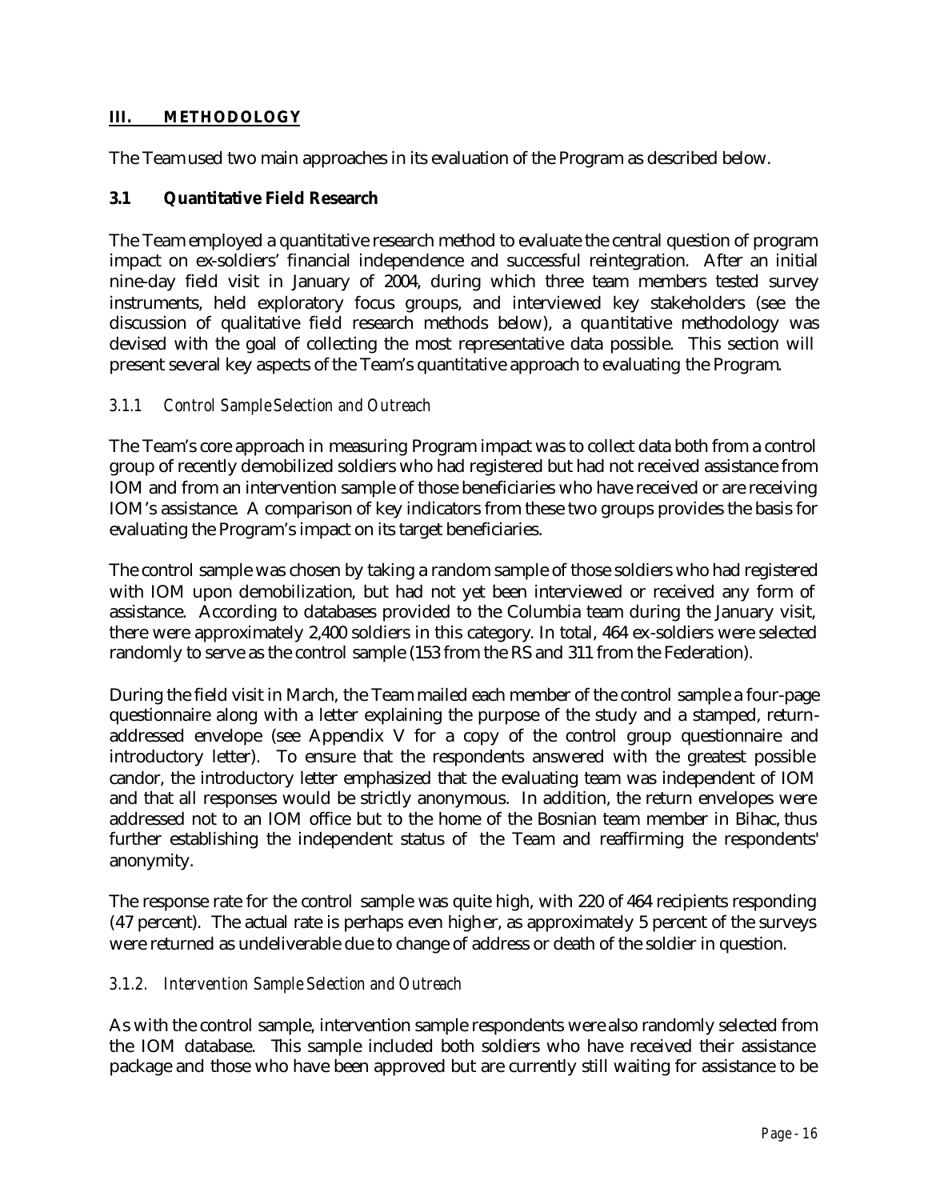## III. METHODOLOGY

The Team used two main approaches in its evaluation of the Program as described below.

### 3.1 Quantitative Field Research

The Team employed a quantitative research method to evaluate the central question of program impact on ex-soldiers' financial independence and successful reintegration. After an initial nine-day field visit in January of 2004, during which three team members tested survey instruments, held exploratory focus groups, and interviewed key stakeholders (see the discussion of qualitative field research methods below), a quantitative methodology was devised with the goal of collecting the most representative data possible. This section will present several key aspects of the Team's quantitative approach to evaluating the Program.

#### *3.1.1 Control Sample Selection and Outreach*

The Team's core approach in measuring Program impact was to collect data both from a control group of recently demobilized soldiers who had registered but had not received assistance from IOM and from an intervention sample of those beneficiaries who have received or are receiving IOM's assistance. A comparison of key indicators from these two groups provides the basis for evaluating the Program's impact on its target beneficiaries.

The control sample was chosen by taking a random sample of those soldiers who had registered with IOM upon demobilization, but had not yet been interviewed or received any form of assistance. According to databases provided to the Columbia team during the January visit, there were approximately 2,400 soldiers in this category. In total, 464 ex-soldiers were selected randomly to serve as the control sample (153 from the RS and 311 from the Federation).

During the field visit in March, the Team mailed each member of the control sample a four-page questionnaire along with a letter explaining the purpose of the study and a stamped, return-addressed envelope (see Appendix V for a copy of the control group questionnaire and introductory letter). To ensure that the respondents answered with the greatest possible candor, the introductory letter emphasized that the evaluating team was independent of IOM and that all responses would be strictly anonymous. In addition, the return envelopes were addressed not to an IOM office but to the home of the Bosnian team member in Bihac, thus further establishing the independent status of the Team and reaffirming the respondents' anonymity.

The response rate for the control sample was quite high, with 220 of 464 recipients responding (47 percent). The actual rate is perhaps even higher, as approximately 5 percent of the surveys were returned as undeliverable due to change of address or death of the soldier in question.

#### *3.1.2. Intervention Sample Selection and Outreach*

As with the control sample, intervention sample respondents were also randomly selected from the IOM database. This sample included both soldiers who have received their assistance package and those who have been approved but are currently still waiting for assistance to be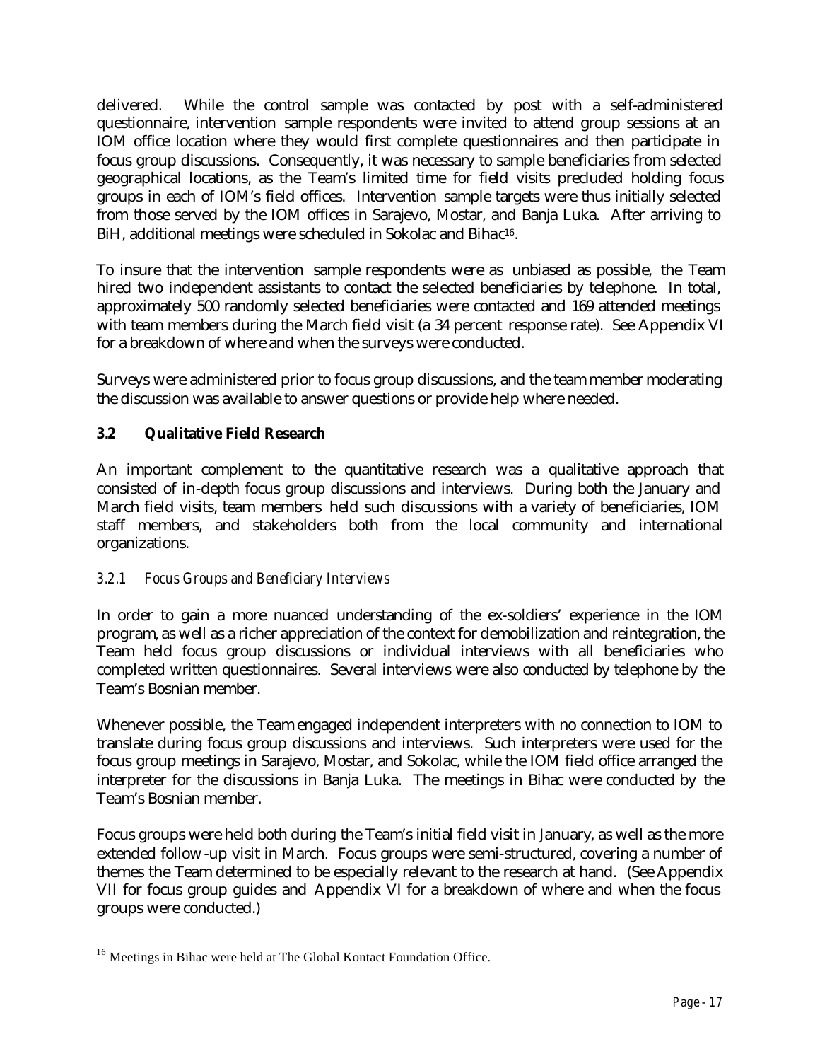delivered. While the control sample was contacted by post with a self-administered questionnaire, intervention sample respondents were invited to attend group sessions at an IOM office location where they would first complete questionnaires and then participate in focus group discussions. Consequently, it was necessary to sample beneficiaries from selected geographical locations, as the Team's limited time for field visits precluded holding focus groups in each of IOM's field offices. Intervention sample targets were thus initially selected from those served by the IOM offices in Sarajevo, Mostar, and Banja Luka. After arriving to BiH, additional meetings were scheduled in Sokolac and Bihac[16].

To insure that the intervention sample respondents were as unbiased as possible, the Team hired two independent assistants to contact the selected beneficiaries by telephone. In total, approximately 500 randomly selected beneficiaries were contacted and 169 attended meetings with team members during the March field visit (a 34 percent response rate). See Appendix VI for a breakdown of where and when the surveys were conducted.

Surveys were administered prior to focus group discussions, and the team member moderating the discussion was available to answer questions or provide help where needed.

### 3.2 Qualitative Field Research

An important complement to the quantitative research was a qualitative approach that consisted of in-depth focus group discussions and interviews. During both the January and March field visits, team members held such discussions with a variety of beneficiaries, IOM staff members, and stakeholders both from the local community and international organizations.

#### *3.2.1 Focus Groups and Beneficiary Interviews*

In order to gain a more nuanced understanding of the ex-soldiers' experience in the IOM program, as well as a richer appreciation of the context for demobilization and reintegration, the Team held focus group discussions or individual interviews with all beneficiaries who completed written questionnaires. Several interviews were also conducted by telephone by the Team's Bosnian member.

Whenever possible, the Team engaged independent interpreters with no connection to IOM to translate during focus group discussions and interviews. Such interpreters were used for the focus group meetings in Sarajevo, Mostar, and Sokolac, while the IOM field office arranged the interpreter for the discussions in Banja Luka. The meetings in Bihac were conducted by the Team's Bosnian member.

Focus groups were held both during the Team's initial field visit in January, as well as the more extended follow-up visit in March. Focus groups were semi-structured, covering a number of themes the Team determined to be especially relevant to the research at hand. (See Appendix VII for focus group guides and Appendix VI for a breakdown of where and when the focus groups were conducted.)

---

[16] Meetings in Bihac were held at The Global Kontact Foundation Office.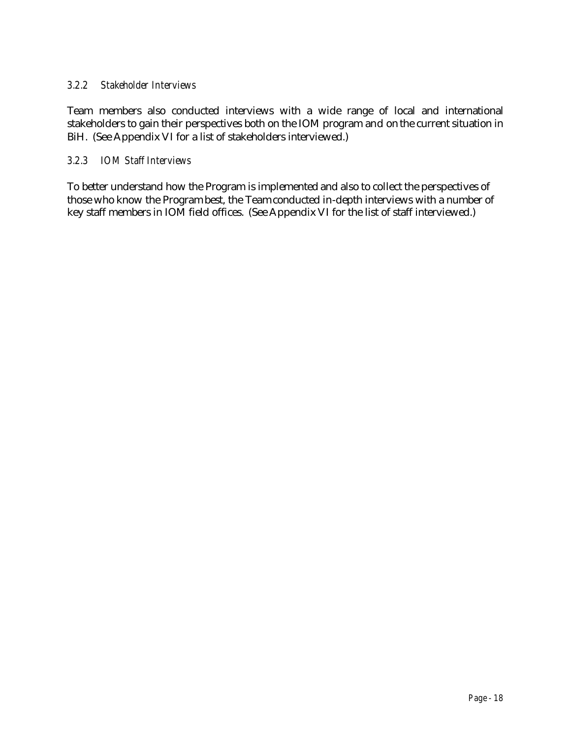#### *3.2.2 Stakeholder Interviews*

Team members also conducted interviews with a wide range of local and international stakeholders to gain their perspectives both on the IOM program and on the current situation in BiH. (See Appendix VI for a list of stakeholders interviewed.)

#### *3.2.3 IOM Staff Interviews*

To better understand how the Program is implemented and also to collect the perspectives of those who know the Program best, the Team conducted in-depth interviews with a number of key staff members in IOM field offices. (See Appendix VI for the list of staff interviewed.)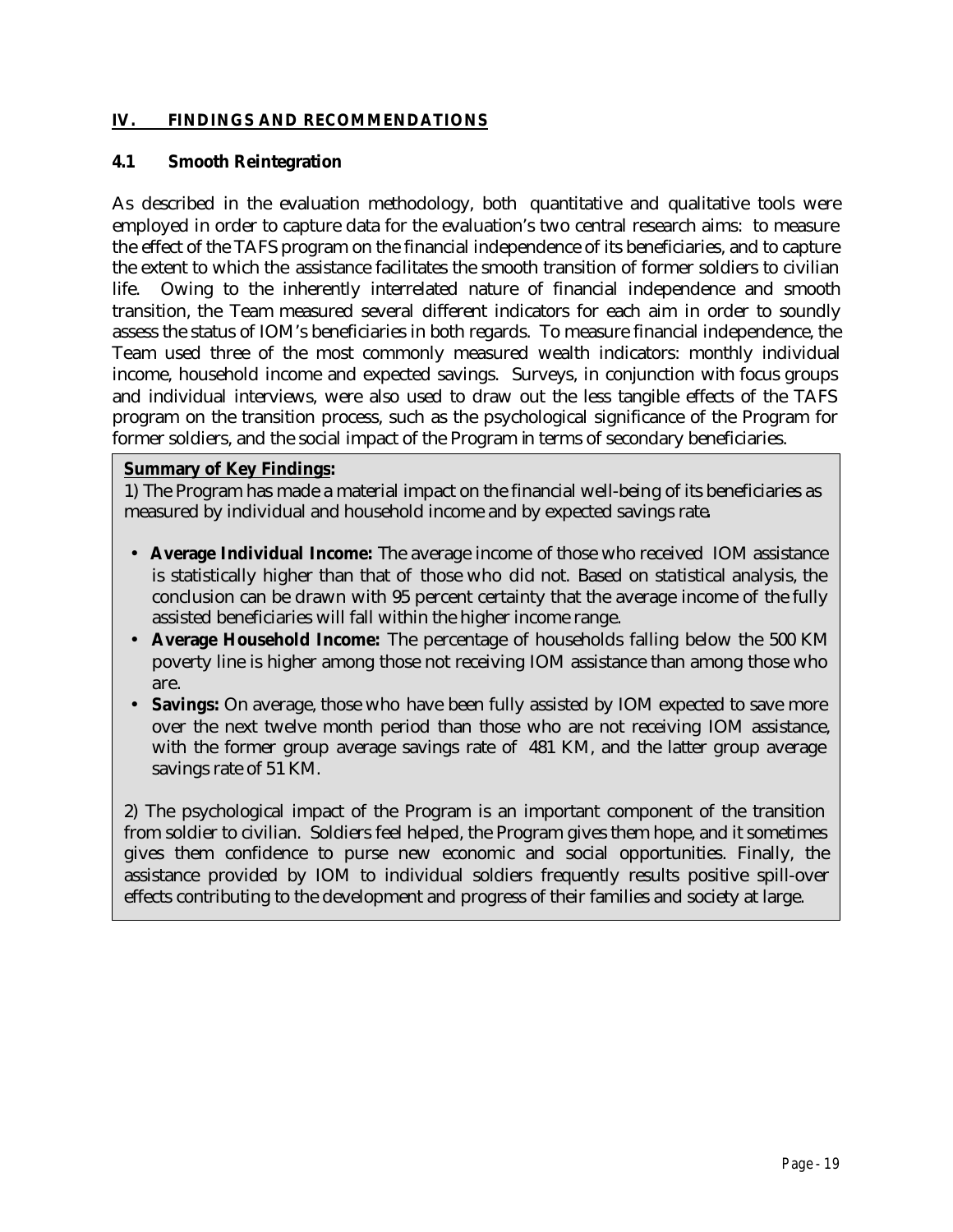## IV. FINDINGS AND RECOMMENDATIONS

### 4.1 Smooth Reintegration

As described in the evaluation methodology, both quantitative and qualitative tools were employed in order to capture data for the evaluation's two central research aims: to measure the effect of the TAFS program on the financial independence of its beneficiaries, and to capture the extent to which the assistance facilitates the smooth transition of former soldiers to civilian life. Owing to the inherently interrelated nature of financial independence and smooth transition, the Team measured several different indicators for each aim in order to soundly assess the status of IOM's beneficiaries in both regards. To measure financial independence, the Team used three of the most commonly measured wealth indicators: monthly individual income, household income and expected savings. Surveys, in conjunction with focus groups and individual interviews, were also used to draw out the less tangible effects of the TAFS program on the transition process, such as the psychological significance of the Program for former soldiers, and the social impact of the Program in terms of secondary beneficiaries.

**Summary of Key Findings:**

1) The Program has made a material impact on the financial well-being of its beneficiaries as measured by individual and household income and by expected savings rate**.**

- **Average Individual Income:** The average income of those who received IOM assistance is statistically higher than that of those who did not. Based on statistical analysis, the conclusion can be drawn with 95 percent certainty that the average income of the fully assisted beneficiaries will fall within the higher income range.
- **Average Household Income:** The percentage of households falling below the 500 KM poverty line is higher among those not receiving IOM assistance than among those who are.
- **Savings:** On average, those who have been fully assisted by IOM expected to save more over the next twelve month period than those who are not receiving IOM assistance, with the former group average savings rate of 481 KM, and the latter group average savings rate of 51 KM.

2) The psychological impact of the Program is an important component of the transition from soldier to civilian. Soldiers feel helped, the Program gives them hope, and it sometimes gives them confidence to purse new economic and social opportunities. Finally, the assistance provided by IOM to individual soldiers frequently results positive spill-over effects contributing to the development and progress of their families and society at large.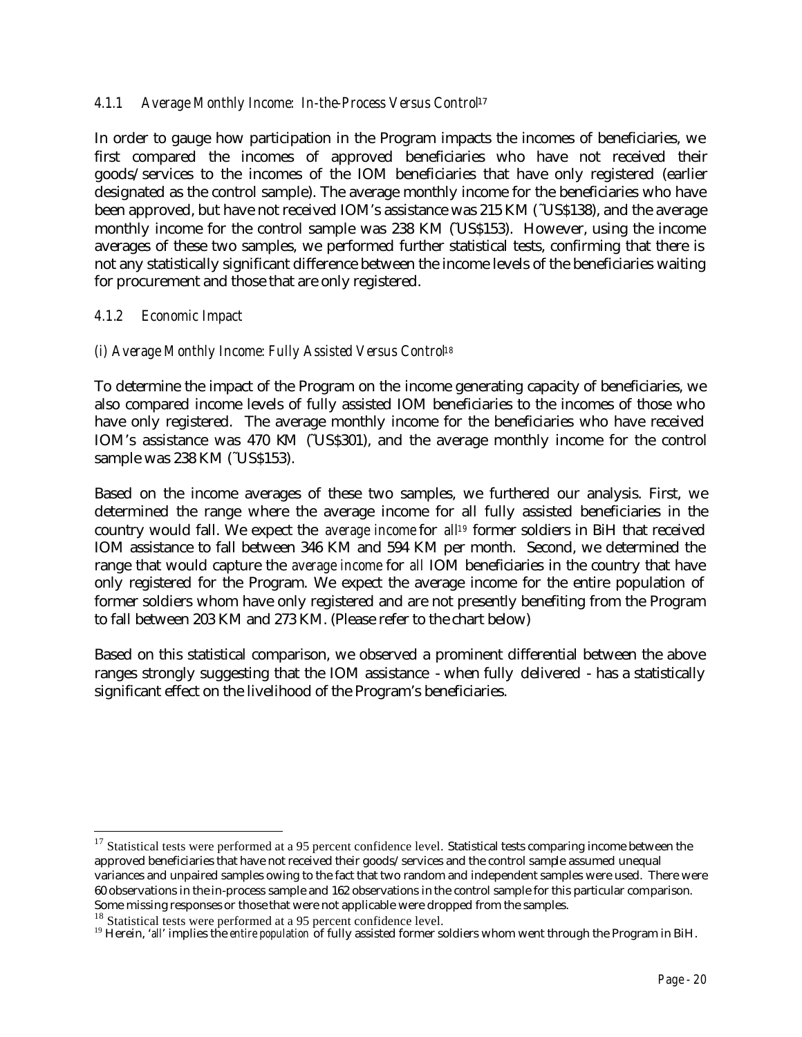#### *4.1.1 Average Monthly Income: In-the-Process Versus Control*[17]

In order to gauge how participation in the Program impacts the incomes of beneficiaries, we first compared the incomes of approved beneficiaries who have not received their goods/services to the incomes of the IOM beneficiaries that have only registered (earlier designated as the control sample). The average monthly income for the beneficiaries who have been approved, but have not received IOM's assistance was 215 KM (˜US$138), and the average monthly income for the control sample was 238 KM (˜US$153). However, using the income averages of these two samples, we performed further statistical tests, confirming that there is not any statistically significant difference between the income levels of the beneficiaries waiting for procurement and those that are only registered.

#### *4.1.2 Economic Impact*

##### *(i) Average Monthly Income: Fully Assisted Versus Control*[18]

To determine the impact of the Program on the income generating capacity of beneficiaries, we also compared income levels of fully assisted IOM beneficiaries to the incomes of those who have only registered. The average monthly income for the beneficiaries who have received IOM's assistance was 470 KM (˜US$301), and the average monthly income for the control sample was 238 KM (˜US$153).

Based on the income averages of these two samples, we furthered our analysis. First, we determined the range where the average income for all fully assisted beneficiaries in the country would fall. We expect the *average income* for *all*[19] former soldiers in BiH that received IOM assistance to fall between 346 KM and 594 KM per month. Second, we determined the range that would capture the *average income* for *all* IOM beneficiaries in the country that have only registered for the Program. We expect the average income for the entire population of former soldiers whom have only registered and are not presently benefiting from the Program to fall between 203 KM and 273 KM. (Please refer to the chart below)

Based on this statistical comparison, we observed a prominent differential between the above ranges strongly suggesting that the IOM assistance - when fully delivered - has a statistically significant effect on the livelihood of the Program's beneficiaries.

---

[17] Statistical tests were performed at a 95 percent confidence level. Statistical tests comparing income between the approved beneficiaries that have not received their goods/services and the control sample assumed unequal variances and unpaired samples owing to the fact that two random and independent samples were used. There were 60 observations in the in-process sample and 162 observations in the control sample for this particular comparison. Some missing responses or those that were not applicable were dropped from the samples.

[18] Statistical tests were performed at a 95 percent confidence level.

[19] Herein, '*all*' implies the *entire population* of fully assisted former soldiers whom went through the Program in BiH.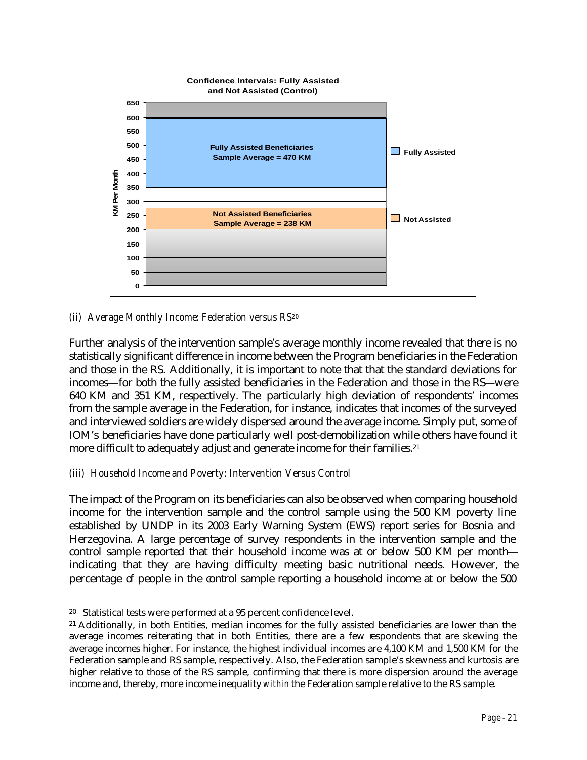Confidence Intervals: Fully Assisted and Not Assisted (Control)

KM Per Month

Fully Assisted Beneficiaries
Sample Average = 470 KM

Not Assisted Beneficiaries
Sample Average = 238 KM

Fully Assisted

Not Assisted

*(ii) Average Monthly Income: Federation versus RS*[20]

Further analysis of the intervention sample's average monthly income revealed that there is no statistically significant difference in income between the Program beneficiaries in the Federation and those in the RS. Additionally, it is important to note that that the standard deviations for incomes—for both the fully assisted beneficiaries in the Federation and those in the RS—were 640 KM and 351 KM, respectively. The particularly high deviation of respondents' incomes from the sample average in the Federation, for instance, indicates that incomes of the surveyed and interviewed soldiers are widely dispersed around the average income. Simply put, some of IOM's beneficiaries have done particularly well post-demobilization while others have found it more difficult to adequately adjust and generate income for their families.[21]

*(iii) Household Income and Poverty: Intervention Versus Control*

The impact of the Program on its beneficiaries can also be observed when comparing household income for the intervention sample and the control sample using the 500 KM poverty line established by UNDP in its 2003 Early Warning System (EWS) report series for Bosnia and Herzegovina. A large percentage of survey respondents in the intervention sample and the control sample reported that their household income was at or below 500 KM per month—indicating that they are having difficulty meeting basic nutritional needs. However, the percentage of people in the control sample reporting a household income at or below the 500

---

[20] Statistical tests were performed at a 95 percent confidence level.

[21] Additionally, in both Entities, median incomes for the fully assisted beneficiaries are lower than the average incomes reiterating that in both Entities, there are a few respondents that are skewing the average incomes higher. For instance, the highest individual incomes are 4,100 KM and 1,500 KM for the Federation sample and RS sample, respectively. Also, the Federation sample's skewness and kurtosis are higher relative to those of the RS sample, confirming that there is more dispersion around the average income and, thereby, more income inequality *within* the Federation sample relative to the RS sample.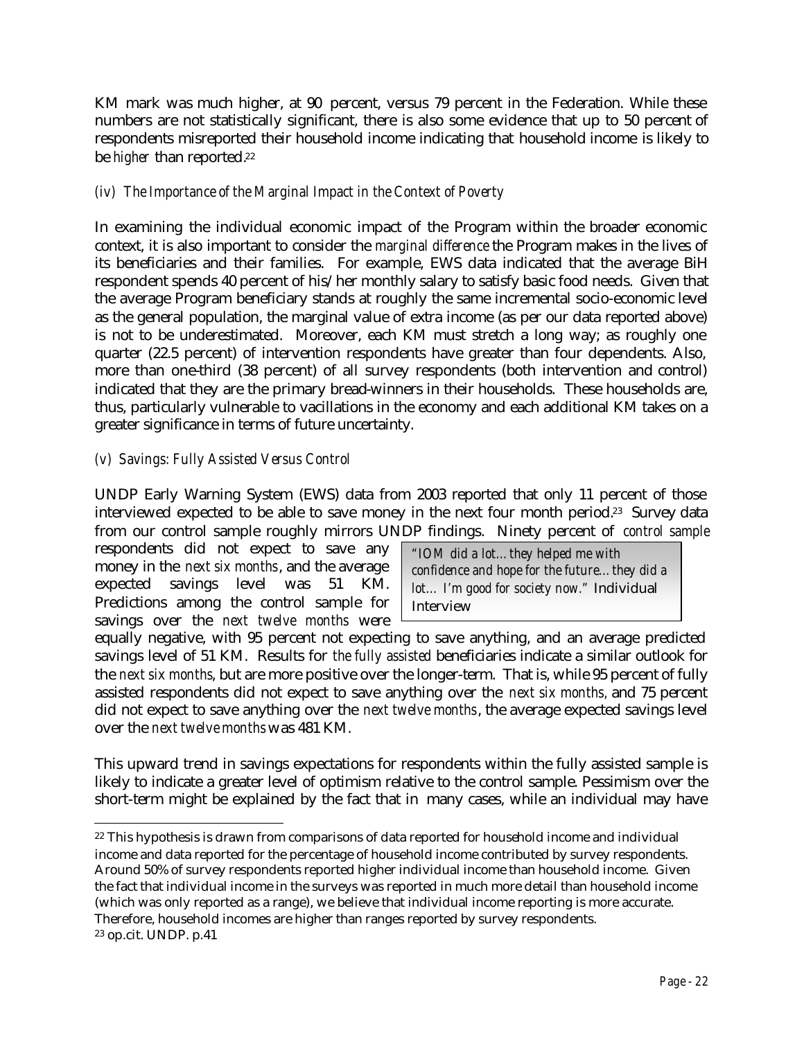KM mark was much higher, at 90 percent, versus 79 percent in the Federation. While these numbers are not statistically significant, there is also some evidence that up to 50 percent of respondents misreported their household income indicating that household income is likely to be *higher* than reported.[22]

*(iv) The Importance of the Marginal Impact in the Context of Poverty*

In examining the individual economic impact of the Program within the broader economic context, it is also important to consider the *marginal difference* the Program makes in the lives of its beneficiaries and their families. For example, EWS data indicated that the average BiH respondent spends 40 percent of his/her monthly salary to satisfy basic food needs. Given that the average Program beneficiary stands at roughly the same incremental socio-economic level as the general population, the marginal value of extra income (as per our data reported above) is not to be underestimated. Moreover, each KM must stretch a long way; as roughly one quarter (22.5 percent) of intervention respondents have greater than four dependents. Also, more than one-third (38 percent) of all survey respondents (both intervention and control) indicated that they are the primary bread-winners in their households. These households are, thus, particularly vulnerable to vacillations in the economy and each additional KM takes on a greater significance in terms of future uncertainty.

*(v) Savings: Fully Assisted Versus Control*

UNDP Early Warning System (EWS) data from 2003 reported that only 11 percent of those interviewed expected to be able to save money in the next four month period.[23] Survey data from our control sample roughly mirrors UNDP findings. Ninety percent of *control sample* respondents did not expect to save any money in the *next six months*, and the average expected savings level was 51 KM. Predictions among the control sample for savings over the *next twelve months* were equally negative, with 95 percent not expecting to save anything, and an average predicted savings level of 51 KM. Results for *the fully assisted* beneficiaries indicate a similar outlook for the *next six months*, but are more positive over the longer-term. That is, while 95 percent of fully assisted respondents did not expect to save anything over the *next six months,* and 75 percent did not expect to save anything over the *next twelve months*, the average expected savings level over the *next twelve months* was 481 KM.

> *"IOM did a lot…they helped me with confidence and hope for the future…they did a lot… I'm good for society now."* Individual Interview

This upward trend in savings expectations for respondents within the fully assisted sample is likely to indicate a greater level of optimism relative to the control sample. Pessimism over the short-term might be explained by the fact that in many cases, while an individual may have

---

[22] This hypothesis is drawn from comparisons of data reported for household income and individual income and data reported for the percentage of household income contributed by survey respondents. Around 50% of survey respondents reported higher individual income than household income. Given the fact that individual income in the surveys was reported in much more detail than household income (which was only reported as a range), we believe that individual income reporting is more accurate. Therefore, household incomes are higher than ranges reported by survey respondents.

[23] op.cit. UNDP. p.41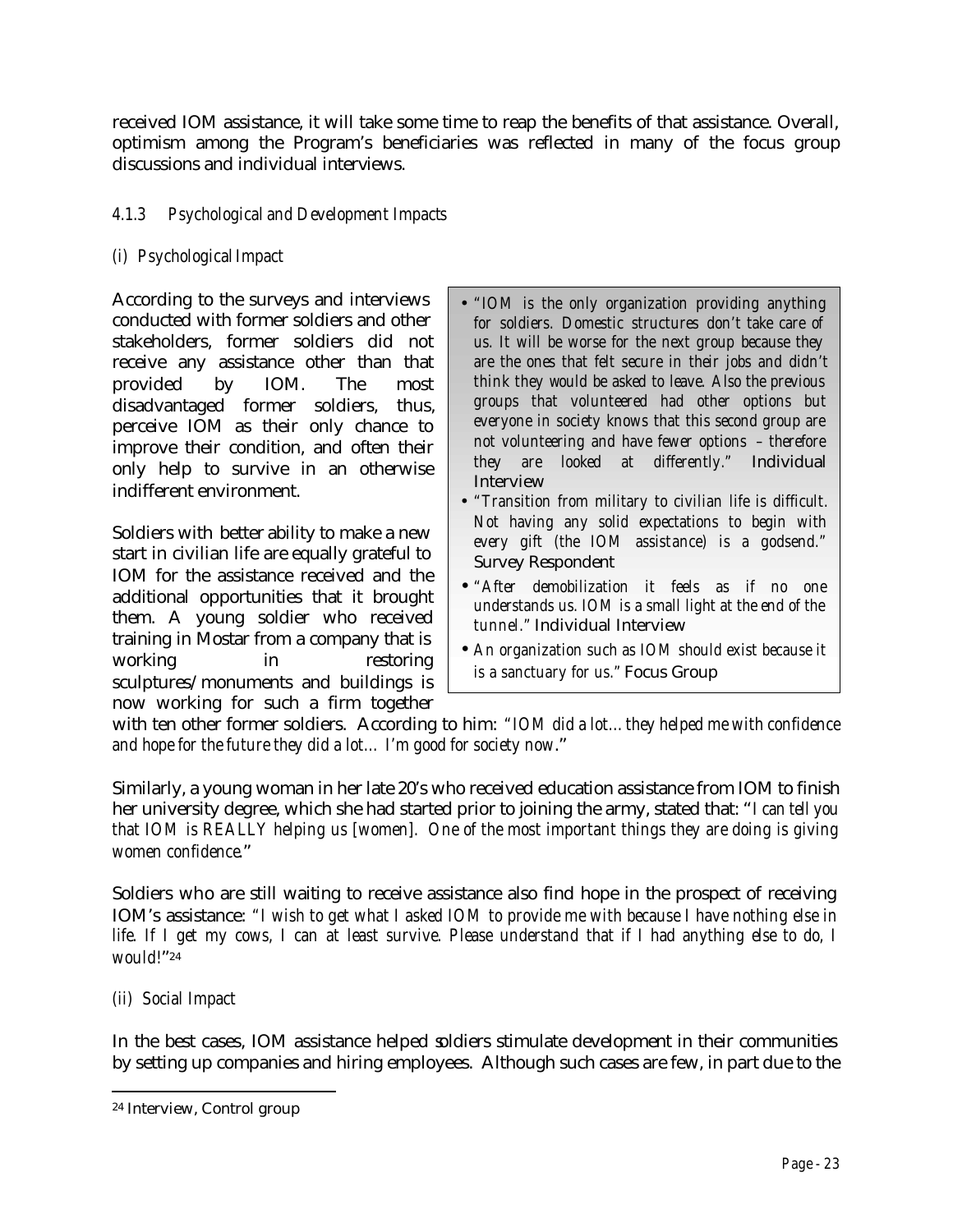received IOM assistance, it will take some time to reap the benefits of that assistance. Overall, optimism among the Program's beneficiaries was reflected in many of the focus group discussions and individual interviews.

#### 4.1.3 Psychological and Development Impacts

##### (i) Psychological Impact

According to the surveys and interviews conducted with former soldiers and other stakeholders, former soldiers did not receive any assistance other than that provided by IOM. The most disadvantaged former soldiers, thus, perceive IOM as their only chance to improve their condition, and often their only help to survive in an otherwise indifferent environment.

- *"IOM is the only organization providing anything for soldiers. Domestic structures don't take care of us. It will be worse for the next group because they are the ones that felt secure in their jobs and didn't think they would be asked to leave. Also the previous groups that volunteered had other options but everyone in society knows that this second group are not volunteering and have fewer options – therefore they are looked at differently."* Individual Interview
- *"Transition from military to civilian life is difficult. Not having any solid expectations to begin with every gift (the IOM assistance) is a godsend."* Survey Respondent
- *"After demobilization it feels as if no one understands us. IOM is a small light at the end of the tunnel."* Individual Interview
- *An organization such as IOM should exist because it is a sanctuary for us."* Focus Group

Soldiers with better ability to make a new start in civilian life are equally grateful to IOM for the assistance received and the additional opportunities that it brought them. A young soldier who received training in Mostar from a company that is working in restoring sculptures/monuments and buildings is now working for such a firm together with ten other former soldiers. According to him: *"IOM did a lot…they helped me with confidence and hope for the future they did a lot… I'm good for society now*."

Similarly, a young woman in her late 20's who received education assistance from IOM to finish her university degree, which she had started prior to joining the army, stated that: "*I can tell you that IOM is REALLY helping us [women]. One of the most important things they are doing is giving women confidence*."

Soldiers who are still waiting to receive assistance also find hope in the prospect of receiving IOM's assistance: *"I wish to get what I asked IOM to provide me with because I have nothing else in life. If I get my cows, I can at least survive. Please understand that if I had anything else to do, I would!"*[24]

##### (ii) Social Impact

In the best cases, IOM assistance helped soldiers stimulate development in their communities by setting up companies and hiring employees. Although such cases are few, in part due to the

---

[24] Interview, Control group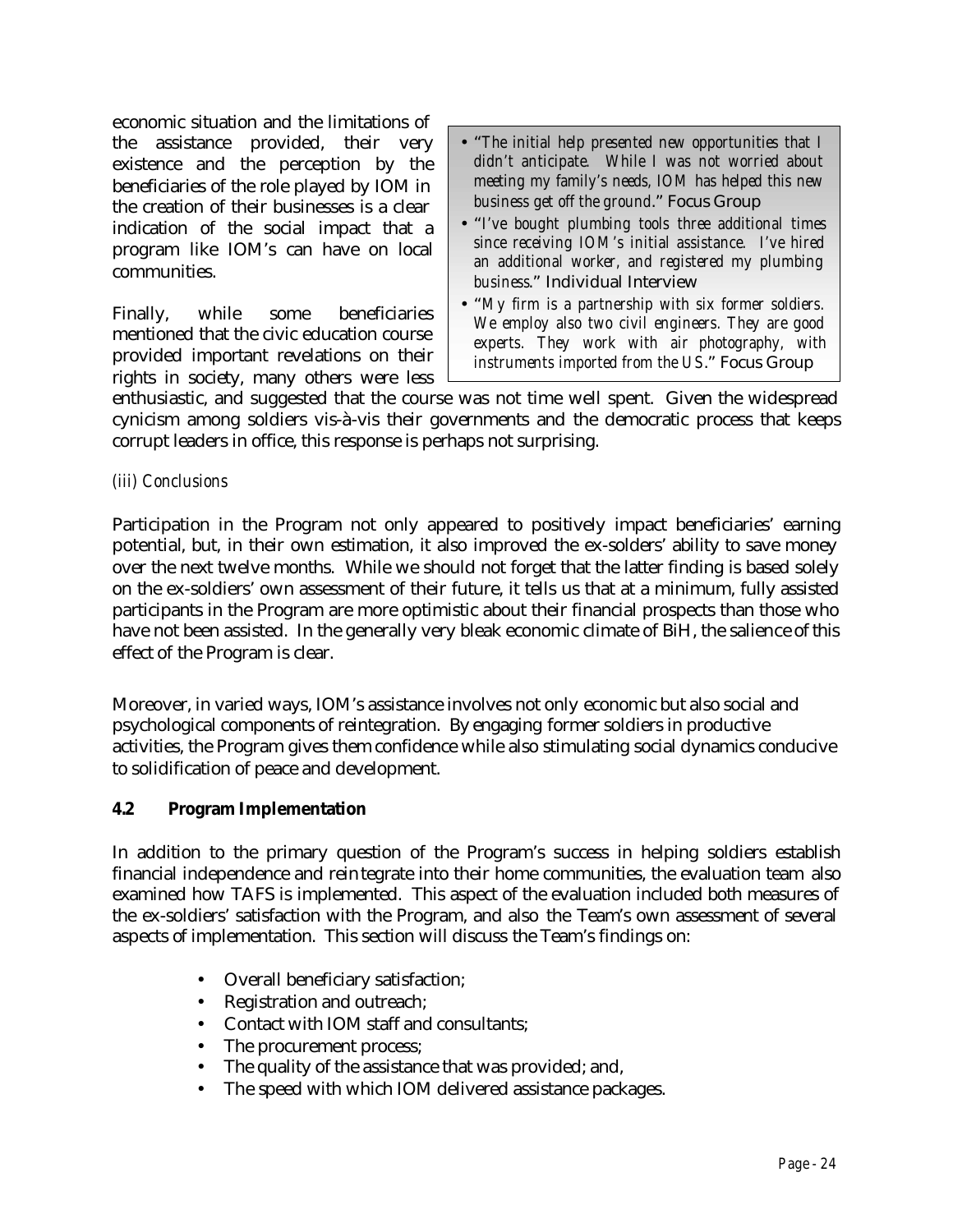economic situation and the limitations of the assistance provided, their very existence and the perception by the beneficiaries of the role played by IOM in the creation of their businesses is a clear indication of the social impact that a program like IOM's can have on local communities.

Finally, while some beneficiaries mentioned that the civic education course provided important revelations on their rights in society, many others were less enthusiastic, and suggested that the course was not time well spent. Given the widespread cynicism among soldiers vis-à-vis their governments and the democratic process that keeps corrupt leaders in office, this response is perhaps not surprising.

> - "*The initial help presented new opportunities that I didn't anticipate. While I was not worried about meeting my family's needs, IOM has helped this new business get off the ground*." Focus Group
> - "*I've bought plumbing tools three additional times since receiving IOM's initial assistance. I've hired an additional worker, and registered my plumbing business*." Individual Interview
> - "*My firm is a partnership with six former soldiers. We employ also two civil engineers. They are good experts. They work with air photography, with instruments imported from the US*." Focus Group

*(iii) Conclusions*

Participation in the Program not only appeared to positively impact beneficiaries' earning potential, but, in their own estimation, it also improved the ex-solders' ability to save money over the next twelve months. While we should not forget that the latter finding is based solely on the ex-soldiers' own assessment of their future, it tells us that at a minimum, fully assisted participants in the Program are more optimistic about their financial prospects than those who have not been assisted. In the generally very bleak economic climate of BiH, the salience of this effect of the Program is clear.

Moreover, in varied ways, IOM's assistance involves not only economic but also social and psychological components of reintegration. By engaging former soldiers in productive activities, the Program gives them confidence while also stimulating social dynamics conducive to solidification of peace and development.

### 4.2 Program Implementation

In addition to the primary question of the Program's success in helping soldiers establish financial independence and reintegrate into their home communities, the evaluation team also examined how TAFS is implemented. This aspect of the evaluation included both measures of the ex-soldiers' satisfaction with the Program, and also the Team's own assessment of several aspects of implementation. This section will discuss the Team's findings on:

- Overall beneficiary satisfaction;
- Registration and outreach;
- Contact with IOM staff and consultants;
- The procurement process;
- The quality of the assistance that was provided; and,
- The speed with which IOM delivered assistance packages.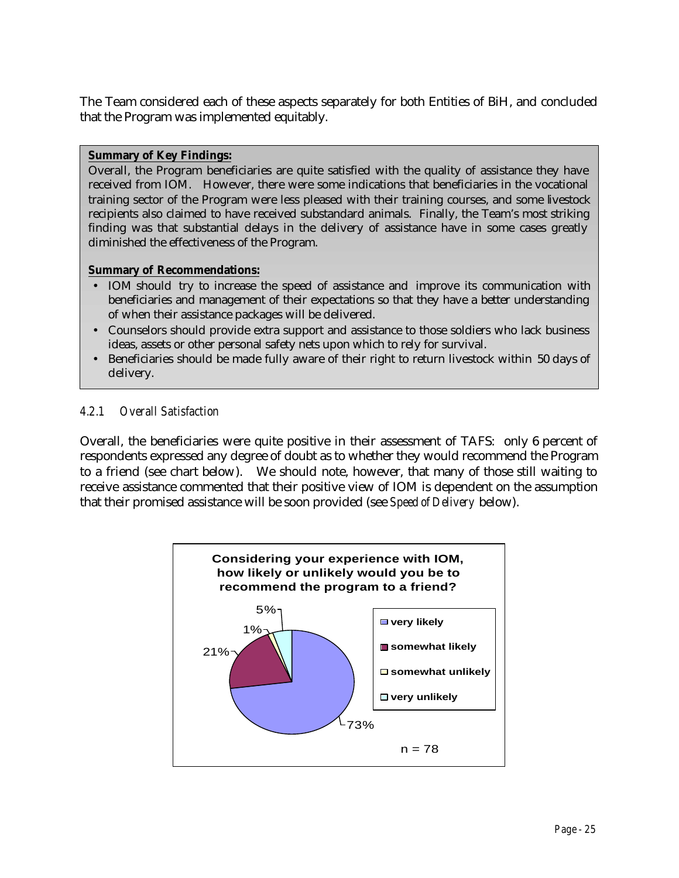The Team considered each of these aspects separately for both Entities of BiH, and concluded that the Program was implemented equitably.

**Summary of Key Findings:**

Overall, the Program beneficiaries are quite satisfied with the quality of assistance they have received from IOM. However, there were some indications that beneficiaries in the vocational training sector of the Program were less pleased with their training courses, and some livestock recipients also claimed to have received substandard animals. Finally, the Team's most striking finding was that substantial delays in the delivery of assistance have in some cases greatly diminished the effectiveness of the Program.

**Summary of Recommendations:**

- IOM should try to increase the speed of assistance and improve its communication with beneficiaries and management of their expectations so that they have a better understanding of when their assistance packages will be delivered.
- Counselors should provide extra support and assistance to those soldiers who lack business ideas, assets or other personal safety nets upon which to rely for survival.
- Beneficiaries should be made fully aware of their right to return livestock within 50 days of delivery.

### *4.2.1 Overall Satisfaction*

Overall, the beneficiaries were quite positive in their assessment of TAFS: only 6 percent of respondents expressed any degree of doubt as to whether they would recommend the Program to a friend (see chart below). We should note, however, that many of those still waiting to receive assistance commented that their positive view of IOM is dependent on the assumption that their promised assistance will be soon provided (see *Speed of Delivery* below).

**Considering your experience with IOM, how likely or unlikely would you be to recommend the program to a friend?**

| Response | Percent |
| --- | --- |
| very likely | 73% |
| somewhat likely | 21% |
| somewhat unlikely | 1% |
| very unlikely | 5% |

n = 78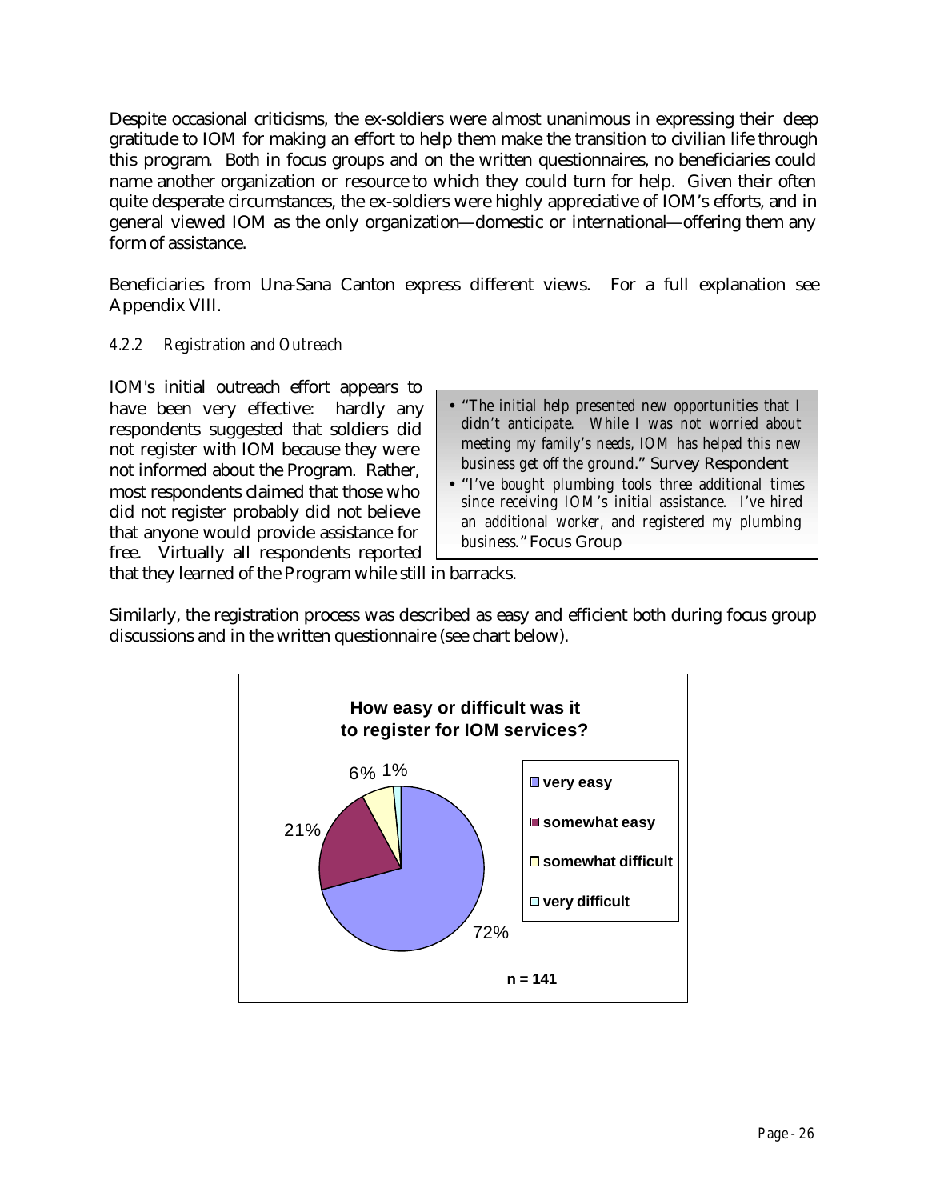Despite occasional criticisms, the ex-soldiers were almost unanimous in expressing their deep gratitude to IOM for making an effort to help them make the transition to civilian life through this program. Both in focus groups and on the written questionnaires, no beneficiaries could name another organization or resource to which they could turn for help. Given their often quite desperate circumstances, the ex-soldiers were highly appreciative of IOM's efforts, and in general viewed IOM as the only organization—domestic or international—offering them any form of assistance.

Beneficiaries from Una-Sana Canton express different views. For a full explanation see Appendix VIII.

### *4.2.2 Registration and Outreach*

IOM's initial outreach effort appears to have been very effective: hardly any respondents suggested that soldiers did not register with IOM because they were not informed about the Program. Rather, most respondents claimed that those who did not register probably did not believe that anyone would provide assistance for free. Virtually all respondents reported that they learned of the Program while still in barracks.

- "*The initial help presented new opportunities that I didn't anticipate. While I was not worried about meeting my family's needs, IOM has helped this new business get off the ground*." Survey Respondent
- "*I've bought plumbing tools three additional times since receiving IOM's initial assistance. I've hired an additional worker, and registered my plumbing business*." Focus Group

Similarly, the registration process was described as easy and efficient both during focus group discussions and in the written questionnaire (see chart below).

**How easy or difficult was it to register for IOM services?**

| Response | Percentage |
|---|---|
| very easy | 72% |
| somewhat easy | 21% |
| somewhat difficult | 6% |
| very difficult | 1% |

n = 141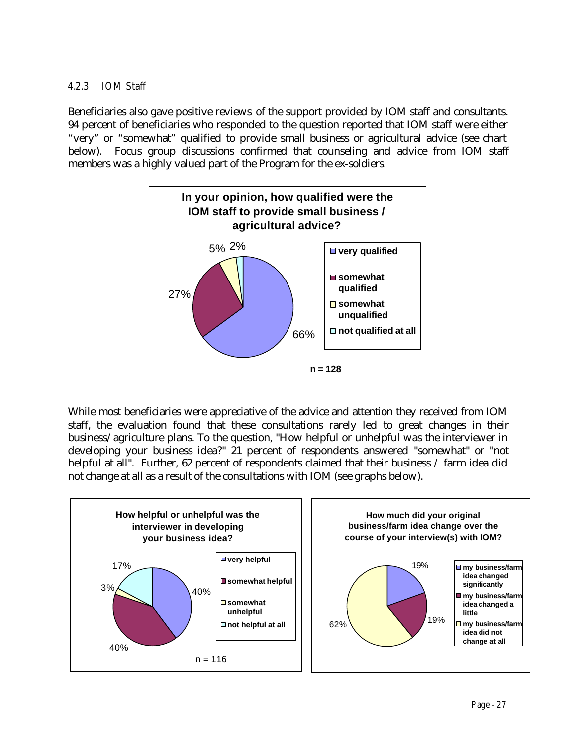#### 4.2.3 IOM Staff

Beneficiaries also gave positive reviews of the support provided by IOM staff and consultants. 94 percent of beneficiaries who responded to the question reported that IOM staff were either "very" or "somewhat" qualified to provide small business or agricultural advice (see chart below). Focus group discussions confirmed that counseling and advice from IOM staff members was a highly valued part of the Program for the ex-soldiers.

**In your opinion, how qualified were the IOM staff to provide small business / agricultural advice?**

| Response | Percent |
|---|---|
| very qualified | 66% |
| somewhat qualified | 27% |
| somewhat unqualified | 5% |
| not qualified at all | 2% |

n = 128

While most beneficiaries were appreciative of the advice and attention they received from IOM staff, the evaluation found that these consultations rarely led to great changes in their business/agriculture plans. To the question, "How helpful or unhelpful was the interviewer in developing your business idea?" 21 percent of respondents answered "somewhat" or "not helpful at all". Further, 62 percent of respondents claimed that their business / farm idea did not change at all as a result of the consultations with IOM (see graphs below).

**How helpful or unhelpful was the interviewer in developing your business idea?**

| Response | Percent |
|---|---|
| very helpful | 40% |
| somewhat helpful | 40% |
| somewhat unhelpful | 3% |
| not helpful at all | 17% |

n = 116

**How much did your original business/farm idea change over the course of your interview(s) with IOM?**

| Response | Percent |
|---|---|
| my business/farm idea changed significantly | 19% |
| my business/farm idea changed a little | 19% |
| my business/farm idea did not change at all | 62% |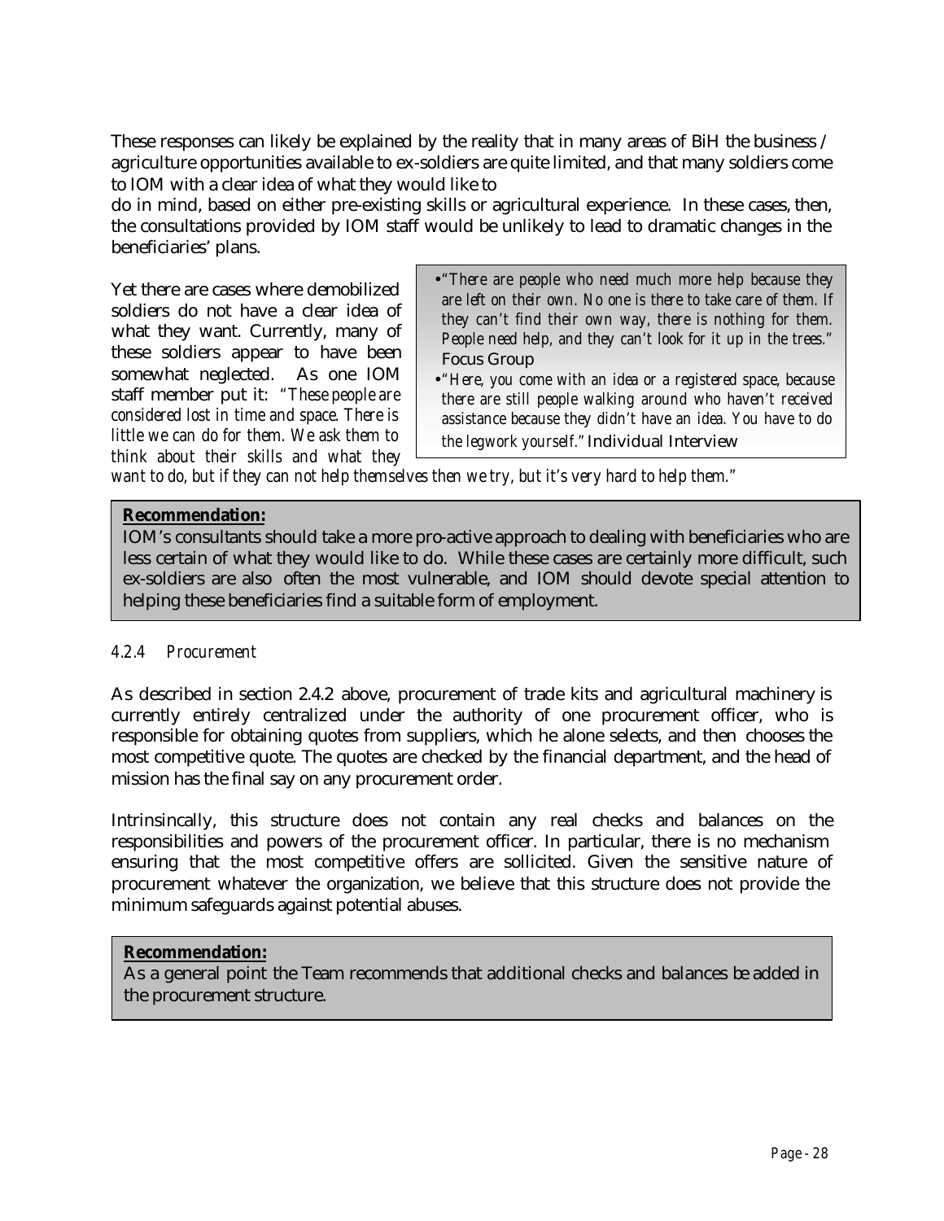These responses can likely be explained by the reality that in many areas of BiH the business / agriculture opportunities available to ex-soldiers are quite limited, and that many soldiers come to IOM with a clear idea of what they would like to do in mind, based on either pre-existing skills or agricultural experience. In these cases, then, the consultations provided by IOM staff would be unlikely to lead to dramatic changes in the beneficiaries' plans.

Yet there are cases where demobilized soldiers do not have a clear idea of what they want. Currently, many of these soldiers appear to have been somewhat neglected. As one IOM staff member put it: *"These people are considered lost in time and space. There is little we can do for them. We ask them to think about their skills and what they want to do, but if they can not help themselves then we try, but it's very hard to help them."*

> - *"There are people who need much more help because they are left on their own. No one is there to take care of them. If they can't find their own way, there is nothing for them. People need help, and they can't look for it up in the trees."* Focus Group
> - *"Here, you come with an idea or a registered space, because there are still people walking around who haven't received assistance because they didn't have an idea. You have to do the legwork yourself."* Individual Interview

> **Recommendation:**
> IOM's consultants should take a more pro-active approach to dealing with beneficiaries who are less certain of what they would like to do. While these cases are certainly more difficult, such ex-soldiers are also often the most vulnerable, and IOM should devote special attention to helping these beneficiaries find a suitable form of employment.

#### *4.2.4 Procurement*

As described in section 2.4.2 above, procurement of trade kits and agricultural machinery is currently entirely centralized under the authority of one procurement officer, who is responsible for obtaining quotes from suppliers, which he alone selects, and then chooses the most competitive quote. The quotes are checked by the financial department, and the head of mission has the final say on any procurement order.

Intrinsincally, this structure does not contain any real checks and balances on the responsibilities and powers of the procurement officer. In particular, there is no mechanism ensuring that the most competitive offers are sollicited. Given the sensitive nature of procurement whatever the organization, we believe that this structure does not provide the minimum safeguards against potential abuses.

> **Recommendation:**
> As a general point the Team recommends that additional checks and balances be added in the procurement structure.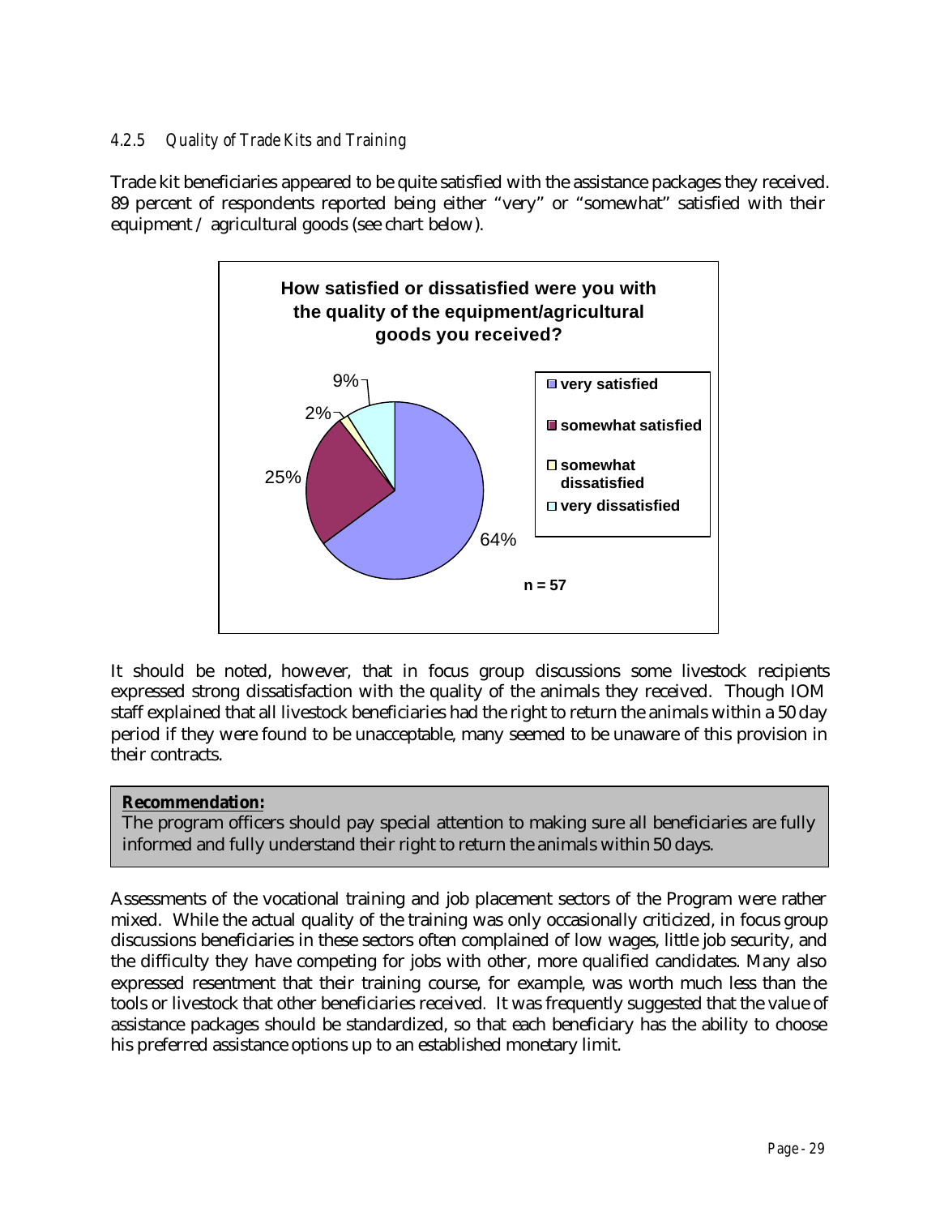#### 4.2.5 Quality of Trade Kits and Training

Trade kit beneficiaries appeared to be quite satisfied with the assistance packages they received. 89 percent of respondents reported being either "very" or "somewhat" satisfied with their equipment / agricultural goods (see chart below).

**How satisfied or dissatisfied were you with the quality of the equipment/agricultural goods you received?**

| Response | Percent |
|---|---|
| very satisfied | 64% |
| somewhat satisfied | 25% |
| somewhat dissatisfied | 2% |
| very dissatisfied | 9% |

n = 57

It should be noted, however, that in focus group discussions some livestock recipients expressed strong dissatisfaction with the quality of the animals they received. Though IOM staff explained that all livestock beneficiaries had the right to return the animals within a 50 day period if they were found to be unacceptable, many seemed to be unaware of this provision in their contracts.

**Recommendation:**
The program officers should pay special attention to making sure all beneficiaries are fully informed and fully understand their right to return the animals within 50 days.

Assessments of the vocational training and job placement sectors of the Program were rather mixed. While the actual quality of the training was only occasionally criticized, in focus group discussions beneficiaries in these sectors often complained of low wages, little job security, and the difficulty they have competing for jobs with other, more qualified candidates. Many also expressed resentment that their training course, for example, was worth much less than the tools or livestock that other beneficiaries received. It was frequently suggested that the value of assistance packages should be standardized, so that each beneficiary has the ability to choose his preferred assistance options up to an established monetary limit.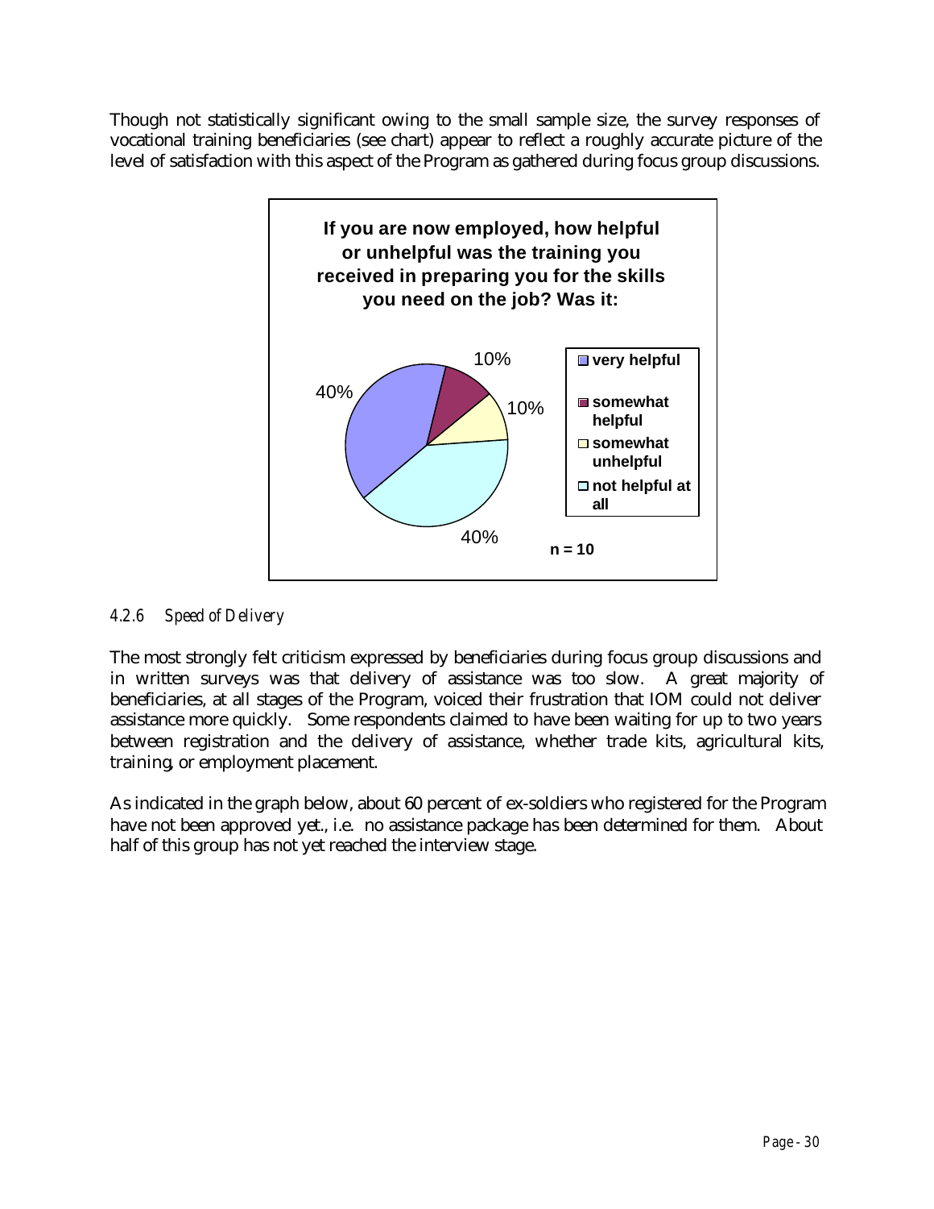Though not statistically significant owing to the small sample size, the survey responses of vocational training beneficiaries (see chart) appear to reflect a roughly accurate picture of the level of satisfaction with this aspect of the Program as gathered during focus group discussions.

**If you are now employed, how helpful or unhelpful was the training you received in preparing you for the skills you need on the job? Was it:**

| Response | Percent |
|---|---|
| very helpful | 40% |
| somewhat helpful | 10% |
| somewhat unhelpful | 10% |
| not helpful at all | 40% |

n = 10

#### *4.2.6 Speed of Delivery*

The most strongly felt criticism expressed by beneficiaries during focus group discussions and in written surveys was that delivery of assistance was too slow. A great majority of beneficiaries, at all stages of the Program, voiced their frustration that IOM could not deliver assistance more quickly. Some respondents claimed to have been waiting for up to two years between registration and the delivery of assistance, whether trade kits, agricultural kits, training, or employment placement.

As indicated in the graph below, about 60 percent of ex-soldiers who registered for the Program have not been approved yet., i.e. no assistance package has been determined for them. About half of this group has not yet reached the interview stage.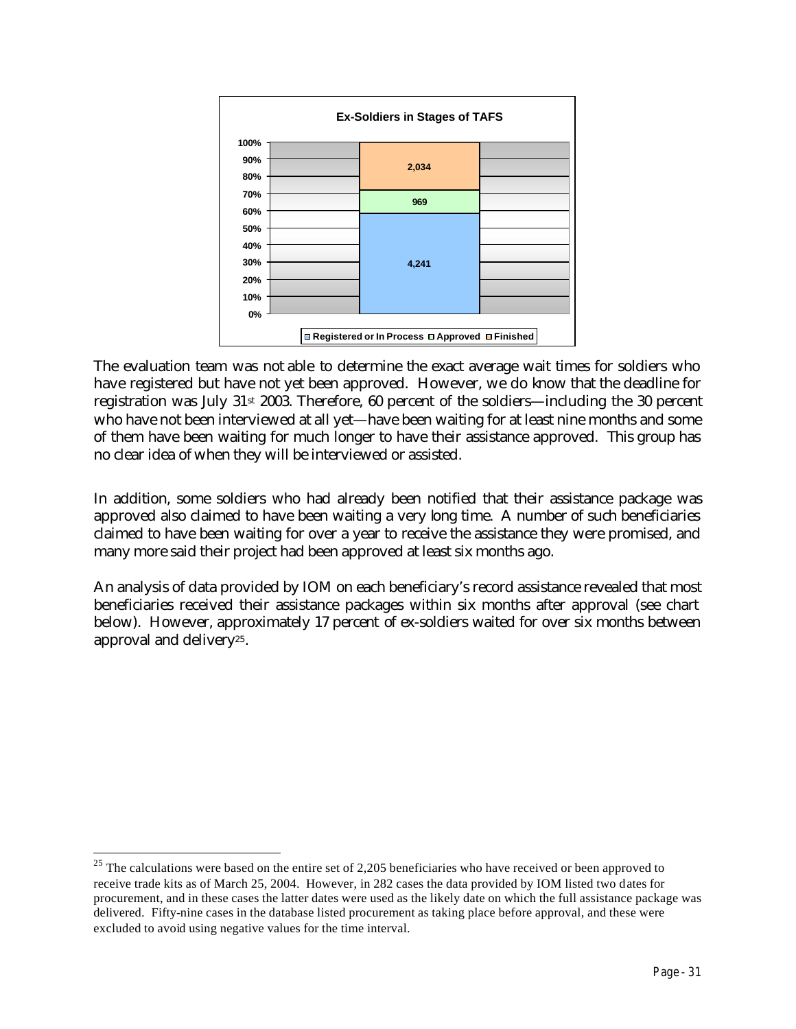**Ex-Soldiers in Stages of TAFS**

| Stage | Number |
| --- | --- |
| Registered or In Process | 4,241 |
| Approved | 969 |
| Finished | 2,034 |

The evaluation team was not able to determine the exact average wait times for soldiers who have registered but have not yet been approved. However, we do know that the deadline for registration was July 31st 2003. Therefore, 60 percent of the soldiers—including the 30 percent who have not been interviewed at all yet—have been waiting for at least nine months and some of them have been waiting for much longer to have their assistance approved. This group has no clear idea of when they will be interviewed or assisted.

In addition, some soldiers who had already been notified that their assistance package was approved also claimed to have been waiting a very long time. A number of such beneficiaries claimed to have been waiting for over a year to receive the assistance they were promised, and many more said their project had been approved at least six months ago.

An analysis of data provided by IOM on each beneficiary's record assistance revealed that most beneficiaries received their assistance packages within six months after approval (see chart below). However, approximately 17 percent of ex-soldiers waited for over six months between approval and delivery[25].

---

[25] The calculations were based on the entire set of 2,205 beneficiaries who have received or been approved to receive trade kits as of March 25, 2004. However, in 282 cases the data provided by IOM listed two dates for procurement, and in these cases the latter dates were used as the likely date on which the full assistance package was delivered. Fifty-nine cases in the database listed procurement as taking place before approval, and these were excluded to avoid using negative values for the time interval.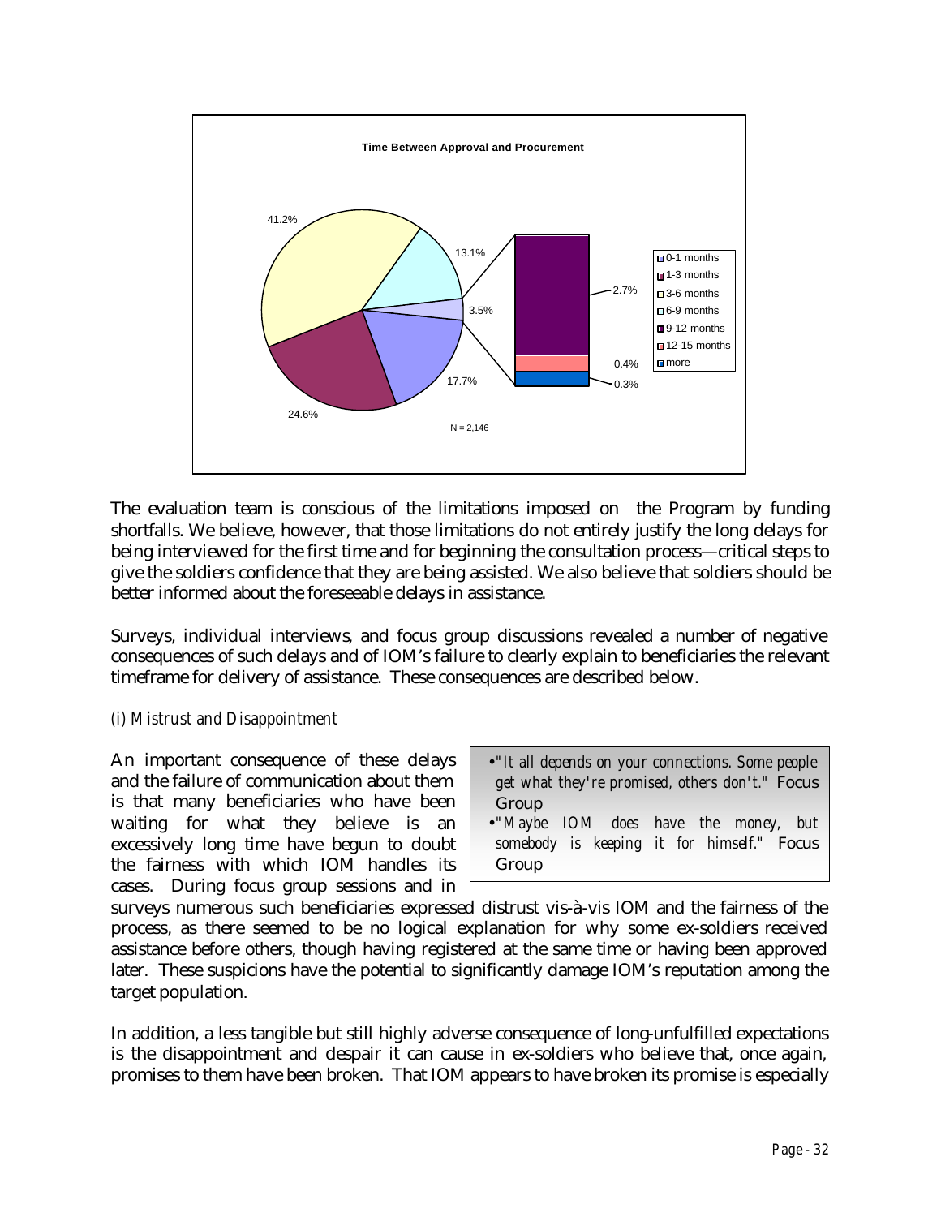**Time Between Approval and Procurement**

| Time | Percentage |
|---|---|
| 0-1 months | 17.7% |
| 1-3 months | 24.6% |
| 3-6 months | 41.2% |
| 6-9 months | 13.1% |
| 9-12 months | 2.7% |
| 12-15 months | 0.4% |
| more | 0.3% |

N = 2,146

The evaluation team is conscious of the limitations imposed on the Program by funding shortfalls. We believe, however, that those limitations do not entirely justify the long delays for being interviewed for the first time and for beginning the consultation process—critical steps to give the soldiers confidence that they are being assisted. We also believe that soldiers should be better informed about the foreseeable delays in assistance.

Surveys, individual interviews, and focus group discussions revealed a number of negative consequences of such delays and of IOM's failure to clearly explain to beneficiaries the relevant timeframe for delivery of assistance. These consequences are described below.

*(i) Mistrust and Disappointment*

> - *"It all depends on your connections. Some people get what they're promised, others don't."* Focus Group
> - *"Maybe IOM does have the money, but somebody is keeping it for himself."* Focus Group

An important consequence of these delays and the failure of communication about them is that many beneficiaries who have been waiting for what they believe is an excessively long time have begun to doubt the fairness with which IOM handles its cases. During focus group sessions and in surveys numerous such beneficiaries expressed distrust vis-à-vis IOM and the fairness of the process, as there seemed to be no logical explanation for why some ex-soldiers received assistance before others, though having registered at the same time or having been approved later. These suspicions have the potential to significantly damage IOM's reputation among the target population.

In addition, a less tangible but still highly adverse consequence of long-unfulfilled expectations is the disappointment and despair it can cause in ex-soldiers who believe that, once again, promises to them have been broken. That IOM appears to have broken its promise is especially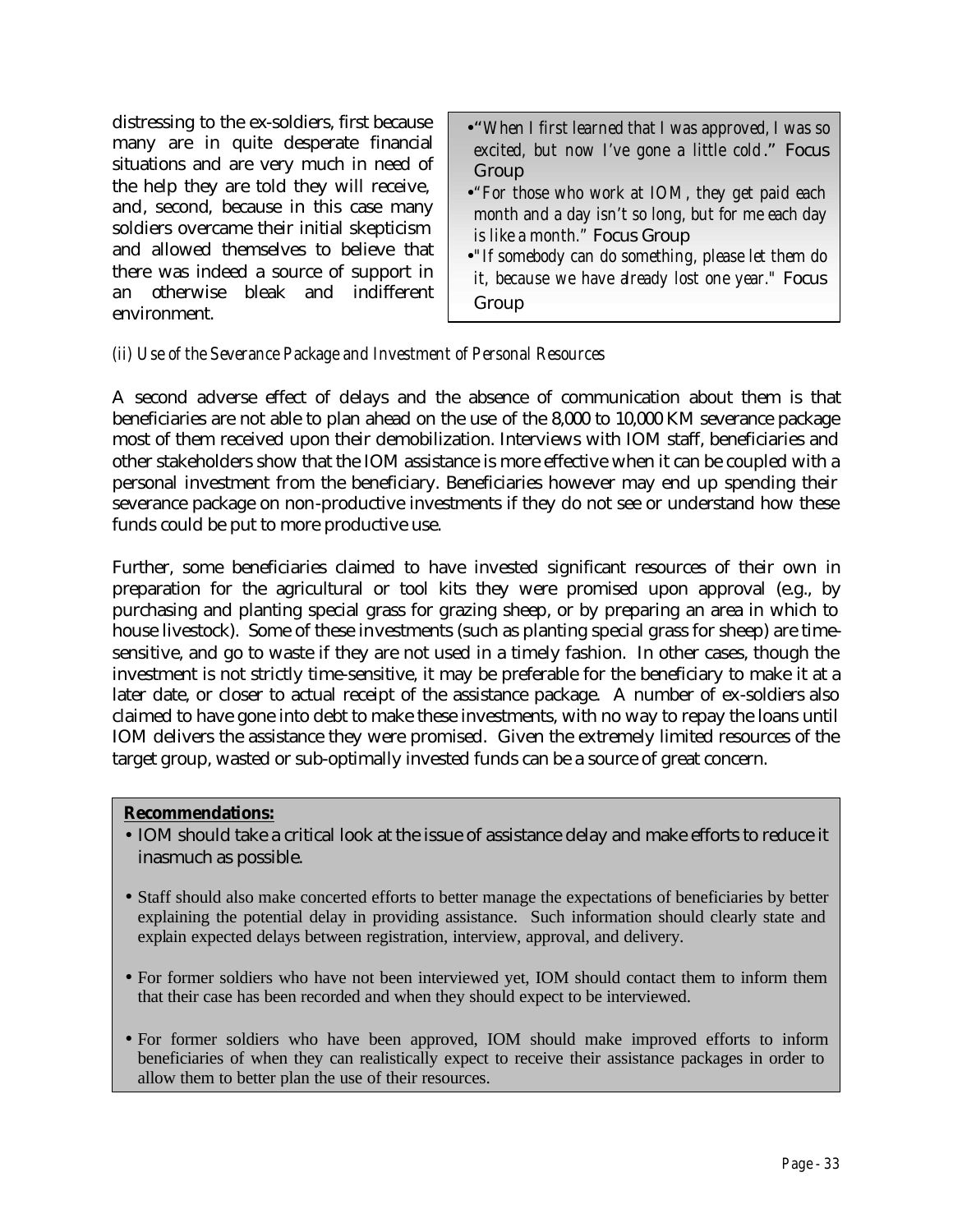distressing to the ex-soldiers, first because many are in quite desperate financial situations and are very much in need of the help they are told they will receive, and, second, because in this case many soldiers overcame their initial skepticism and allowed themselves to believe that there was indeed a source of support in an otherwise bleak and indifferent environment.

> - "*When I first learned that I was approved, I was so excited, but now I've gone a little cold*." Focus Group
> - "*For those who work at IOM, they get paid each month and a day isn't so long, but for me each day is like a month.*" Focus Group
> - "*If somebody can do something, please let them do it, because we have already lost one year.*" Focus Group

*(ii) Use of the Severance Package and Investment of Personal Resources*

A second adverse effect of delays and the absence of communication about them is that beneficiaries are not able to plan ahead on the use of the 8,000 to 10,000 KM severance package most of them received upon their demobilization. Interviews with IOM staff, beneficiaries and other stakeholders show that the IOM assistance is more effective when it can be coupled with a personal investment from the beneficiary. Beneficiaries however may end up spending their severance package on non-productive investments if they do not see or understand how these funds could be put to more productive use.

Further, some beneficiaries claimed to have invested significant resources of their own in preparation for the agricultural or tool kits they were promised upon approval (e.g., by purchasing and planting special grass for grazing sheep, or by preparing an area in which to house livestock). Some of these investments (such as planting special grass for sheep) are time-sensitive, and go to waste if they are not used in a timely fashion. In other cases, though the investment is not strictly time-sensitive, it may be preferable for the beneficiary to make it at a later date, or closer to actual receipt of the assistance package. A number of ex-soldiers also claimed to have gone into debt to make these investments, with no way to repay the loans until IOM delivers the assistance they were promised. Given the extremely limited resources of the target group, wasted or sub-optimally invested funds can be a source of great concern.

> **Recommendations:**
>
> - IOM should take a critical look at the issue of assistance delay and make efforts to reduce it inasmuch as possible.
> - Staff should also make concerted efforts to better manage the expectations of beneficiaries by better explaining the potential delay in providing assistance. Such information should clearly state and explain expected delays between registration, interview, approval, and delivery.
> - For former soldiers who have not been interviewed yet, IOM should contact them to inform them that their case has been recorded and when they should expect to be interviewed.
> - For former soldiers who have been approved, IOM should make improved efforts to inform beneficiaries of when they can realistically expect to receive their assistance packages in order to allow them to better plan the use of their resources.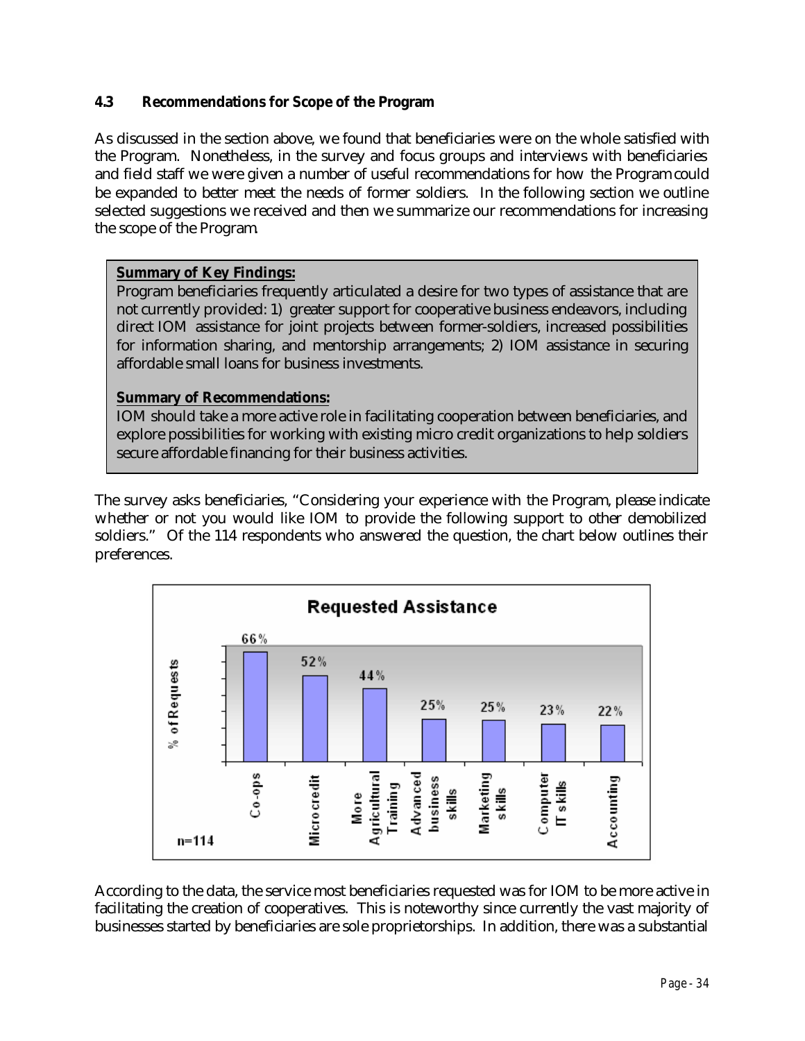### 4.3 Recommendations for Scope of the Program

As discussed in the section above, we found that beneficiaries were on the whole satisfied with the Program. Nonetheless, in the survey and focus groups and interviews with beneficiaries and field staff we were given a number of useful recommendations for how the Program could be expanded to better meet the needs of former soldiers. In the following section we outline selected suggestions we received and then we summarize our recommendations for increasing the scope of the Program.

> **Summary of Key Findings:**
> Program beneficiaries frequently articulated a desire for two types of assistance that are not currently provided: 1) greater support for cooperative business endeavors, including direct IOM assistance for joint projects between former-soldiers, increased possibilities for information sharing, and mentorship arrangements; 2) IOM assistance in securing affordable small loans for business investments.
>
> **Summary of Recommendations:**
> IOM should take a more active role in facilitating cooperation between beneficiaries, and explore possibilities for working with existing micro credit organizations to help soldiers secure affordable financing for their business activities.

The survey asks beneficiaries, "Considering your experience with the Program, please indicate whether or not you would like IOM to provide the following support to other demobilized soldiers." Of the 114 respondents who answered the question, the chart below outlines their preferences.

**Requested Assistance** (n=114)

| Type of assistance | % of Requests |
|---|---|
| Co-ops | 66% |
| Microcredit | 52% |
| More Agricultural Training | 44% |
| Advanced business skills | 25% |
| Marketing skills | 25% |
| Computer IT skills | 23% |
| Accounting | 22% |

According to the data, the service most beneficiaries requested was for IOM to be more active in facilitating the creation of cooperatives. This is noteworthy since currently the vast majority of businesses started by beneficiaries are sole proprietorships. In addition, there was a substantial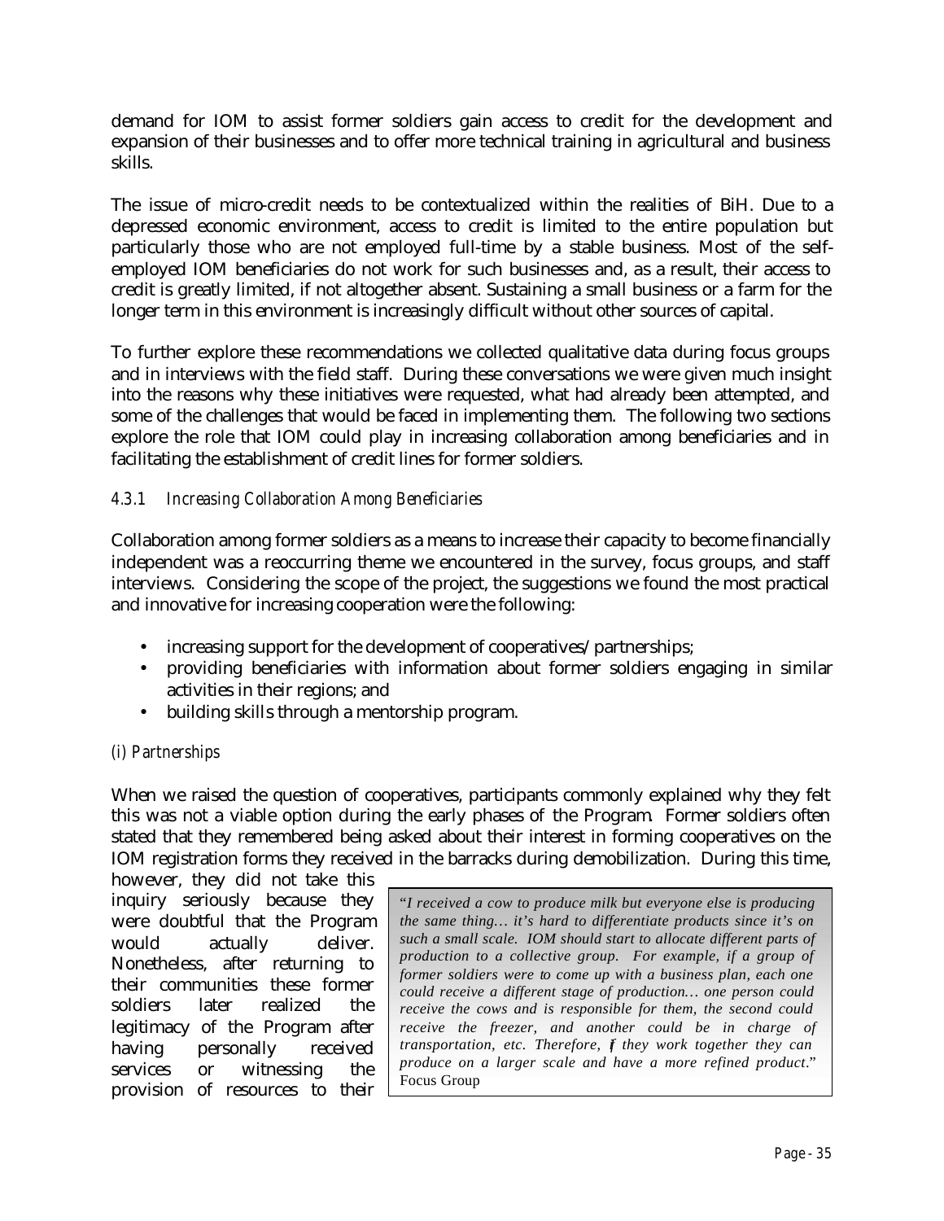demand for IOM to assist former soldiers gain access to credit for the development and expansion of their businesses and to offer more technical training in agricultural and business skills.

The issue of micro-credit needs to be contextualized within the realities of BiH. Due to a depressed economic environment, access to credit is limited to the entire population but particularly those who are not employed full-time by a stable business. Most of the self-employed IOM beneficiaries do not work for such businesses and, as a result, their access to credit is greatly limited, if not altogether absent. Sustaining a small business or a farm for the longer term in this environment is increasingly difficult without other sources of capital.

To further explore these recommendations we collected qualitative data during focus groups and in interviews with the field staff. During these conversations we were given much insight into the reasons why these initiatives were requested, what had already been attempted, and some of the challenges that would be faced in implementing them. The following two sections explore the role that IOM could play in increasing collaboration among beneficiaries and in facilitating the establishment of credit lines for former soldiers.

### *4.3.1 Increasing Collaboration Among Beneficiaries*

Collaboration among former soldiers as a means to increase their capacity to become financially independent was a reoccurring theme we encountered in the survey, focus groups, and staff interviews. Considering the scope of the project, the suggestions we found the most practical and innovative for increasing cooperation were the following:

- increasing support for the development of cooperatives/partnerships;
- providing beneficiaries with information about former soldiers engaging in similar activities in their regions; and
- building skills through a mentorship program.

#### *(i) Partnerships*

When we raised the question of cooperatives, participants commonly explained why they felt this was not a viable option during the early phases of the Program. Former soldiers often stated that they remembered being asked about their interest in forming cooperatives on the IOM registration forms they received in the barracks during demobilization. During this time, however, they did not take this inquiry seriously because they were doubtful that the Program would actually deliver. Nonetheless, after returning to their communities these former soldiers later realized the legitimacy of the Program after having personally received services or witnessing the provision of resources to their

> "*I received a cow to produce milk but everyone else is producing the same thing… it's hard to differentiate products since it's on such a small scale. IOM should start to allocate different parts of production to a collective group. For example, if a group of former soldiers were to come up with a business plan, each one could receive a different stage of production… one person could receive the cows and is responsible for them, the second could receive the freezer, and another could be in charge of transportation, etc. Therefore, if they work together they can produce on a larger scale and have a more refined product.*"
> Focus Group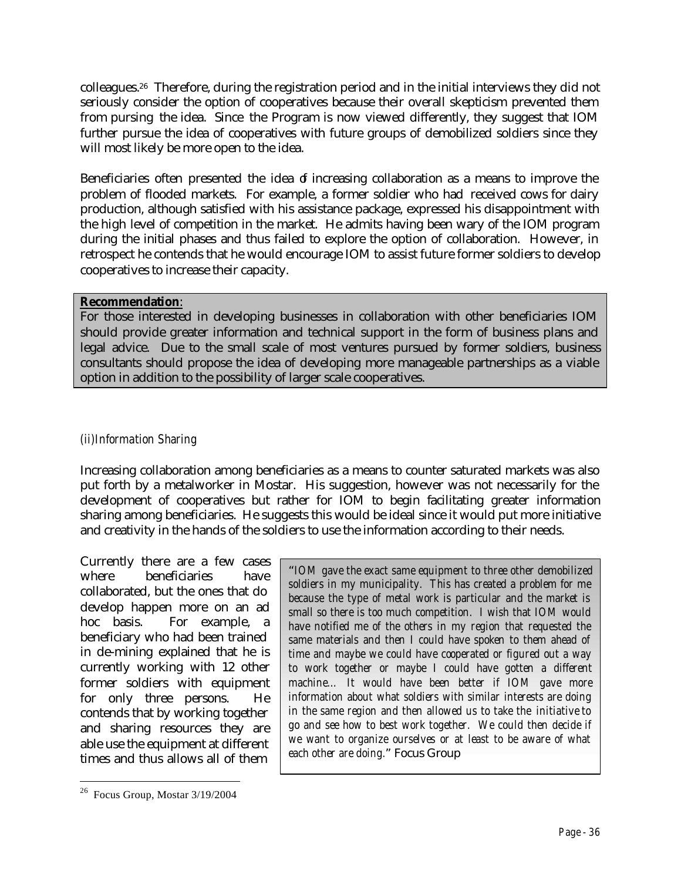colleagues.[26] Therefore, during the registration period and in the initial interviews they did not seriously consider the option of cooperatives because their overall skepticism prevented them from pursing the idea. Since the Program is now viewed differently, they suggest that IOM further pursue the idea of cooperatives with future groups of demobilized soldiers since they will most likely be more open to the idea.

Beneficiaries often presented the idea of increasing collaboration as a means to improve the problem of flooded markets. For example, a former soldier who had received cows for dairy production, although satisfied with his assistance package, expressed his disappointment with the high level of competition in the market. He admits having been wary of the IOM program during the initial phases and thus failed to explore the option of collaboration. However, in retrospect he contends that he would encourage IOM to assist future former soldiers to develop cooperatives to increase their capacity.

> **Recommendation**:
> For those interested in developing businesses in collaboration with other beneficiaries IOM should provide greater information and technical support in the form of business plans and legal advice. Due to the small scale of most ventures pursued by former soldiers, business consultants should propose the idea of developing more manageable partnerships as a viable option in addition to the possibility of larger scale cooperatives.

*(ii)Information Sharing*

Increasing collaboration among beneficiaries as a means to counter saturated markets was also put forth by a metalworker in Mostar. His suggestion, however was not necessarily for the development of cooperatives but rather for IOM to begin facilitating greater information sharing among beneficiaries. He suggests this would be ideal since it would put more initiative and creativity in the hands of the soldiers to use the information according to their needs.

> *"IOM gave the exact same equipment to three other demobilized soldiers in my municipality. This has created a problem for me because the type of metal work is particular and the market is small so there is too much competition. I wish that IOM would have notified me of the others in my region that requested the same materials and then I could have spoken to them ahead of time and maybe we could have cooperated or figured out a way to work together or maybe I could have gotten a different machine… It would have been better if IOM gave more information about what soldiers with similar interests are doing in the same region and then allowed us to take the initiative to go and see how to best work together. We could then decide if we want to organize ourselves or at least to be aware of what each other are doing."* Focus Group

Currently there are a few cases where beneficiaries have collaborated, but the ones that do develop happen more on an ad hoc basis. For example, a beneficiary who had been trained in de-mining explained that he is currently working with 12 other former soldiers with equipment for only three persons. He contends that by working together and sharing resources they are able use the equipment at different times and thus allows all of them

---

[26] Focus Group, Mostar 3/19/2004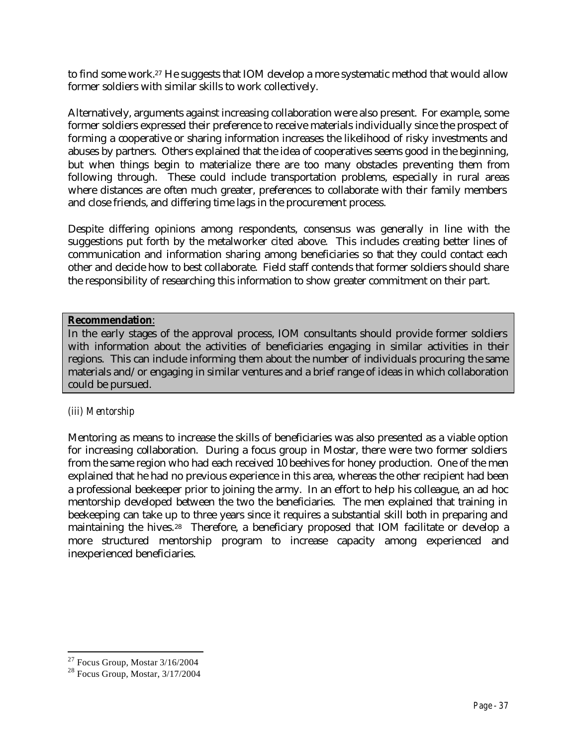to find some work.[27] He suggests that IOM develop a more systematic method that would allow former soldiers with similar skills to work collectively.

Alternatively, arguments against increasing collaboration were also present. For example, some former soldiers expressed their preference to receive materials individually since the prospect of forming a cooperative or sharing information increases the likelihood of risky investments and abuses by partners. Others explained that the idea of cooperatives seems good in the beginning, but when things begin to materialize there are too many obstacles preventing them from following through. These could include transportation problems, especially in rural areas where distances are often much greater, preferences to collaborate with their family members and close friends, and differing time lags in the procurement process.

Despite differing opinions among respondents, consensus was generally in line with the suggestions put forth by the metalworker cited above. This includes creating better lines of communication and information sharing among beneficiaries so that they could contact each other and decide how to best collaborate. Field staff contends that former soldiers should share the responsibility of researching this information to show greater commitment on their part.

**Recommendation**:
In the early stages of the approval process, IOM consultants should provide former soldiers with information about the activities of beneficiaries engaging in similar activities in their regions. This can include informing them about the number of individuals procuring the same materials and/or engaging in similar ventures and a brief range of ideas in which collaboration could be pursued.

*(iii) Mentorship*

Mentoring as means to increase the skills of beneficiaries was also presented as a viable option for increasing collaboration. During a focus group in Mostar, there were two former soldiers from the same region who had each received 10 beehives for honey production. One of the men explained that he had no previous experience in this area, whereas the other recipient had been a professional beekeeper prior to joining the army. In an effort to help his colleague, an ad hoc mentorship developed between the two the beneficiaries. The men explained that training in beekeeping can take up to three years since it requires a substantial skill both in preparing and maintaining the hives.[28] Therefore, a beneficiary proposed that IOM facilitate or develop a more structured mentorship program to increase capacity among experienced and inexperienced beneficiaries.

[27] Focus Group, Mostar 3/16/2004

[28] Focus Group, Mostar, 3/17/2004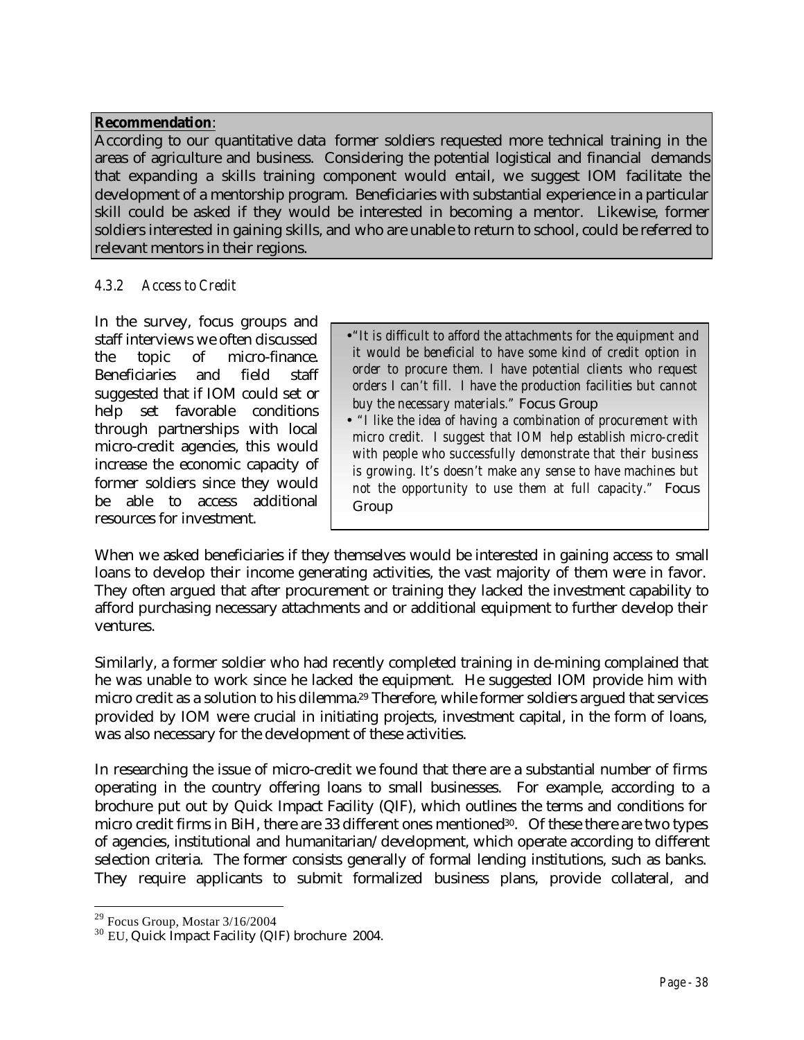**Recommendation**:
According to our quantitative data former soldiers requested more technical training in the areas of agriculture and business. Considering the potential logistical and financial demands that expanding a skills training component would entail, we suggest IOM facilitate the development of a mentorship program. Beneficiaries with substantial experience in a particular skill could be asked if they would be interested in becoming a mentor. Likewise, former soldiers interested in gaining skills, and who are unable to return to school, could be referred to relevant mentors in their regions.

### 4.3.2 Access to Credit

In the survey, focus groups and staff interviews we often discussed the topic of micro-finance. Beneficiaries and field staff suggested that if IOM could set or help set favorable conditions through partnerships with local micro-credit agencies, this would increase the economic capacity of former soldiers since they would be able to access additional resources for investment.

- *"It is difficult to afford the attachments for the equipment and it would be beneficial to have some kind of credit option in order to procure them. I have potential clients who request orders I can't fill. I have the production facilities but cannot buy the necessary materials."* Focus Group
- *"I like the idea of having a combination of procurement with micro credit. I suggest that IOM help establish micro-credit with people who successfully demonstrate that their business is growing. It's doesn't make any sense to have machines but not the opportunity to use them at full capacity."* Focus Group

When we asked beneficiaries if they themselves would be interested in gaining access to small loans to develop their income generating activities, the vast majority of them were in favor. They often argued that after procurement or training they lacked the investment capability to afford purchasing necessary attachments and or additional equipment to further develop their ventures.

Similarly, a former soldier who had recently completed training in de-mining complained that he was unable to work since he lacked the equipment. He suggested IOM provide him with micro credit as a solution to his dilemma.[29] Therefore, while former soldiers argued that services provided by IOM were crucial in initiating projects, investment capital, in the form of loans, was also necessary for the development of these activities.

In researching the issue of micro-credit we found that there are a substantial number of firms operating in the country offering loans to small businesses. For example, according to a brochure put out by Quick Impact Facility (QIF), which outlines the terms and conditions for micro credit firms in BiH, there are 33 different ones mentioned[30]. Of these there are two types of agencies, institutional and humanitarian/development, which operate according to different selection criteria. The former consists generally of formal lending institutions, such as banks. They require applicants to submit formalized business plans, provide collateral, and

---

[29] Focus Group, Mostar 3/16/2004

[30] EU, Quick Impact Facility (QIF) brochure 2004.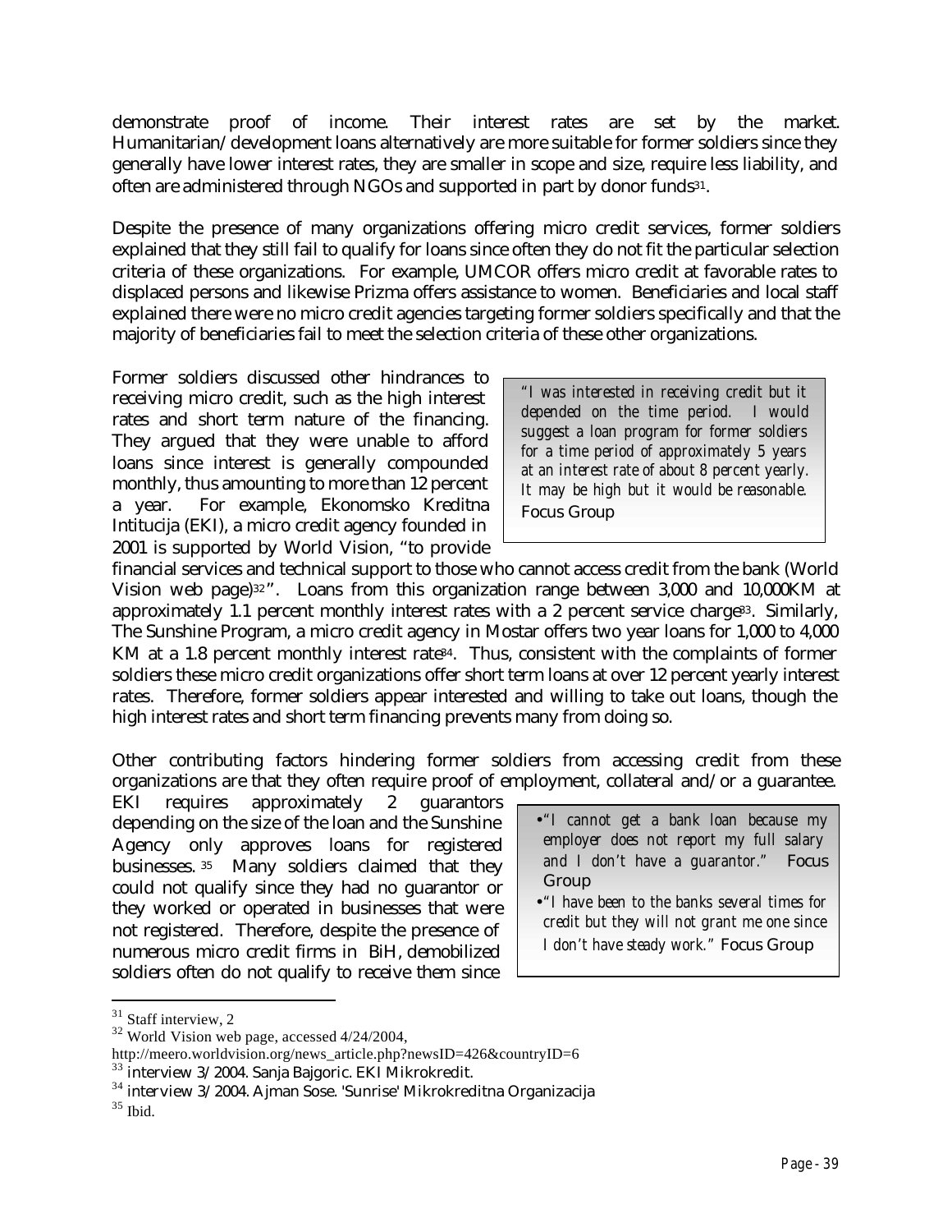demonstrate proof of income. Their interest rates are set by the market. Humanitarian/development loans alternatively are more suitable for former soldiers since they generally have lower interest rates, they are smaller in scope and size, require less liability, and often are administered through NGOs and supported in part by donor funds[31].

Despite the presence of many organizations offering micro credit services, former soldiers explained that they still fail to qualify for loans since often they do not fit the particular selection criteria of these organizations. For example, UMCOR offers micro credit at favorable rates to displaced persons and likewise Prizma offers assistance to women. Beneficiaries and local staff explained there were no micro credit agencies targeting former soldiers specifically and that the majority of beneficiaries fail to meet the selection criteria of these other organizations.

> *"I was interested in receiving credit but it depended on the time period. I would suggest a loan program for former soldiers for a time period of approximately 5 years at an interest rate of about 8 percent yearly. It may be high but it would be reasonable.* Focus Group

Former soldiers discussed other hindrances to receiving micro credit, such as the high interest rates and short term nature of the financing. They argued that they were unable to afford loans since interest is generally compounded monthly, thus amounting to more than 12 percent a year. For example, Ekonomsko Kreditna Intitucija (EKI), a micro credit agency founded in 2001 is supported by World Vision, "to provide financial services and technical support to those who cannot access credit from the bank (World Vision web page)[32]". Loans from this organization range between 3,000 and 10,000KM at approximately 1.1 percent monthly interest rates with a 2 percent service charge[33]. Similarly, The Sunshine Program, a micro credit agency in Mostar offers two year loans for 1,000 to 4,000 KM at a 1.8 percent monthly interest rate[34]. Thus, consistent with the complaints of former soldiers these micro credit organizations offer short term loans at over 12 percent yearly interest rates. Therefore, former soldiers appear interested and willing to take out loans, though the high interest rates and short term financing prevents many from doing so.

Other contributing factors hindering former soldiers from accessing credit from these organizations are that they often require proof of employment, collateral and/or a guarantee. EKI requires approximately 2 guarantors depending on the size of the loan and the Sunshine Agency only approves loans for registered businesses.[35] Many soldiers claimed that they could not qualify since they had no guarantor or they worked or operated in businesses that were not registered. Therefore, despite the presence of numerous micro credit firms in BiH, demobilized soldiers often do not qualify to receive them since

> - *"I cannot get a bank loan because my employer does not report my full salary and I don't have a guarantor."* Focus Group
> - *"I have been to the banks several times for credit but they will not grant me one since I don't have steady work."* Focus Group

---

[31] Staff interview, 2

[32] World Vision web page, accessed 4/24/2004, http://meero.worldvision.org/news_article.php?newsID=426&countryID=6

[33] interview 3/2004. Sanja Bajgoric. EKI Mikrokredit.

[34] interview 3/2004. Ajman Sose. 'Sunrise' Mikrokreditna Organizacija

[35] Ibid.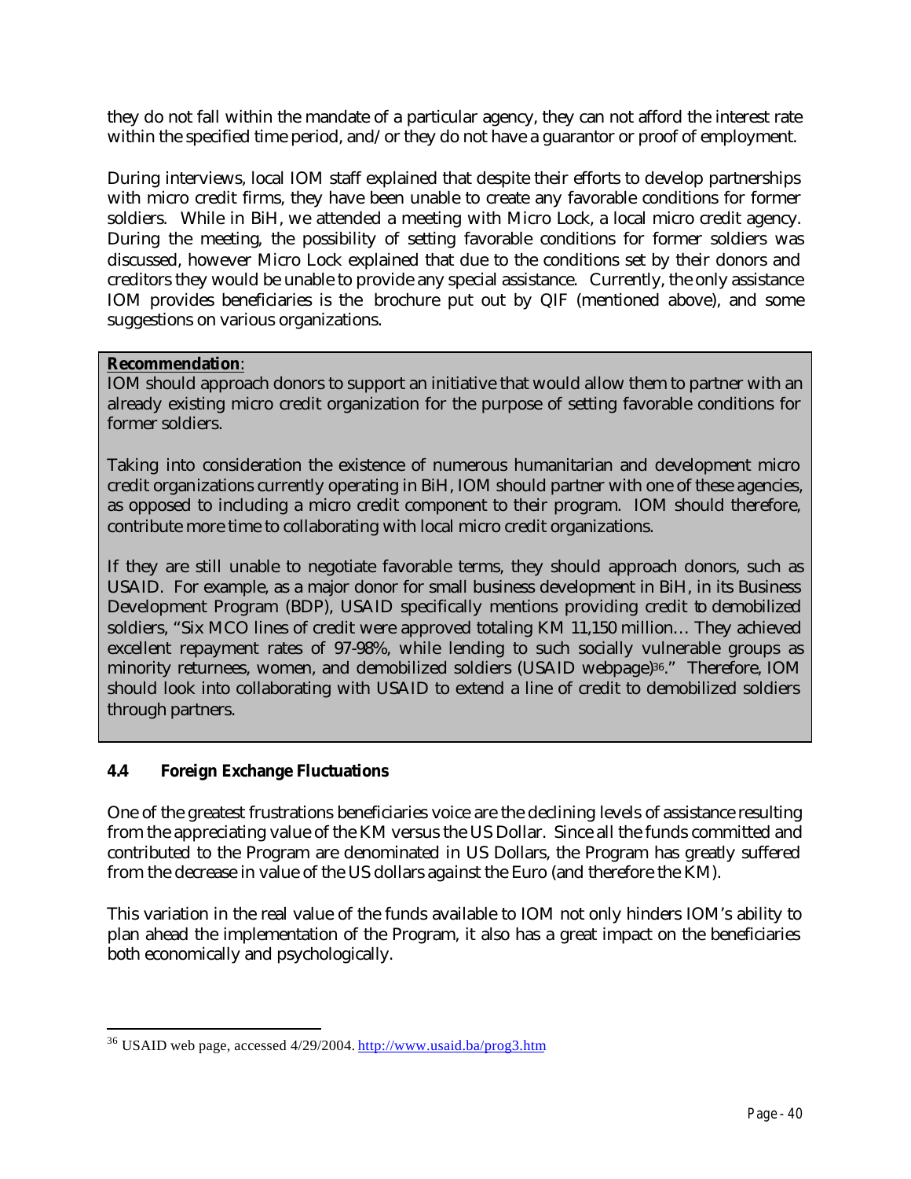they do not fall within the mandate of a particular agency, they can not afford the interest rate within the specified time period, and/or they do not have a guarantor or proof of employment.

During interviews, local IOM staff explained that despite their efforts to develop partnerships with micro credit firms, they have been unable to create any favorable conditions for former soldiers. While in BiH, we attended a meeting with Micro Lock, a local micro credit agency. During the meeting, the possibility of setting favorable conditions for former soldiers was discussed, however Micro Lock explained that due to the conditions set by their donors and creditors they would be unable to provide any special assistance. Currently, the only assistance IOM provides beneficiaries is the brochure put out by QIF (mentioned above), and some suggestions on various organizations.

**Recommendation**:
IOM should approach donors to support an initiative that would allow them to partner with an already existing micro credit organization for the purpose of setting favorable conditions for former soldiers.

Taking into consideration the existence of numerous humanitarian and development micro credit organizations currently operating in BiH, IOM should partner with one of these agencies, as opposed to including a micro credit component to their program. IOM should therefore, contribute more time to collaborating with local micro credit organizations.

If they are still unable to negotiate favorable terms, they should approach donors, such as USAID. For example, as a major donor for small business development in BiH, in its Business Development Program (BDP), USAID specifically mentions providing credit to demobilized soldiers, "Six MCO lines of credit were approved totaling KM 11,150 million… They achieved excellent repayment rates of 97-98%, while lending to such socially vulnerable groups as minority returnees, women, and demobilized soldiers (USAID webpage)[36]." Therefore, IOM should look into collaborating with USAID to extend a line of credit to demobilized soldiers through partners.

### 4.4 Foreign Exchange Fluctuations

One of the greatest frustrations beneficiaries voice are the declining levels of assistance resulting from the appreciating value of the KM versus the US Dollar. Since all the funds committed and contributed to the Program are denominated in US Dollars, the Program has greatly suffered from the decrease in value of the US dollars against the Euro (and therefore the KM).

This variation in the real value of the funds available to IOM not only hinders IOM's ability to plan ahead the implementation of the Program, it also has a great impact on the beneficiaries both economically and psychologically.

---

[36] USAID web page, accessed 4/29/2004. http://www.usaid.ba/prog3.htm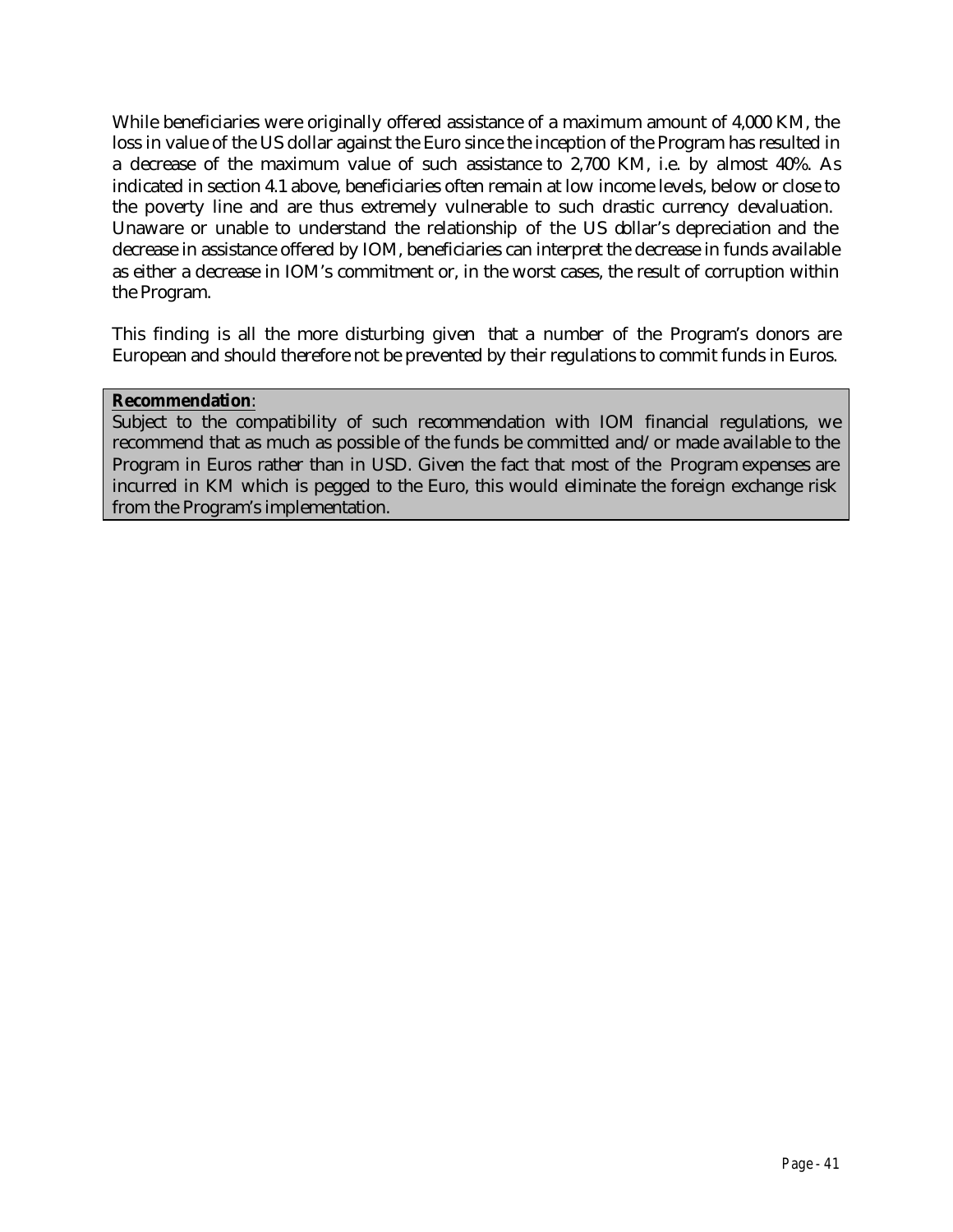While beneficiaries were originally offered assistance of a maximum amount of 4,000 KM, the loss in value of the US dollar against the Euro since the inception of the Program has resulted in a decrease of the maximum value of such assistance to 2,700 KM, i.e. by almost 40%. As indicated in section 4.1 above, beneficiaries often remain at low income levels, below or close to the poverty line and are thus extremely vulnerable to such drastic currency devaluation. Unaware or unable to understand the relationship of the US dollar's depreciation and the decrease in assistance offered by IOM, beneficiaries can interpret the decrease in funds available as either a decrease in IOM's commitment or, in the worst cases, the result of corruption within the Program.

This finding is all the more disturbing given that a number of the Program's donors are European and should therefore not be prevented by their regulations to commit funds in Euros.

**Recommendation**:

Subject to the compatibility of such recommendation with IOM financial regulations, we recommend that as much as possible of the funds be committed and/or made available to the Program in Euros rather than in USD. Given the fact that most of the Program expenses are incurred in KM which is pegged to the Euro, this would eliminate the foreign exchange risk from the Program's implementation.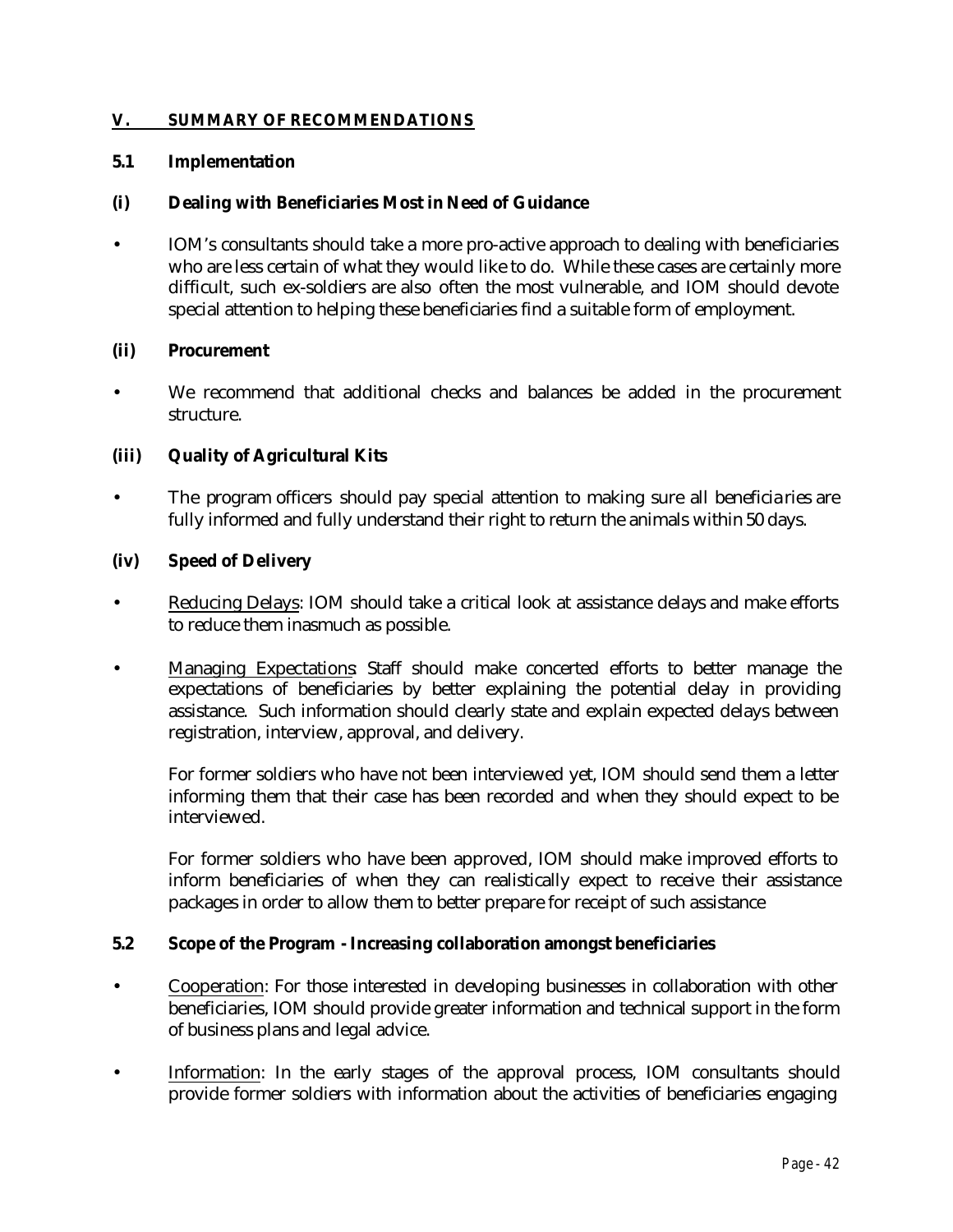## V. SUMMARY OF RECOMMENDATIONS

### 5.1 Implementation

#### (i) Dealing with Beneficiaries Most in Need of Guidance

- IOM's consultants should take a more pro-active approach to dealing with beneficiaries who are less certain of what they would like to do. While these cases are certainly more difficult, such ex-soldiers are also often the most vulnerable, and IOM should devote special attention to helping these beneficiaries find a suitable form of employment.

#### (ii) Procurement

- We recommend that additional checks and balances be added in the procurement structure.

#### (iii) Quality of Agricultural Kits

- The program officers should pay special attention to making sure all beneficiaries are fully informed and fully understand their right to return the animals within 50 days.

#### (iv) Speed of Delivery

- Reducing Delays: IOM should take a critical look at assistance delays and make efforts to reduce them inasmuch as possible.
- Managing Expectations: Staff should make concerted efforts to better manage the expectations of beneficiaries by better explaining the potential delay in providing assistance. Such information should clearly state and explain expected delays between registration, interview, approval, and delivery.

  For former soldiers who have not been interviewed yet, IOM should send them a letter informing them that their case has been recorded and when they should expect to be interviewed.

  For former soldiers who have been approved, IOM should make improved efforts to inform beneficiaries of when they can realistically expect to receive their assistance packages in order to allow them to better prepare for receipt of such assistance

### 5.2 Scope of the Program - Increasing collaboration amongst beneficiaries

- Cooperation: For those interested in developing businesses in collaboration with other beneficiaries, IOM should provide greater information and technical support in the form of business plans and legal advice.
- Information: In the early stages of the approval process, IOM consultants should provide former soldiers with information about the activities of beneficiaries engaging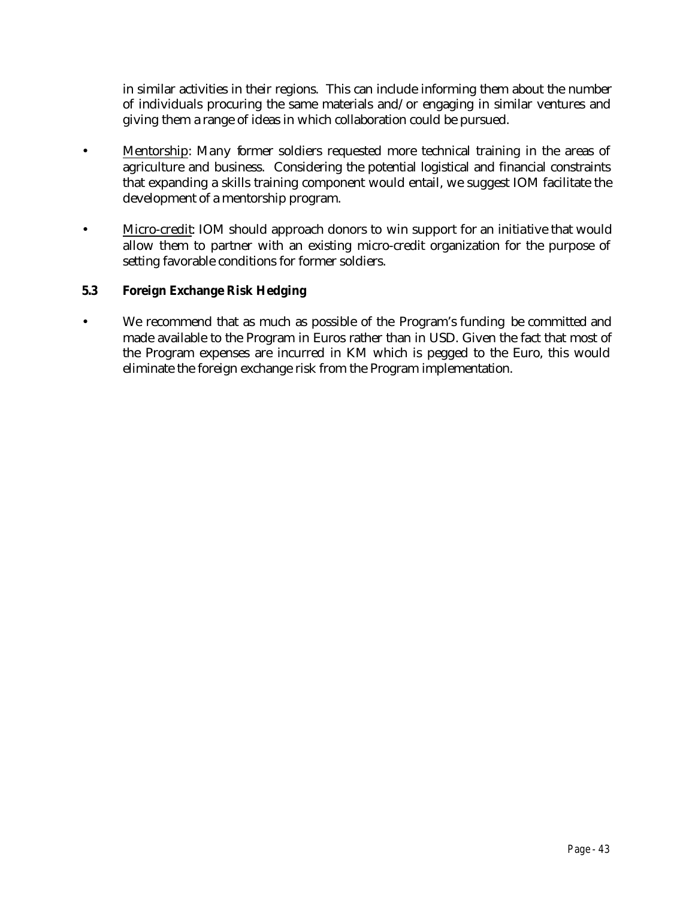in similar activities in their regions. This can include informing them about the number of individuals procuring the same materials and/or engaging in similar ventures and giving them a range of ideas in which collaboration could be pursued.

- Mentorship: Many former soldiers requested more technical training in the areas of agriculture and business. Considering the potential logistical and financial constraints that expanding a skills training component would entail, we suggest IOM facilitate the development of a mentorship program.

- Micro-credit: IOM should approach donors to win support for an initiative that would allow them to partner with an existing micro-credit organization for the purpose of setting favorable conditions for former soldiers.

### 5.3 Foreign Exchange Risk Hedging

- We recommend that as much as possible of the Program's funding be committed and made available to the Program in Euros rather than in USD. Given the fact that most of the Program expenses are incurred in KM which is pegged to the Euro, this would eliminate the foreign exchange risk from the Program implementation.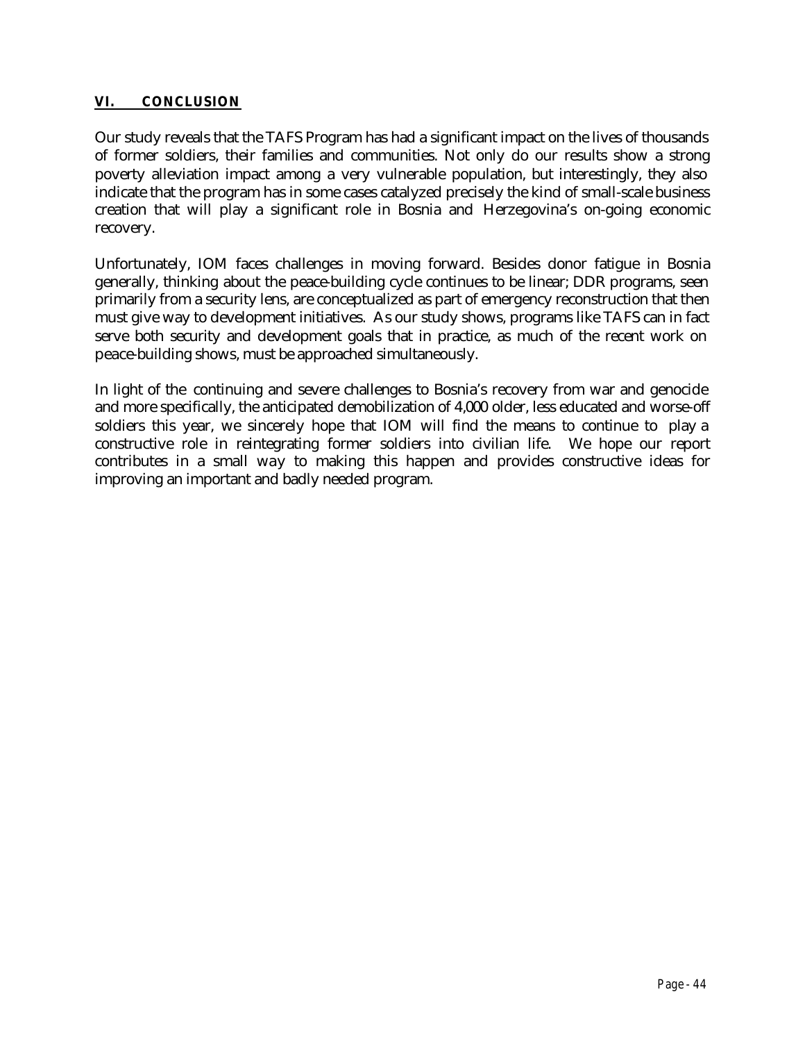## VI. CONCLUSION

Our study reveals that the TAFS Program has had a significant impact on the lives of thousands of former soldiers, their families and communities. Not only do our results show a strong poverty alleviation impact among a very vulnerable population, but interestingly, they also indicate that the program has in some cases catalyzed precisely the kind of small-scale business creation that will play a significant role in Bosnia and Herzegovina's on-going economic recovery.

Unfortunately, IOM faces challenges in moving forward. Besides donor fatigue in Bosnia generally, thinking about the peace-building cycle continues to be linear; DDR programs, seen primarily from a security lens, are conceptualized as part of emergency reconstruction that then must give way to development initiatives. As our study shows, programs like TAFS can in fact serve both security and development goals that in practice, as much of the recent work on peace-building shows, must be approached simultaneously.

In light of the continuing and severe challenges to Bosnia's recovery from war and genocide and more specifically, the anticipated demobilization of 4,000 older, less educated and worse-off soldiers this year, we sincerely hope that IOM will find the means to continue to play a constructive role in reintegrating former soldiers into civilian life. We hope our report contributes in a small way to making this happen and provides constructive ideas for improving an important and badly needed program.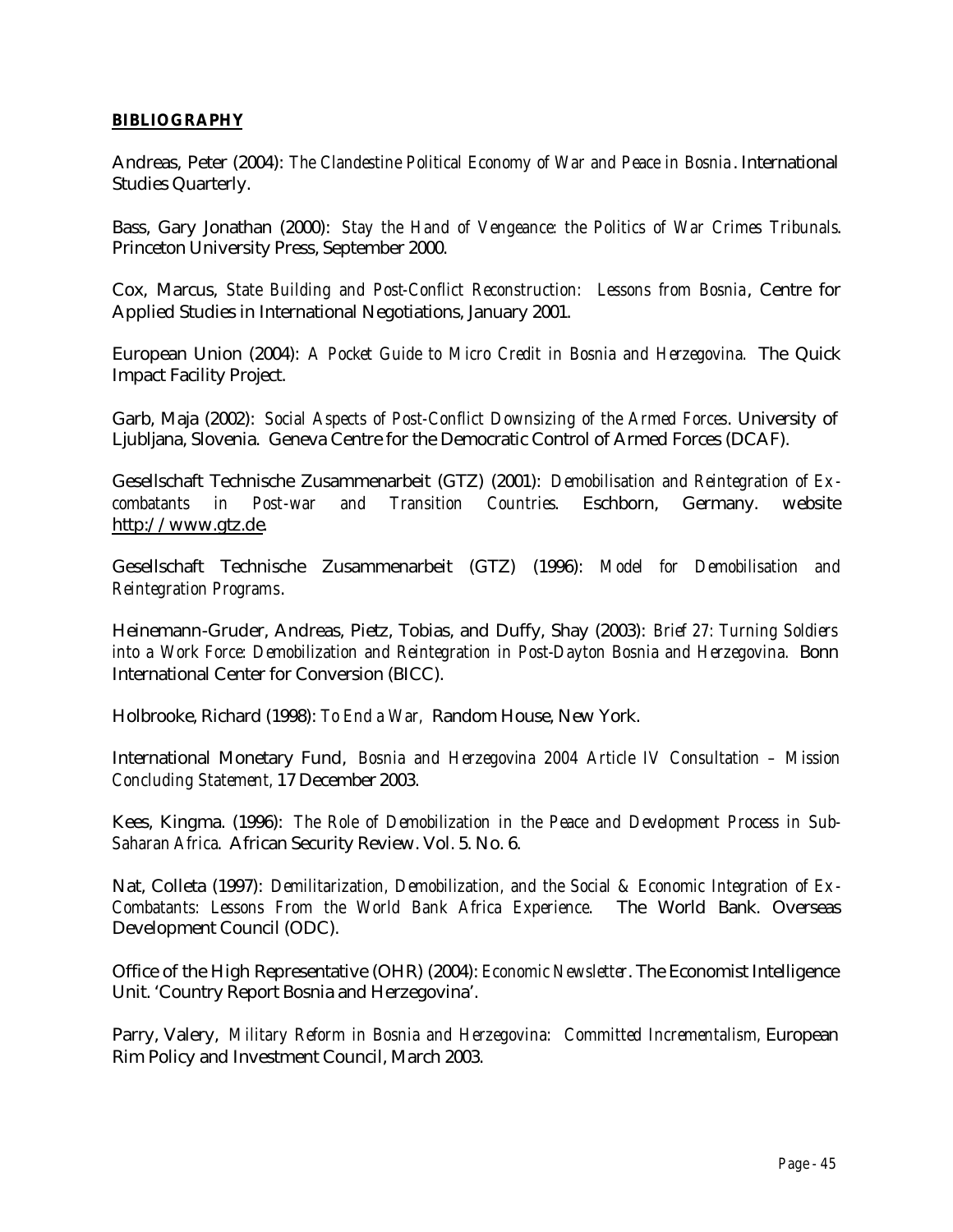## **BIBLIOGRAPHY**

Andreas, Peter (2004): *The Clandestine Political Economy of War and Peace in Bosnia*. International Studies Quarterly.

Bass, Gary Jonathan (2000): *Stay the Hand of Vengeance: the Politics of War Crimes Tribunals*. Princeton University Press, September 2000.

Cox, Marcus, *State Building and Post-Conflict Reconstruction: Lessons from Bosnia*, Centre for Applied Studies in International Negotiations, January 2001.

European Union (2004): *A Pocket Guide to Micro Credit in Bosnia and Herzegovina.* The Quick Impact Facility Project.

Garb, Maja (2002): *Social Aspects of Post-Conflict Downsizing of the Armed Forces*. University of Ljubljana, Slovenia. Geneva Centre for the Democratic Control of Armed Forces (DCAF).

Gesellschaft Technische Zusammenarbeit (GTZ) (2001): *Demobilisation and Reintegration of Ex-combatants in Post-war and Transition Countries*. Eschborn, Germany. website http://www.gtz.de.

Gesellschaft Technische Zusammenarbeit (GTZ) (1996): *Model for Demobilisation and Reintegration Programs*.

Heinemann-Gruder, Andreas, Pietz, Tobias, and Duffy, Shay (2003): *Brief 27: Turning Soldiers into a Work Force: Demobilization and Reintegration in Post-Dayton Bosnia and Herzegovina.* Bonn International Center for Conversion (BICC).

Holbrooke, Richard (1998): *To End a War,* Random House, New York.

International Monetary Fund, *Bosnia and Herzegovina 2004 Article IV Consultation – Mission Concluding Statement,* 17 December 2003.

Kees, Kingma. (1996): *The Role of Demobilization in the Peace and Development Process in Sub-Saharan Africa*. African Security Review. Vol. 5. No. 6.

Nat, Colleta (1997): *Demilitarization, Demobilization, and the Social & Economic Integration of Ex-Combatants: Lessons From the World Bank Africa Experience*. The World Bank. Overseas Development Council (ODC).

Office of the High Representative (OHR) (2004): *Economic Newsletter*. The Economist Intelligence Unit. 'Country Report Bosnia and Herzegovina'.

Parry, Valery, *Military Reform in Bosnia and Herzegovina: Committed Incrementalism,* European Rim Policy and Investment Council, March 2003.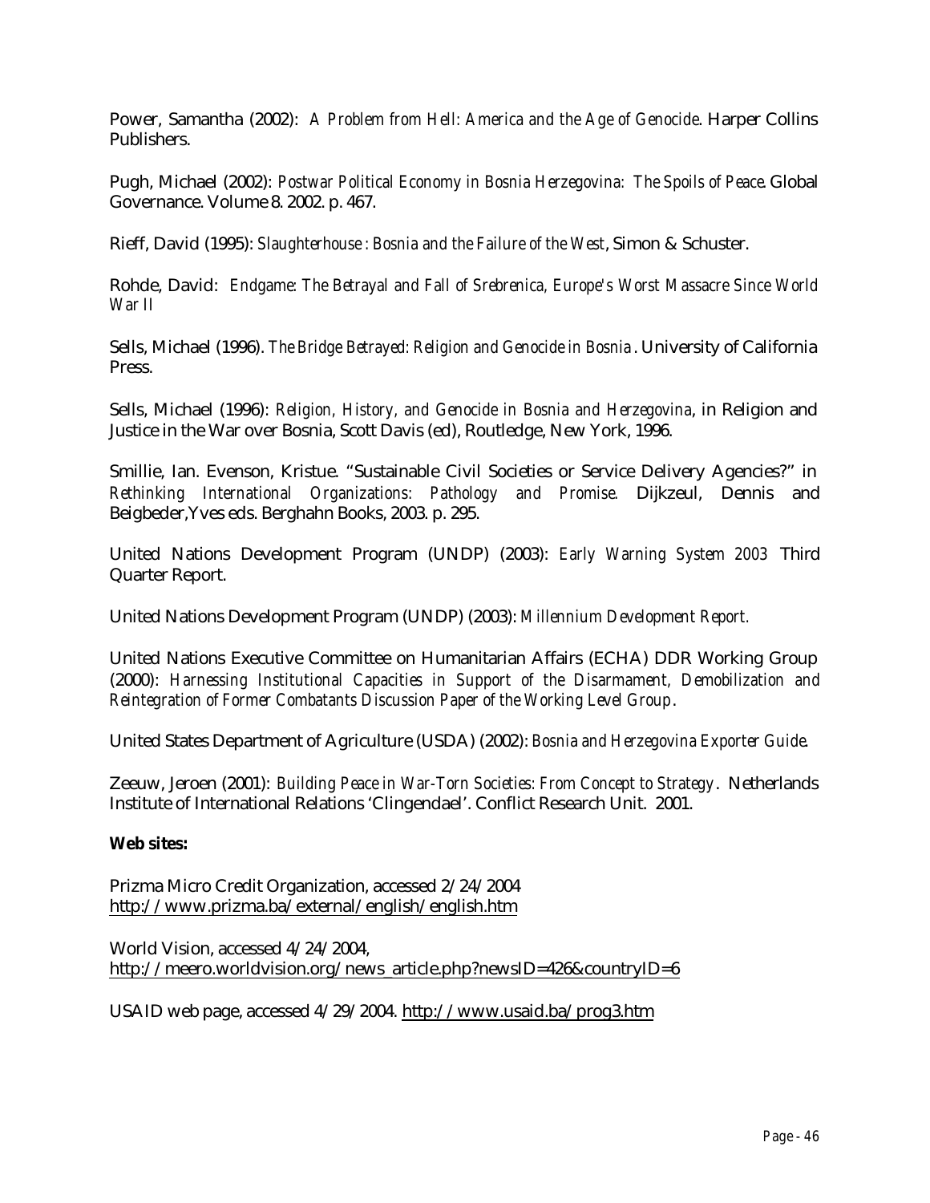Power, Samantha (2002): *A Problem from Hell: America and the Age of Genocide*. Harper Collins Publishers.

Pugh, Michael (2002): *Postwar Political Economy in Bosnia Herzegovina: The Spoils of Peace*. Global Governance. Volume 8. 2002. p. 467.

Rieff, David (1995): *Slaughterhouse : Bosnia and the Failure of the West*, Simon & Schuster.

Rohde, David: *Endgame: The Betrayal and Fall of Srebrenica, Europe's Worst Massacre Since World War II*

Sells, Michael (1996). *The Bridge Betrayed: Religion and Genocide in Bosnia*. University of California Press.

Sells, Michael (1996): *Religion, History, and Genocide in Bosnia and Herzegovina*, in Religion and Justice in the War over Bosnia, Scott Davis (ed), Routledge, New York, 1996.

Smillie, Ian. Evenson, Kristue. "Sustainable Civil Societies or Service Delivery Agencies?" in *Rethinking International Organizations: Pathology and Promise.* Dijkzeul, Dennis and Beigbeder,Yves eds. Berghahn Books, 2003. p. 295.

United Nations Development Program (UNDP) (2003): *Early Warning System 2003* Third Quarter Report.

United Nations Development Program (UNDP) (2003): *Millennium Development Report.*

United Nations Executive Committee on Humanitarian Affairs (ECHA) DDR Working Group (2000): *Harnessing Institutional Capacities in Support of the Disarmament, Demobilization and Reintegration of Former Combatants Discussion Paper of the Working Level Group*.

United States Department of Agriculture (USDA) (2002): *Bosnia and Herzegovina Exporter Guide*.

Zeeuw, Jeroen (2001): *Building Peace in War-Torn Societies: From Concept to Strategy*. Netherlands Institute of International Relations 'Clingendael'. Conflict Research Unit. 2001.

**Web sites:**

Prizma Micro Credit Organization, accessed 2/24/2004
http://www.prizma.ba/external/english/english.htm

World Vision, accessed 4/24/2004,
http://meero.worldvision.org/news_article.php?newsID=426&countryID=6

USAID web page, accessed 4/29/2004. http://www.usaid.ba/prog3.htm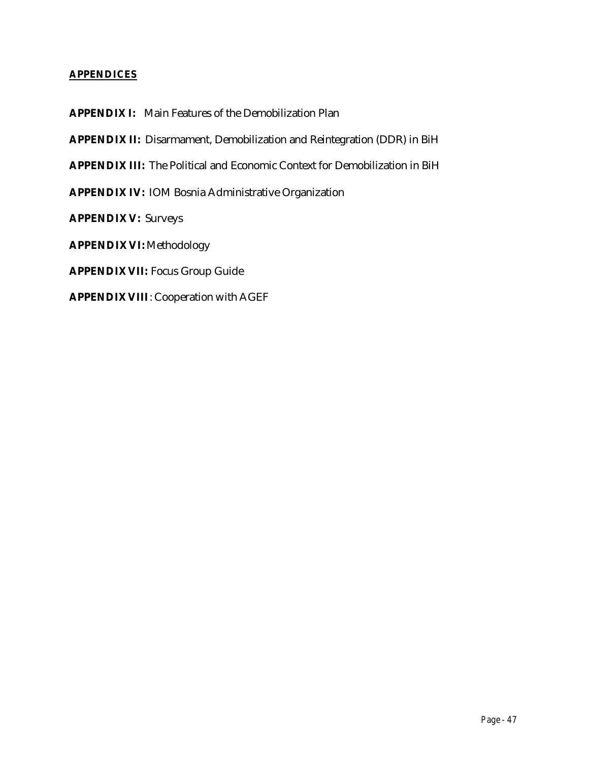## APPENDICES

**APPENDIX I:** Main Features of the Demobilization Plan

**APPENDIX II:** Disarmament, Demobilization and Reintegration (DDR) in BiH

**APPENDIX III:** The Political and Economic Context for Demobilization in BiH

**APPENDIX IV:** IOM Bosnia Administrative Organization

**APPENDIX V:** Surveys

**APPENDIX VI:** Methodology

**APPENDIX VII:** Focus Group Guide

**APPENDIX VIII**: Cooperation with AGEF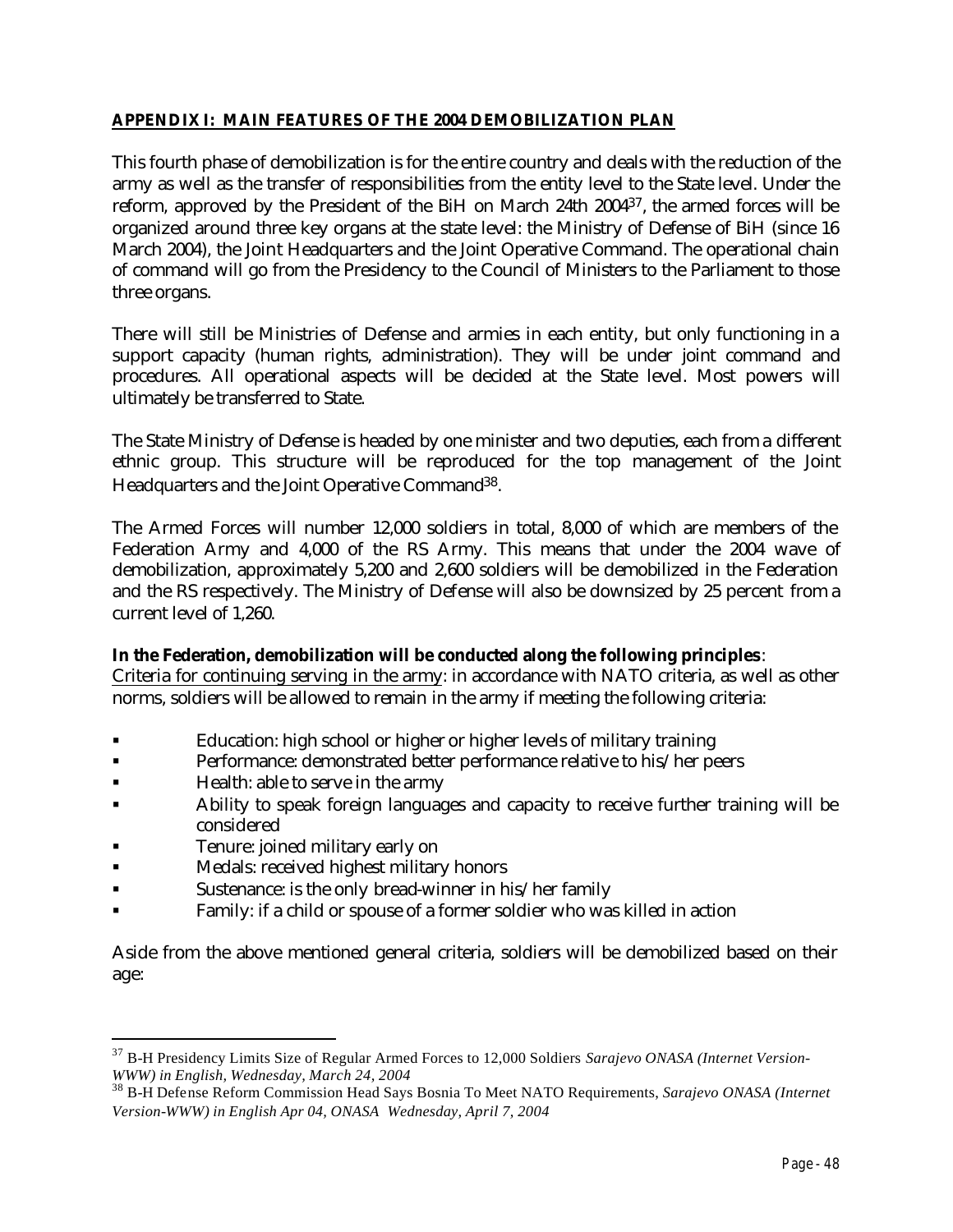## APPENDIX I: MAIN FEATURES OF THE 2004 DEMOBILIZATION PLAN

This fourth phase of demobilization is for the entire country and deals with the reduction of the army as well as the transfer of responsibilities from the entity level to the State level. Under the reform, approved by the President of the BiH on March 24th 2004[37], the armed forces will be organized around three key organs at the state level: the Ministry of Defense of BiH (since 16 March 2004), the Joint Headquarters and the Joint Operative Command. The operational chain of command will go from the Presidency to the Council of Ministers to the Parliament to those three organs.

There will still be Ministries of Defense and armies in each entity, but only functioning in a support capacity (human rights, administration). They will be under joint command and procedures. All operational aspects will be decided at the State level. Most powers will ultimately be transferred to State.

The State Ministry of Defense is headed by one minister and two deputies, each from a different ethnic group. This structure will be reproduced for the top management of the Joint Headquarters and the Joint Operative Command[38].

The Armed Forces will number 12,000 soldiers in total, 8,000 of which are members of the Federation Army and 4,000 of the RS Army. This means that under the 2004 wave of demobilization, approximately 5,200 and 2,600 soldiers will be demobilized in the Federation and the RS respectively. The Ministry of Defense will also be downsized by 25 percent from a current level of 1,260.

**In the Federation, demobilization will be conducted along the following principles**:
Criteria for continuing serving in the army: in accordance with NATO criteria, as well as other norms, soldiers will be allowed to remain in the army if meeting the following criteria:

- Education: high school or higher or higher levels of military training
- Performance: demonstrated better performance relative to his/her peers
- Health: able to serve in the army
- Ability to speak foreign languages and capacity to receive further training will be considered
- Tenure: joined military early on
- Medals: received highest military honors
- Sustenance: is the only bread-winner in his/her family
- Family: if a child or spouse of a former soldier who was killed in action

Aside from the above mentioned general criteria, soldiers will be demobilized based on their age:

---

[37] B-H Presidency Limits Size of Regular Armed Forces to 12,000 Soldiers *Sarajevo ONASA (Internet Version-WWW) in English, Wednesday, March 24, 2004*

[38] B-H Defense Reform Commission Head Says Bosnia To Meet NATO Requirements, *Sarajevo ONASA (Internet Version-WWW) in English Apr 04, ONASA Wednesday, April 7, 2004*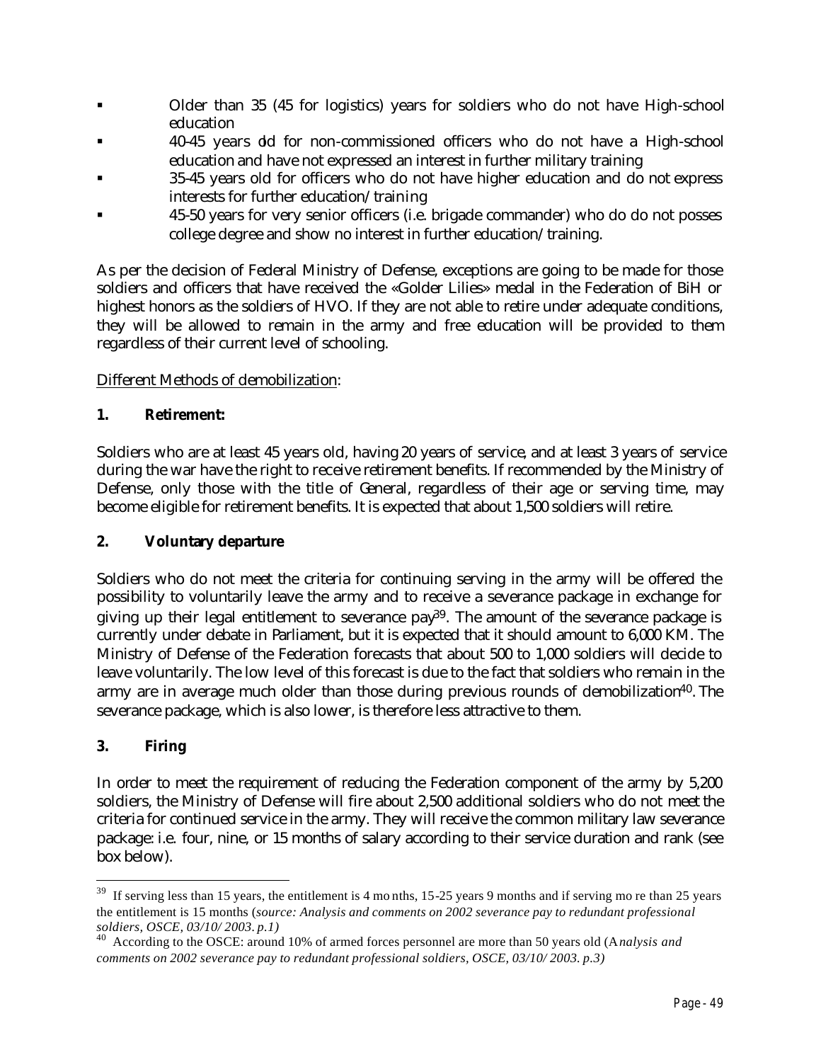- Older than 35 (45 for logistics) years for soldiers who do not have High-school education
- 40-45 years old for non-commissioned officers who do not have a High-school education and have not expressed an interest in further military training
- 35-45 years old for officers who do not have higher education and do not express interests for further education/training
- 45-50 years for very senior officers (i.e. brigade commander) who do do not posses college degree and show no interest in further education/training.

As per the decision of Federal Ministry of Defense, exceptions are going to be made for those soldiers and officers that have received the «Golder Lilies» medal in the Federation of BiH or highest honors as the soldiers of HVO. If they are not able to retire under adequate conditions, they will be allowed to remain in the army and free education will be provided to them regardless of their current level of schooling.

<u>Different Methods of demobilization</u>:

**1. Retirement:**

Soldiers who are at least 45 years old, having 20 years of service, and at least 3 years of service during the war have the right to receive retirement benefits. If recommended by the Ministry of Defense, only those with the title of General, regardless of their age or serving time, may become eligible for retirement benefits. It is expected that about 1,500 soldiers will retire.

**2. Voluntary departure**

Soldiers who do not meet the criteria for continuing serving in the army will be offered the possibility to voluntarily leave the army and to receive a severance package in exchange for giving up their legal entitlement to severance pay[39]. The amount of the severance package is currently under debate in Parliament, but it is expected that it should amount to 6,000 KM. The Ministry of Defense of the Federation forecasts that about 500 to 1,000 soldiers will decide to leave voluntarily. The low level of this forecast is due to the fact that soldiers who remain in the army are in average much older than those during previous rounds of demobilization[40]. The severance package, which is also lower, is therefore less attractive to them.

**3. Firing**

In order to meet the requirement of reducing the Federation component of the army by 5,200 soldiers, the Ministry of Defense will fire about 2,500 additional soldiers who do not meet the criteria for continued service in the army. They will receive the common military law severance package: i.e. four, nine, or 15 months of salary according to their service duration and rank (see box below).

---

[39] If serving less than 15 years, the entitlement is 4 months, 15-25 years 9 months and if serving more than 25 years the entitlement is 15 months (*source: Analysis and comments on 2002 severance pay to redundant professional soldiers, OSCE, 03/10/2003. p.1)*

[40] According to the OSCE: around 10% of armed forces personnel are more than 50 years old (*Analysis and comments on 2002 severance pay to redundant professional soldiers, OSCE, 03/10/2003. p.3)*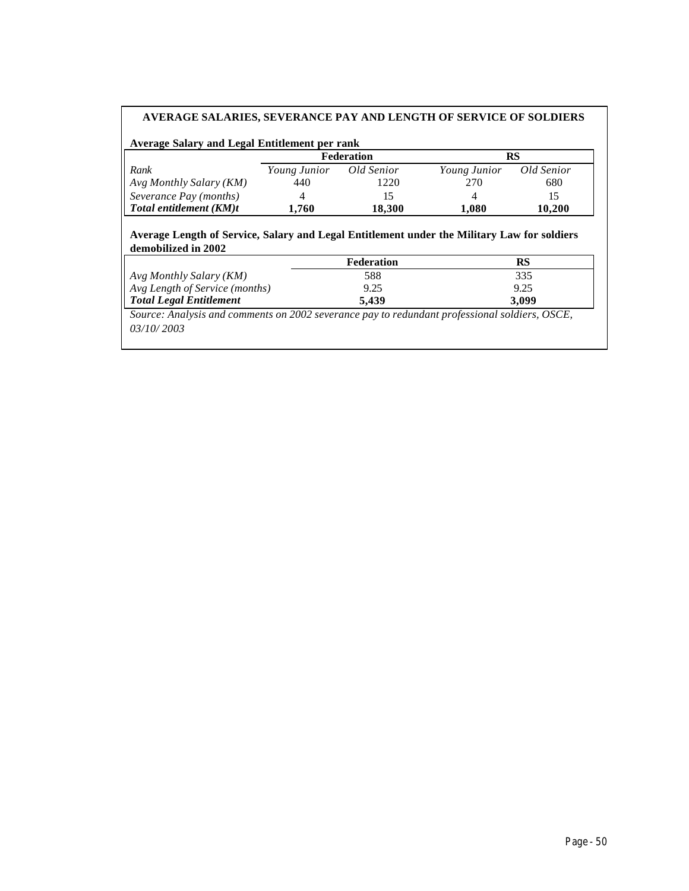**AVERAGE SALARIES, SEVERANCE PAY AND LENGTH OF SERVICE OF SOLDIERS**

**Average Salary and Legal Entitlement per rank**

| | Federation | | RS | |
|---|---|---|---|---|
| *Rank* | *Young Junior* | *Old Senior* | *Young Junior* | *Old Senior* |
| *Avg Monthly Salary (KM)* | 440 | 1220 | 270 | 680 |
| *Severance Pay (months)* | 4 | 15 | 4 | 15 |
| ***Total entitlement (KM)t*** | **1,760** | **18,300** | **1,080** | **10,200** |

**Average Length of Service, Salary and Legal Entitlement under the Military Law for soldiers demobilized in 2002**

| | Federation | RS |
|---|---|---|
| *Avg Monthly Salary (KM)* | 588 | 335 |
| *Avg Length of Service (months)* | 9.25 | 9.25 |
| ***Total Legal Entitlement*** | **5,439** | **3,099** |

*Source: Analysis and comments on 2002 severance pay to redundant professional soldiers, OSCE, 03/10/ 2003*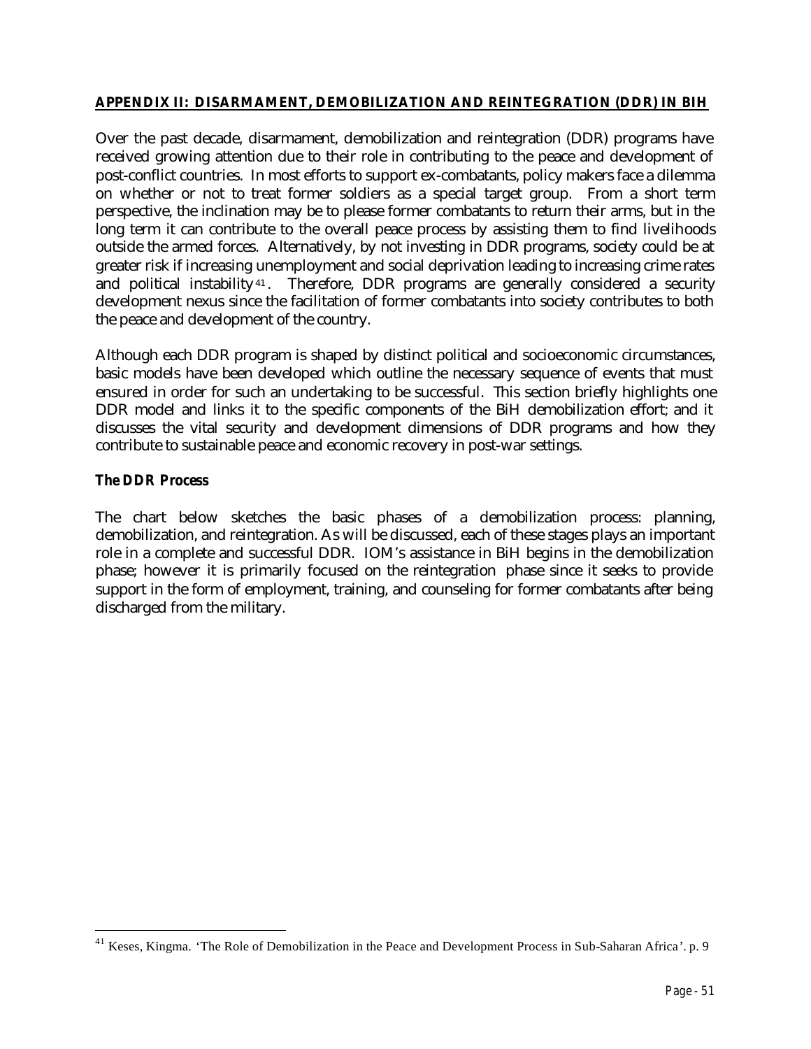**APPENDIX II: DISARMAMENT, DEMOBILIZATION AND REINTEGRATION (DDR) IN BIH**

Over the past decade, disarmament, demobilization and reintegration (DDR) programs have received growing attention due to their role in contributing to the peace and development of post-conflict countries. In most efforts to support ex-combatants, policy makers face a dilemma on whether or not to treat former soldiers as a special target group. From a short term perspective, the inclination may be to please former combatants to return their arms, but in the long term it can contribute to the overall peace process by assisting them to find livelihoods outside the armed forces. Alternatively, by not investing in DDR programs, society could be at greater risk if increasing unemployment and social deprivation leading to increasing crime rates and political instability[41]. Therefore, DDR programs are generally considered a security development nexus since the facilitation of former combatants into society contributes to both the peace and development of the country.

Although each DDR program is shaped by distinct political and socioeconomic circumstances, basic models have been developed which outline the necessary sequence of events that must ensured in order for such an undertaking to be successful. This section briefly highlights one DDR model and links it to the specific components of the BiH demobilization effort; and it discusses the vital security and development dimensions of DDR programs and how they contribute to sustainable peace and economic recovery in post-war settings.

**The DDR Process**

The chart below sketches the basic phases of a demobilization process: planning, demobilization, and reintegration. As will be discussed, each of these stages plays an important role in a complete and successful DDR. IOM's assistance in BiH begins in the demobilization phase; however it is primarily focused on the reintegration phase since it seeks to provide support in the form of employment, training, and counseling for former combatants after being discharged from the military.

[41] Keses, Kingma. 'The Role of Demobilization in the Peace and Development Process in Sub-Saharan Africa'. p. 9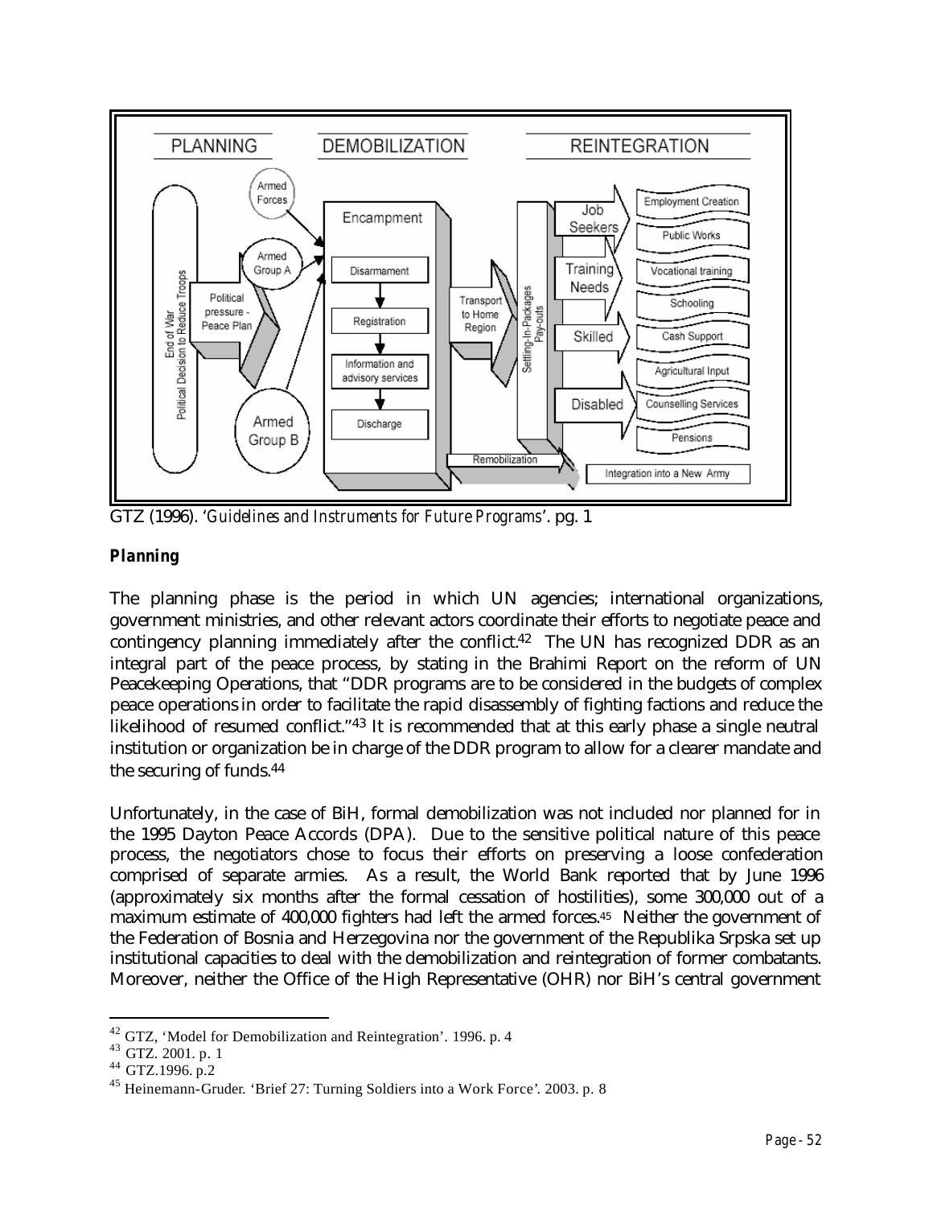GTZ (1996). '*Guidelines and Instruments for Future Programs*'. pg. 1

**Planning**

The planning phase is the period in which UN agencies; international organizations, government ministries, and other relevant actors coordinate their efforts to negotiate peace and contingency planning immediately after the conflict.[42] The UN has recognized DDR as an integral part of the peace process, by stating in the Brahimi Report on the reform of UN Peacekeeping Operations, that "DDR programs are to be considered in the budgets of complex peace operations in order to facilitate the rapid disassembly of fighting factions and reduce the likelihood of resumed conflict."[43] It is recommended that at this early phase a single neutral institution or organization be in charge of the DDR program to allow for a clearer mandate and the securing of funds.[44]

Unfortunately, in the case of BiH, formal demobilization was not included nor planned for in the 1995 Dayton Peace Accords (DPA). Due to the sensitive political nature of this peace process, the negotiators chose to focus their efforts on preserving a loose confederation comprised of separate armies. As a result, the World Bank reported that by June 1996 (approximately six months after the formal cessation of hostilities), some 300,000 out of a maximum estimate of 400,000 fighters had left the armed forces.[45] Neither the government of the Federation of Bosnia and Herzegovina nor the government of the Republika Srpska set up institutional capacities to deal with the demobilization and reintegration of former combatants. Moreover, neither the Office of the High Representative (OHR) nor BiH's central government

---

[42] GTZ, 'Model for Demobilization and Reintegration'. 1996. p. 4

[43] GTZ. 2001. p. 1

[44] GTZ.1996. p.2

[45] Heinemann-Gruder. 'Brief 27: Turning Soldiers into a Work Force'. 2003. p. 8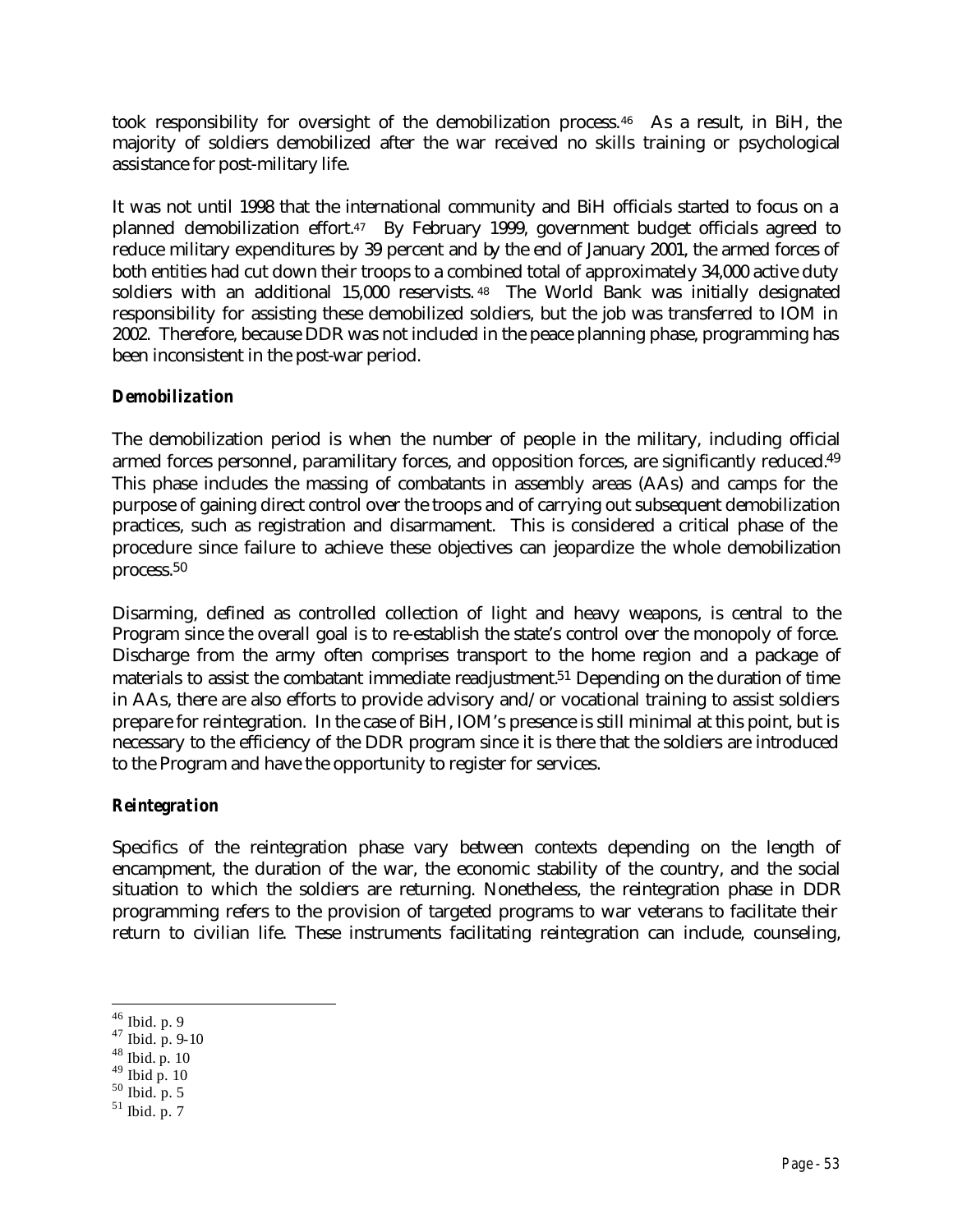took responsibility for oversight of the demobilization process.[46] As a result, in BiH, the majority of soldiers demobilized after the war received no skills training or psychological assistance for post-military life.

It was not until 1998 that the international community and BiH officials started to focus on a planned demobilization effort.[47] By February 1999, government budget officials agreed to reduce military expenditures by 39 percent and by the end of January 2001, the armed forces of both entities had cut down their troops to a combined total of approximately 34,000 active duty soldiers with an additional 15,000 reservists.[48] The World Bank was initially designated responsibility for assisting these demobilized soldiers, but the job was transferred to IOM in 2002. Therefore, because DDR was not included in the peace planning phase, programming has been inconsistent in the post-war period.

### *Demobilization*

The demobilization period is when the number of people in the military, including official armed forces personnel, paramilitary forces, and opposition forces, are significantly reduced.[49] This phase includes the massing of combatants in assembly areas (AAs) and camps for the purpose of gaining direct control over the troops and of carrying out subsequent demobilization practices, such as registration and disarmament. This is considered a critical phase of the procedure since failure to achieve these objectives can jeopardize the whole demobilization process.[50]

Disarming, defined as controlled collection of light and heavy weapons, is central to the Program since the overall goal is to re-establish the state's control over the monopoly of force. Discharge from the army often comprises transport to the home region and a package of materials to assist the combatant immediate readjustment.[51] Depending on the duration of time in AAs, there are also efforts to provide advisory and/or vocational training to assist soldiers prepare for reintegration. In the case of BiH, IOM's presence is still minimal at this point, but is necessary to the efficiency of the DDR program since it is there that the soldiers are introduced to the Program and have the opportunity to register for services.

### *Reintegration*

Specifics of the reintegration phase vary between contexts depending on the length of encampment, the duration of the war, the economic stability of the country, and the social situation to which the soldiers are returning. Nonetheless, the reintegration phase in DDR programming refers to the provision of targeted programs to war veterans to facilitate their return to civilian life. These instruments facilitating reintegration can include, counseling,

---

[46] Ibid. p. 9
[47] Ibid. p. 9-10
[48] Ibid. p. 10
[49] Ibid p. 10
[50] Ibid. p. 5
[51] Ibid. p. 7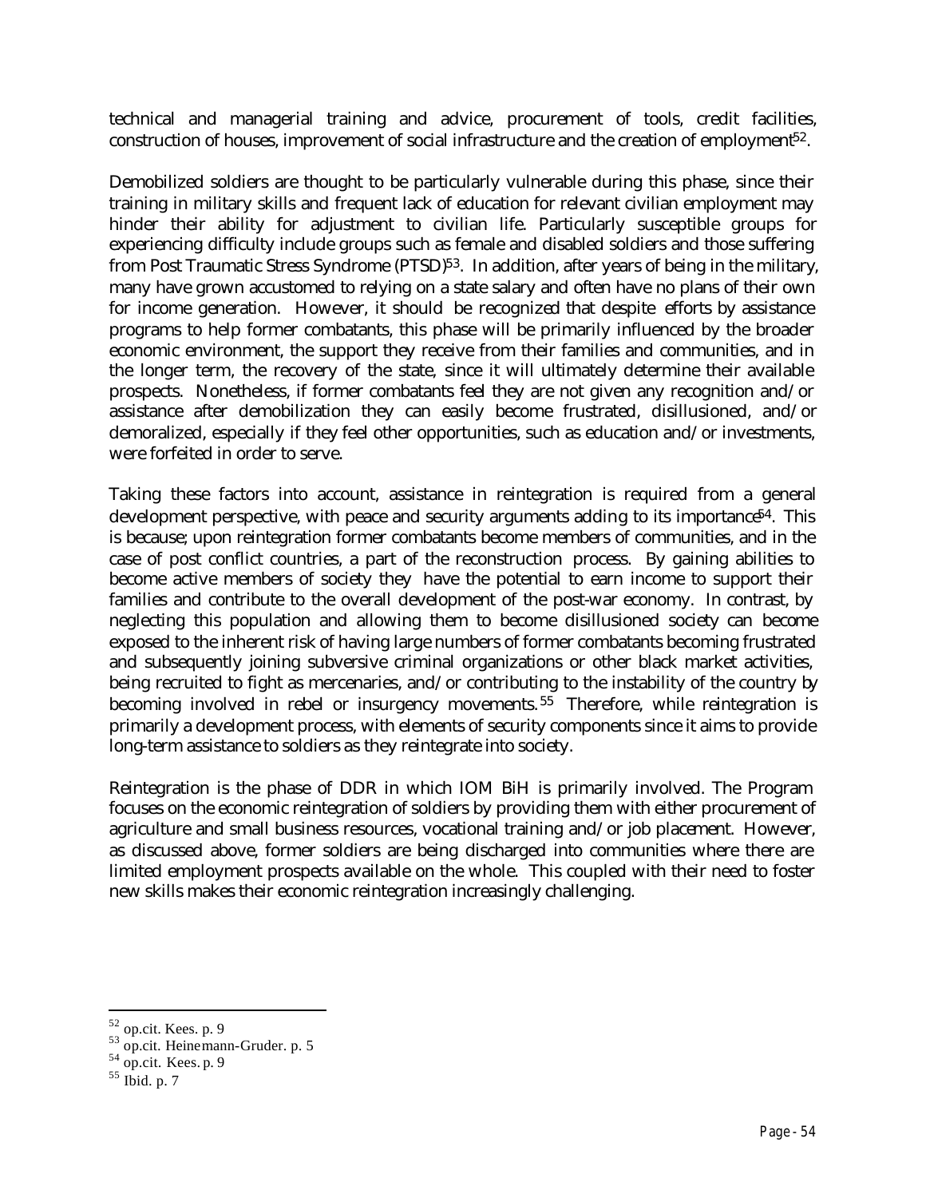technical and managerial training and advice, procurement of tools, credit facilities, construction of houses, improvement of social infrastructure and the creation of employment[52].

Demobilized soldiers are thought to be particularly vulnerable during this phase, since their training in military skills and frequent lack of education for relevant civilian employment may hinder their ability for adjustment to civilian life. Particularly susceptible groups for experiencing difficulty include groups such as female and disabled soldiers and those suffering from Post Traumatic Stress Syndrome (PTSD)[53]. In addition, after years of being in the military, many have grown accustomed to relying on a state salary and often have no plans of their own for income generation. However, it should be recognized that despite efforts by assistance programs to help former combatants, this phase will be primarily influenced by the broader economic environment, the support they receive from their families and communities, and in the longer term, the recovery of the state, since it will ultimately determine their available prospects. Nonetheless, if former combatants feel they are not given any recognition and/or assistance after demobilization they can easily become frustrated, disillusioned, and/or demoralized, especially if they feel other opportunities, such as education and/or investments, were forfeited in order to serve.

Taking these factors into account, assistance in reintegration is required from a general development perspective, with peace and security arguments adding to its importance[54]. This is because; upon reintegration former combatants become members of communities, and in the case of post conflict countries, a part of the reconstruction process. By gaining abilities to become active members of society they have the potential to earn income to support their families and contribute to the overall development of the post-war economy. In contrast, by neglecting this population and allowing them to become disillusioned society can become exposed to the inherent risk of having large numbers of former combatants becoming frustrated and subsequently joining subversive criminal organizations or other black market activities, being recruited to fight as mercenaries, and/or contributing to the instability of the country by becoming involved in rebel or insurgency movements.[55] Therefore, while reintegration is primarily a development process, with elements of security components since it aims to provide long-term assistance to soldiers as they reintegrate into society.

Reintegration is the phase of DDR in which IOM BiH is primarily involved. The Program focuses on the economic reintegration of soldiers by providing them with either procurement of agriculture and small business resources, vocational training and/or job placement. However, as discussed above, former soldiers are being discharged into communities where there are limited employment prospects available on the whole. This coupled with their need to foster new skills makes their economic reintegration increasingly challenging.

---

[52] op.cit. Kees. p. 9
[53] op.cit. Heinemann-Gruder. p. 5
[54] op.cit. Kees. p. 9
[55] Ibid. p. 7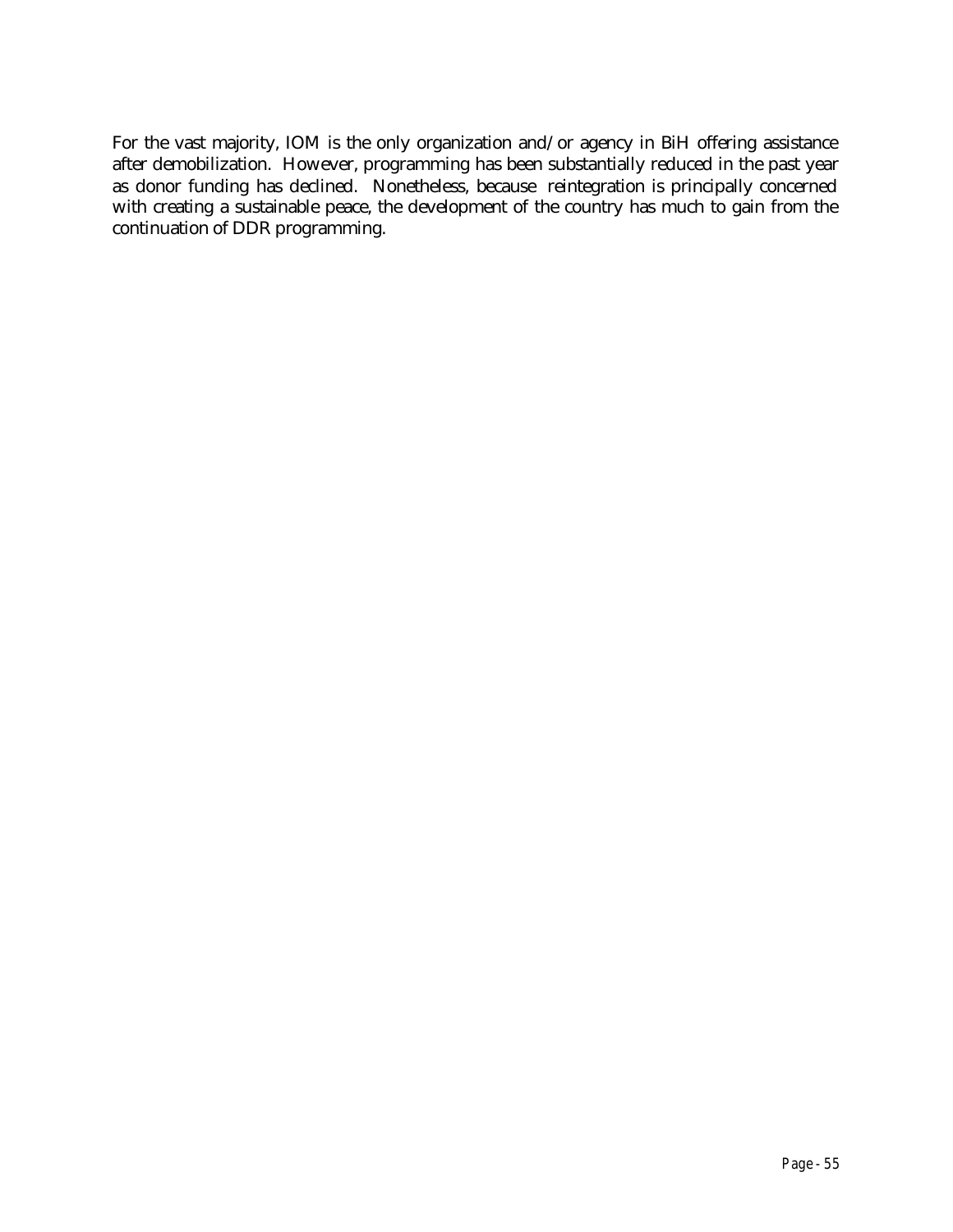For the vast majority, IOM is the only organization and/or agency in BiH offering assistance after demobilization. However, programming has been substantially reduced in the past year as donor funding has declined. Nonetheless, because reintegration is principally concerned with creating a sustainable peace, the development of the country has much to gain from the continuation of DDR programming.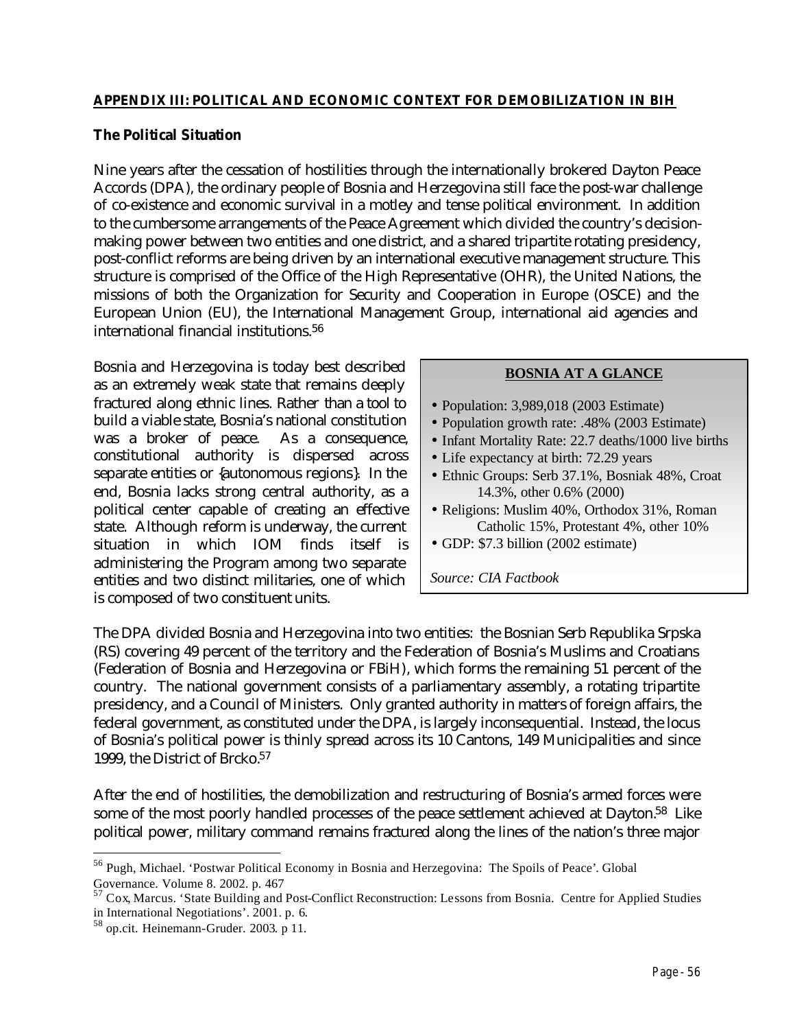## APPENDIX III: POLITICAL AND ECONOMIC CONTEXT FOR DEMOBILIZATION IN BIH

### The Political Situation

Nine years after the cessation of hostilities through the internationally brokered Dayton Peace Accords (DPA), the ordinary people of Bosnia and Herzegovina still face the post-war challenge of co-existence and economic survival in a motley and tense political environment. In addition to the cumbersome arrangements of the Peace Agreement which divided the country's decision-making power between two entities and one district, and a shared tripartite rotating presidency, post-conflict reforms are being driven by an international executive management structure. This structure is comprised of the Office of the High Representative (OHR), the United Nations, the missions of both the Organization for Security and Cooperation in Europe (OSCE) and the European Union (EU), the International Management Group, international aid agencies and international financial institutions.[56]

Bosnia and Herzegovina is today best described as an extremely weak state that remains deeply fractured along ethnic lines. Rather than a tool to build a viable state, Bosnia's national constitution was a broker of peace. As a consequence, constitutional authority is dispersed across separate entities or {autonomous regions}. In the end, Bosnia lacks strong central authority, as a political center capable of creating an effective state. Although reform is underway, the current situation in which IOM finds itself is administering the Program among two separate entities and two distinct militaries, one of which is composed of two constituent units.

> **BOSNIA AT A GLANCE**
>
> - Population: 3,989,018 (2003 Estimate)
> - Population growth rate: .48% (2003 Estimate)
> - Infant Mortality Rate: 22.7 deaths/1000 live births
> - Life expectancy at birth: 72.29 years
> - Ethnic Groups: Serb 37.1%, Bosniak 48%, Croat 14.3%, other 0.6% (2000)
> - Religions: Muslim 40%, Orthodox 31%, Roman Catholic 15%, Protestant 4%, other 10%
> - GDP: $7.3 billion (2002 estimate)
>
> *Source: CIA Factbook*

The DPA divided Bosnia and Herzegovina into two entities: the Bosnian Serb Republika Srpska (RS) covering 49 percent of the territory and the Federation of Bosnia's Muslims and Croatians (Federation of Bosnia and Herzegovina or FBiH), which forms the remaining 51 percent of the country. The national government consists of a parliamentary assembly, a rotating tripartite presidency, and a Council of Ministers. Only granted authority in matters of foreign affairs, the federal government, as constituted under the DPA, is largely inconsequential. Instead, the locus of Bosnia's political power is thinly spread across its 10 Cantons, 149 Municipalities and since 1999, the District of Brcko.[57]

After the end of hostilities, the demobilization and restructuring of Bosnia's armed forces were some of the most poorly handled processes of the peace settlement achieved at Dayton.[58] Like political power, military command remains fractured along the lines of the nation's three major

---

[56] Pugh, Michael. 'Postwar Political Economy in Bosnia and Herzegovina: The Spoils of Peace'. Global Governance. Volume 8. 2002. p. 467

[57] Cox, Marcus. 'State Building and Post-Conflict Reconstruction: Lessons from Bosnia. Centre for Applied Studies in International Negotiations'. 2001. p. 6.

[58] op.cit. Heinemann-Gruder. 2003. p 11.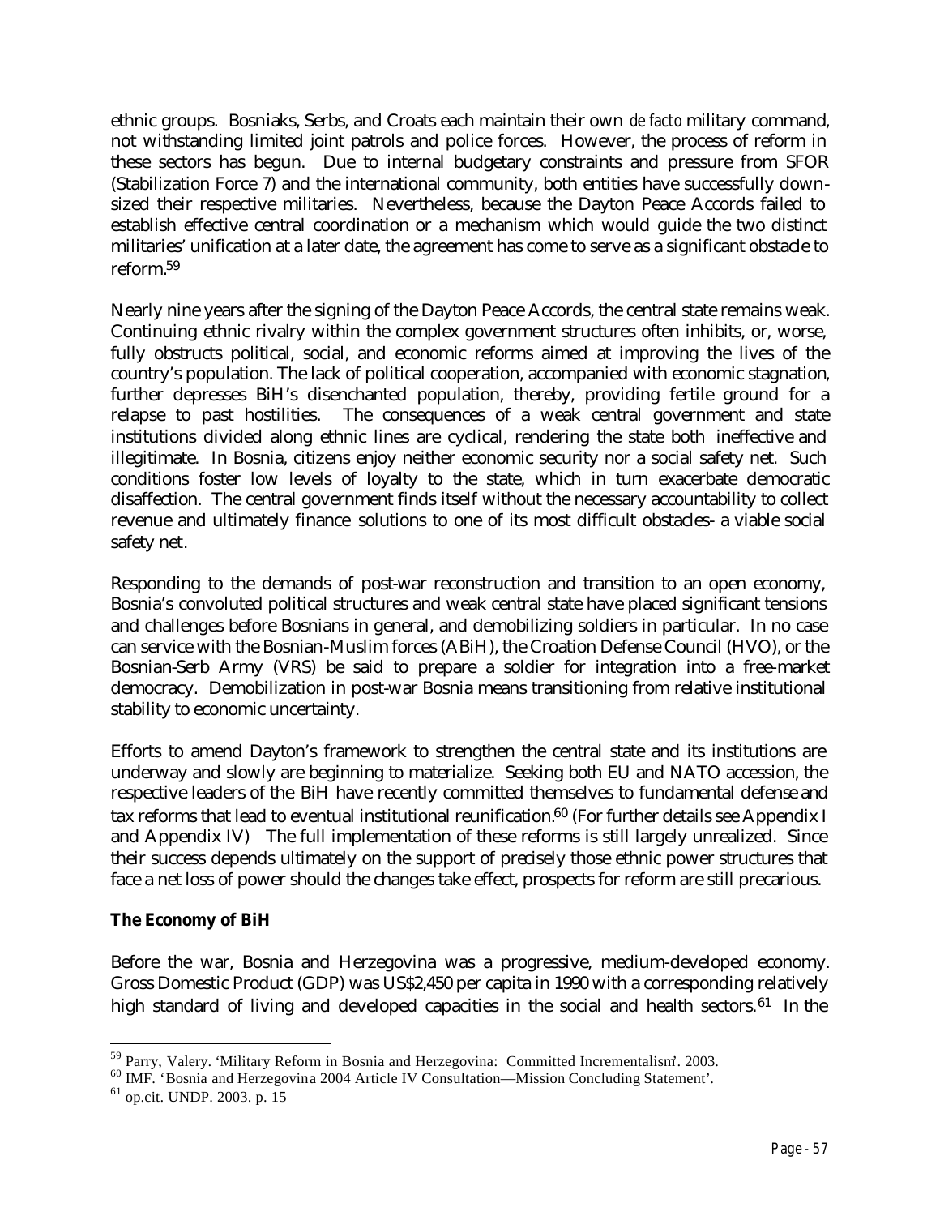ethnic groups. Bosniaks, Serbs, and Croats each maintain their own *de facto* military command, not withstanding limited joint patrols and police forces. However, the process of reform in these sectors has begun. Due to internal budgetary constraints and pressure from SFOR (Stabilization Force 7) and the international community, both entities have successfully down-sized their respective militaries. Nevertheless, because the Dayton Peace Accords failed to establish effective central coordination or a mechanism which would guide the two distinct militaries' unification at a later date, the agreement has come to serve as a significant obstacle to reform.[59]

Nearly nine years after the signing of the Dayton Peace Accords, the central state remains weak. Continuing ethnic rivalry within the complex government structures often inhibits, or, worse, fully obstructs political, social, and economic reforms aimed at improving the lives of the country's population. The lack of political cooperation, accompanied with economic stagnation, further depresses BiH's disenchanted population, thereby, providing fertile ground for a relapse to past hostilities. The consequences of a weak central government and state institutions divided along ethnic lines are cyclical, rendering the state both ineffective and illegitimate. In Bosnia, citizens enjoy neither economic security nor a social safety net. Such conditions foster low levels of loyalty to the state, which in turn exacerbate democratic disaffection. The central government finds itself without the necessary accountability to collect revenue and ultimately finance solutions to one of its most difficult obstacles- a viable social safety net.

Responding to the demands of post-war reconstruction and transition to an open economy, Bosnia's convoluted political structures and weak central state have placed significant tensions and challenges before Bosnians in general, and demobilizing soldiers in particular. In no case can service with the Bosnian-Muslim forces (ABiH), the Croation Defense Council (HVO), or the Bosnian-Serb Army (VRS) be said to prepare a soldier for integration into a free-market democracy. Demobilization in post-war Bosnia means transitioning from relative institutional stability to economic uncertainty.

Efforts to amend Dayton's framework to strengthen the central state and its institutions are underway and slowly are beginning to materialize. Seeking both EU and NATO accession, the respective leaders of the BiH have recently committed themselves to fundamental defense and tax reforms that lead to eventual institutional reunification.[60] (For further details see Appendix I and Appendix IV) The full implementation of these reforms is still largely unrealized. Since their success depends ultimately on the support of precisely those ethnic power structures that face a net loss of power should the changes take effect, prospects for reform are still precarious.

**The Economy of BiH**

Before the war, Bosnia and Herzegovina was a progressive, medium-developed economy. Gross Domestic Product (GDP) was US$2,450 per capita in 1990 with a corresponding relatively high standard of living and developed capacities in the social and health sectors.[61] In the

---

[59] Parry, Valery. 'Military Reform in Bosnia and Herzegovina: Committed Incrementalism'. 2003.

[60] IMF. 'Bosnia and Herzegovina 2004 Article IV Consultation—Mission Concluding Statement'.

[61] op.cit. UNDP. 2003. p. 15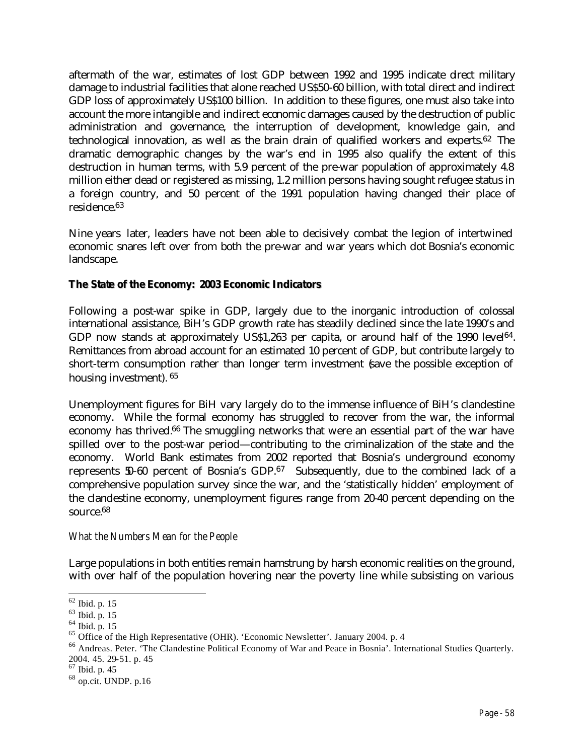aftermath of the war, estimates of lost GDP between 1992 and 1995 indicate direct military damage to industrial facilities that alone reached US$50-60 billion, with total direct and indirect GDP loss of approximately US$100 billion. In addition to these figures, one must also take into account the more intangible and indirect economic damages caused by the destruction of public administration and governance, the interruption of development, knowledge gain, and technological innovation, as well as the brain drain of qualified workers and experts.[62] The dramatic demographic changes by the war's end in 1995 also qualify the extent of this destruction in human terms, with 5.9 percent of the pre-war population of approximately 4.8 million either dead or registered as missing, 1.2 million persons having sought refugee status in a foreign country, and 50 percent of the 1991 population having changed their place of residence.[63]

Nine years later, leaders have not been able to decisively combat the legion of intertwined economic snares left over from both the pre-war and war years which dot Bosnia's economic landscape.

### The State of the Economy: 2003 Economic Indicators

Following a post-war spike in GDP, largely due to the inorganic introduction of colossal international assistance, BiH's GDP growth rate has steadily declined since the late 1990's and GDP now stands at approximately US$1,263 per capita, or around half of the 1990 level[64]. Remittances from abroad account for an estimated 10 percent of GDP, but contribute largely to short-term consumption rather than longer term investment (save the possible exception of housing investment). [65]

Unemployment figures for BiH vary largely do to the immense influence of BiH's clandestine economy. While the formal economy has struggled to recover from the war, the informal economy has thrived.[66] The smuggling networks that were an essential part of the war have spilled over to the post-war period—contributing to the criminalization of the state and the economy. World Bank estimates from 2002 reported that Bosnia's underground economy represents 50-60 percent of Bosnia's GDP.[67] Subsequently, due to the combined lack of a comprehensive population survey since the war, and the 'statistically hidden' employment of the clandestine economy, unemployment figures range from 20-40 percent depending on the source.[68]

#### *What the Numbers Mean for the People*

Large populations in both entities remain hamstrung by harsh economic realities on the ground, with over half of the population hovering near the poverty line while subsisting on various

---

[62] Ibid. p. 15
[63] Ibid. p. 15
[64] Ibid. p. 15
[65] Office of the High Representative (OHR). 'Economic Newsletter'. January 2004. p. 4
[66] Andreas. Peter. 'The Clandestine Political Economy of War and Peace in Bosnia'. International Studies Quarterly. 2004. 45. 29-51. p. 45
[67] Ibid. p. 45
[68] op.cit. UNDP. p.16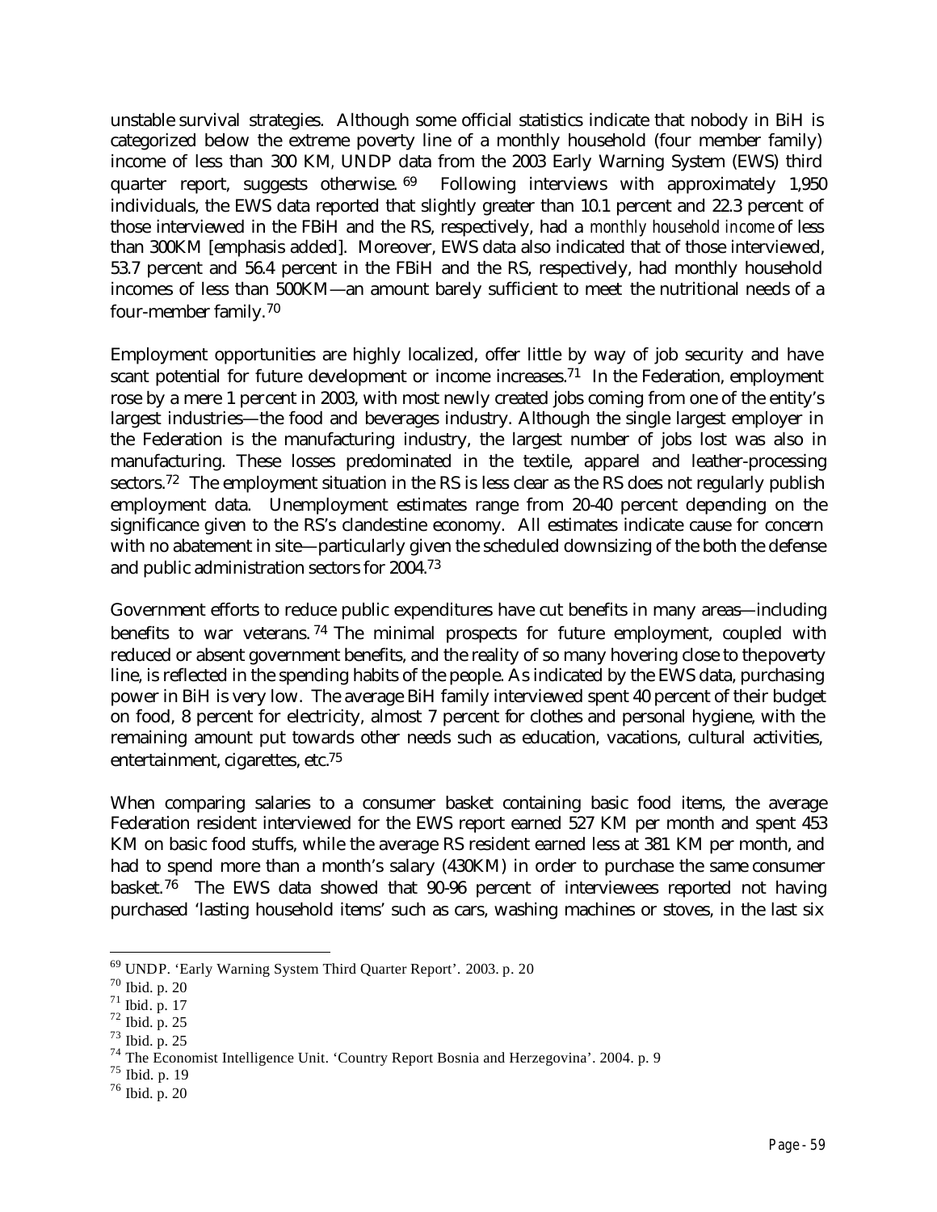unstable survival strategies. Although some official statistics indicate that nobody in BiH is categorized below the extreme poverty line of a monthly household (four member family) income of less than 300 KM, UNDP data from the 2003 Early Warning System (EWS) third quarter report, suggests otherwise.[69] Following interviews with approximately 1,950 individuals, the EWS data reported that slightly greater than 10.1 percent and 22.3 percent of those interviewed in the FBiH and the RS, respectively, had a *monthly household income* of less than 300KM [emphasis added]. Moreover, EWS data also indicated that of those interviewed, 53.7 percent and 56.4 percent in the FBiH and the RS, respectively, had monthly household incomes of less than 500KM—an amount barely sufficient to meet the nutritional needs of a four-member family.[70]

Employment opportunities are highly localized, offer little by way of job security and have scant potential for future development or income increases.[71] In the Federation, employment rose by a mere 1 percent in 2003, with most newly created jobs coming from one of the entity's largest industries—the food and beverages industry. Although the single largest employer in the Federation is the manufacturing industry, the largest number of jobs lost was also in manufacturing. These losses predominated in the textile, apparel and leather-processing sectors.[72] The employment situation in the RS is less clear as the RS does not regularly publish employment data. Unemployment estimates range from 20-40 percent depending on the significance given to the RS's clandestine economy. All estimates indicate cause for concern with no abatement in site—particularly given the scheduled downsizing of the both the defense and public administration sectors for 2004.[73]

Government efforts to reduce public expenditures have cut benefits in many areas—including benefits to war veterans.[74] The minimal prospects for future employment, coupled with reduced or absent government benefits, and the reality of so many hovering close to the poverty line, is reflected in the spending habits of the people. As indicated by the EWS data, purchasing power in BiH is very low. The average BiH family interviewed spent 40 percent of their budget on food, 8 percent for electricity, almost 7 percent for clothes and personal hygiene, with the remaining amount put towards other needs such as education, vacations, cultural activities, entertainment, cigarettes, etc.[75]

When comparing salaries to a consumer basket containing basic food items, the average Federation resident interviewed for the EWS report earned 527 KM per month and spent 453 KM on basic food stuffs, while the average RS resident earned less at 381 KM per month, and had to spend more than a month's salary (430KM) in order to purchase the same consumer basket.[76] The EWS data showed that 90-96 percent of interviewees reported not having purchased 'lasting household items' such as cars, washing machines or stoves, in the last six

---

[69] UNDP. 'Early Warning System Third Quarter Report'. 2003. p. 20

[70] Ibid. p. 20

[71] Ibid. p. 17

[72] Ibid. p. 25

[73] Ibid. p. 25

[74] The Economist Intelligence Unit. 'Country Report Bosnia and Herzegovina'. 2004. p. 9

[75] Ibid. p. 19

[76] Ibid. p. 20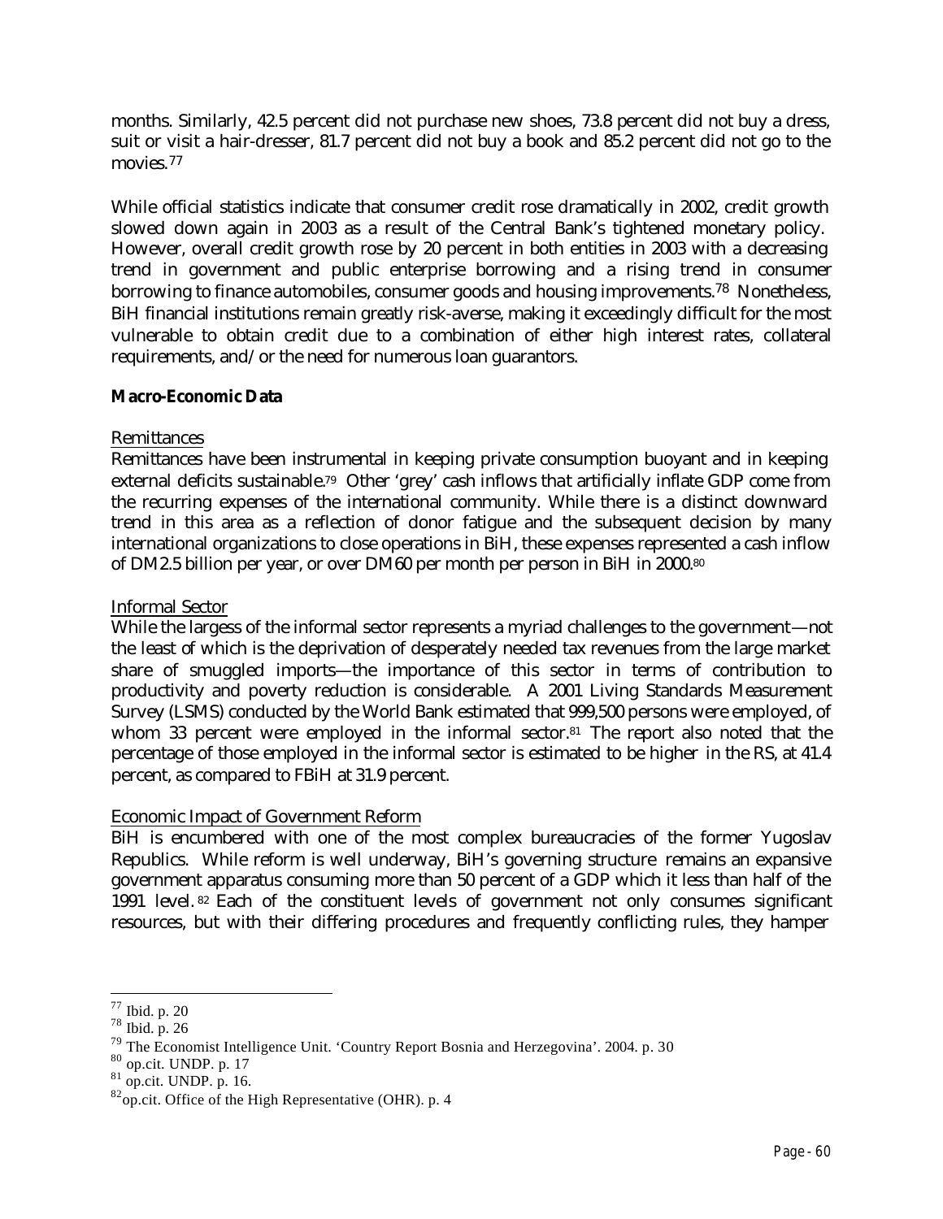months. Similarly, 42.5 percent did not purchase new shoes, 73.8 percent did not buy a dress, suit or visit a hair-dresser, 81.7 percent did not buy a book and 85.2 percent did not go to the movies.[77]

While official statistics indicate that consumer credit rose dramatically in 2002, credit growth slowed down again in 2003 as a result of the Central Bank's tightened monetary policy. However, overall credit growth rose by 20 percent in both entities in 2003 with a decreasing trend in government and public enterprise borrowing and a rising trend in consumer borrowing to finance automobiles, consumer goods and housing improvements.[78] Nonetheless, BiH financial institutions remain greatly risk-averse, making it exceedingly difficult for the most vulnerable to obtain credit due to a combination of either high interest rates, collateral requirements, and/or the need for numerous loan guarantors.

**Macro-Economic Data**

<u>Remittances</u>

Remittances have been instrumental in keeping private consumption buoyant and in keeping external deficits sustainable.[79] Other 'grey' cash inflows that artificially inflate GDP come from the recurring expenses of the international community. While there is a distinct downward trend in this area as a reflection of donor fatigue and the subsequent decision by many international organizations to close operations in BiH, these expenses represented a cash inflow of DM2.5 billion per year, or over DM60 per month per person in BiH in 2000.[80]

<u>Informal Sector</u>

While the largess of the informal sector represents a myriad challenges to the government—not the least of which is the deprivation of desperately needed tax revenues from the large market share of smuggled imports—the importance of this sector in terms of contribution to productivity and poverty reduction is considerable. A 2001 Living Standards Measurement Survey (LSMS) conducted by the World Bank estimated that 999,500 persons were employed, of whom 33 percent were employed in the informal sector.[81] The report also noted that the percentage of those employed in the informal sector is estimated to be higher in the RS, at 41.4 percent, as compared to FBiH at 31.9 percent.

<u>Economic Impact of Government Reform</u>

BiH is encumbered with one of the most complex bureaucracies of the former Yugoslav Republics. While reform is well underway, BiH's governing structure remains an expansive government apparatus consuming more than 50 percent of a GDP which it less than half of the 1991 level.[82] Each of the constituent levels of government not only consumes significant resources, but with their differing procedures and frequently conflicting rules, they hamper

---

[77] Ibid. p. 20

[78] Ibid. p. 26

[79] The Economist Intelligence Unit. 'Country Report Bosnia and Herzegovina'. 2004. p. 30

[80] op.cit. UNDP. p. 17

[81] op.cit. UNDP. p. 16.

[82] op.cit. Office of the High Representative (OHR). p. 4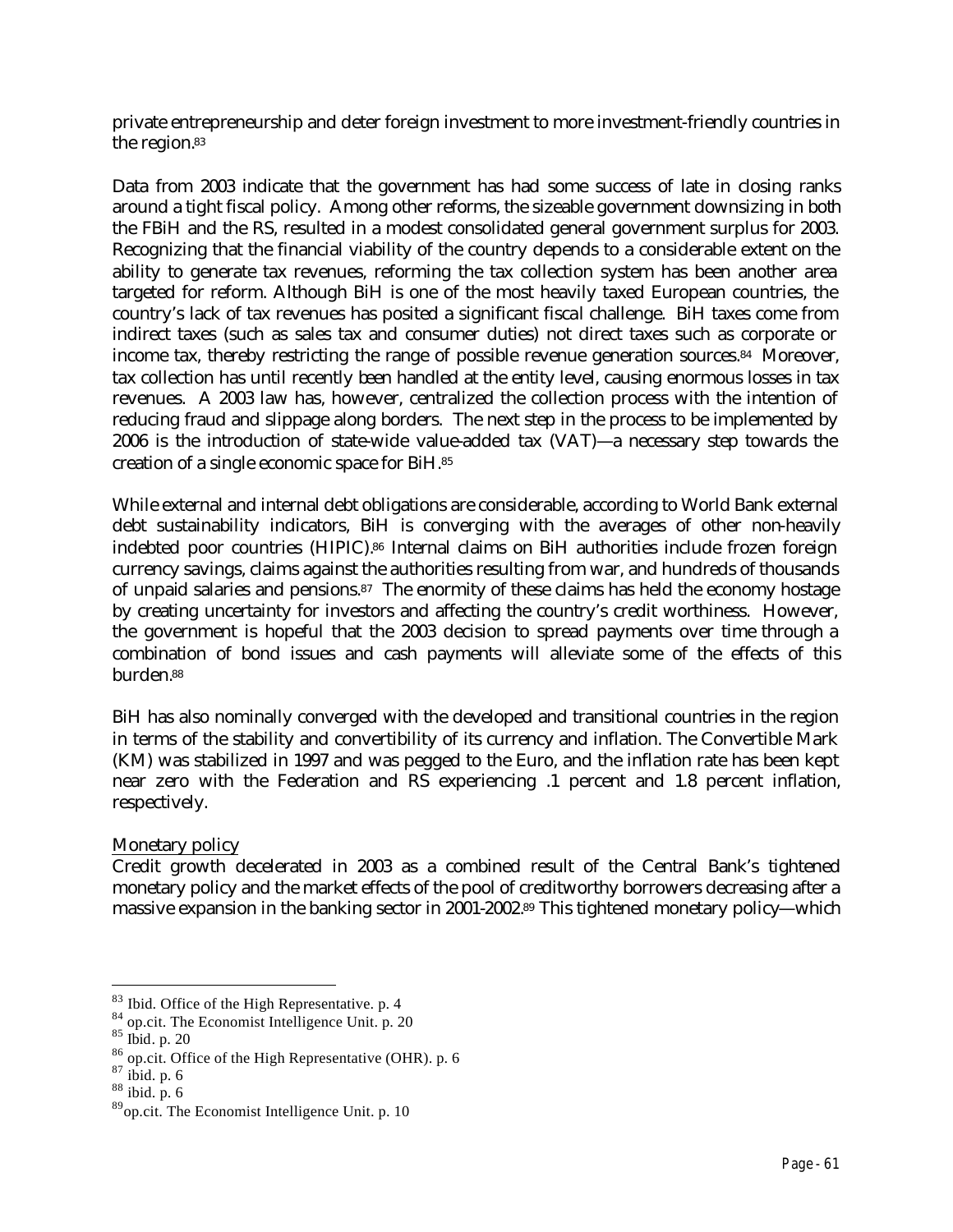private entrepreneurship and deter foreign investment to more investment-friendly countries in the region.[83]

Data from 2003 indicate that the government has had some success of late in closing ranks around a tight fiscal policy. Among other reforms, the sizeable government downsizing in both the FBiH and the RS, resulted in a modest consolidated general government surplus for 2003. Recognizing that the financial viability of the country depends to a considerable extent on the ability to generate tax revenues, reforming the tax collection system has been another area targeted for reform. Although BiH is one of the most heavily taxed European countries, the country's lack of tax revenues has posited a significant fiscal challenge. BiH taxes come from indirect taxes (such as sales tax and consumer duties) not direct taxes such as corporate or income tax, thereby restricting the range of possible revenue generation sources.[84] Moreover, tax collection has until recently been handled at the entity level, causing enormous losses in tax revenues. A 2003 law has, however, centralized the collection process with the intention of reducing fraud and slippage along borders. The next step in the process to be implemented by 2006 is the introduction of state-wide value-added tax (VAT)—a necessary step towards the creation of a single economic space for BiH.[85]

While external and internal debt obligations are considerable, according to World Bank external debt sustainability indicators, BiH is converging with the averages of other non-heavily indebted poor countries (HIPIC).[86] Internal claims on BiH authorities include frozen foreign currency savings, claims against the authorities resulting from war, and hundreds of thousands of unpaid salaries and pensions.[87] The enormity of these claims has held the economy hostage by creating uncertainty for investors and affecting the country's credit worthiness. However, the government is hopeful that the 2003 decision to spread payments over time through a combination of bond issues and cash payments will alleviate some of the effects of this burden.[88]

BiH has also nominally converged with the developed and transitional countries in the region in terms of the stability and convertibility of its currency and inflation. The Convertible Mark (KM) was stabilized in 1997 and was pegged to the Euro, and the inflation rate has been kept near zero with the Federation and RS experiencing .1 percent and 1.8 percent inflation, respectively.

Monetary policy

Credit growth decelerated in 2003 as a combined result of the Central Bank's tightened monetary policy and the market effects of the pool of creditworthy borrowers decreasing after a massive expansion in the banking sector in 2001-2002.[89] This tightened monetary policy—which

---

[83] Ibid. Office of the High Representative. p. 4

[84] op.cit. The Economist Intelligence Unit. p. 20

[85] Ibid. p. 20

[86] op.cit. Office of the High Representative (OHR). p. 6

[87] ibid. p. 6

[88] ibid. p. 6

[89] op.cit. The Economist Intelligence Unit. p. 10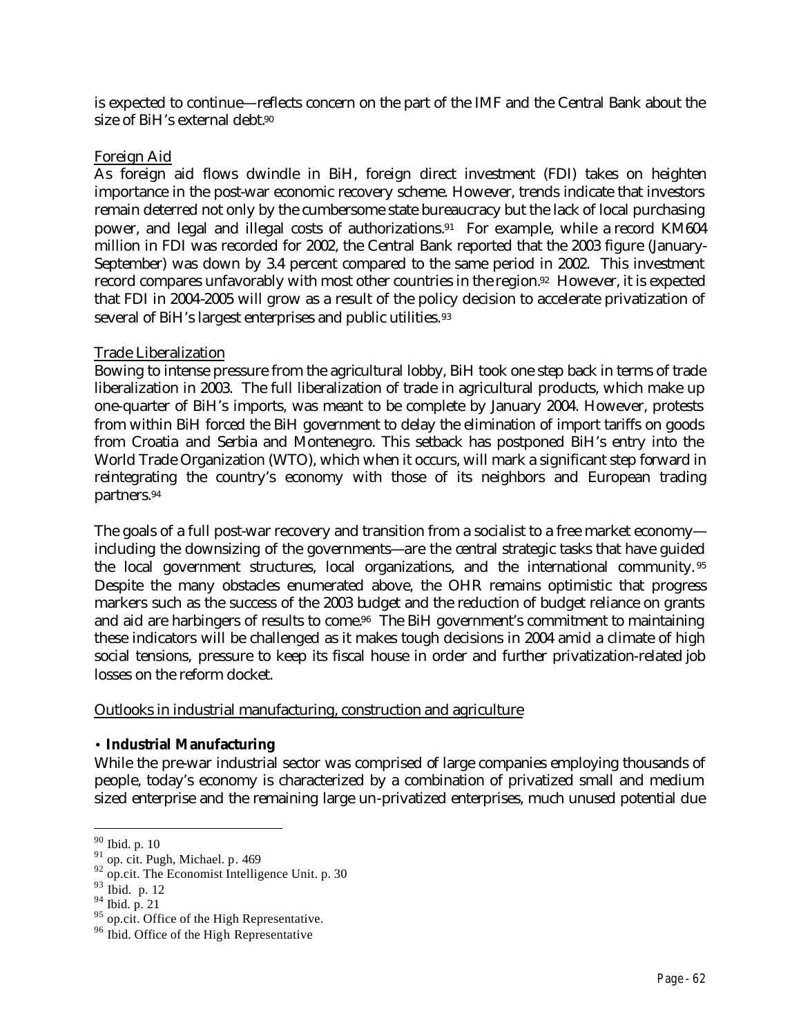is expected to continue—reflects concern on the part of the IMF and the Central Bank about the size of BiH's external debt.[90]

Foreign Aid

As foreign aid flows dwindle in BiH, foreign direct investment (FDI) takes on heighten importance in the post-war economic recovery scheme. However, trends indicate that investors remain deterred not only by the cumbersome state bureaucracy but the lack of local purchasing power, and legal and illegal costs of authorizations.[91] For example, while a record KM604 million in FDI was recorded for 2002, the Central Bank reported that the 2003 figure (January-September) was down by 3.4 percent compared to the same period in 2002. This investment record compares unfavorably with most other countries in the region.[92] However, it is expected that FDI in 2004-2005 will grow as a result of the policy decision to accelerate privatization of several of BiH's largest enterprises and public utilities.[93]

Trade Liberalization

Bowing to intense pressure from the agricultural lobby, BiH took one step back in terms of trade liberalization in 2003. The full liberalization of trade in agricultural products, which make up one-quarter of BiH's imports, was meant to be complete by January 2004. However, protests from within BiH forced the BiH government to delay the elimination of import tariffs on goods from Croatia and Serbia and Montenegro. This setback has postponed BiH's entry into the World Trade Organization (WTO), which when it occurs, will mark a significant step forward in reintegrating the country's economy with those of its neighbors and European trading partners.[94]

The goals of a full post-war recovery and transition from a socialist to a free market economy—including the downsizing of the governments—are the central strategic tasks that have guided the local government structures, local organizations, and the international community.[95] Despite the many obstacles enumerated above, the OHR remains optimistic that progress markers such as the success of the 2003 budget and the reduction of budget reliance on grants and aid are harbingers of results to come.[96] The BiH government's commitment to maintaining these indicators will be challenged as it makes tough decisions in 2004 amid a climate of high social tensions, pressure to keep its fiscal house in order and further privatization-related job losses on the reform docket.

Outlooks in industrial manufacturing, construction and agriculture

• **Industrial Manufacturing**

While the pre-war industrial sector was comprised of large companies employing thousands of people, today's economy is characterized by a combination of privatized small and medium sized enterprise and the remaining large un-privatized enterprises, much unused potential due

[90] Ibid. p. 10
[91] op. cit. Pugh, Michael. p. 469
[92] op.cit. The Economist Intelligence Unit. p. 30
[93] Ibid. p. 12
[94] Ibid. p. 21
[95] op.cit. Office of the High Representative.
[96] Ibid. Office of the High Representative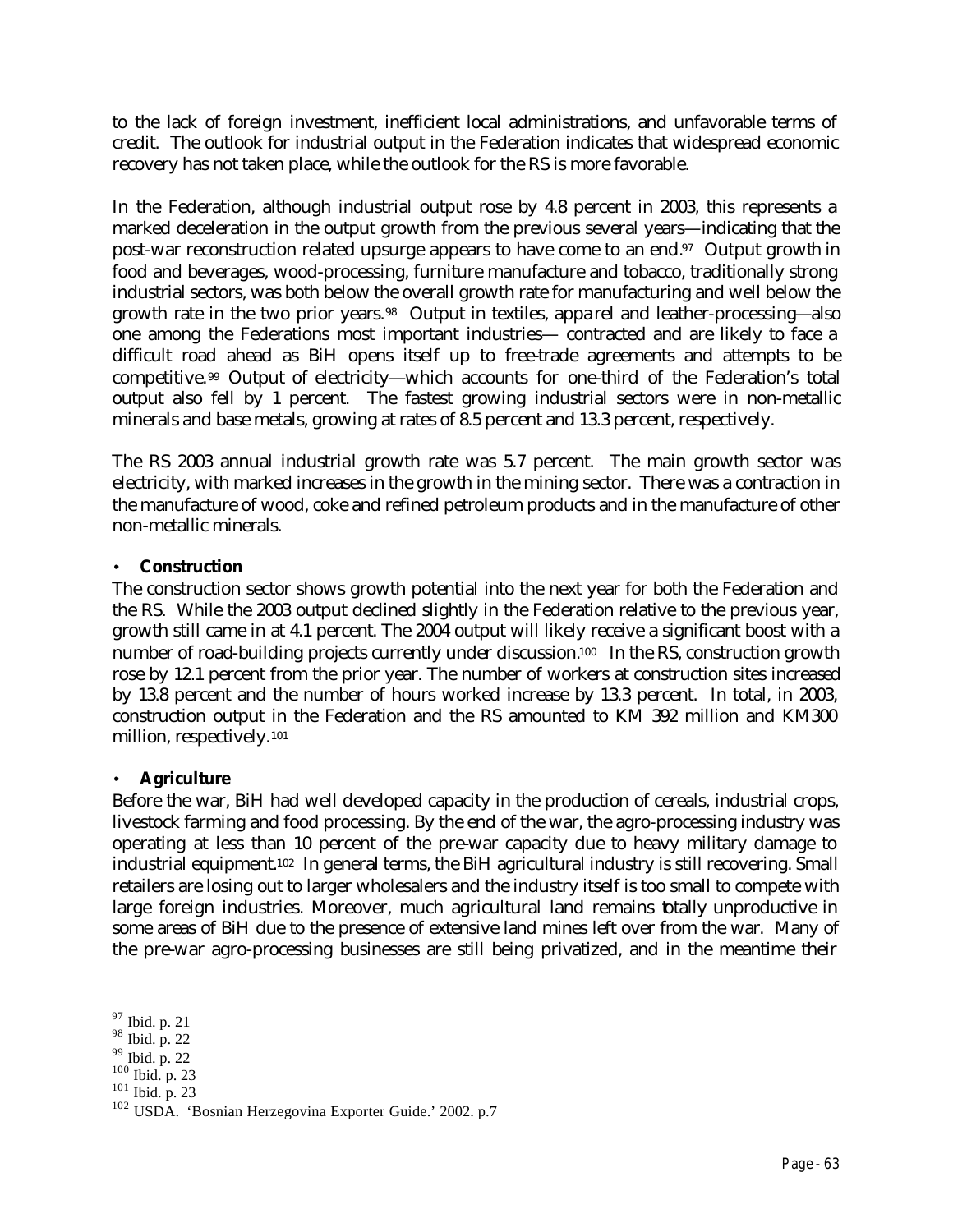to the lack of foreign investment, inefficient local administrations, and unfavorable terms of credit. The outlook for industrial output in the Federation indicates that widespread economic recovery has not taken place, while the outlook for the RS is more favorable.

In the Federation, although industrial output rose by 4.8 percent in 2003, this represents a marked deceleration in the output growth from the previous several years—indicating that the post-war reconstruction related upsurge appears to have come to an end.[97] Output growth in food and beverages, wood-processing, furniture manufacture and tobacco, traditionally strong industrial sectors, was both below the overall growth rate for manufacturing and well below the growth rate in the two prior years.[98] Output in textiles, apparel and leather-processing—also one among the Federations most important industries— contracted and are likely to face a difficult road ahead as BiH opens itself up to free-trade agreements and attempts to be competitive.[99] Output of electricity—which accounts for one-third of the Federation's total output also fell by 1 percent. The fastest growing industrial sectors were in non-metallic minerals and base metals, growing at rates of 8.5 percent and 13.3 percent, respectively.

The RS 2003 annual industrial growth rate was 5.7 percent. The main growth sector was electricity, with marked increases in the growth in the mining sector. There was a contraction in the manufacture of wood, coke and refined petroleum products and in the manufacture of other non-metallic minerals.

- **Construction**

The construction sector shows growth potential into the next year for both the Federation and the RS. While the 2003 output declined slightly in the Federation relative to the previous year, growth still came in at 4.1 percent. The 2004 output will likely receive a significant boost with a number of road-building projects currently under discussion.[100] In the RS, construction growth rose by 12.1 percent from the prior year. The number of workers at construction sites increased by 13.8 percent and the number of hours worked increase by 13.3 percent. In total, in 2003, construction output in the Federation and the RS amounted to KM 392 million and KM300 million, respectively.[101]

- **Agriculture**

Before the war, BiH had well developed capacity in the production of cereals, industrial crops, livestock farming and food processing. By the end of the war, the agro-processing industry was operating at less than 10 percent of the pre-war capacity due to heavy military damage to industrial equipment.[102] In general terms, the BiH agricultural industry is still recovering. Small retailers are losing out to larger wholesalers and the industry itself is too small to compete with large foreign industries. Moreover, much agricultural land remains totally unproductive in some areas of BiH due to the presence of extensive land mines left over from the war. Many of the pre-war agro-processing businesses are still being privatized, and in the meantime their

---

[97] Ibid. p. 21
[98] Ibid. p. 22
[99] Ibid. p. 22
[100] Ibid. p. 23
[101] Ibid. p. 23
[102] USDA. 'Bosnian Herzegovina Exporter Guide.' 2002. p.7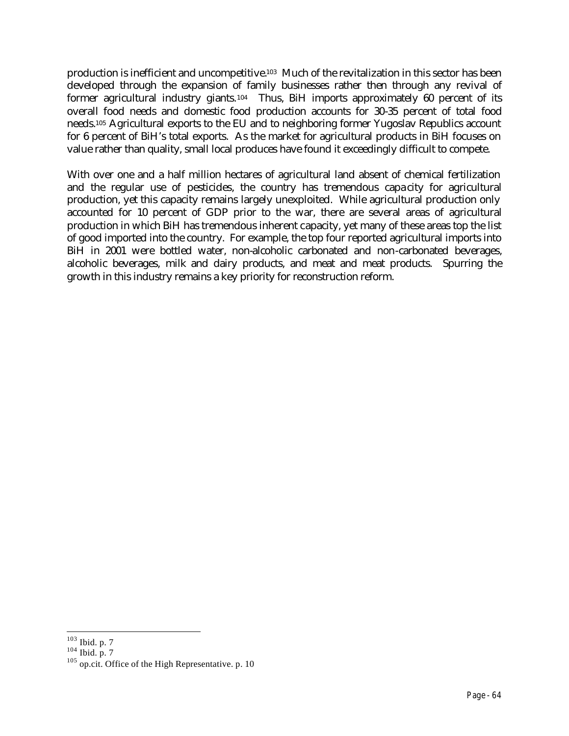production is inefficient and uncompetitive.[103] Much of the revitalization in this sector has been developed through the expansion of family businesses rather then through any revival of former agricultural industry giants.[104] Thus, BiH imports approximately 60 percent of its overall food needs and domestic food production accounts for 30-35 percent of total food needs.[105] Agricultural exports to the EU and to neighboring former Yugoslav Republics account for 6 percent of BiH's total exports. As the market for agricultural products in BiH focuses on value rather than quality, small local produces have found it exceedingly difficult to compete.

With over one and a half million hectares of agricultural land absent of chemical fertilization and the regular use of pesticides, the country has tremendous capacity for agricultural production, yet this capacity remains largely unexploited. While agricultural production only accounted for 10 percent of GDP prior to the war, there are several areas of agricultural production in which BiH has tremendous inherent capacity, yet many of these areas top the list of good imported into the country. For example, the top four reported agricultural imports into BiH in 2001 were bottled water, non-alcoholic carbonated and non-carbonated beverages, alcoholic beverages, milk and dairy products, and meat and meat products. Spurring the growth in this industry remains a key priority for reconstruction reform.

---

[103] Ibid. p. 7

[104] Ibid. p. 7

[105] op.cit. Office of the High Representative. p. 10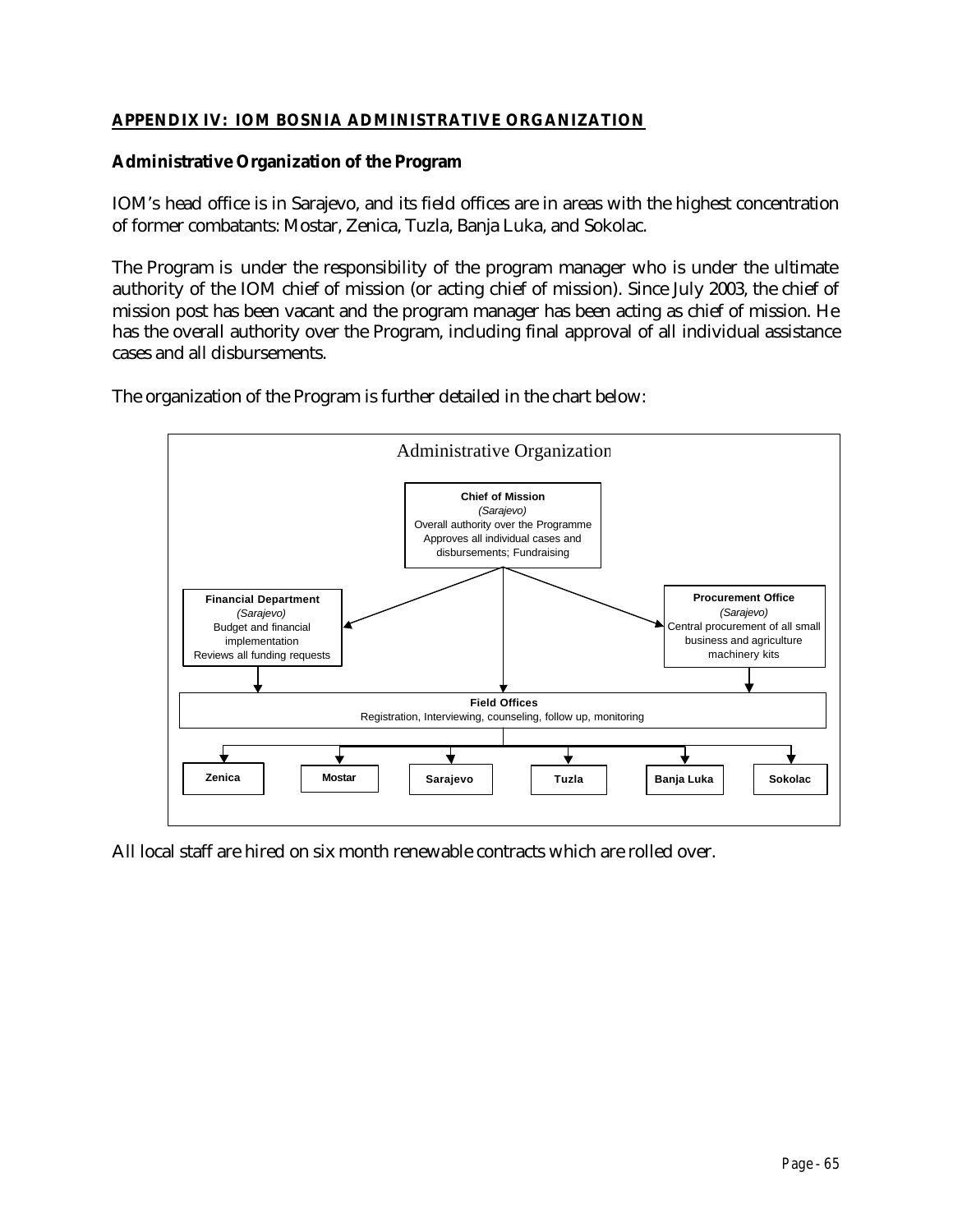## APPENDIX IV: IOM BOSNIA ADMINISTRATIVE ORGANIZATION

### Administrative Organization of the Program

IOM's head office is in Sarajevo, and its field offices are in areas with the highest concentration of former combatants: Mostar, Zenica, Tuzla, Banja Luka, and Sokolac.

The Program is under the responsibility of the program manager who is under the ultimate authority of the IOM chief of mission (or acting chief of mission). Since July 2003, the chief of mission post has been vacant and the program manager has been acting as chief of mission. He has the overall authority over the Program, including final approval of all individual assistance cases and all disbursements.

The organization of the Program is further detailed in the chart below:

Administrative Organization

**Chief of Mission**
*(Sarajevo)*
Overall authority over the Programme
Approves all individual cases and disbursements; Fundraising

**Financial Department**
*(Sarajevo)*
Budget and financial implementation
Reviews all funding requests

**Procurement Office**
*(Sarajevo)*
Central procurement of all small business and agriculture machinery kits

**Field Offices**
Registration, Interviewing, counseling, follow up, monitoring

**Zenica** | **Mostar** | **Sarajevo** | **Tuzla** | **Banja Luka** | **Sokolac**

All local staff are hired on six month renewable contracts which are rolled over.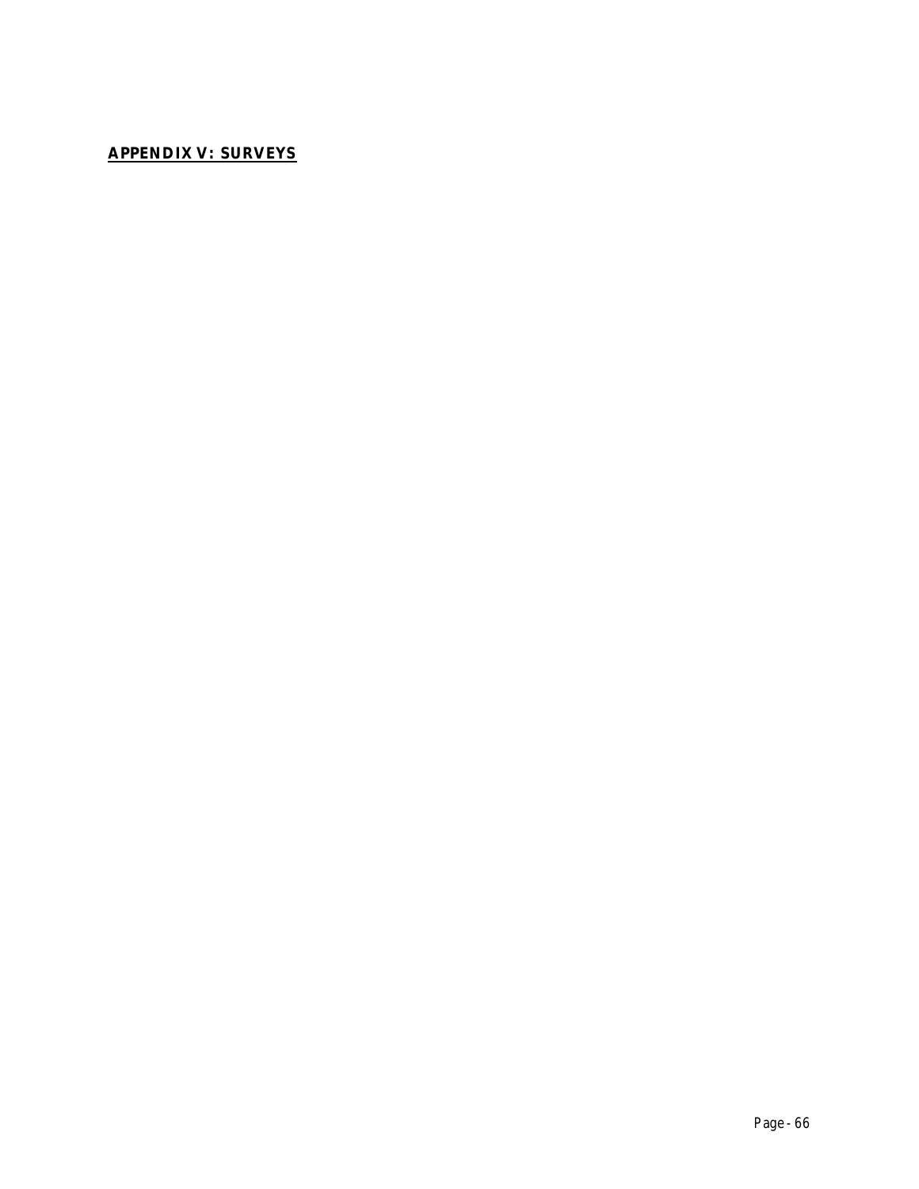## **APPENDIX V: SURVEYS**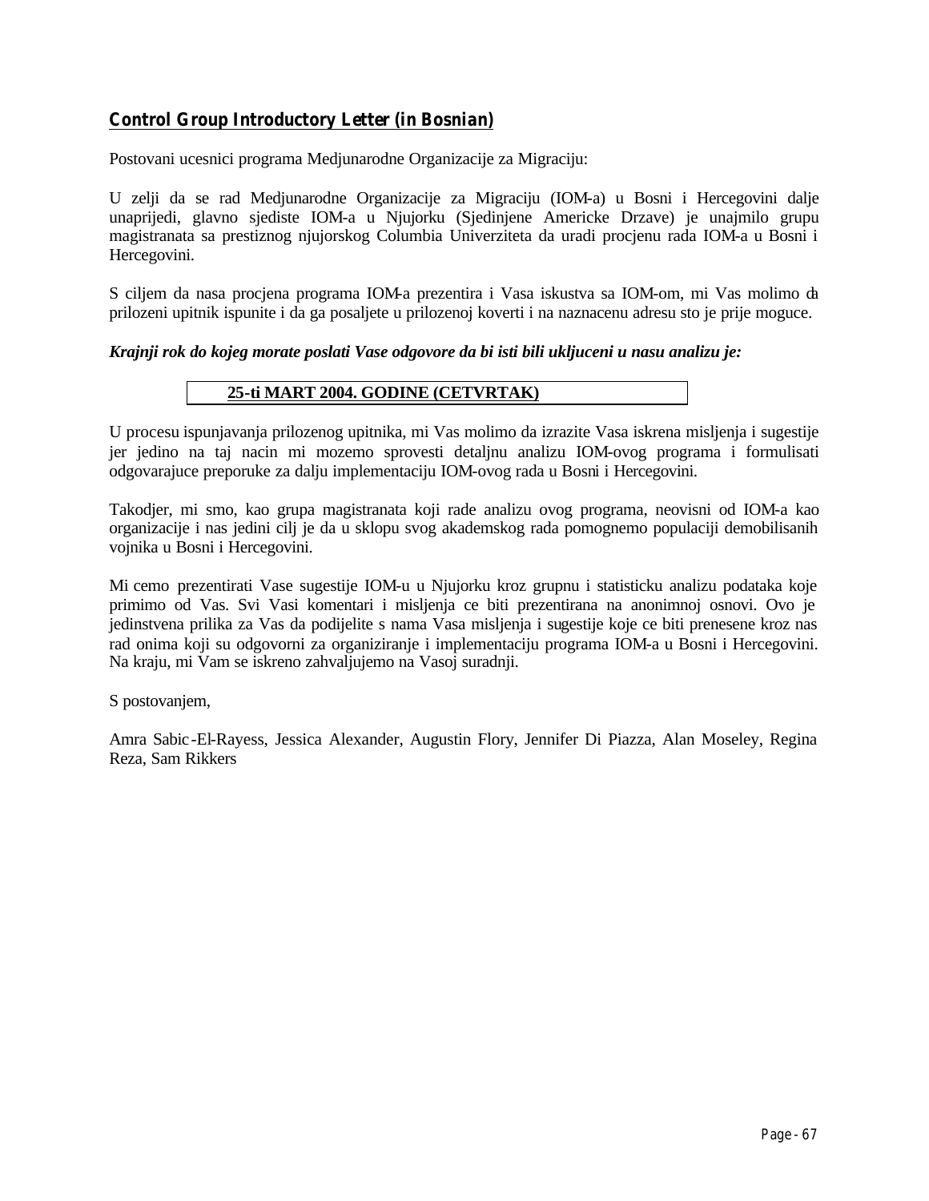**Control Group Introductory Letter (in Bosnian)**

Postovani ucesnici programa Medjunarodne Organizacije za Migraciju:

U zelji da se rad Medjunarodne Organizacije za Migraciju (IOM-a) u Bosni i Hercegovini dalje unaprijedi, glavno sjediste IOM-a u Njujorku (Sjedinjene Americke Drzave) je unajmilo grupu magistranata sa prestiznog njujorskog Columbia Univerziteta da uradi procjenu rada IOM-a u Bosni i Hercegovini.

S ciljem da nasa procjena programa IOM-a prezentira i Vasa iskustva sa IOM-om, mi Vas molimo da prilozeni upitnik ispunite i da ga posaljete u prilozenoj koverti i na naznacenu adresu sto je prije moguce.

***Krajnji rok do kojeg morate poslati Vase odgovore da bi isti bili ukljuceni u nasu analizu je:***

**25-ti MART 2004. GODINE (CETVRTAK)**

U procesu ispunjavanja prilozenog upitnika, mi Vas molimo da izrazite Vasa iskrena misljenja i sugestije jer jedino na taj nacin mi mozemo sprovesti detaljnu analizu IOM-ovog programa i formulisati odgovarajuce preporuke za dalju implementaciju IOM-ovog rada u Bosni i Hercegovini.

Takodjer, mi smo, kao grupa magistranata koji rade analizu ovog programa, neovisni od IOM-a kao organizacije i nas jedini cilj je da u sklopu svog akademskog rada pomognemo populaciji demobilisanih vojnika u Bosni i Hercegovini.

Mi cemo prezentirati Vase sugestije IOM-u u Njujorku kroz grupnu i statisticku analizu podataka koje primimo od Vas. Svi Vasi komentari i misljenja ce biti prezentirana na anonimnoj osnovi. Ovo je jedinstvena prilika za Vas da podijelite s nama Vasa misljenja i sugestije koje ce biti prenesene kroz nas rad onima koji su odgovorni za organiziranje i implementaciju programa IOM-a u Bosni i Hercegovini. Na kraju, mi Vam se iskreno zahvaljujemo na Vasoj suradnji.

S postovanjem,

Amra Sabic-El-Rayess, Jessica Alexander, Augustin Flory, Jennifer Di Piazza, Alan Moseley, Regina Reza, Sam Rikkers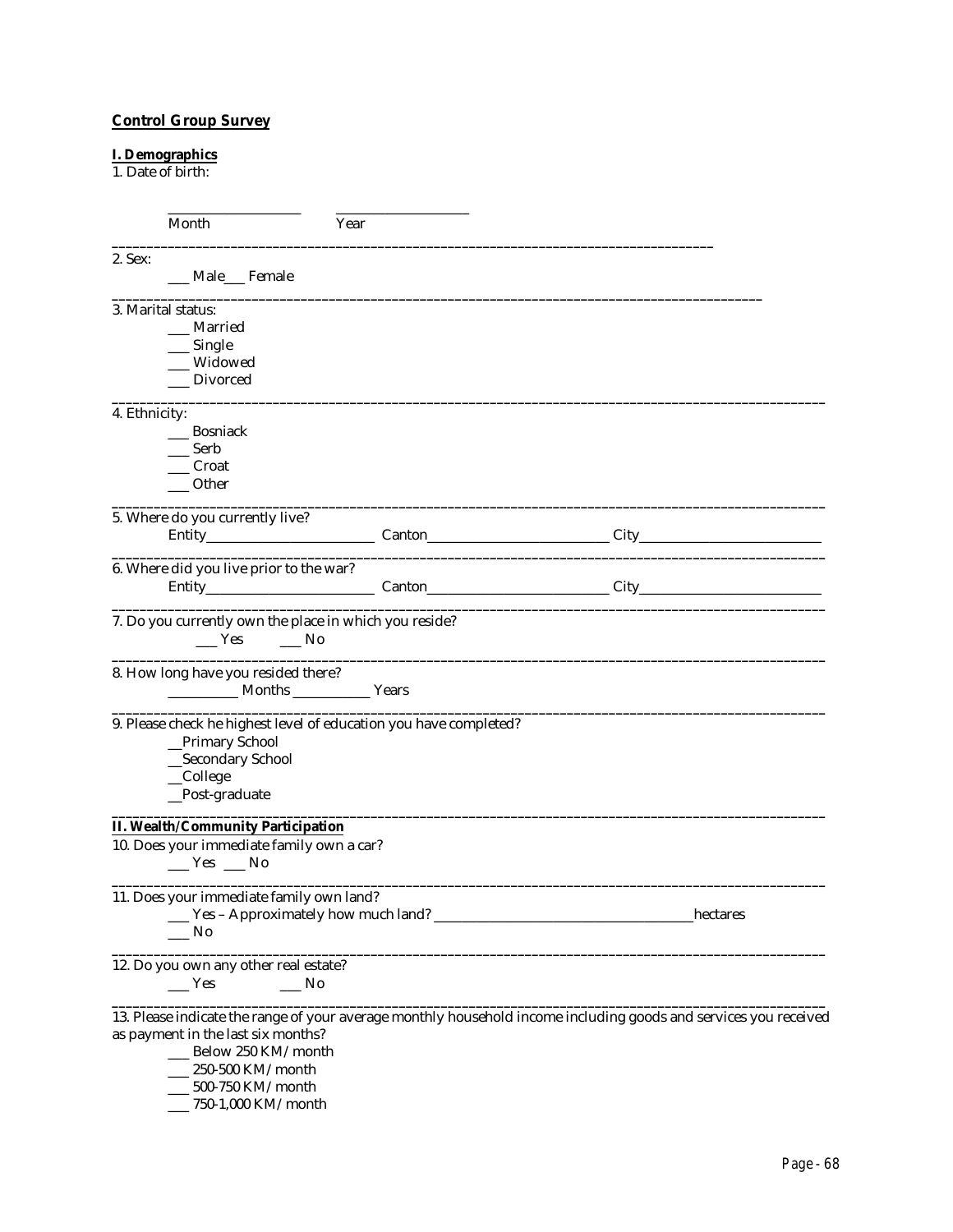**Control Group Survey**

**I. Demographics**

1. Date of birth:

\_\_\_\_\_\_\_\_\_\_\_\_\_\_\_\_\_\_\_ \_\_\_\_\_\_\_\_\_\_\_\_\_\_\_\_\_\_\_
Month Year

---

2. Sex:

\_\_\_ Male\_\_\_ Female

---

3. Marital status:

\_\_\_ Married
\_\_\_ Single
\_\_\_ Widowed
\_\_\_ Divorced

---

4. Ethnicity:

\_\_\_ Bosniack
\_\_\_ Serb
\_\_\_ Croat
\_\_\_ Other

---

5. Where do you currently live?

Entity\_\_\_\_\_\_\_\_\_\_\_\_\_\_\_\_\_\_\_\_\_\_\_\_ Canton\_\_\_\_\_\_\_\_\_\_\_\_\_\_\_\_\_\_\_\_\_\_\_\_\_\_ City\_\_\_\_\_\_\_\_\_\_\_\_\_\_\_\_\_\_\_\_\_\_\_\_\_\_

---

6. Where did you live prior to the war?

Entity\_\_\_\_\_\_\_\_\_\_\_\_\_\_\_\_\_\_\_\_\_\_\_\_ Canton\_\_\_\_\_\_\_\_\_\_\_\_\_\_\_\_\_\_\_\_\_\_\_\_\_\_ City\_\_\_\_\_\_\_\_\_\_\_\_\_\_\_\_\_\_\_\_\_\_\_\_\_\_

---

7. Do you currently own the place in which you reside?

\_\_\_ Yes \_\_\_ No

---

8. How long have you resided there?

\_\_\_\_\_\_\_\_\_\_ Months \_\_\_\_\_\_\_\_\_\_\_ Years

---

9. Please check he highest level of education you have completed?

\_\_Primary School
\_\_Secondary School
\_\_College
\_\_Post-graduate

---

**II. Wealth/Community Participation**

10. Does your immediate family own a car?

\_\_\_ Yes \_\_\_ No

---

11. Does your immediate family own land?

\_\_\_ Yes – Approximately how much land? \_\_\_\_\_\_\_\_\_\_\_\_\_\_\_\_\_\_\_\_\_\_\_\_\_\_\_\_\_\_\_\_\_\_\_\_\_hectares
\_\_\_ No

---

12. Do you own any other real estate?

\_\_\_ Yes \_\_\_ No

---

13. Please indicate the range of your average monthly household income including goods and services you received as payment in the last six months?

\_\_\_ Below 250 KM/month
\_\_\_ 250-500 KM/month
\_\_\_ 500-750 KM/month
\_\_\_ 750-1,000 KM/month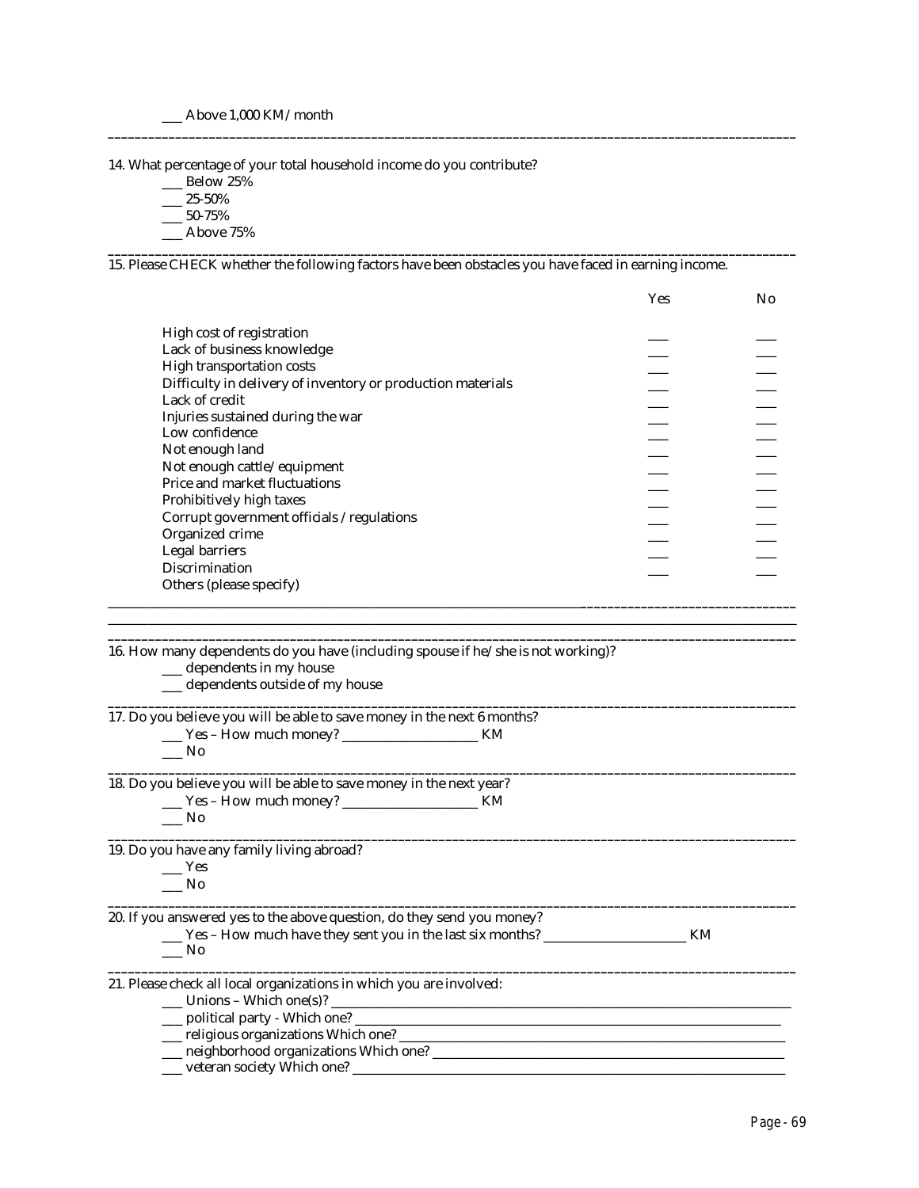___ Above 1,000 KM/ month

---

14. What percentage of your total household income do you contribute?
    - ___ Below 25%
    - ___ 25-50%
    - ___ 50-75%
    - ___ Above 75%

---

15. Please CHECK whether the following factors have been obstacles you have faced in earning income.

| | Yes | No |
|---|---|---|
| High cost of registration | ___ | ___ |
| Lack of business knowledge | ___ | ___ |
| High transportation costs | ___ | ___ |
| Difficulty in delivery of inventory or production materials | ___ | ___ |
| Lack of credit | ___ | ___ |
| Injuries sustained during the war | ___ | ___ |
| Low confidence | ___ | ___ |
| Not enough land | ___ | ___ |
| Not enough cattle/ equipment | ___ | ___ |
| Price and market fluctuations | ___ | ___ |
| Prohibitively high taxes | ___ | ___ |
| Corrupt government officials / regulations | ___ | ___ |
| Organized crime | ___ | ___ |
| Legal barriers | ___ | ___ |
| Discrimination | ___ | ___ |
| Others (please specify) | | |

______________________________________________________________________________

______________________________________________________________________________

---

16. How many dependents do you have (including spouse if he/she is not working)?
    - ___ dependents in my house
    - ___ dependents outside of my house

---

17. Do you believe you will be able to save money in the next 6 months?
    - ___ Yes – How much money? ____________________ KM
    - ___ No

---

18. Do you believe you will be able to save money in the next year?
    - ___ Yes – How much money? ____________________ KM
    - ___ No

---

19. Do you have any family living abroad?
    - ___ Yes
    - ___ No

---

20. If you answered yes to the above question, do they send you money?
    - ___ Yes – How much have they sent you in the last six months? ____________________ KM
    - ___ No

---

21. Please check all local organizations in which you are involved:
    - ___ Unions – Which one(s)? ______________________________________________
    - ___ political party - Which one? ______________________________________________
    - ___ religious organizations Which one? ______________________________________________
    - ___ neighborhood organizations Which one? ______________________________________________
    - ___ veteran society Which one? ______________________________________________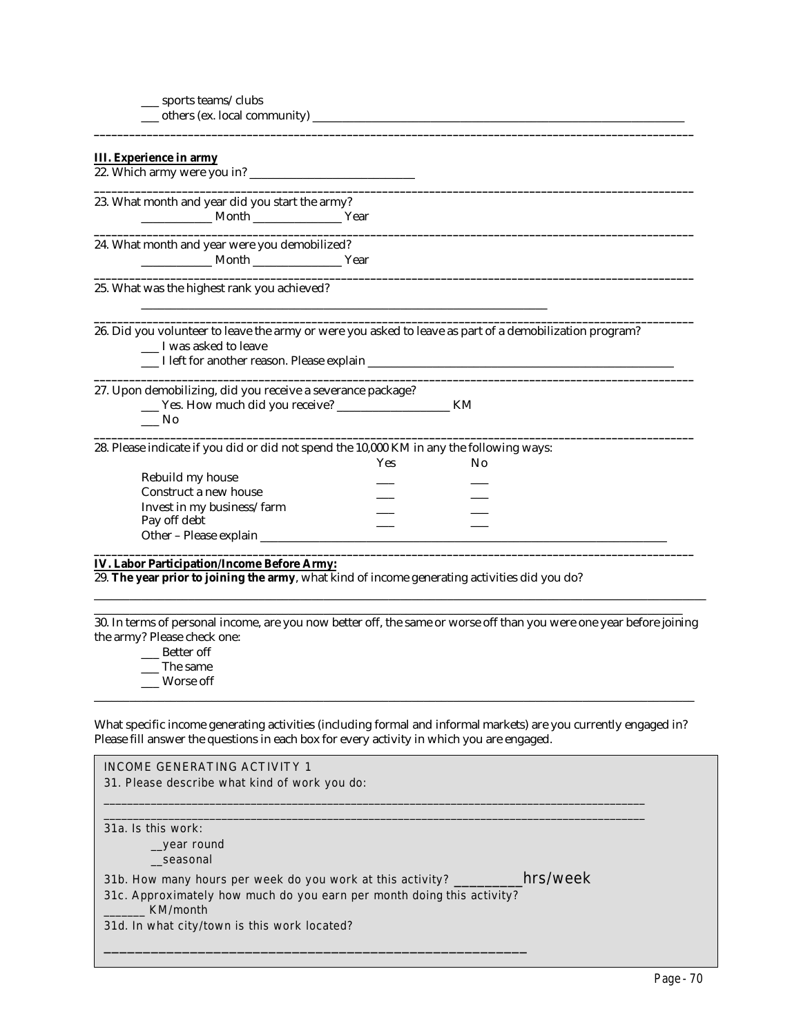___ sports teams/clubs
___ others (ex. local community) ____________________________________________

---

**III. Experience in army**

22. Which army were you in? ___________________________

---

23. What month and year did you start the army?
____________ Month _______________ Year

---

24. What month and year were you demobilized?
____________ Month _______________ Year

---

25. What was the highest rank you achieved?
______________________________________________________________________

---

26. Did you volunteer to leave the army or were you asked to leave as part of a demobilization program?
___ I was asked to leave
___ I left for another reason. Please explain ____________________________________________

---

27. Upon demobilizing, did you receive a severance package?
___ Yes. How much did you receive? ___________________ KM
___ No

---

28. Please indicate if you did or did not spend the 10,000 KM in any the following ways:

| | Yes | No |
|---|---|---|
| Rebuild my house | ___ | ___ |
| Construct a new house | ___ | ___ |
| Invest in my business/farm | ___ | ___ |
| Pay off debt | ___ | ___ |

Other – Please explain ______________________________________________________________

---

**IV. Labor Participation/Income Before Army:**

29. **The year prior to joining the army**, what kind of income generating activities did you do?

______________________________________________________________________________________
______________________________________________________________________________________

30. In terms of personal income, are you now better off, the same or worse off than you were one year before joining the army? Please check one:
___ Better off
___ The same
___ Worse off

---

What specific income generating activities (including formal and informal markets) are you currently engaged in? Please fill answer the questions in each box for every activity in which you are engaged.

INCOME GENERATING ACTIVITY 1

31. Please describe what kind of work you do:

______________________________________________________________________________________
______________________________________________________________________________________

31a. Is this work:
__year round
__seasonal

31b. How many hours per week do you work at this activity? __________hrs/week

31c. Approximately how much do you earn per month doing this activity?
_______ KM/month

31d. In what city/town is this work located?

______________________________________________________________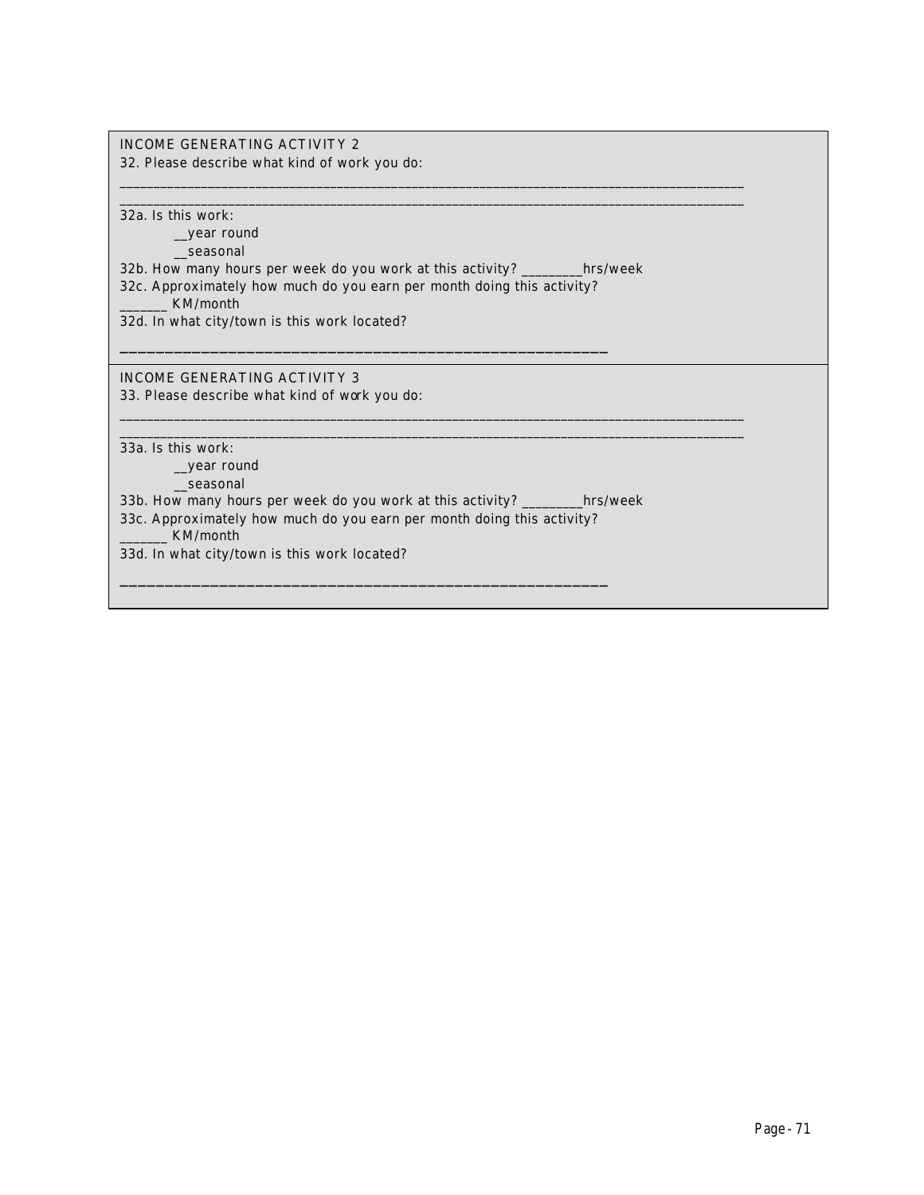INCOME GENERATING ACTIVITY 2

32. Please describe what kind of work you do:

__________________________________________________________________________________________
__________________________________________________________________________________________

32a. Is this work:

__year round

__seasonal

32b. How many hours per week do you work at this activity? _________hrs/week

32c. Approximately how much do you earn per month doing this activity?

_______ KM/month

32d. In what city/town is this work located?

____________________________________________________________

INCOME GENERATING ACTIVITY 3

33. Please describe what kind of work you do:

__________________________________________________________________________________________
__________________________________________________________________________________________

33a. Is this work:

__year round

__seasonal

33b. How many hours per week do you work at this activity? _________hrs/week

33c. Approximately how much do you earn per month doing this activity?

_______ KM/month

33d. In what city/town is this work located?

____________________________________________________________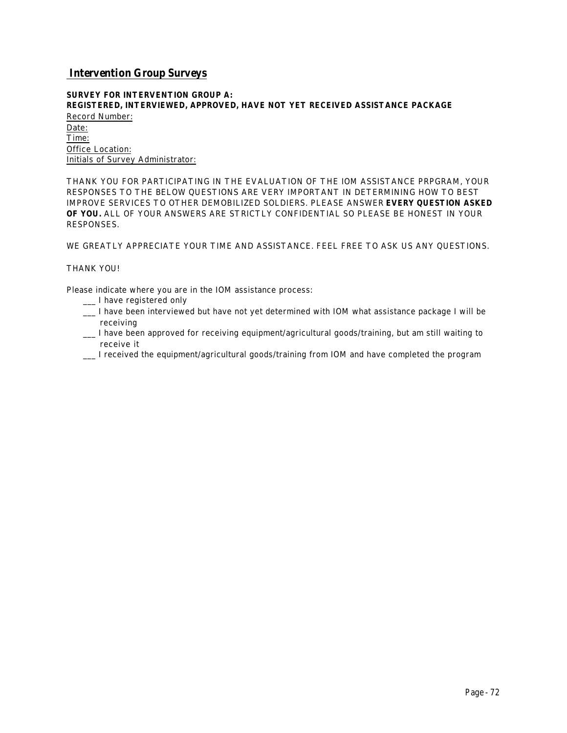## Intervention Group Surveys

**SURVEY FOR INTERVENTION GROUP A:**
**REGISTERED, INTERVIEWED, APPROVED, HAVE NOT YET RECEIVED ASSISTANCE PACKAGE**

Record Number:
Date:
Time:
Office Location:
Initials of Survey Administrator:

THANK YOU FOR PARTICIPATING IN THE EVALUATION OF THE IOM ASSISTANCE PRPGRAM, YOUR RESPONSES TO THE BELOW QUESTIONS ARE VERY IMPORTANT IN DETERMINING HOW TO BEST IMPROVE SERVICES TO OTHER DEMOBILIZED SOLDIERS. PLEASE ANSWER **EVERY QUESTION ASKED OF YOU.** ALL OF YOUR ANSWERS ARE STRICTLY CONFIDENTIAL SO PLEASE BE HONEST IN YOUR RESPONSES.

WE GREATLY APPRECIATE YOUR TIME AND ASSISTANCE. FEEL FREE TO ASK US ANY QUESTIONS.

THANK YOU!

Please indicate where you are in the IOM assistance process:

___ I have registered only

___ I have been interviewed but have not yet determined with IOM what assistance package I will be receiving

___ I have been approved for receiving equipment/agricultural goods/training, but am still waiting to receive it

___ I received the equipment/agricultural goods/training from IOM and have completed the program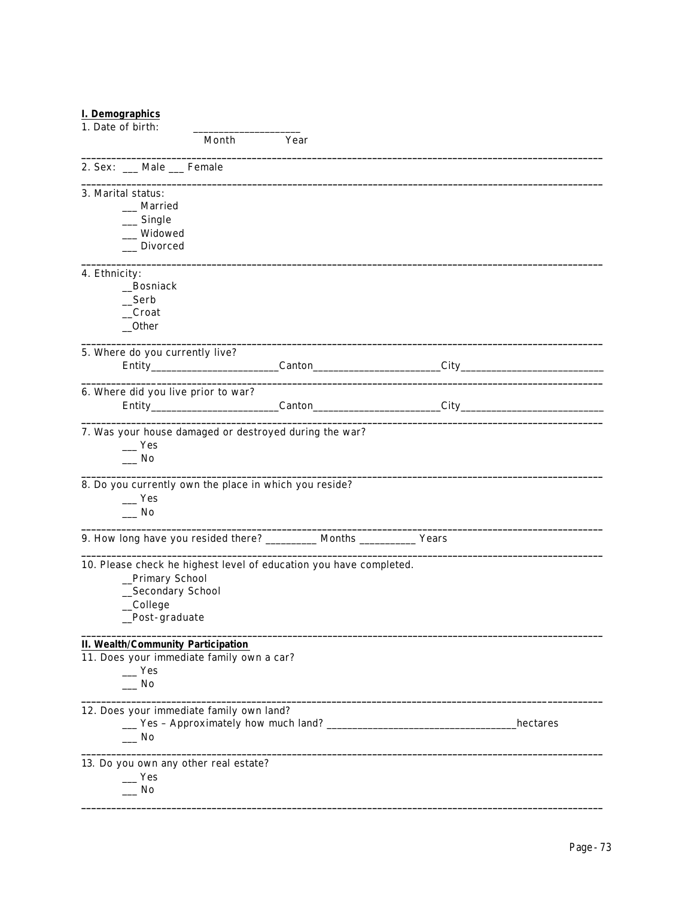**I. Demographics**

1. Date of birth: ____________________
   Month Year

---

2. Sex: ___ Male ___ Female

---

3. Marital status:
   - ___ Married
   - ___ Single
   - ___ Widowed
   - ___ Divorced

---

4. Ethnicity:
   - __Bosniack
   - __Serb
   - __Croat
   - __Other

---

5. Where do you currently live?
   Entity________________________Canton________________________City__________________________

---

6. Where did you live prior to war?
   Entity________________________Canton________________________City__________________________

---

7. Was your house damaged or destroyed during the war?
   - ___ Yes
   - ___ No

---

8. Do you currently own the place in which you reside?
   - ___ Yes
   - ___ No

---

9. How long have you resided there? __________ Months ___________ Years

---

10. Please check he highest level of education you have completed.
    - __Primary School
    - __Secondary School
    - __College
    - __Post-graduate

---

**II. Wealth/Community Participation**

11. Does your immediate family own a car?
    - ___ Yes
    - ___ No

---

12. Does your immediate family own land?
    - ___ Yes – Approximately how much land? ___________________________________hectares
    - ___ No

---

13. Do you own any other real estate?
    - ___ Yes
    - ___ No

---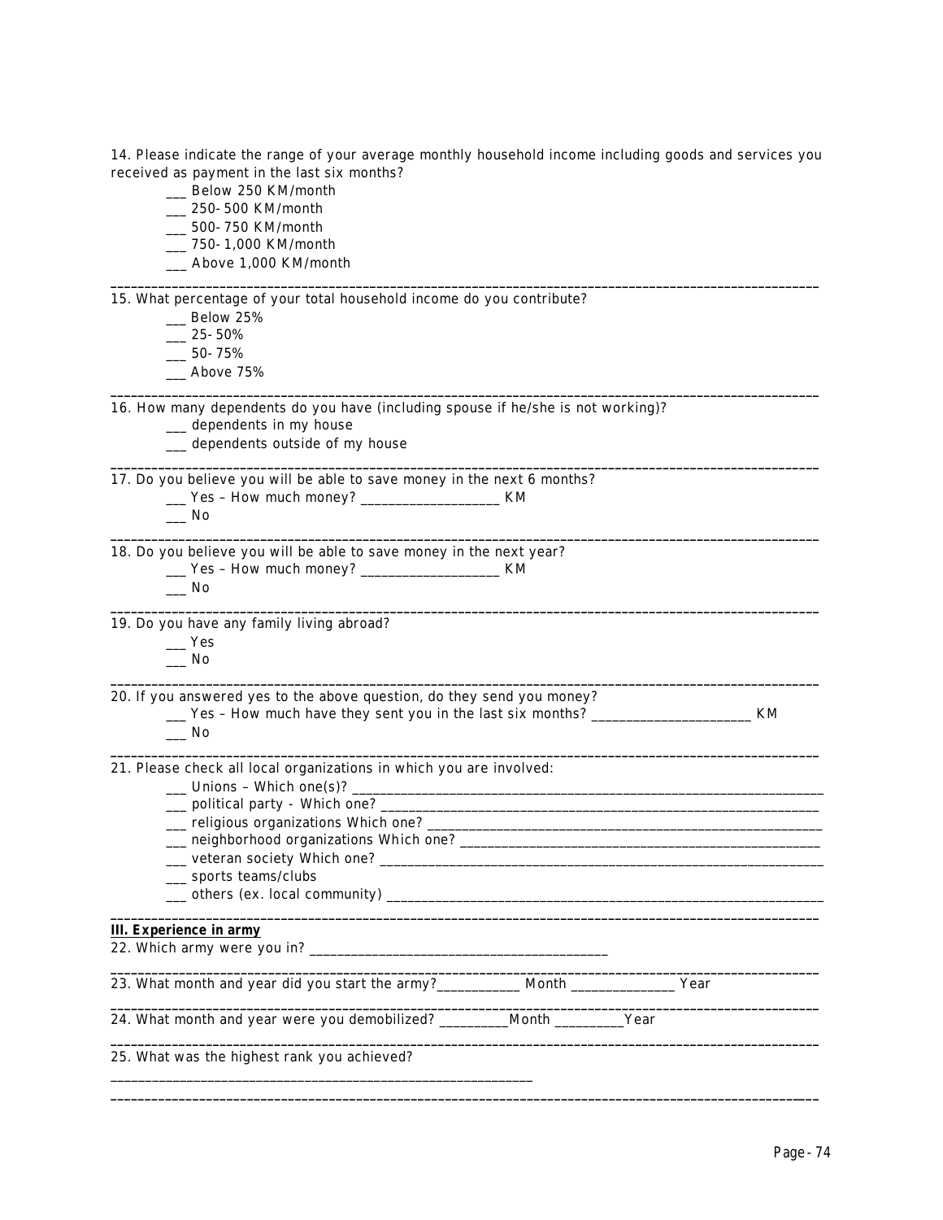14. Please indicate the range of your average monthly household income including goods and services you received as payment in the last six months?

___ Below 250 KM/month
___ 250-500 KM/month
___ 500-750 KM/month
___ 750-1,000 KM/month
___ Above 1,000 KM/month

---

15. What percentage of your total household income do you contribute?

___ Below 25%
___ 25-50%
___ 50-75%
___ Above 75%

---

16. How many dependents do you have (including spouse if he/she is not working)?

___ dependents in my house
___ dependents outside of my house

---

17. Do you believe you will be able to save money in the next 6 months?

___ Yes – How much money? ___________________ KM
___ No

---

18. Do you believe you will be able to save money in the next year?

___ Yes – How much money? ___________________ KM
___ No

---

19. Do you have any family living abroad?

___ Yes
___ No

---

20. If you answered yes to the above question, do they send you money?

___ Yes – How much have they sent you in the last six months? ______________________ KM
___ No

---

21. Please check all local organizations in which you are involved:

___ Unions – Which one(s)? ____________________________________________________________________
___ political party - Which one? _______________________________________________________________
___ religious organizations Which one? ________________________________________________________
___ neighborhood organizations Which one? ____________________________________________________
___ veteran society Which one? _______________________________________________________________
___ sports teams/clubs
___ others (ex. local community) _____________________________________________________________

---

**III. Experience in army**

22. Which army were you in? __________________________________________

---

23. What month and year did you start the army?___________ Month ______________ Year

---

24. What month and year were you demobilized? _________Month _________Year

---

25. What was the highest rank you achieved?

_____________________________________________________________

---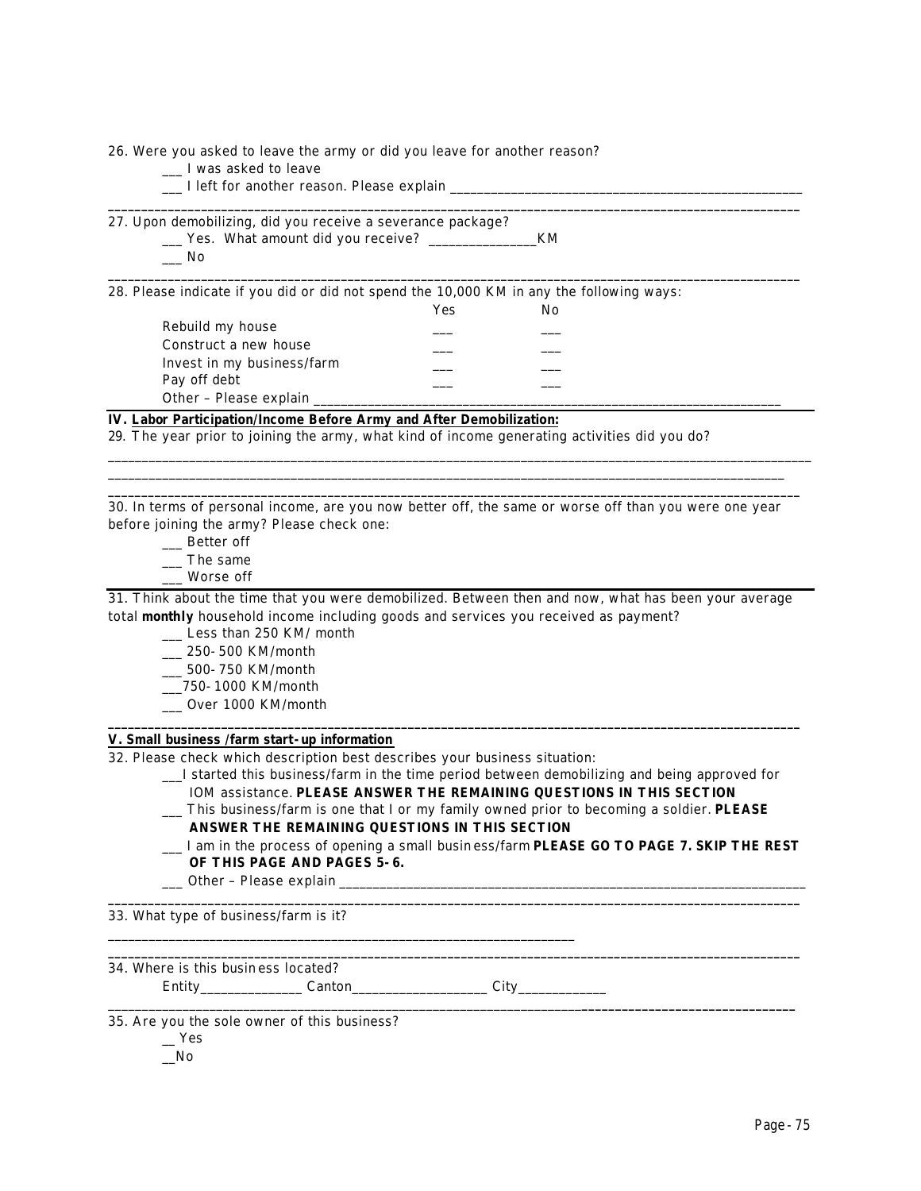26. Were you asked to leave the army or did you leave for another reason?

___ I was asked to leave

___ I left for another reason. Please explain ______________________________________________________

---

27. Upon demobilizing, did you receive a severance package?

___ Yes. What amount did you receive? _______________KM

___ No

---

28. Please indicate if you did or did not spend the 10,000 KM in any the following ways:

| | Yes | No |
|---|---|---|
| Rebuild my house | ___ | ___ |
| Construct a new house | ___ | ___ |
| Invest in my business/farm | ___ | ___ |
| Pay off debt | ___ | ___ |

Other – Please explain ___________________________________________________________________

**IV. Labor Participation/Income Before Army and After Demobilization:**

29. The year prior to joining the army, what kind of income generating activities did you do?

_____________________________________________________________________________________________

_____________________________________________________________________________________________

---

30. In terms of personal income, are you now better off, the same or worse off than you were one year before joining the army? Please check one:

___ Better off

___ The same

___ Worse off

31. Think about the time that you were demobilized. Between then and now, what has been your average total **monthly** household income including goods and services you received as payment?

___ Less than 250 KM/ month

___ 250-500 KM/month

___ 500-750 KM/month

___750-1000 KM/month

___ Over 1000 KM/month

---

**V. Small business /farm start-up information**

32. Please check which description best describes your business situation:

___I started this business/farm in the time period between demobilizing and being approved for IOM assistance. **PLEASE ANSWER THE REMAINING QUESTIONS IN THIS SECTION**

___ This business/farm is one that I or my family owned prior to becoming a soldier. **PLEASE ANSWER THE REMAINING QUESTIONS IN THIS SECTION**

___ I am in the process of opening a small business/farm **PLEASE GO TO PAGE 7. SKIP THE REST OF THIS PAGE AND PAGES 5-6.**

___ Other – Please explain ____________________________________________________________________

---

33. What type of business/farm is it?

_____________________________________________________________

---

34. Where is this business located?

Entity______________ Canton___________________ City____________

---

35. Are you the sole owner of this business?

__ Yes

__No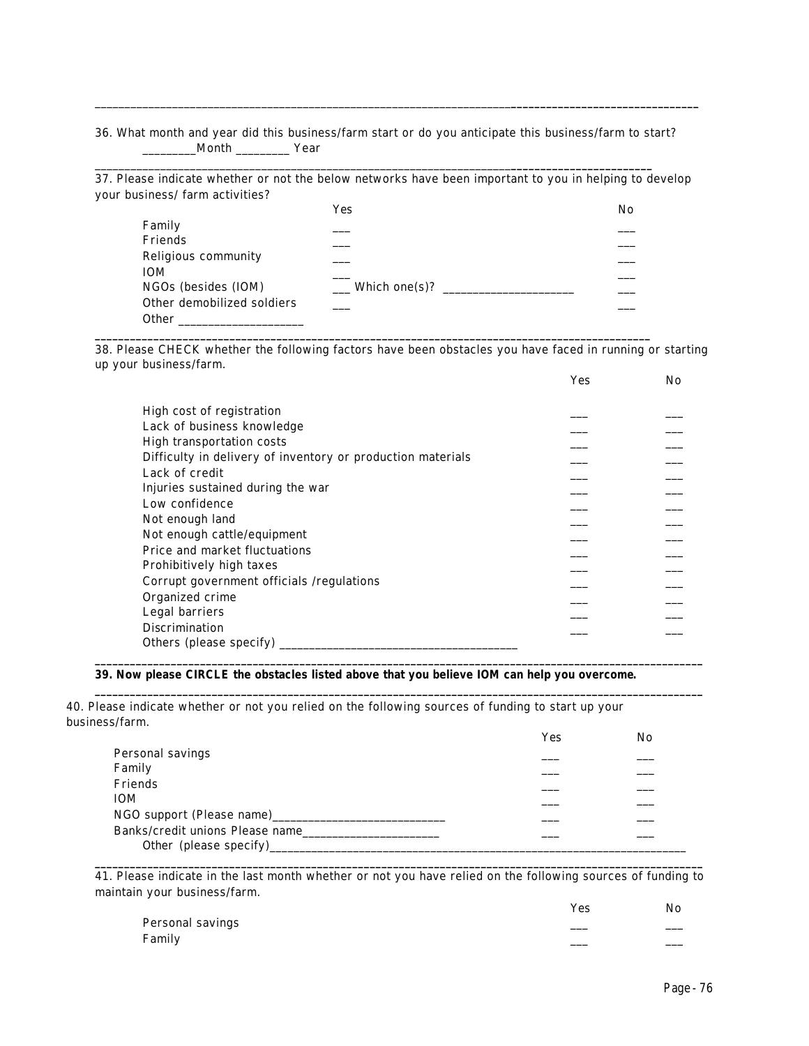36. What month and year did this business/farm start or do you anticipate this business/farm to start?

_________Month _________ Year

37. Please indicate whether or not the below networks have been important to you in helping to develop your business/ farm activities?

| | Yes | No |
|---|---|---|
| Family | ___ | ___ |
| Friends | ___ | ___ |
| Religious community | ___ | ___ |
| IOM | ___ | ___ |
| NGOs (besides (IOM) | ___ Which one(s)? _____________________ | ___ |
| Other demobilized soldiers | ___ | ___ |
| Other ____________________ | | |

38. Please CHECK whether the following factors have been obstacles you have faced in running or starting up your business/farm.

| | Yes | No |
|---|---|---|
| High cost of registration | ___ | ___ |
| Lack of business knowledge | ___ | ___ |
| High transportation costs | ___ | ___ |
| Difficulty in delivery of inventory or production materials | ___ | ___ |
| Lack of credit | ___ | ___ |
| Injuries sustained during the war | ___ | ___ |
| Low confidence | ___ | ___ |
| Not enough land | ___ | ___ |
| Not enough cattle/equipment | ___ | ___ |
| Price and market fluctuations | ___ | ___ |
| Prohibitively high taxes | ___ | ___ |
| Corrupt government officials /regulations | ___ | ___ |
| Organized crime | ___ | ___ |
| Legal barriers | ___ | ___ |
| Discrimination | ___ | ___ |
| Others (please specify) _______________________________________ | | |

**39. Now please CIRCLE the obstacles listed above that you believe IOM can help you overcome.**

40. Please indicate whether or not you relied on the following sources of funding to start up your business/farm.

| | Yes | No |
|---|---|---|
| Personal savings | ___ | ___ |
| Family | ___ | ___ |
| Friends | ___ | ___ |
| IOM | ___ | ___ |
| NGO support (Please name)____________________________ | ___ | ___ |
| Banks/credit unions Please name_______________________ | ___ | ___ |
| Other (please specify)_____________________________________________________________________ | | |

41. Please indicate in the last month whether or not you have relied on the following sources of funding to maintain your business/farm.

| | Yes | No |
|---|---|---|
| Personal savings | ___ | ___ |
| Family | ___ | ___ |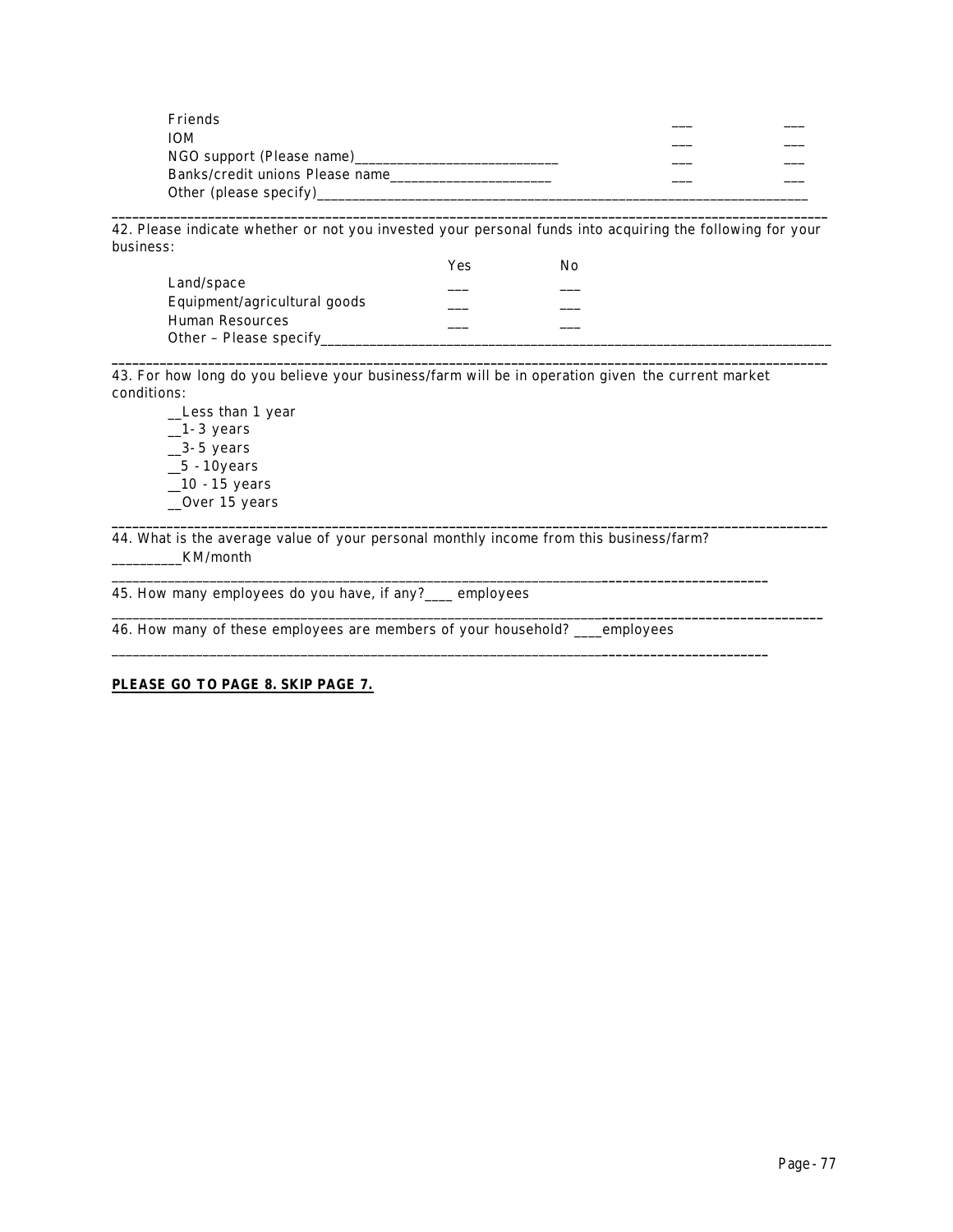| | | |
|---|---|---|
| Friends | ___ | ___ |
| IOM | ___ | ___ |
| NGO support (Please name)____________________________ | ___ | ___ |
| Banks/credit unions Please name______________________ | ___ | ___ |
| Other (please specify)______________________________________________________________________ | | |

---

42. Please indicate whether or not you invested your personal funds into acquiring the following for your business:

| | Yes | No |
|---|---|---|
| Land/space | ___ | ___ |
| Equipment/agricultural goods | ___ | ___ |
| Human Resources | ___ | ___ |
| Other – Please specify___________________________________________________________________________ | | |

---

43. For how long do you believe your business/farm will be in operation given the current market conditions:

__Less than 1 year
__1-3 years
__3-5 years
__5 - 10years
__10 - 15 years
__Over 15 years

---

44. What is the average value of your personal monthly income from this business/farm?
_________KM/month

---

45. How many employees do you have, if any?____ employees

---

46. How many of these employees are members of your household? ____employees

---

**PLEASE GO TO PAGE 8. SKIP PAGE 7.**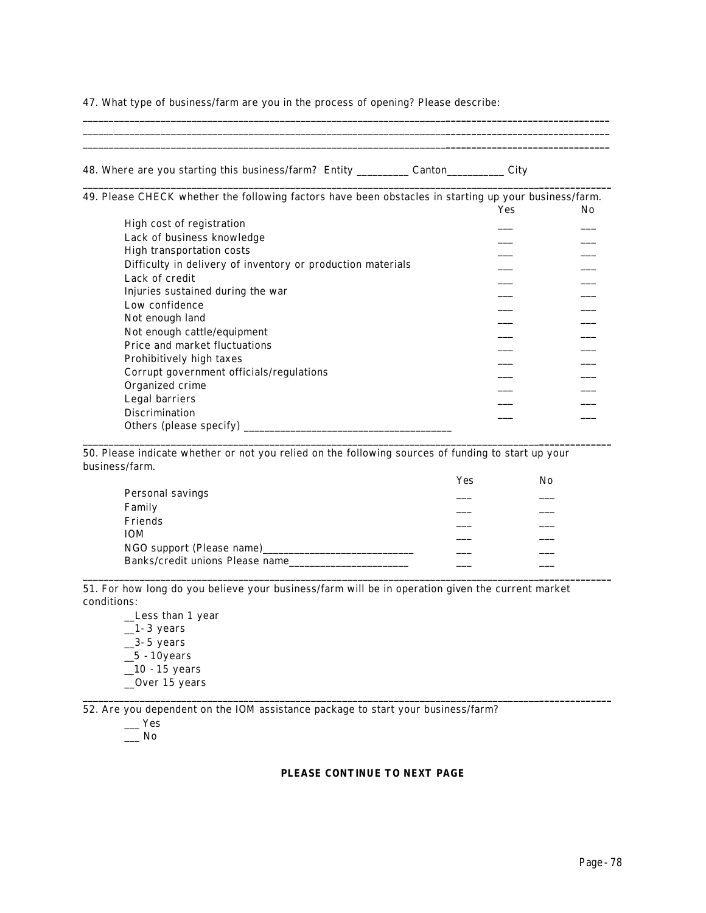47. What type of business/farm are you in the process of opening? Please describe:

______________________________________________________________________________________________
______________________________________________________________________________________________
______________________________________________________________________________________________

48. Where are you starting this business/farm? Entity _________ Canton__________ City

---

49. Please CHECK whether the following factors have been obstacles in starting up your business/farm.

| | Yes | No |
|---|---|---|
| High cost of registration | ___ | ___ |
| Lack of business knowledge | ___ | ___ |
| High transportation costs | ___ | ___ |
| Difficulty in delivery of inventory or production materials | ___ | ___ |
| Lack of credit | ___ | ___ |
| Injuries sustained during the war | ___ | ___ |
| Low confidence | ___ | ___ |
| Not enough land | ___ | ___ |
| Not enough cattle/equipment | ___ | ___ |
| Price and market fluctuations | ___ | ___ |
| Prohibitively high taxes | ___ | ___ |
| Corrupt government officials/regulations | ___ | ___ |
| Organized crime | ___ | ___ |
| Legal barriers | ___ | ___ |
| Discrimination | ___ | ___ |
| Others (please specify) ______________________________________ | | |

---

50. Please indicate whether or not you relied on the following sources of funding to start up your business/farm.

| | Yes | No |
|---|---|---|
| Personal savings | ___ | ___ |
| Family | ___ | ___ |
| Friends | ___ | ___ |
| IOM | ___ | ___ |
| NGO support (Please name)___________________________ | ___ | ___ |
| Banks/credit unions Please name_____________________ | ___ | ___ |

---

51. For how long do you believe your business/farm will be in operation given the current market conditions:

__Less than 1 year
__1-3 years
__3-5 years
__5 - 10years
__10 - 15 years
__Over 15 years

---

52. Are you dependent on the IOM assistance package to start your business/farm?

___ Yes
___ No

**PLEASE CONTINUE TO NEXT PAGE**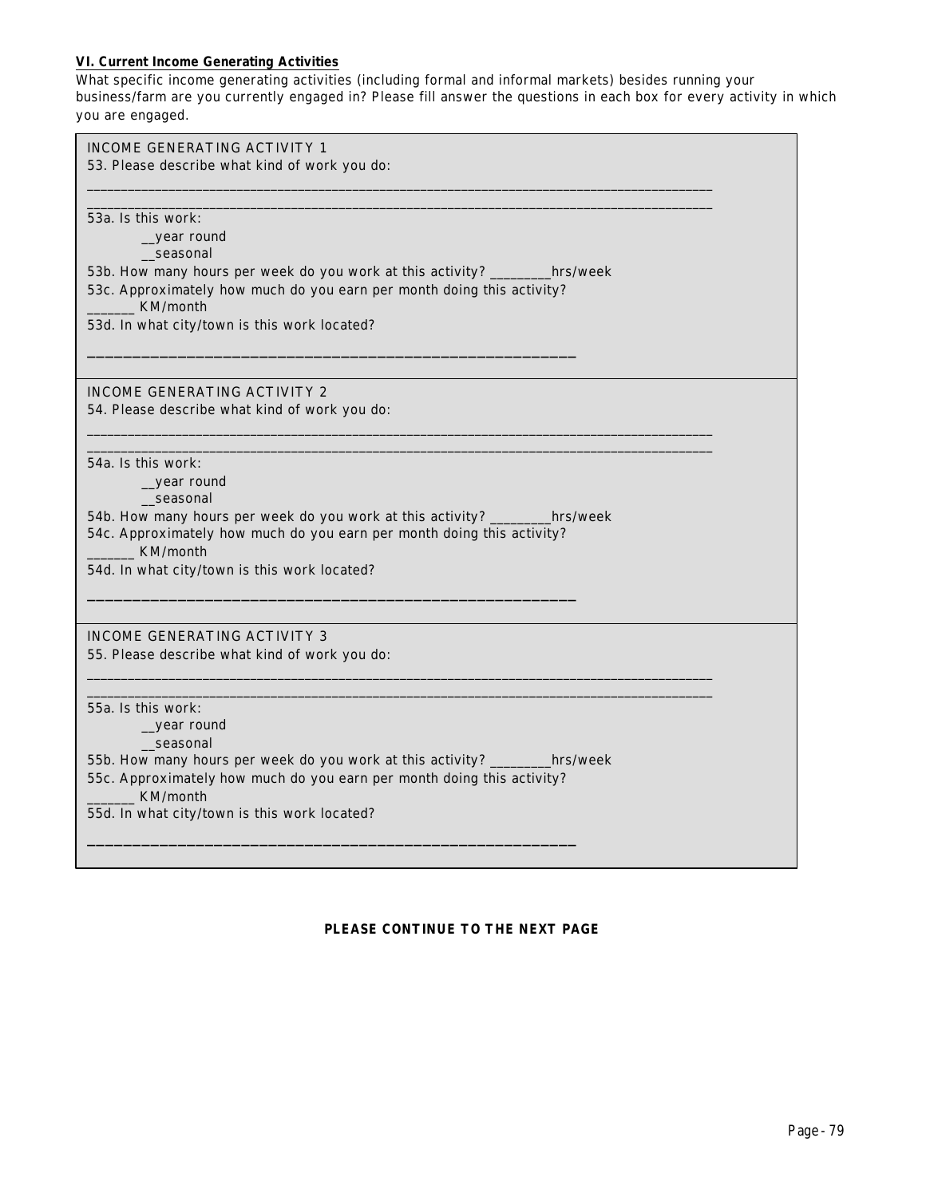**VI. Current Income Generating Activities**

What specific income generating activities (including formal and informal markets) besides running your business/farm are you currently engaged in? Please fill answer the questions in each box for every activity in which you are engaged.

INCOME GENERATING ACTIVITY 1

53. Please describe what kind of work you do:

______________________________________________________________________________________

______________________________________________________________________________________

53a. Is this work:

__year round

__seasonal

53b. How many hours per week do you work at this activity? _________hrs/week

53c. Approximately how much do you earn per month doing this activity?

_______ KM/month

53d. In what city/town is this work located?

______________________________________________________________

INCOME GENERATING ACTIVITY 2

54. Please describe what kind of work you do:

______________________________________________________________________________________

______________________________________________________________________________________

54a. Is this work:

__year round

__seasonal

54b. How many hours per week do you work at this activity? _________hrs/week

54c. Approximately how much do you earn per month doing this activity?

_______ KM/month

54d. In what city/town is this work located?

______________________________________________________________

INCOME GENERATING ACTIVITY 3

55. Please describe what kind of work you do:

______________________________________________________________________________________

______________________________________________________________________________________

55a. Is this work:

__year round

__seasonal

55b. How many hours per week do you work at this activity? _________hrs/week

55c. Approximately how much do you earn per month doing this activity?

_______ KM/month

55d. In what city/town is this work located?

______________________________________________________________

**PLEASE CONTINUE TO THE NEXT PAGE**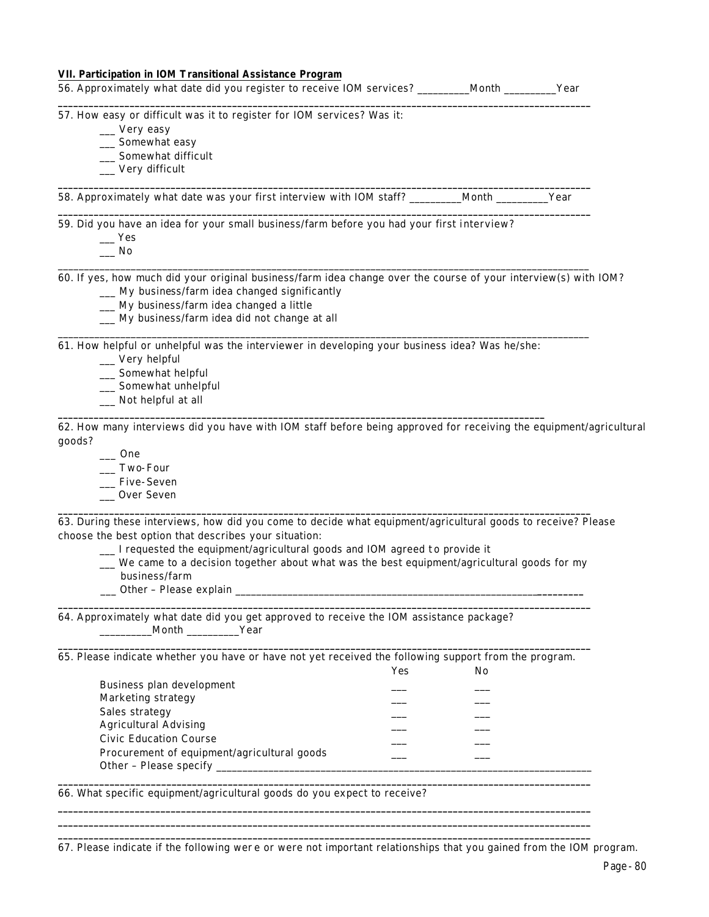**VII. Participation in IOM Transitional Assistance Program**

56. Approximately what date did you register to receive IOM services? __________Month __________Year

57. How easy or difficult was it to register for IOM services? Was it:

- ___ Very easy
- ___ Somewhat easy
- ___ Somewhat difficult
- ___ Very difficult

58. Approximately what date was your first interview with IOM staff? __________Month __________Year

59. Did you have an idea for your small business/farm before you had your first interview?

- ___ Yes
- ___ No

60. If yes, how much did your original business/farm idea change over the course of your interview(s) with IOM?

- ___ My business/farm idea changed significantly
- ___ My business/farm idea changed a little
- ___ My business/farm idea did not change at all

61. How helpful or unhelpful was the interviewer in developing your business idea? Was he/she:

- ___ Very helpful
- ___ Somewhat helpful
- ___ Somewhat unhelpful
- ___ Not helpful at all

62. How many interviews did you have with IOM staff before being approved for receiving the equipment/agricultural goods?

- ___ One
- ___ Two-Four
- ___ Five-Seven
- ___ Over Seven

63. During these interviews, how did you come to decide what equipment/agricultural goods to receive? Please choose the best option that describes your situation:

- ___ I requested the equipment/agricultural goods and IOM agreed to provide it
- ___ We came to a decision together about what was the best equipment/agricultural goods for my business/farm
- ___ Other – Please explain ____________________________________________________________

64. Approximately what date did you get approved to receive the IOM assistance package?
__________Month __________Year

65. Please indicate whether you have or have not yet received the following support from the program.

| | Yes | No |
|---|---|---|
| Business plan development | ___ | ___ |
| Marketing strategy | ___ | ___ |
| Sales strategy | ___ | ___ |
| Agricultural Advising | ___ | ___ |
| Civic Education Course | ___ | ___ |
| Procurement of equipment/agricultural goods | ___ | ___ |
| Other – Please specify ________________________ | | |

66. What specific equipment/agricultural goods do you expect to receive?

______________________________________________________________________________

______________________________________________________________________________

67. Please indicate if the following were or were not important relationships that you gained from the IOM program.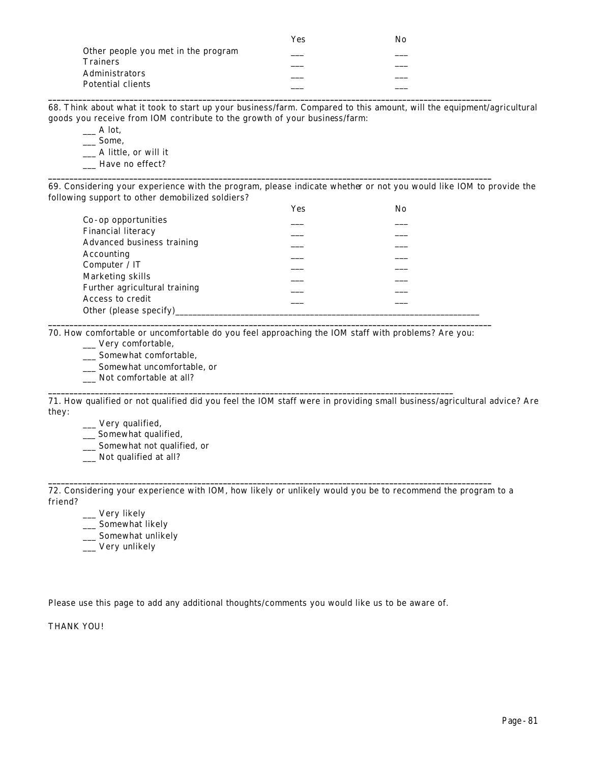| | Yes | No |
|---|---|---|
| Other people you met in the program | ___ | ___ |
| Trainers | ___ | ___ |
| Administrators | ___ | ___ |
| Potential clients | ___ | ___ |

---

68. Think about what it took to start up your business/farm. Compared to this amount, will the equipment/agricultural goods you receive from IOM contribute to the growth of your business/farm:

___ A lot,
___ Some,
___ A little, or will it
___ Have no effect?

---

69. Considering your experience with the program, please indicate whether or not you would like IOM to provide the following support to other demobilized soldiers?

| | Yes | No |
|---|---|---|
| Co-op opportunities | ___ | ___ |
| Financial literacy | ___ | ___ |
| Advanced business training | ___ | ___ |
| Accounting | ___ | ___ |
| Computer / IT | ___ | ___ |
| Marketing skills | ___ | ___ |
| Further agricultural training | ___ | ___ |
| Access to credit | ___ | ___ |

Other (please specify)______________________________________________________________

---

70. How comfortable or uncomfortable do you feel approaching the IOM staff with problems? Are you:

___ Very comfortable,
___ Somewhat comfortable,
___ Somewhat uncomfortable, or
___ Not comfortable at all?

---

71. How qualified or not qualified did you feel the IOM staff were in providing small business/agricultural advice? Are they:

___ Very qualified,
___ Somewhat qualified,
___ Somewhat not qualified, or
___ Not qualified at all?

---

72. Considering your experience with IOM, how likely or unlikely would you be to recommend the program to a friend?

___ Very likely
___ Somewhat likely
___ Somewhat unlikely
___ Very unlikely

Please use this page to add any additional thoughts/comments you would like us to be aware of.

THANK YOU!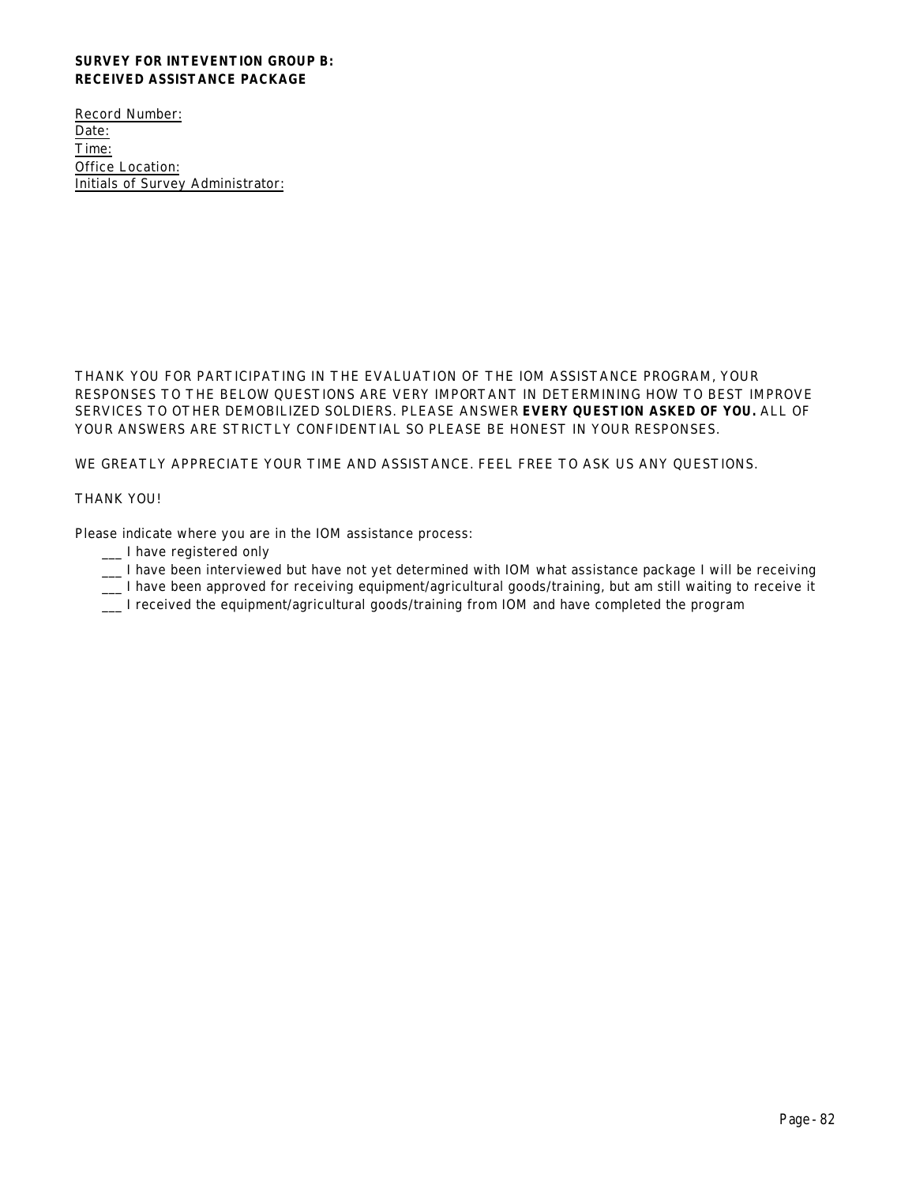**SURVEY FOR INTEVENTION GROUP B:**
**RECEIVED ASSISTANCE PACKAGE**

Record Number:
Date:
Time:
Office Location:
Initials of Survey Administrator:

THANK YOU FOR PARTICIPATING IN THE EVALUATION OF THE IOM ASSISTANCE PROGRAM, YOUR RESPONSES TO THE BELOW QUESTIONS ARE VERY IMPORTANT IN DETERMINING HOW TO BEST IMPROVE SERVICES TO OTHER DEMOBILIZED SOLDIERS. PLEASE ANSWER **EVERY QUESTION ASKED OF YOU.** ALL OF YOUR ANSWERS ARE STRICTLY CONFIDENTIAL SO PLEASE BE HONEST IN YOUR RESPONSES.

WE GREATLY APPRECIATE YOUR TIME AND ASSISTANCE. FEEL FREE TO ASK US ANY QUESTIONS.

THANK YOU!

Please indicate where you are in the IOM assistance process:

- ___ I have registered only
- ___ I have been interviewed but have not yet determined with IOM what assistance package I will be receiving
- ___ I have been approved for receiving equipment/agricultural goods/training, but am still waiting to receive it
- ___ I received the equipment/agricultural goods/training from IOM and have completed the program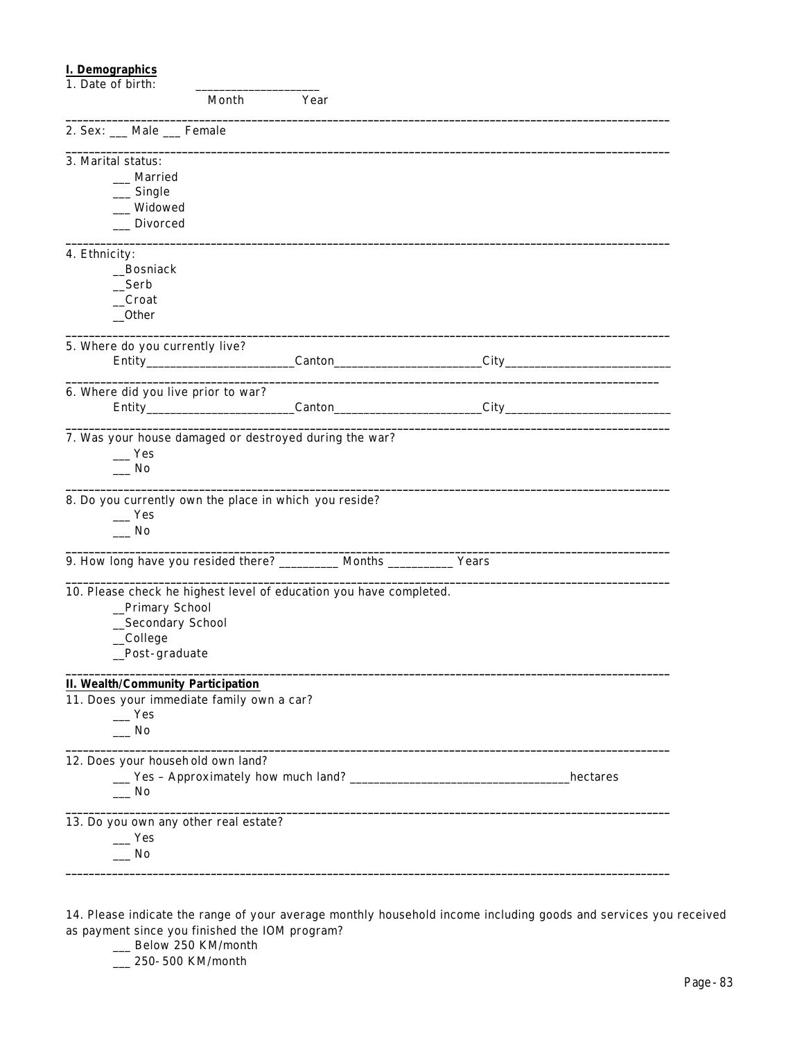**I. Demographics**

1. Date of birth: ____________________
   Month Year

---

2. Sex: ___ Male ___ Female

---

3. Marital status:
   ___ Married
   ___ Single
   ___ Widowed
   ___ Divorced

---

4. Ethnicity:
   __Bosniack
   __Serb
   __Croat
   __Other

---

5. Where do you currently live?
   Entity________________________Canton________________________City___________________________

---

6. Where did you live prior to war?
   Entity________________________Canton________________________City___________________________

---

7. Was your house damaged or destroyed during the war?
   ___ Yes
   ___ No

---

8. Do you currently own the place in which you reside?
   ___ Yes
   ___ No

---

9. How long have you resided there? _________ Months __________ Years

---

10. Please check he highest level of education you have completed.
    __Primary School
    __Secondary School
    __College
    __Post-graduate

---

**II. Wealth/Community Participation**

11. Does your immediate family own a car?
    ___ Yes
    ___ No

---

12. Does your household own land?
    ___ Yes – Approximately how much land? ___________________________________hectares
    ___ No

---

13. Do you own any other real estate?
    ___ Yes
    ___ No

---

14. Please indicate the range of your average monthly household income including goods and services you received as payment since you finished the IOM program?
    ___ Below 250 KM/month
    ___ 250-500 KM/month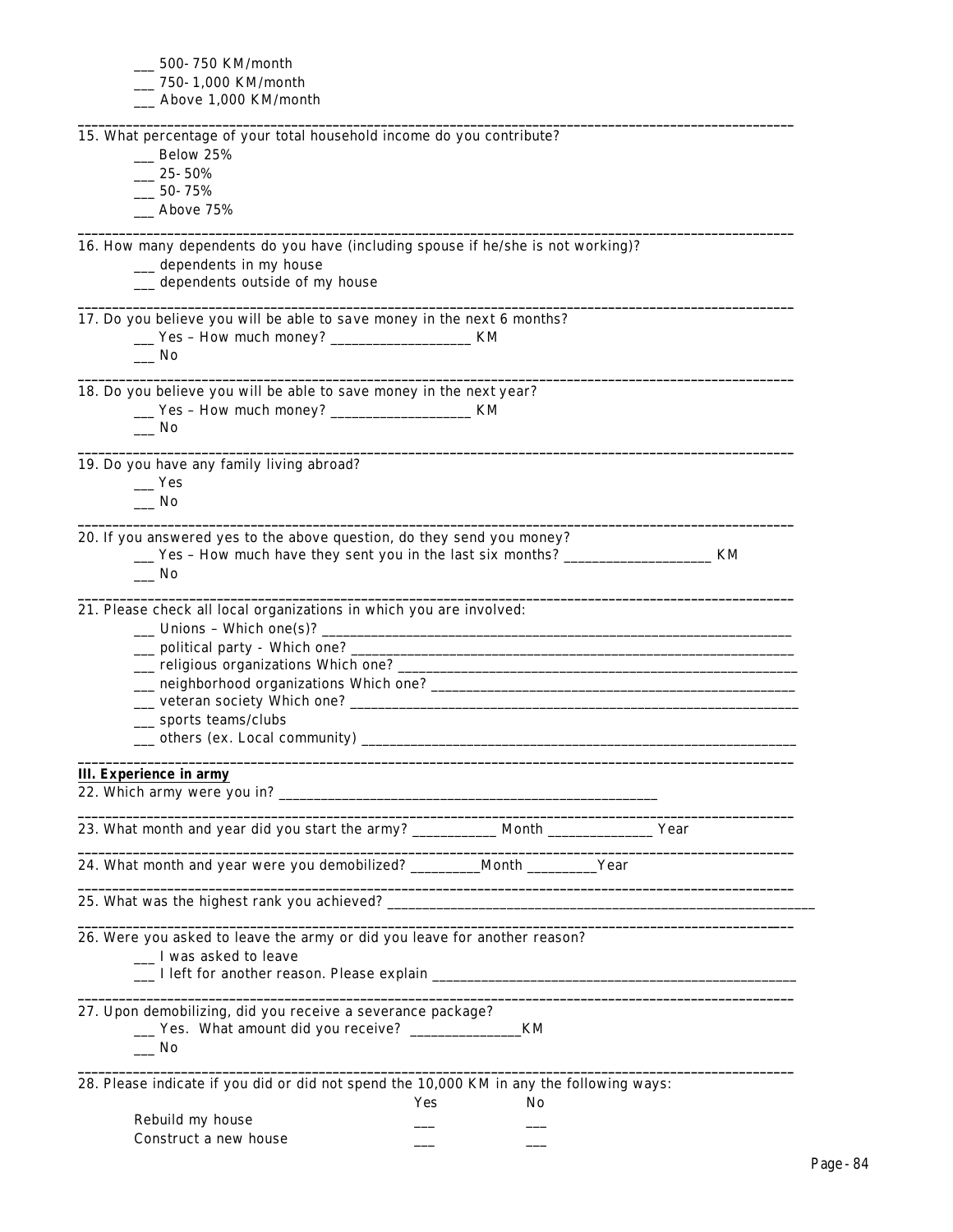___ 500-750 KM/month
___ 750-1,000 KM/month
___ Above 1,000 KM/month

---

15. What percentage of your total household income do you contribute?
___ Below 25%
___ 25-50%
___ 50-75%
___ Above 75%

---

16. How many dependents do you have (including spouse if he/she is not working)?
___ dependents in my house
___ dependents outside of my house

---

17. Do you believe you will be able to save money in the next 6 months?
___ Yes – How much money? ___________________ KM
___ No

---

18. Do you believe you will be able to save money in the next year?
___ Yes – How much money? ___________________ KM
___ No

---

19. Do you have any family living abroad?
___ Yes
___ No

---

20. If you answered yes to the above question, do they send you money?
___ Yes – How much have they sent you in the last six months? ____________________ KM
___ No

---

21. Please check all local organizations in which you are involved:
___ Unions – Which one(s)? ____________________________________________________________
___ political party - Which one? ________________________________________________________
___ religious organizations Which one? ___________________________________________________
___ neighborhood organizations Which one? ________________________________________________
___ veteran society Which one? _________________________________________________________
___ sports teams/clubs
___ others (ex. Local community) ______________________________________________________

---

**III. Experience in army**

22. Which army were you in? ___________________________________________________

---

23. What month and year did you start the army? ___________ Month ______________ Year

---

24. What month and year were you demobilized? _________Month _________Year

---

25. What was the highest rank you achieved? ____________________________________________________________

---

26. Were you asked to leave the army or did you leave for another reason?
___ I was asked to leave
___ I left for another reason. Please explain _______________________________________________

---

27. Upon demobilizing, did you receive a severance package?
___ Yes. What amount did you receive? _______________KM
___ No

---

28. Please indicate if you did or did not spend the 10,000 KM in any the following ways:

| | Yes | No |
|---|---|---|
| Rebuild my house | ___ | ___ |
| Construct a new house | ___ | ___ |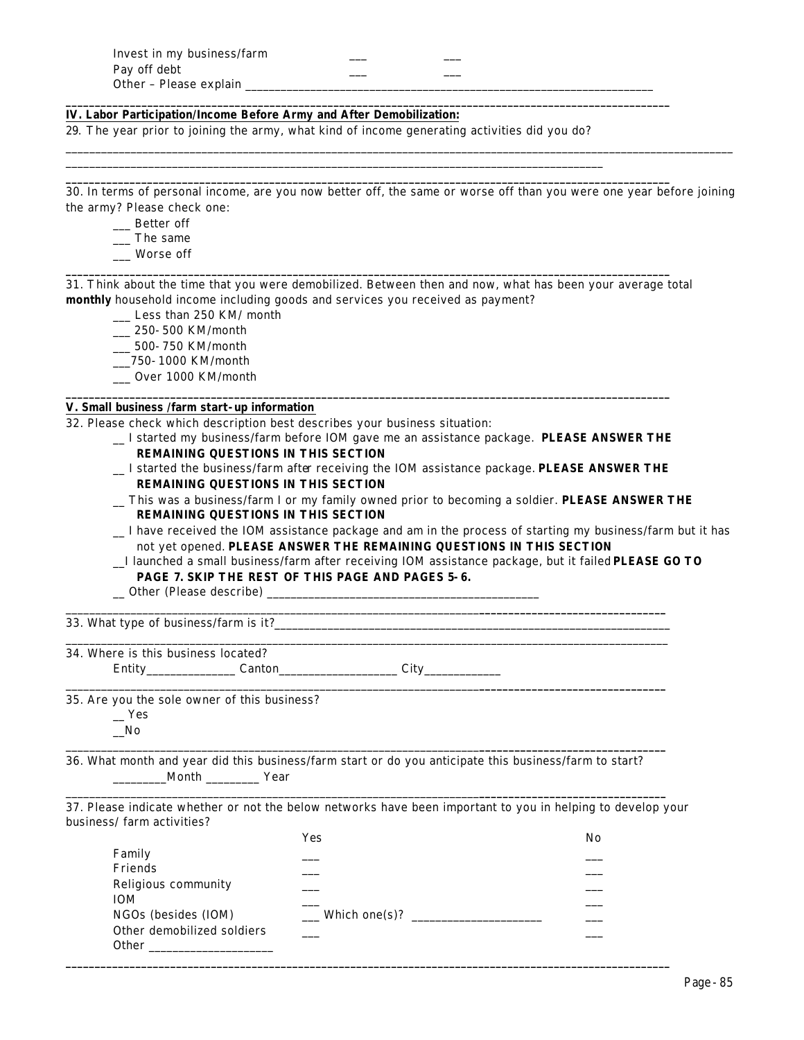Invest in my business/farm ___ ___
Pay off debt ___ ___
Other – Please explain ______________________________________________________________________

---

## IV. Labor Participation/Income Before Army and After Demobilization:

29. The year prior to joining the army, what kind of income generating activities did you do?

_____________________________________________________________________________________________________

_____________________________________________________________________________________________________

---

30. In terms of personal income, are you now better off, the same or worse off than you were one year before joining the army? Please check one:

- ___ Better off
- ___ The same
- ___ Worse off

---

31. Think about the time that you were demobilized. Between then and now, what has been your average total **monthly** household income including goods and services you received as payment?

- ___ Less than 250 KM/ month
- ___ 250-500 KM/month
- ___ 500-750 KM/month
- ___750-1000 KM/month
- ___ Over 1000 KM/month

---

## V. Small business /farm start-up information

32. Please check which description best describes your business situation:

- __ I started my business/farm before IOM gave me an assistance package. **PLEASE ANSWER THE REMAINING QUESTIONS IN THIS SECTION**
- __ I started the business/farm after receiving the IOM assistance package. **PLEASE ANSWER THE REMAINING QUESTIONS IN THIS SECTION**
- __ This was a business/farm I or my family owned prior to becoming a soldier. **PLEASE ANSWER THE REMAINING QUESTIONS IN THIS SECTION**
- __ I have received the IOM assistance package and am in the process of starting my business/farm but it has not yet opened. **PLEASE ANSWER THE REMAINING QUESTIONS IN THIS SECTION**
- __I launched a small business/farm after receiving IOM assistance package, but it failed **PLEASE GO TO PAGE 7. SKIP THE REST OF THIS PAGE AND PAGES 5-6.**
- __ Other (Please describe) ____________________________________________

---

33. What type of business/farm is it?__________________________________________________________________

---

34. Where is this business located?

Entity______________ Canton___________________ City____________

---

35. Are you the sole owner of this business?

- __ Yes
- __No

---

36. What month and year did this business/farm start or do you anticipate this business/farm to start?

________Month ________ Year

---

37. Please indicate whether or not the below networks have been important to you in helping to develop your business/ farm activities?

| | Yes | No |
|---|---|---|
| Family | ___ | ___ |
| Friends | ___ | ___ |
| Religious community | ___ | ___ |
| IOM | ___ | ___ |
| NGOs (besides (IOM) | ___ Which one(s)? ____________________ | ___ |
| Other demobilized soldiers | ___ | ___ |
| Other ___________________ | | |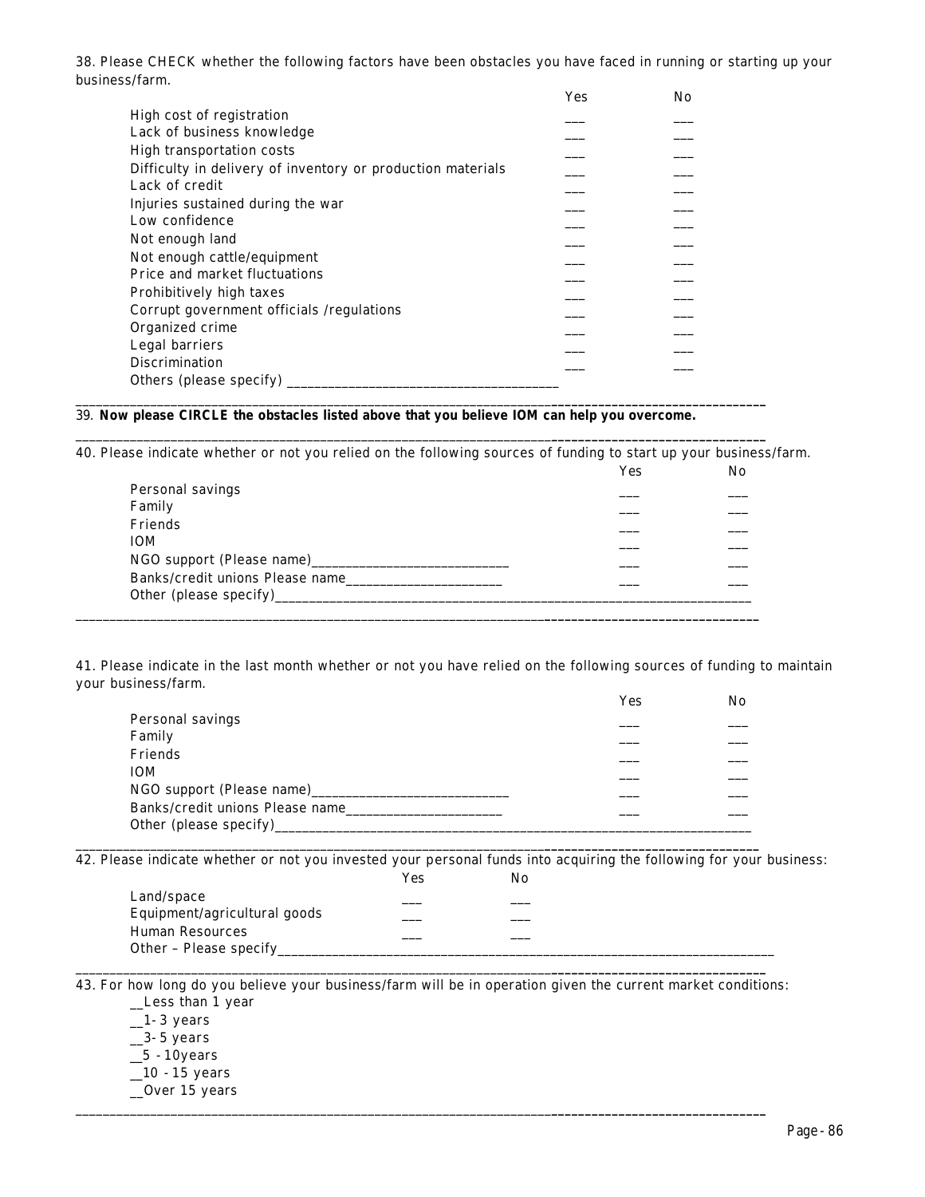38. Please CHECK whether the following factors have been obstacles you have faced in running or starting up your business/farm.

| | Yes | No |
|---|---|---|
| High cost of registration | ___ | ___ |
| Lack of business knowledge | ___ | ___ |
| High transportation costs | ___ | ___ |
| Difficulty in delivery of inventory or production materials | ___ | ___ |
| Lack of credit | ___ | ___ |
| Injuries sustained during the war | ___ | ___ |
| Low confidence | ___ | ___ |
| Not enough land | ___ | ___ |
| Not enough cattle/equipment | ___ | ___ |
| Price and market fluctuations | ___ | ___ |
| Prohibitively high taxes | ___ | ___ |
| Corrupt government officials /regulations | ___ | ___ |
| Organized crime | ___ | ___ |
| Legal barriers | ___ | ___ |
| Discrimination | ___ | ___ |
| Others (please specify) ______________________________________ | | |

39. **Now please CIRCLE the obstacles listed above that you believe IOM can help you overcome.**

40. Please indicate whether or not you relied on the following sources of funding to start up your business/farm.

| | Yes | No |
|---|---|---|
| Personal savings | ___ | ___ |
| Family | ___ | ___ |
| Friends | ___ | ___ |
| IOM | ___ | ___ |
| NGO support (Please name)___________________________ | ___ | ___ |
| Banks/credit unions Please name______________________ | ___ | ___ |
| Other (please specify)_____________________________________________ | | |

41. Please indicate in the last month whether or not you have relied on the following sources of funding to maintain your business/farm.

| | Yes | No |
|---|---|---|
| Personal savings | ___ | ___ |
| Family | ___ | ___ |
| Friends | ___ | ___ |
| IOM | ___ | ___ |
| NGO support (Please name)___________________________ | ___ | ___ |
| Banks/credit unions Please name______________________ | ___ | ___ |
| Other (please specify)_____________________________________________ | | |

42. Please indicate whether or not you invested your personal funds into acquiring the following for your business:

| | Yes | No |
|---|---|---|
| Land/space | ___ | ___ |
| Equipment/agricultural goods | ___ | ___ |
| Human Resources | ___ | ___ |
| Other – Please specify_____________________________________________ | | |

43. For how long do you believe your business/farm will be in operation given the current market conditions:

__Less than 1 year  
__1-3 years  
__3-5 years  
__5 - 10years  
__10 - 15 years  
__Over 15 years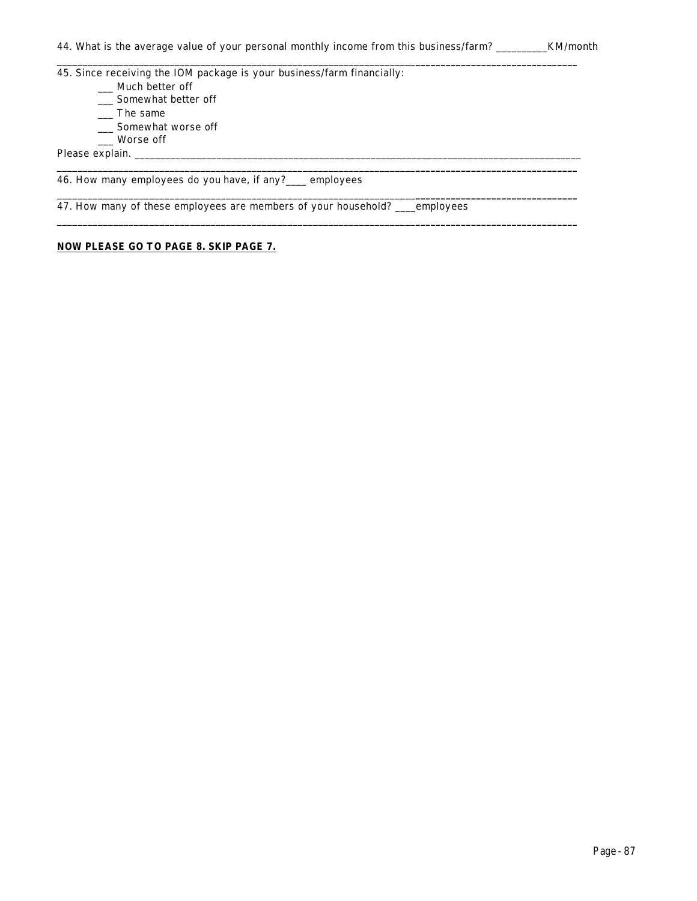44. What is the average value of your personal monthly income from this business/farm? __________KM/month

---

45. Since receiving the IOM package is your business/farm financially:

___ Much better off
___ Somewhat better off
___ The same
___ Somewhat worse off
___ Worse off

Please explain. ____________________________________________________________________________________

---

46. How many employees do you have, if any?____ employees

---

47. How many of these employees are members of your household? ____employees

---

**NOW PLEASE GO TO PAGE 8. SKIP PAGE 7.**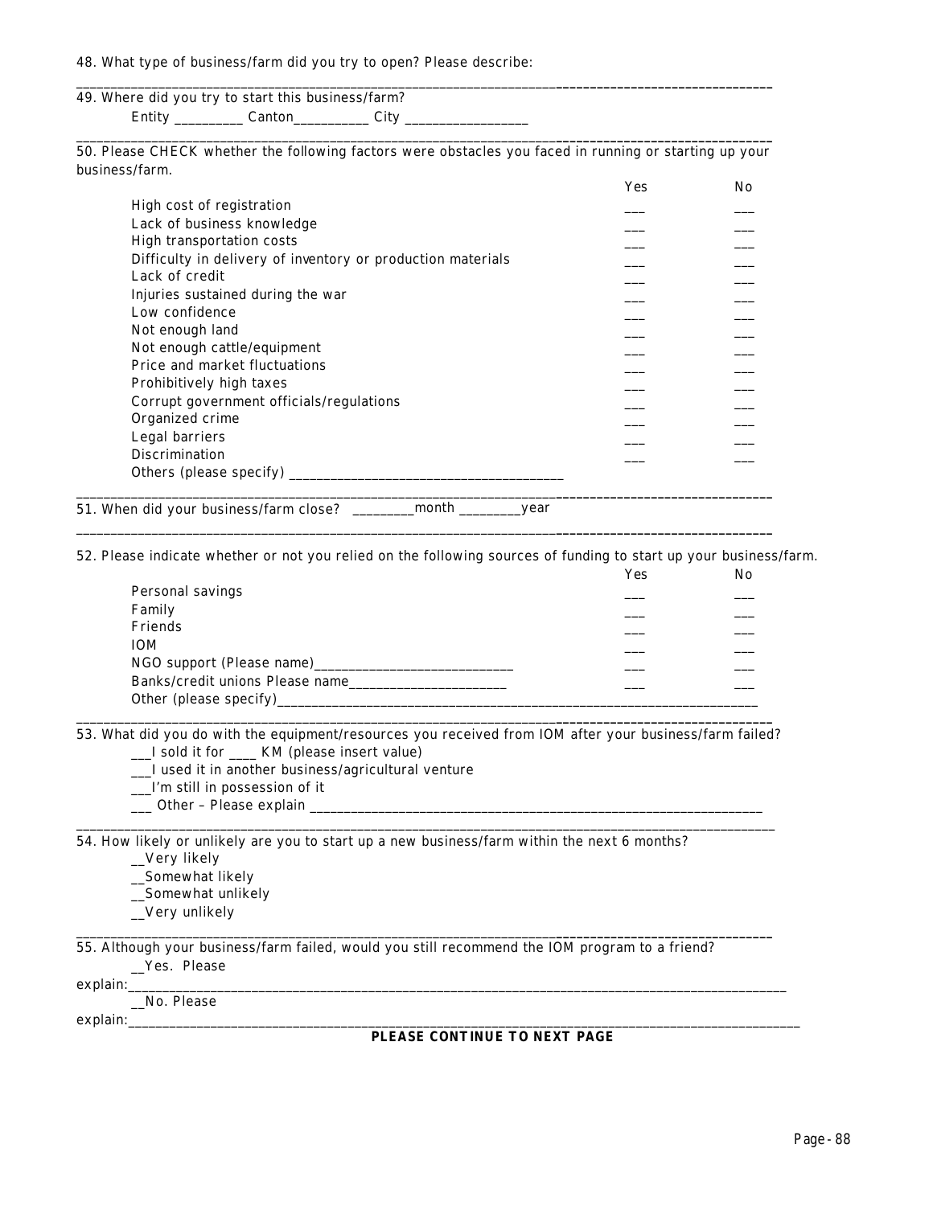48. What type of business/farm did you try to open? Please describe:

______________________________________________________________________________________________

49. Where did you try to start this business/farm?

Entity __________ Canton___________ City __________________

______________________________________________________________________________________________

50. Please CHECK whether the following factors were obstacles you faced in running or starting up your business/farm.

| | Yes | No |
|---|---|---|
| High cost of registration | ___ | ___ |
| Lack of business knowledge | ___ | ___ |
| High transportation costs | ___ | ___ |
| Difficulty in delivery of inventory or production materials | ___ | ___ |
| Lack of credit | ___ | ___ |
| Injuries sustained during the war | ___ | ___ |
| Low confidence | ___ | ___ |
| Not enough land | ___ | ___ |
| Not enough cattle/equipment | ___ | ___ |
| Price and market fluctuations | ___ | ___ |
| Prohibitively high taxes | ___ | ___ |
| Corrupt government officials/regulations | ___ | ___ |
| Organized crime | ___ | ___ |
| Legal barriers | ___ | ___ |
| Discrimination | ___ | ___ |
| Others (please specify) _______________________________________ | | |

______________________________________________________________________________________________

51. When did your business/farm close? _________month _________year

______________________________________________________________________________________________

52. Please indicate whether or not you relied on the following sources of funding to start up your business/farm.

| | Yes | No |
|---|---|---|
| Personal savings | ___ | ___ |
| Family | ___ | ___ |
| Friends | ___ | ___ |
| IOM | ___ | ___ |
| NGO support (Please name)____________________________ | ___ | ___ |
| Banks/credit unions Please name______________________ | ___ | ___ |
| Other (please specify)_______________________________________________________________________ | | |

______________________________________________________________________________________________

53. What did you do with the equipment/resources you received from IOM after your business/farm failed?

___I sold it for ____ KM (please insert value)

___I used it in another business/agricultural venture

___I'm still in possession of it

___ Other – Please explain ____________________________________________________________________

______________________________________________________________________________________________

54. How likely or unlikely are you to start up a new business/farm within the next 6 months?

__Very likely

__Somewhat likely

__Somewhat unlikely

__Very unlikely

______________________________________________________________________________________________

55. Although your business/farm failed, would you still recommend the IOM program to a friend?

__Yes. Please explain:___________________________________________________________________________________________

__No. Please explain:___________________________________________________________________________________________

**PLEASE CONTINUE TO NEXT PAGE**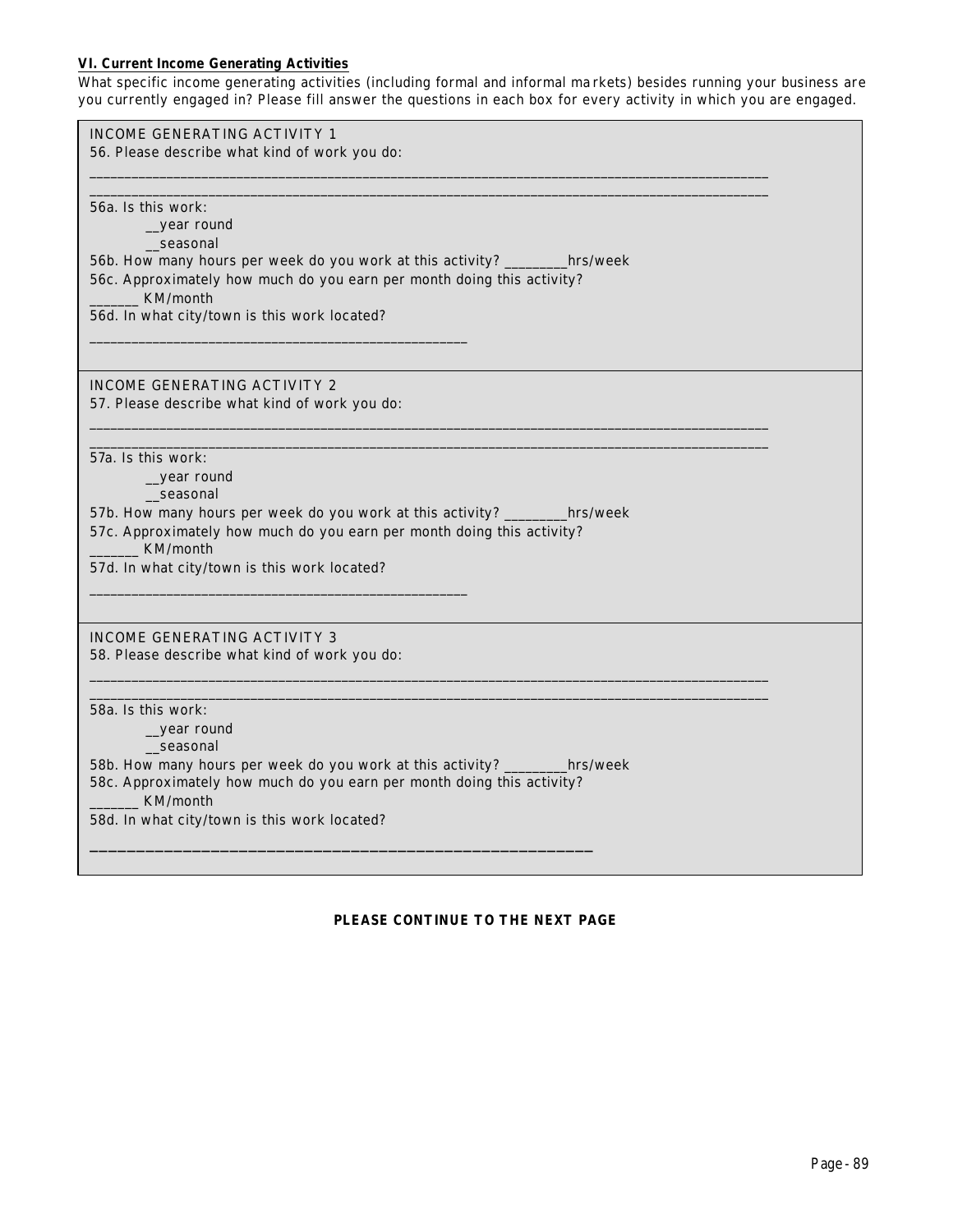**VI. Current Income Generating Activities**

What specific income generating activities (including formal and informal markets) besides running your business are you currently engaged in? Please fill answer the questions in each box for every activity in which you are engaged.

INCOME GENERATING ACTIVITY 1

56. Please describe what kind of work you do:

_______________________________________________________________________________________

_______________________________________________________________________________________

56a. Is this work:

__year round

__seasonal

56b. How many hours per week do you work at this activity? _________hrs/week

56c. Approximately how much do you earn per month doing this activity?

_______ KM/month

56d. In what city/town is this work located?

_______________________________________________

INCOME GENERATING ACTIVITY 2

57. Please describe what kind of work you do:

_______________________________________________________________________________________

_______________________________________________________________________________________

57a. Is this work:

__year round

__seasonal

57b. How many hours per week do you work at this activity? _________hrs/week

57c. Approximately how much do you earn per month doing this activity?

_______ KM/month

57d. In what city/town is this work located?

_______________________________________________

INCOME GENERATING ACTIVITY 3

58. Please describe what kind of work you do:

_______________________________________________________________________________________

_______________________________________________________________________________________

58a. Is this work:

__year round

__seasonal

58b. How many hours per week do you work at this activity? _________hrs/week

58c. Approximately how much do you earn per month doing this activity?

_______ KM/month

58d. In what city/town is this work located?

_______________________________________________________

**PLEASE CONTINUE TO THE NEXT PAGE**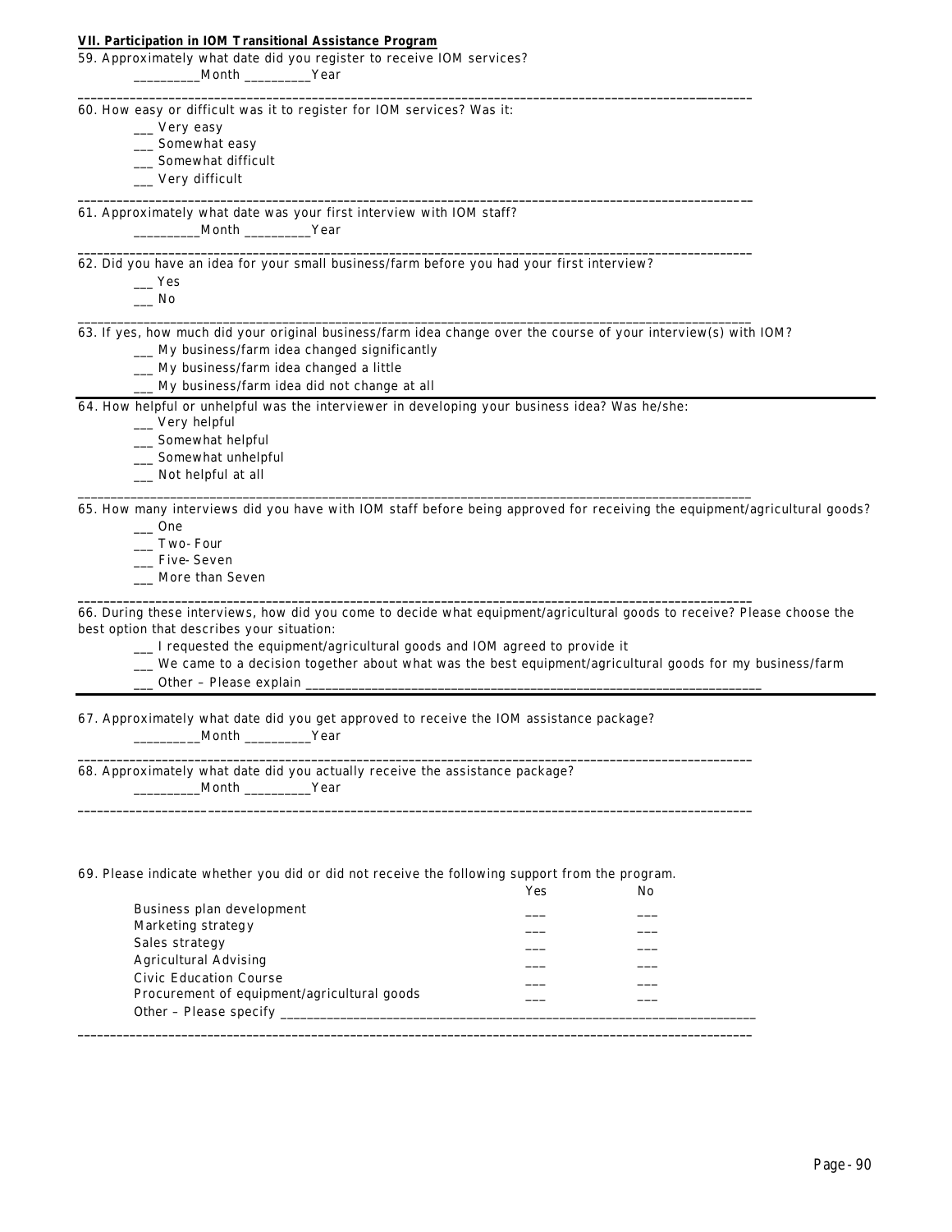**VII. Participation in IOM Transitional Assistance Program**

59. Approximately what date did you register to receive IOM services?

__________Month __________Year

---

60. How easy or difficult was it to register for IOM services? Was it:

___ Very easy
___ Somewhat easy
___ Somewhat difficult
___ Very difficult

---

61. Approximately what date was your first interview with IOM staff?

__________Month __________Year

---

62. Did you have an idea for your small business/farm before you had your first interview?

___ Yes
___ No

---

63. If yes, how much did your original business/farm idea change over the course of your interview(s) with IOM?

___ My business/farm idea changed significantly
___ My business/farm idea changed a little
___ My business/farm idea did not change at all

---

64. How helpful or unhelpful was the interviewer in developing your business idea? Was he/she:

___ Very helpful
___ Somewhat helpful
___ Somewhat unhelpful
___ Not helpful at all

---

65. How many interviews did you have with IOM staff before being approved for receiving the equipment/agricultural goods?

___ One
___ Two- Four
___ Five- Seven
___ More than Seven

---

66. During these interviews, how did you come to decide what equipment/agricultural goods to receive? Please choose the best option that describes your situation:

___ I requested the equipment/agricultural goods and IOM agreed to provide it
___ We came to a decision together about what was the best equipment/agricultural goods for my business/farm
___ Other – Please explain ______________________________________________________________________

---

67. Approximately what date did you get approved to receive the IOM assistance package?

__________Month __________Year

---

68. Approximately what date did you actually receive the assistance package?

__________Month __________Year

---

69. Please indicate whether you did or did not receive the following support from the program.

| | Yes | No |
|---|---|---|
| Business plan development | ___ | ___ |
| Marketing strategy | ___ | ___ |
| Sales strategy | ___ | ___ |
| Agricultural Advising | ___ | ___ |
| Civic Education Course | ___ | ___ |
| Procurement of equipment/agricultural goods | ___ | ___ |

Other – Please specify ______________________________________________________________________

---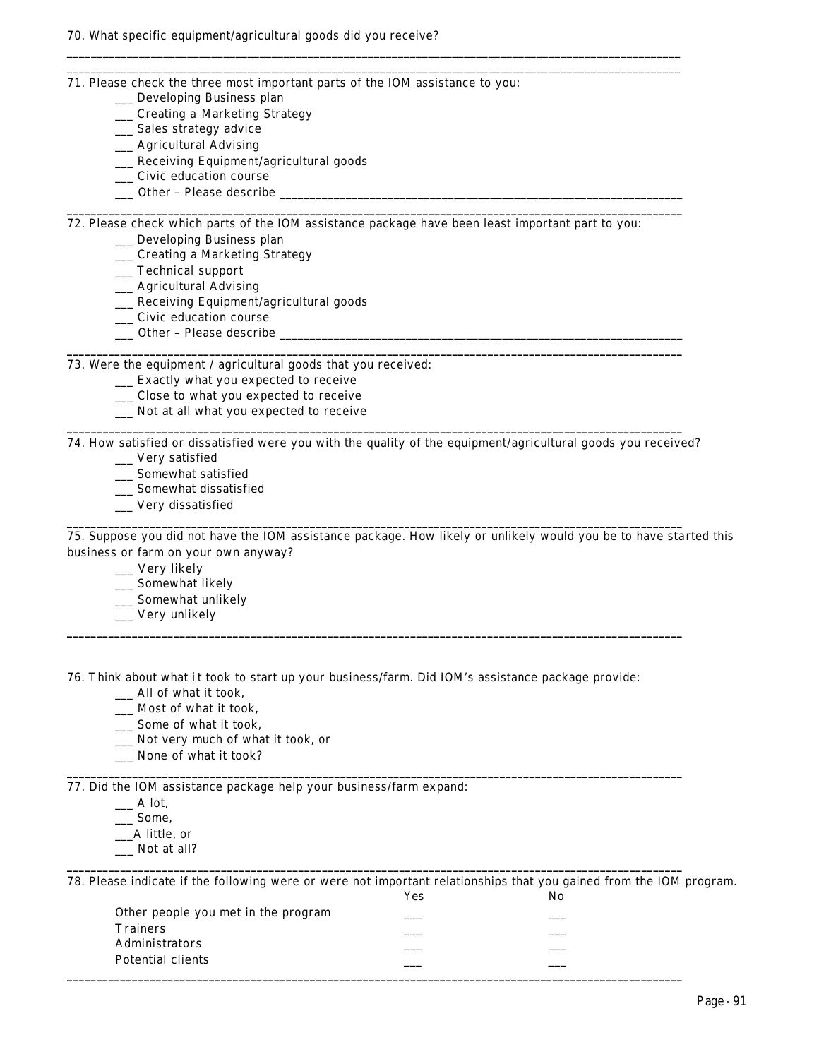70. What specific equipment/agricultural goods did you receive?

_____________________________________________________________________________________________

_____________________________________________________________________________________________

71. Please check the three most important parts of the IOM assistance to you:

___ Developing Business plan
___ Creating a Marketing Strategy
___ Sales strategy advice
___ Agricultural Advising
___ Receiving Equipment/agricultural goods
___ Civic education course
___ Other – Please describe ___________________________________________________________

_____________________________________________________________________________________________

72. Please check which parts of the IOM assistance package have been least important part to you:

___ Developing Business plan
___ Creating a Marketing Strategy
___ Technical support
___ Agricultural Advising
___ Receiving Equipment/agricultural goods
___ Civic education course
___ Other – Please describe ___________________________________________________________

_____________________________________________________________________________________________

73. Were the equipment / agricultural goods that you received:

___ Exactly what you expected to receive
___ Close to what you expected to receive
___ Not at all what you expected to receive

_____________________________________________________________________________________________

74. How satisfied or dissatisfied were you with the quality of the equipment/agricultural goods you received?

___ Very satisfied
___ Somewhat satisfied
___ Somewhat dissatisfied
___ Very dissatisfied

_____________________________________________________________________________________________

75. Suppose you did not have the IOM assistance package. How likely or unlikely would you be to have started this business or farm on your own anyway?

___ Very likely
___ Somewhat likely
___ Somewhat unlikely
___ Very unlikely

_____________________________________________________________________________________________

76. Think about what it took to start up your business/farm. Did IOM's assistance package provide:

___ All of what it took,
___ Most of what it took,
___ Some of what it took,
___ Not very much of what it took, or
___ None of what it took?

_____________________________________________________________________________________________

77. Did the IOM assistance package help your business/farm expand:

___ A lot,
___ Some,
___A little, or
___ Not at all?

_____________________________________________________________________________________________

78. Please indicate if the following were or were not important relationships that you gained from the IOM program.

| | Yes | No |
|---|---|---|
| Other people you met in the program | ___ | ___ |
| Trainers | ___ | ___ |
| Administrators | ___ | ___ |
| Potential clients | ___ | ___ |

_____________________________________________________________________________________________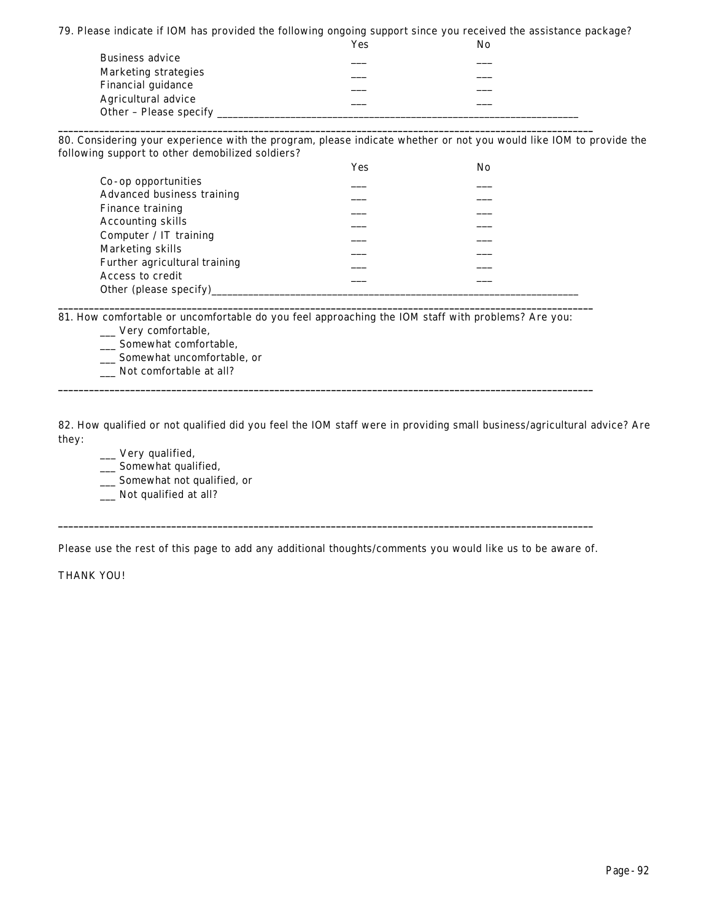79. Please indicate if IOM has provided the following ongoing support since you received the assistance package?

| | Yes | No |
|---|---|---|
| Business advice | ___ | ___ |
| Marketing strategies | ___ | ___ |
| Financial guidance | ___ | ___ |
| Agricultural advice | ___ | ___ |

Other – Please specify ____________________________________________________________________

---

80. Considering your experience with the program, please indicate whether or not you would like IOM to provide the following support to other demobilized soldiers?

| | Yes | No |
|---|---|---|
| Co-op opportunities | ___ | ___ |
| Advanced business training | ___ | ___ |
| Finance training | ___ | ___ |
| Accounting skills | ___ | ___ |
| Computer / IT training | ___ | ___ |
| Marketing skills | ___ | ___ |
| Further agricultural training | ___ | ___ |
| Access to credit | ___ | ___ |

Other (please specify)____________________________________________________________________

---

81. How comfortable or uncomfortable do you feel approaching the IOM staff with problems? Are you:

___ Very comfortable,
___ Somewhat comfortable,
___ Somewhat uncomfortable, or
___ Not comfortable at all?

---

82. How qualified or not qualified did you feel the IOM staff were in providing small business/agricultural advice? Are they:

___ Very qualified,
___ Somewhat qualified,
___ Somewhat not qualified, or
___ Not qualified at all?

---

Please use the rest of this page to add any additional thoughts/comments you would like us to be aware of.

THANK YOU!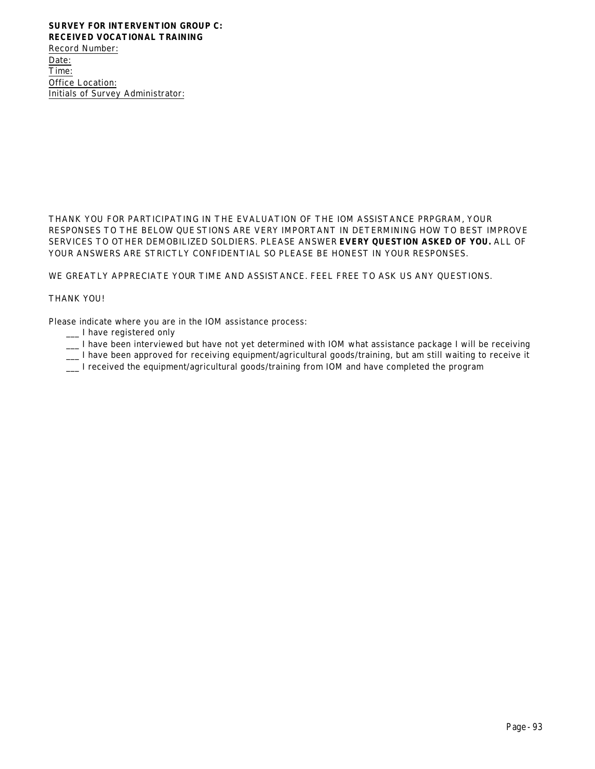**SURVEY FOR INTERVENTION GROUP C:**
**RECEIVED VOCATIONAL TRAINING**

Record Number:
Date:
Time:
Office Location:
Initials of Survey Administrator:

THANK YOU FOR PARTICIPATING IN THE EVALUATION OF THE IOM ASSISTANCE PRPGRAM, YOUR RESPONSES TO THE BELOW QUESTIONS ARE VERY IMPORTANT IN DETERMINING HOW TO BEST IMPROVE SERVICES TO OTHER DEMOBILIZED SOLDIERS. PLEASE ANSWER **EVERY QUESTION ASKED OF YOU.** ALL OF YOUR ANSWERS ARE STRICTLY CONFIDENTIAL SO PLEASE BE HONEST IN YOUR RESPONSES.

WE GREATLY APPRECIATE YOUR TIME AND ASSISTANCE. FEEL FREE TO ASK US ANY QUESTIONS.

THANK YOU!

Please indicate where you are in the IOM assistance process:

- ___ I have registered only
- ___ I have been interviewed but have not yet determined with IOM what assistance package I will be receiving
- ___ I have been approved for receiving equipment/agricultural goods/training, but am still waiting to receive it
- ___ I received the equipment/agricultural goods/training from IOM and have completed the program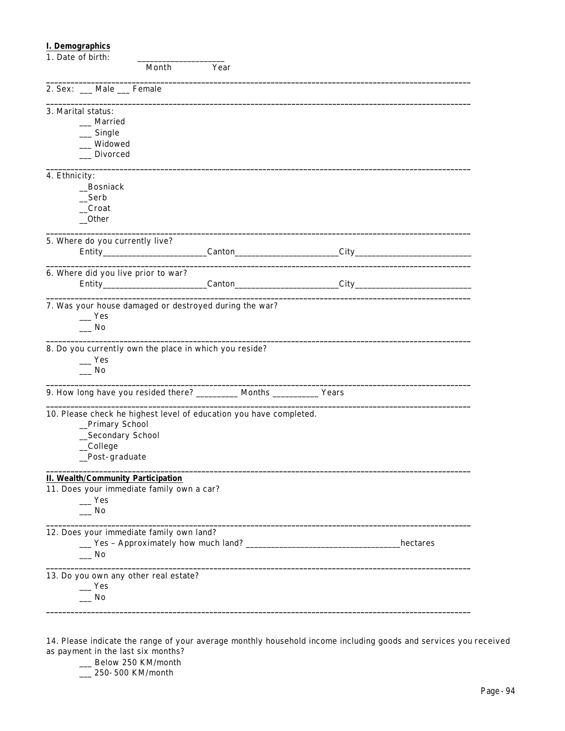**I. Demographics**

1. Date of birth: ____________________
   Month Year

---

2. Sex: ___ Male ___ Female

---

3. Marital status:
   ___ Married
   ___ Single
   ___ Widowed
   ___ Divorced

---

4. Ethnicity:
   __Bosniack
   __Serb
   __Croat
   __Other

---

5. Where do you currently live?
   Entity________________________Canton________________________City___________________________

---

6. Where did you live prior to war?
   Entity________________________Canton________________________City___________________________

---

7. Was your house damaged or destroyed during the war?
   ___ Yes
   ___ No

---

8. Do you currently own the place in which you reside?
   ___ Yes
   ___ No

---

9. How long have you resided there? _________ Months __________ Years

---

10. Please check he highest level of education you have completed.
    __Primary School
    __Secondary School
    __College
    __Post-graduate

---

**II. Wealth/Community Participation**

11. Does your immediate family own a car?
    ___ Yes
    ___ No

---

12. Does your immediate family own land?
    ___ Yes – Approximately how much land? ___________________________________hectares
    ___ No

---

13. Do you own any other real estate?
    ___ Yes
    ___ No

---

14. Please indicate the range of your average monthly household income including goods and services you received as payment in the last six months?
    ___ Below 250 KM/month
    ___ 250-500 KM/month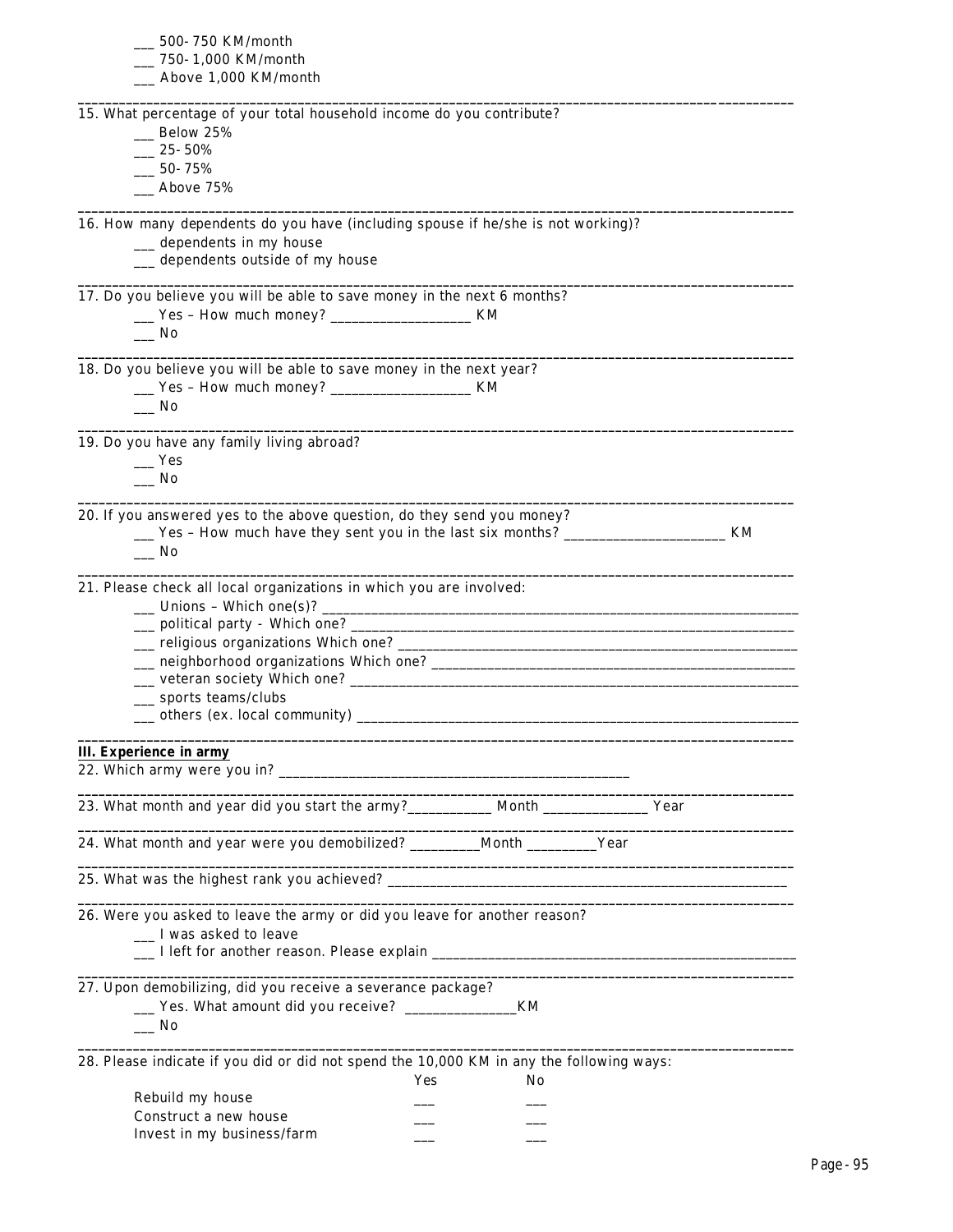___ 500-750 KM/month
___ 750-1,000 KM/month
___ Above 1,000 KM/month

---

15. What percentage of your total household income do you contribute?
___ Below 25%
___ 25-50%
___ 50-75%
___ Above 75%

---

16. How many dependents do you have (including spouse if he/she is not working)?
___ dependents in my house
___ dependents outside of my house

---

17. Do you believe you will be able to save money in the next 6 months?
___ Yes – How much money? ___________________ KM
___ No

---

18. Do you believe you will be able to save money in the next year?
___ Yes – How much money? ___________________ KM
___ No

---

19. Do you have any family living abroad?
___ Yes
___ No

---

20. If you answered yes to the above question, do they send you money?
___ Yes – How much have they sent you in the last six months? ______________________ KM
___ No

---

21. Please check all local organizations in which you are involved:
___ Unions – Which one(s)? ____________________________________________
___ political party - Which one? ____________________________________________
___ religious organizations Which one? ____________________________________________
___ neighborhood organizations Which one? ____________________________________________
___ veteran society Which one? ____________________________________________
___ sports teams/clubs
___ others (ex. local community) ____________________________________________

---

**III. Experience in army**

22. Which army were you in? ________________________________________________

---

23. What month and year did you start the army?___________ Month ______________ Year

---

24. What month and year were you demobilized? _________Month _________Year

---

25. What was the highest rank you achieved? ________________________________________________

---

26. Were you asked to leave the army or did you leave for another reason?
___ I was asked to leave
___ I left for another reason. Please explain ________________________________________________

---

27. Upon demobilizing, did you receive a severance package?
___ Yes. What amount did you receive? _______________KM
___ No

---

28. Please indicate if you did or did not spend the 10,000 KM in any the following ways:

| | Yes | No |
|---|---|---|
| Rebuild my house | ___ | ___ |
| Construct a new house | ___ | ___ |
| Invest in my business/farm | ___ | ___ |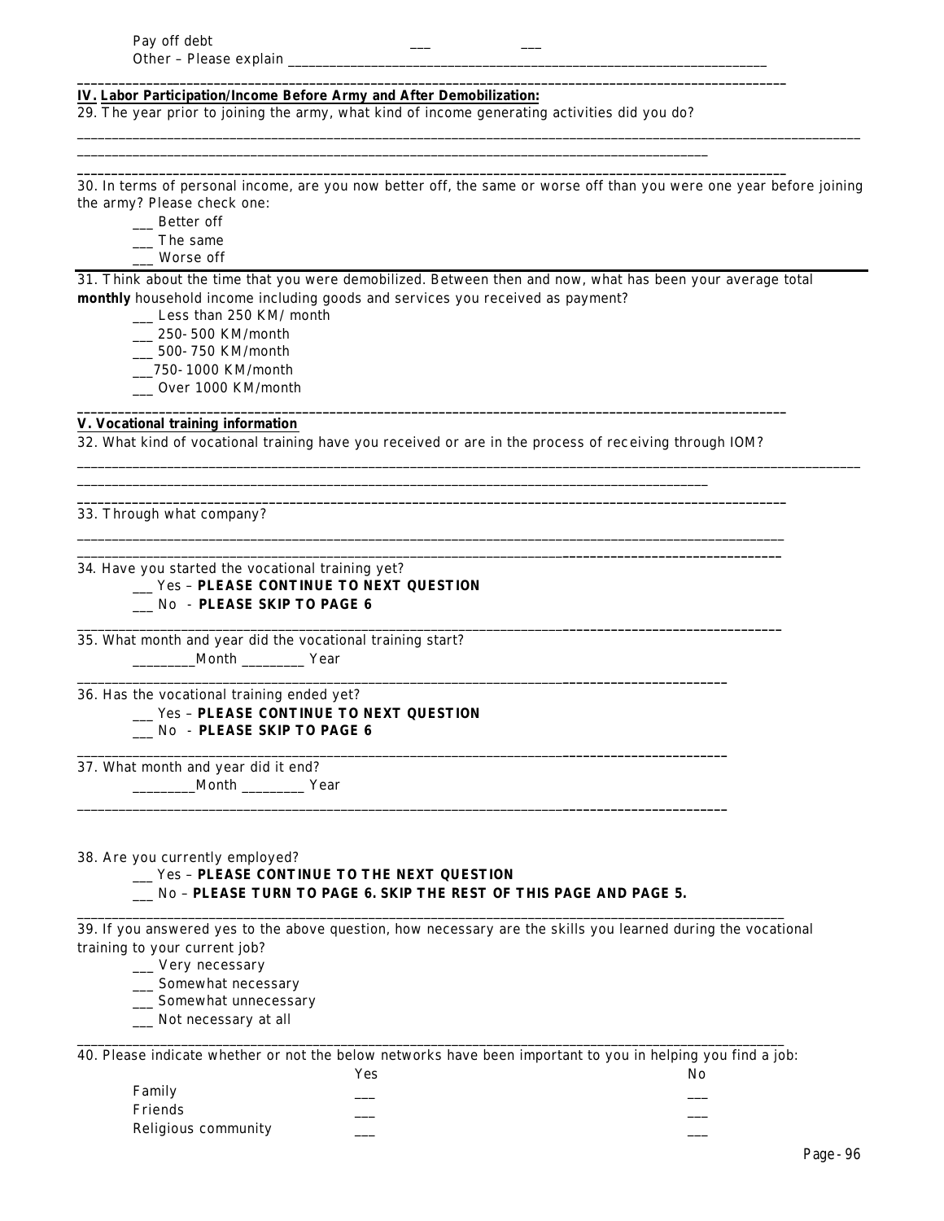Pay off debt ___ ___
Other – Please explain ____________________________________________________________________

---

**IV. Labor Participation/Income Before Army and After Demobilization:**

29. The year prior to joining the army, what kind of income generating activities did you do?

_______________________________________________________________________________________________

_______________________________________________________________________________________________

---

30. In terms of personal income, are you now better off, the same or worse off than you were one year before joining the army? Please check one:

___ Better off
___ The same
___ Worse off

---

31. Think about the time that you were demobilized. Between then and now, what has been your average total **monthly** household income including goods and services you received as payment?

___ Less than 250 KM/ month
___ 250-500 KM/month
___ 500-750 KM/month
___750-1000 KM/month
___ Over 1000 KM/month

---

**V. Vocational training information**

32. What kind of vocational training have you received or are in the process of receiving through IOM?

_______________________________________________________________________________________________

_______________________________________________________________________________________________

---

33. Through what company?

_______________________________________________________________________________________________

_______________________________________________________________________________________________

34. Have you started the vocational training yet?

___ Yes – **PLEASE CONTINUE TO NEXT QUESTION**
___ No - **PLEASE SKIP TO PAGE 6**

---

35. What month and year did the vocational training start?

_________Month _________ Year

---

36. Has the vocational training ended yet?

___ Yes – **PLEASE CONTINUE TO NEXT QUESTION**
___ No - **PLEASE SKIP TO PAGE 6**

---

37. What month and year did it end?

_________Month _________ Year

---

38. Are you currently employed?

___ Yes – **PLEASE CONTINUE TO THE NEXT QUESTION**
___ No – **PLEASE TURN TO PAGE 6. SKIP THE REST OF THIS PAGE AND PAGE 5.**

---

39. If you answered yes to the above question, how necessary are the skills you learned during the vocational training to your current job?

___ Very necessary
___ Somewhat necessary
___ Somewhat unnecessary
___ Not necessary at all

---

40. Please indicate whether or not the below networks have been important to you in helping you find a job:

| | Yes | No |
|---|---|---|
| Family | ___ | ___ |
| Friends | ___ | ___ |
| Religious community | ___ | ___ |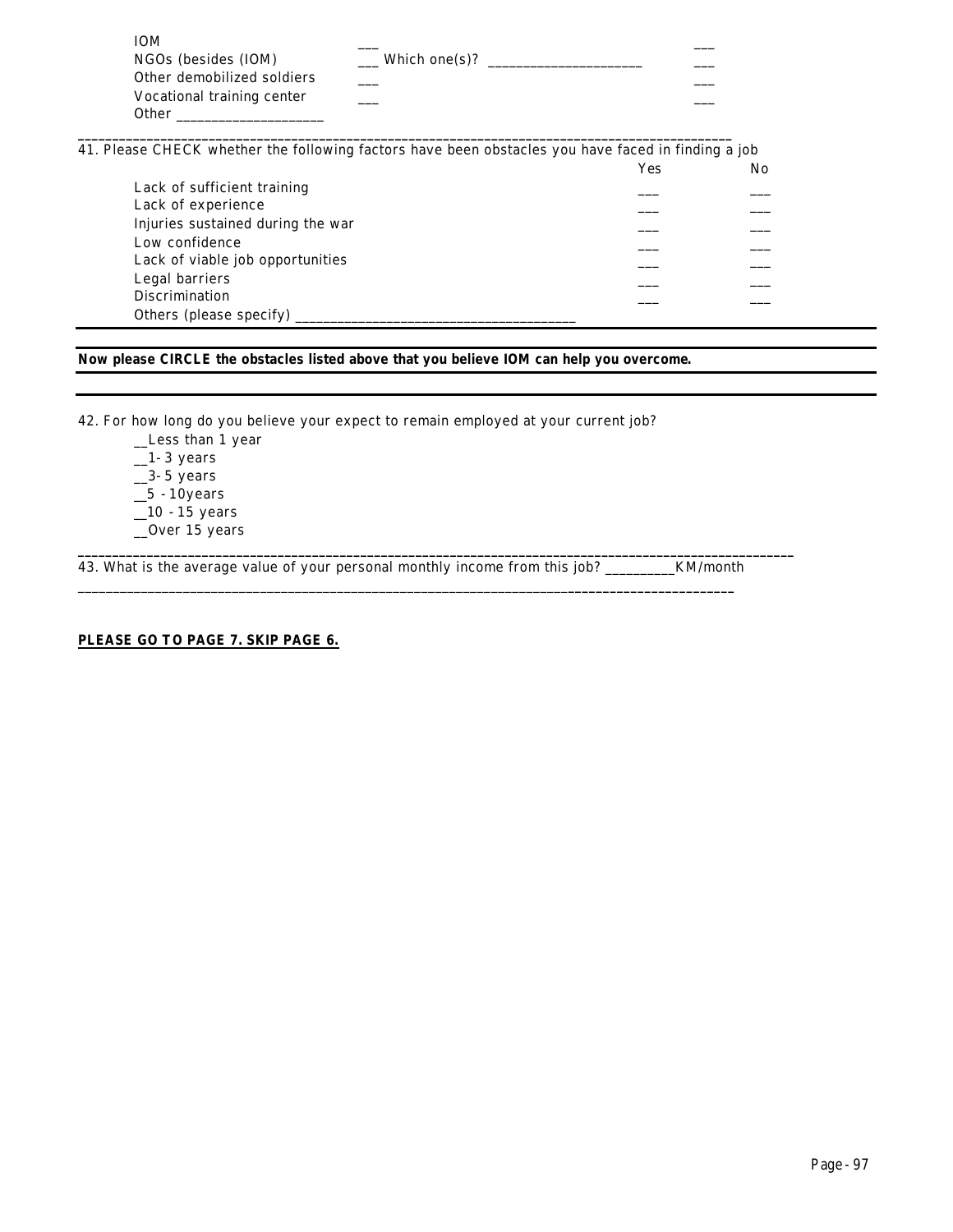| | | |
|---|---|---|
| IOM | ___ | ___ |
| NGOs (besides (IOM) | ___ Which one(s)? ____________________ | ___ |
| Other demobilized soldiers | ___ | ___ |
| Vocational training center | ___ | ___ |
| Other ____________________ | | |

41. Please CHECK whether the following factors have been obstacles you have faced in finding a job

| | Yes | No |
|---|---|---|
| Lack of sufficient training | ___ | ___ |
| Lack of experience | ___ | ___ |
| Injuries sustained during the war | ___ | ___ |
| Low confidence | ___ | ___ |
| Lack of viable job opportunities | ___ | ___ |
| Legal barriers | ___ | ___ |
| Discrimination | ___ | ___ |
| Others (please specify) ____________________________________ | | |

**Now please CIRCLE the obstacles listed above that you believe IOM can help you overcome.**

42. For how long do you believe your expect to remain employed at your current job?

__Less than 1 year
__1-3 years
__3-5 years
__5 -10years
__10 -15 years
__Over 15 years

43. What is the average value of your personal monthly income from this job? _________KM/month

**PLEASE GO TO PAGE 7. SKIP PAGE 6.**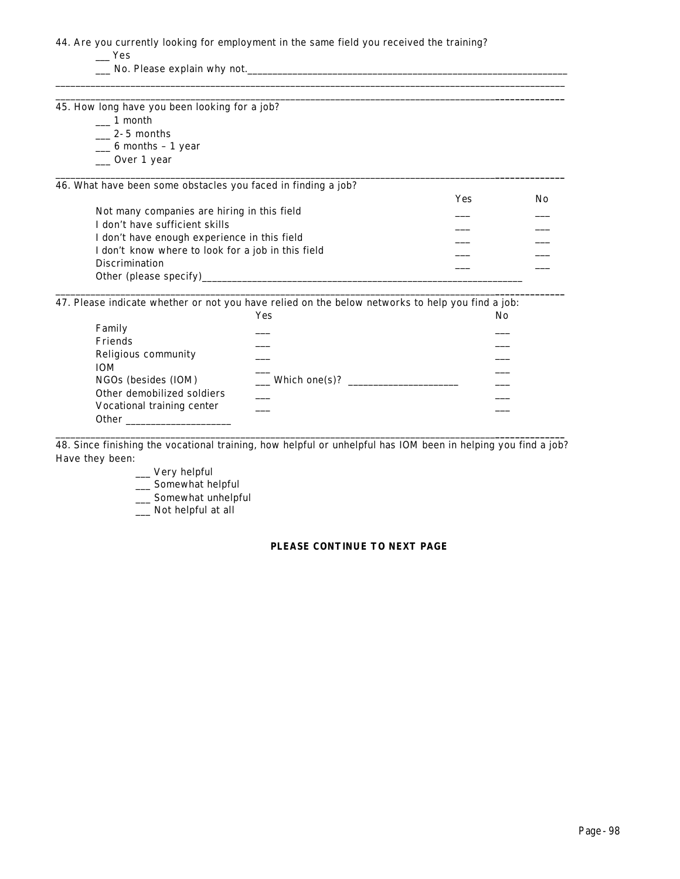44. Are you currently looking for employment in the same field you received the training?

___ Yes

___ No. Please explain why not.________________________________________________________________

_____________________________________________________________________________________________

_____________________________________________________________________________________________

45. How long have you been looking for a job?

___ 1 month

___ 2-5 months

___ 6 months – 1 year

___ Over 1 year

_____________________________________________________________________________________________

46. What have been some obstacles you faced in finding a job?

| | Yes | No |
|---|---|---|
| Not many companies are hiring in this field | ___ | ___ |
| I don't have sufficient skills | ___ | ___ |
| I don't have enough experience in this field | ___ | ___ |
| I don't know where to look for a job in this field | ___ | ___ |
| Discrimination | ___ | ___ |
| Other (please specify)_____________________________________________ | | |

_____________________________________________________________________________________________

47. Please indicate whether or not you have relied on the below networks to help you find a job:

| | Yes | No |
|---|---|---|
| Family | ___ | ___ |
| Friends | ___ | ___ |
| Religious community | ___ | ___ |
| IOM | ___ | ___ |
| NGOs (besides (IOM) | ___ Which one(s)? ____________________ | ___ |
| Other demobilized soldiers | ___ | ___ |
| Vocational training center | ___ | ___ |
| Other ____________________ | | |

_____________________________________________________________________________________________

48. Since finishing the vocational training, how helpful or unhelpful has IOM been in helping you find a job? Have they been:

___ Very helpful

___ Somewhat helpful

___ Somewhat unhelpful

___ Not helpful at all

**PLEASE CONTINUE TO NEXT PAGE**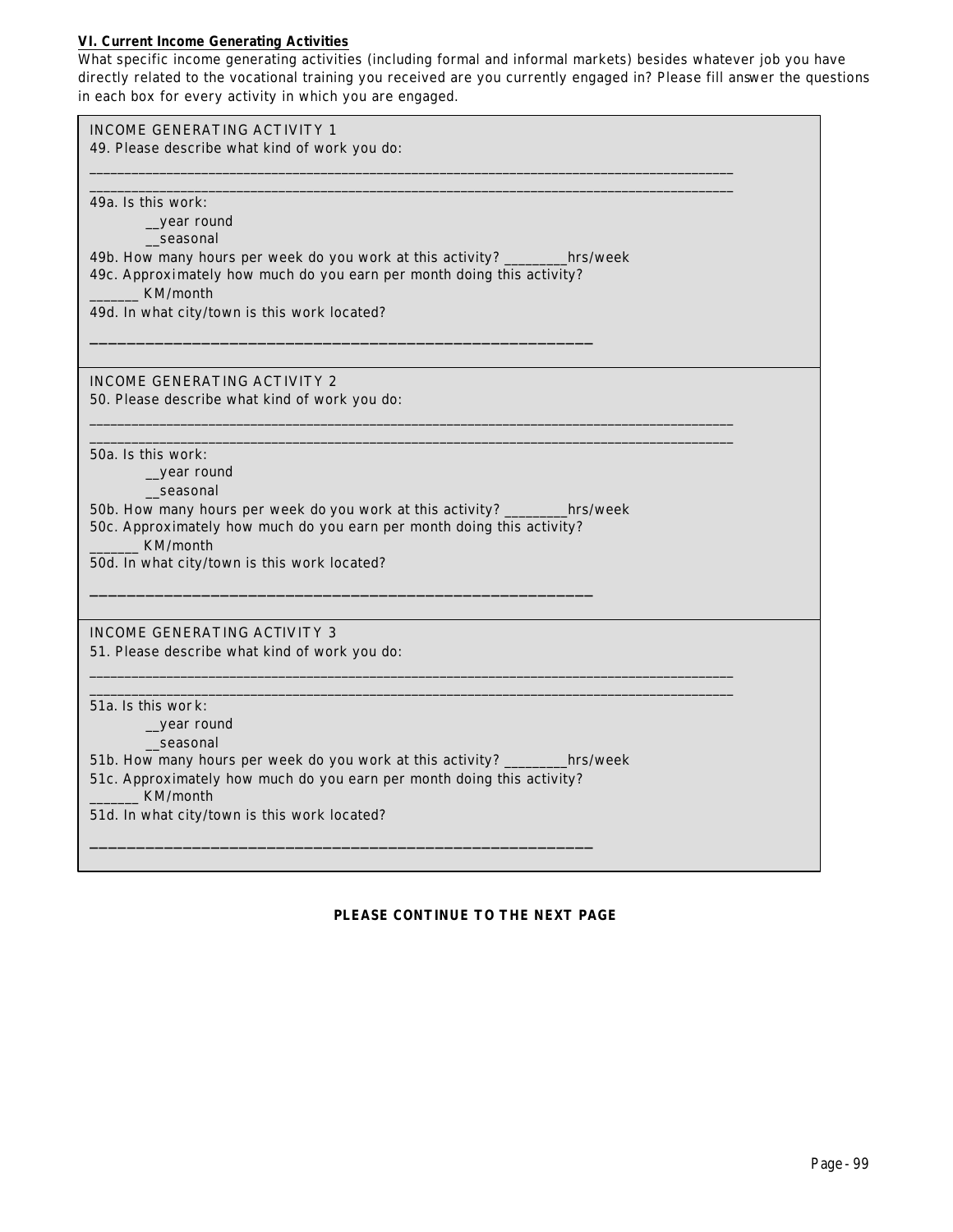**VI. Current Income Generating Activities**

What specific income generating activities (including formal and informal markets) besides whatever job you have directly related to the vocational training you received are you currently engaged in? Please fill answer the questions in each box for every activity in which you are engaged.

INCOME GENERATING ACTIVITY 1

49. Please describe what kind of work you do:

_______________________________________________________________________________________

_______________________________________________________________________________________

49a. Is this work:

__year round

__seasonal

49b. How many hours per week do you work at this activity? _________hrs/week

49c. Approximately how much do you earn per month doing this activity?

_______ KM/month

49d. In what city/town is this work located?

_______________________________________________________________

INCOME GENERATING ACTIVITY 2

50. Please describe what kind of work you do:

_______________________________________________________________________________________

_______________________________________________________________________________________

50a. Is this work:

__year round

__seasonal

50b. How many hours per week do you work at this activity? _________hrs/week

50c. Approximately how much do you earn per month doing this activity?

_______ KM/month

50d. In what city/town is this work located?

_______________________________________________________________

INCOME GENERATING ACTIVITY 3

51. Please describe what kind of work you do:

_______________________________________________________________________________________

_______________________________________________________________________________________

51a. Is this work:

__year round

__seasonal

51b. How many hours per week do you work at this activity? _________hrs/week

51c. Approximately how much do you earn per month doing this activity?

_______ KM/month

51d. In what city/town is this work located?

_______________________________________________________________

**PLEASE CONTINUE TO THE NEXT PAGE**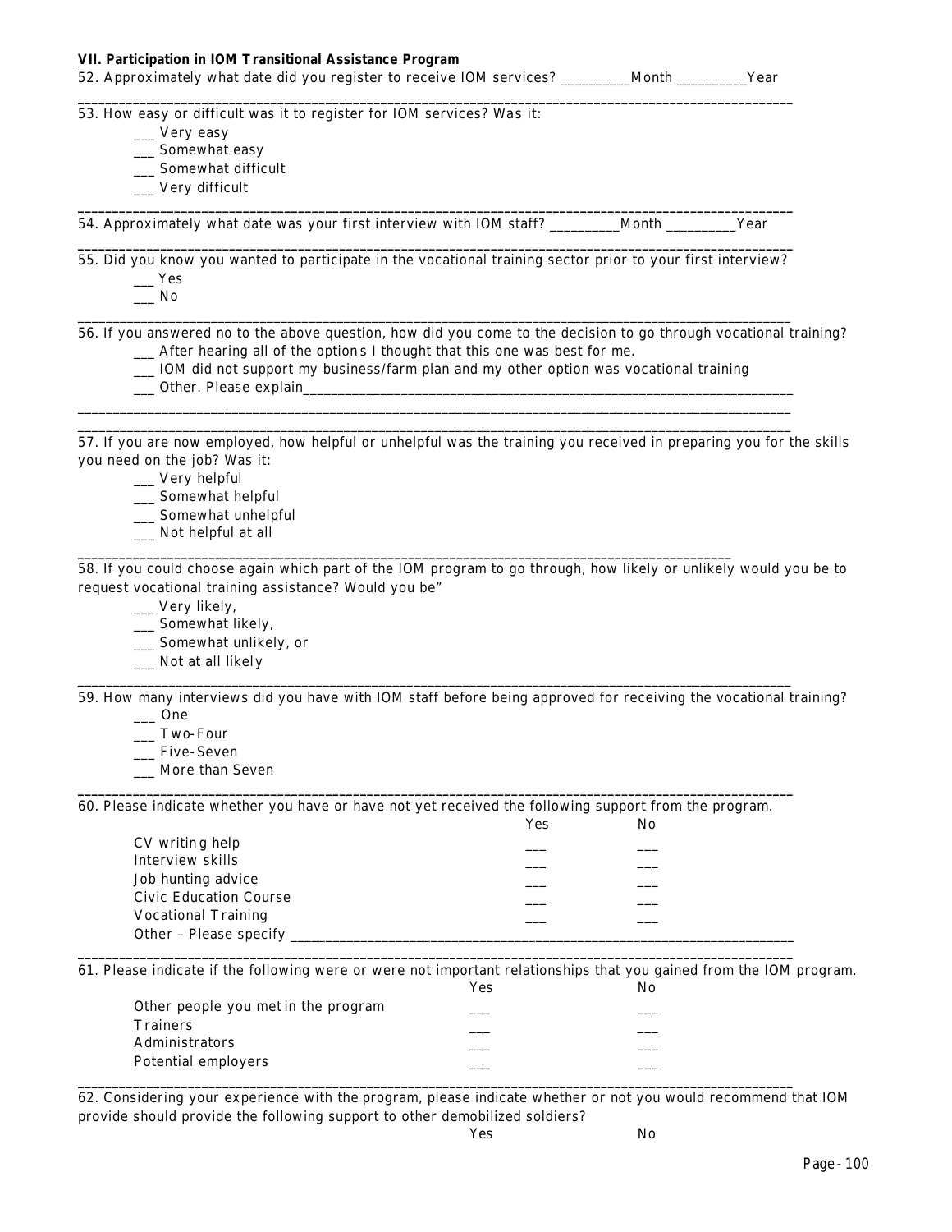**VII. Participation in IOM Transitional Assistance Program**

52. Approximately what date did you register to receive IOM services? _________Month _________Year

53. How easy or difficult was it to register for IOM services? Was it:

___ Very easy
___ Somewhat easy
___ Somewhat difficult
___ Very difficult

54. Approximately what date was your first interview with IOM staff? _________Month _________Year

55. Did you know you wanted to participate in the vocational training sector prior to your first interview?

___ Yes
___ No

56. If you answered no to the above question, how did you come to the decision to go through vocational training?

___ After hearing all of the options I thought that this one was best for me.
___ IOM did not support my business/farm plan and my other option was vocational training
___ Other. Please explain_______________________________________________________________

57. If you are now employed, how helpful or unhelpful was the training you received in preparing you for the skills you need on the job? Was it:

___ Very helpful
___ Somewhat helpful
___ Somewhat unhelpful
___ Not helpful at all

58. If you could choose again which part of the IOM program to go through, how likely or unlikely would you be to request vocational training assistance? Would you be"

___ Very likely,
___ Somewhat likely,
___ Somewhat unlikely, or
___ Not at all likely

59. How many interviews did you have with IOM staff before being approved for receiving the vocational training?

___ One
___ Two-Four
___ Five-Seven
___ More than Seven

60. Please indicate whether you have or have not yet received the following support from the program.

| | Yes | No |
|---|---|---|
| CV writing help | ___ | ___ |
| Interview skills | ___ | ___ |
| Job hunting advice | ___ | ___ |
| Civic Education Course | ___ | ___ |
| Vocational Training | ___ | ___ |
| Other – Please specify ____________________ | | |

61. Please indicate if the following were or were not important relationships that you gained from the IOM program.

| | Yes | No |
|---|---|---|
| Other people you met in the program | ___ | ___ |
| Trainers | ___ | ___ |
| Administrators | ___ | ___ |
| Potential employers | ___ | ___ |

62. Considering your experience with the program, please indicate whether or not you would recommend that IOM provide should provide the following support to other demobilized soldiers?

| | Yes | No |
|---|---|---|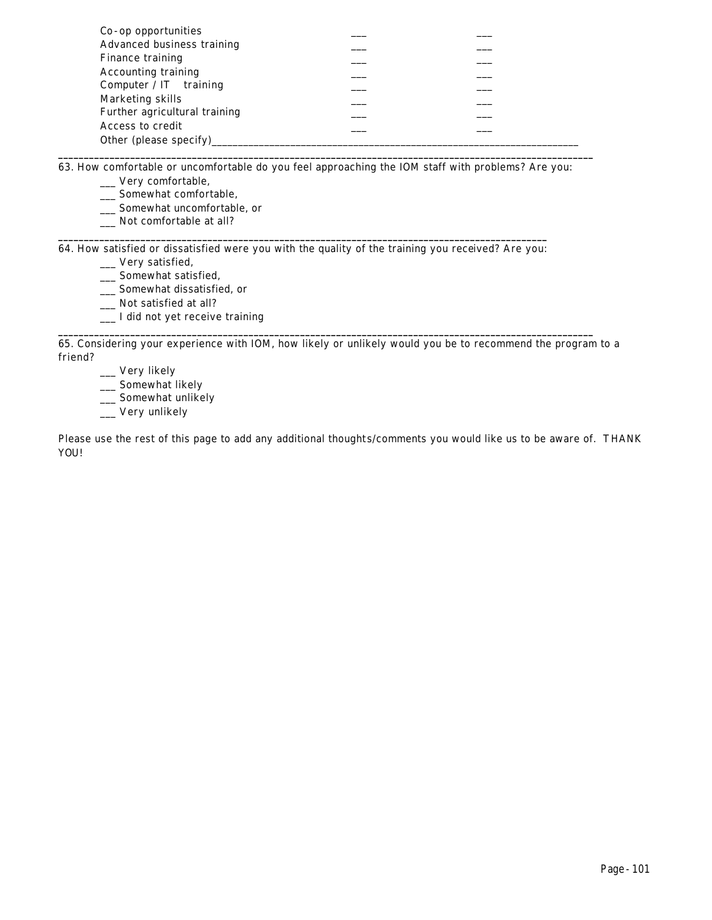| | | |
|---|---|---|
| Co-op opportunities | ___ | ___ |
| Advanced business training | ___ | ___ |
| Finance training | ___ | ___ |
| Accounting training | ___ | ___ |
| Computer / IT training | ___ | ___ |
| Marketing skills | ___ | ___ |
| Further agricultural training | ___ | ___ |
| Access to credit | ___ | ___ |
| Other (please specify)________________________________________________ | | |

---

63. How comfortable or uncomfortable do you feel approaching the IOM staff with problems? Are you:

- ___ Very comfortable,
- ___ Somewhat comfortable,
- ___ Somewhat uncomfortable, or
- ___ Not comfortable at all?

---

64. How satisfied or dissatisfied were you with the quality of the training you received? Are you:

- ___ Very satisfied,
- ___ Somewhat satisfied,
- ___ Somewhat dissatisfied, or
- ___ Not satisfied at all?
- ___ I did not yet receive training

---

65. Considering your experience with IOM, how likely or unlikely would you be to recommend the program to a friend?

- ___ Very likely
- ___ Somewhat likely
- ___ Somewhat unlikely
- ___ Very unlikely

Please use the rest of this page to add any additional thoughts/comments you would like us to be aware of. THANK YOU!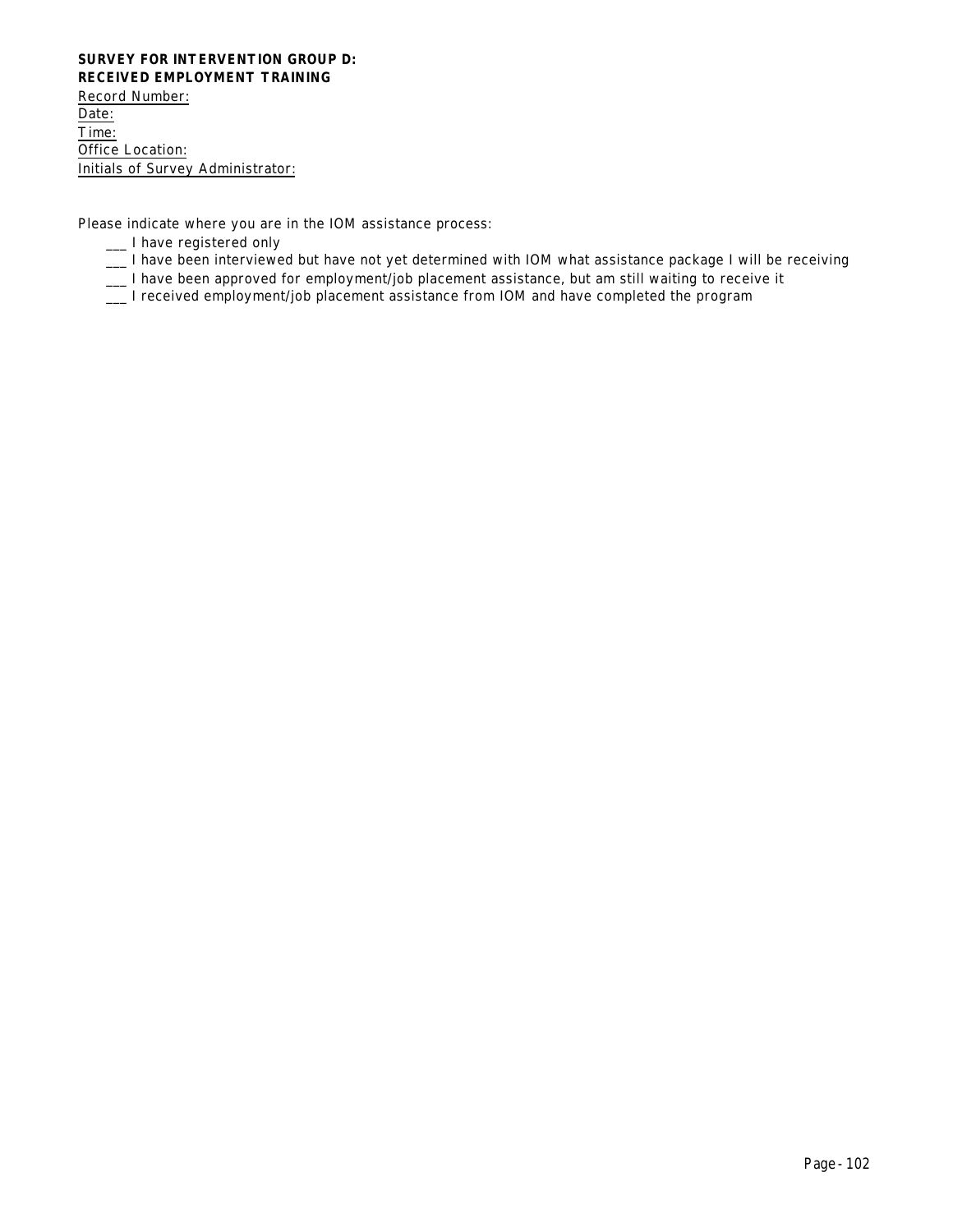**SURVEY FOR INTERVENTION GROUP D:**
**RECEIVED EMPLOYMENT TRAINING**

Record Number:
Date:
Time:
Office Location:
Initials of Survey Administrator:

Please indicate where you are in the IOM assistance process:

- ___ I have registered only
- ___ I have been interviewed but have not yet determined with IOM what assistance package I will be receiving
- ___ I have been approved for employment/job placement assistance, but am still waiting to receive it
- ___ I received employment/job placement assistance from IOM and have completed the program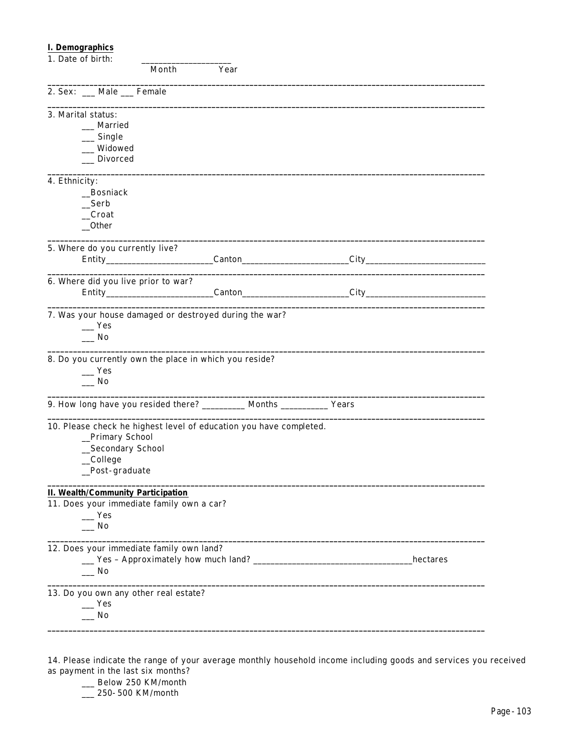**I. Demographics**

1. Date of birth: ____________________
Month Year

---

2. Sex: ___ Male ___ Female

---

3. Marital status:
 ___ Married
 ___ Single
 ___ Widowed
 ___ Divorced

---

4. Ethnicity:
 __Bosniack
 __Serb
 __Croat
 __Other

---

5. Where do you currently live?
 Entity_______________________Canton_______________________City__________________________

---

6. Where did you live prior to war?
 Entity_______________________Canton_______________________City__________________________

---

7. Was your house damaged or destroyed during the war?
 ___ Yes
 ___ No

---

8. Do you currently own the place in which you reside?
 ___ Yes
 ___ No

---

9. How long have you resided there? _________ Months __________ Years

---

10. Please check he highest level of education you have completed.
 __Primary School
 __Secondary School
 __College
 __Post-graduate

---

**II. Wealth/Community Participation**

11. Does your immediate family own a car?
 ___ Yes
 ___ No

---

12. Does your immediate family own land?
 ___ Yes – Approximately how much land? ___________________________________hectares
 ___ No

---

13. Do you own any other real estate?
 ___ Yes
 ___ No

---

14. Please indicate the range of your average monthly household income including goods and services you received as payment in the last six months?
 ___ Below 250 KM/month
 ___ 250-500 KM/month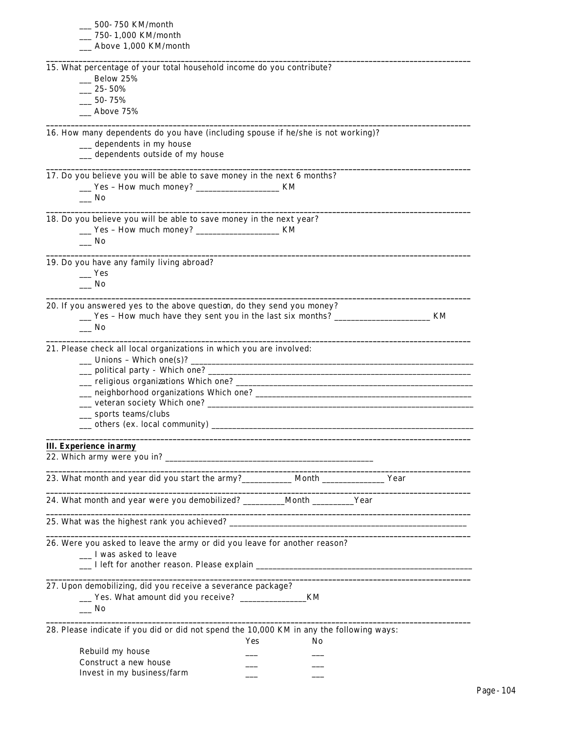___ 500-750 KM/month
___ 750-1,000 KM/month
___ Above 1,000 KM/month

---

15. What percentage of your total household income do you contribute?
___ Below 25%
___ 25-50%
___ 50-75%
___ Above 75%

---

16. How many dependents do you have (including spouse if he/she is not working)?
___ dependents in my house
___ dependents outside of my house

---

17. Do you believe you will be able to save money in the next 6 months?
___ Yes – How much money? ___________________ KM
___ No

---

18. Do you believe you will be able to save money in the next year?
___ Yes – How much money? ___________________ KM
___ No

---

19. Do you have any family living abroad?
___ Yes
___ No

---

20. If you answered yes to the above question, do they send you money?
___ Yes – How much have they sent you in the last six months? ______________________ KM
___ No

---

21. Please check all local organizations in which you are involved:
___ Unions – Which one(s)? ____________________________________________________________
___ political party - Which one? _______________________________________________________
___ religious organizations Which one? __________________________________________________
___ neighborhood organizations Which one? ______________________________________________
___ veteran society Which one? ________________________________________________________
___ sports teams/clubs
___ others (ex. local community) ______________________________________________________

---

**III. Experience in army**

22. Which army were you in? ________________________________________________

---

23. What month and year did you start the army?___________ Month ______________ Year

---

24. What month and year were you demobilized? _________Month _________Year

---

25. What was the highest rank you achieved? ______________________________________________________

---

26. Were you asked to leave the army or did you leave for another reason?
___ I was asked to leave
___ I left for another reason. Please explain _______________________________________________

---

27. Upon demobilizing, did you receive a severance package?
___ Yes. What amount did you receive? _______________KM
___ No

---

28. Please indicate if you did or did not spend the 10,000 KM in any the following ways:

| | Yes | No |
|---|---|---|
| Rebuild my house | ___ | ___ |
| Construct a new house | ___ | ___ |
| Invest in my business/farm | ___ | ___ |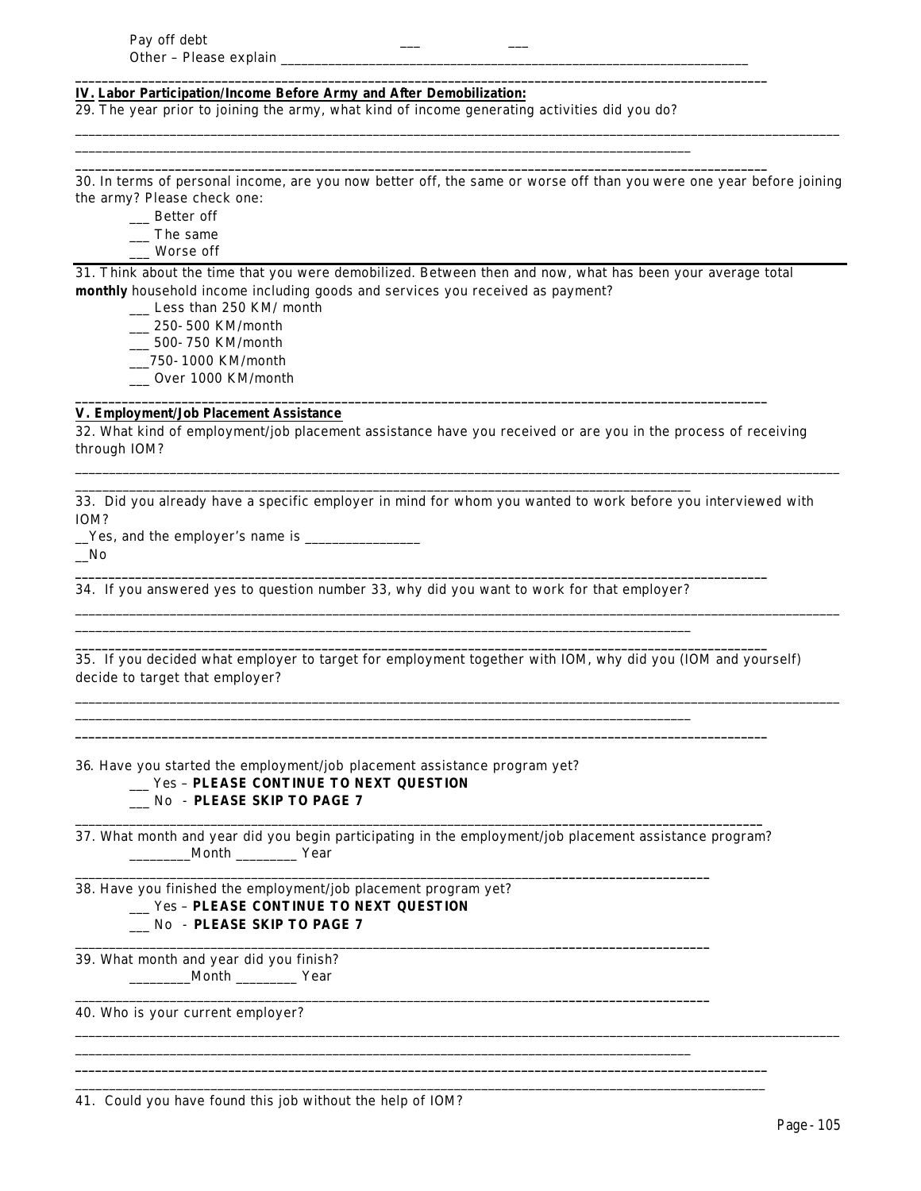Pay off debt ___ ___
Other – Please explain ___________________________________________________________________

---

**IV. Labor Participation/Income Before Army and After Demobilization:**

29. The year prior to joining the army, what kind of income generating activities did you do?

_____________________________________________________________________________________________

_____________________________________________________________________________________________

---

30. In terms of personal income, are you now better off, the same or worse off than you were one year before joining the army? Please check one:

___ Better off
___ The same
___ Worse off

---

31. Think about the time that you were demobilized. Between then and now, what has been your average total **monthly** household income including goods and services you received as payment?

___ Less than 250 KM/ month
___ 250-500 KM/month
___ 500-750 KM/month
___750-1000 KM/month
___ Over 1000 KM/month

---

**V. Employment/Job Placement Assistance**

32. What kind of employment/job placement assistance have you received or are you in the process of receiving through IOM?

_____________________________________________________________________________________________

_____________________________________________________________________________________________

33. Did you already have a specific employer in mind for whom you wanted to work before you interviewed with IOM?

__Yes, and the employer's name is ________________
__No

---

34. If you answered yes to question number 33, why did you want to work for that employer?

_____________________________________________________________________________________________

_____________________________________________________________________________________________

---

35. If you decided what employer to target for employment together with IOM, why did you (IOM and yourself) decide to target that employer?

_____________________________________________________________________________________________

_____________________________________________________________________________________________

---

36. Have you started the employment/job placement assistance program yet?

___ Yes – **PLEASE CONTINUE TO NEXT QUESTION**
___ No - **PLEASE SKIP TO PAGE 7**

---

37. What month and year did you begin participating in the employment/job placement assistance program?

_________Month _________ Year

---

38. Have you finished the employment/job placement program yet?

___ Yes – **PLEASE CONTINUE TO NEXT QUESTION**
___ No - **PLEASE SKIP TO PAGE 7**

---

39. What month and year did you finish?

_________Month _________ Year

---

40. Who is your current employer?

_____________________________________________________________________________________________

_____________________________________________________________________________________________

---

41. Could you have found this job without the help of IOM?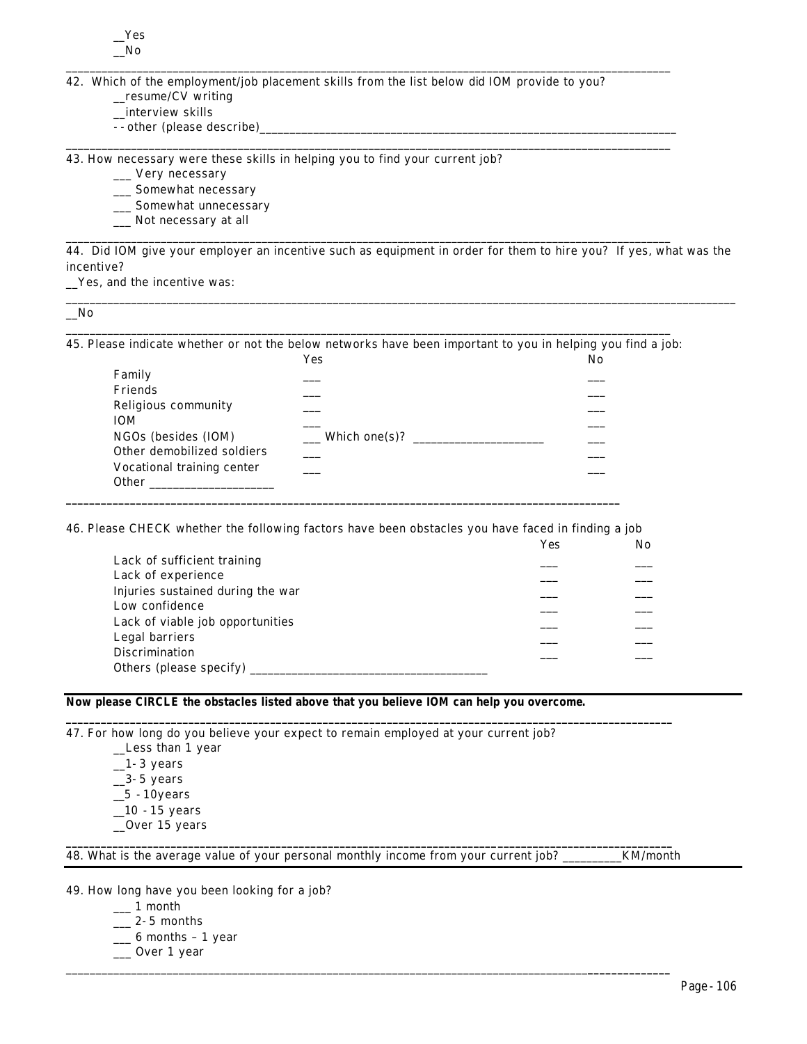__Yes
__No

---

42. Which of the employment/job placement skills from the list below did IOM provide to you?
    __resume/CV writing
    __interview skills
    --other (please describe)______________________________________________________________________

---

43. How necessary were these skills in helping you to find your current job?
    ___ Very necessary
    ___ Somewhat necessary
    ___ Somewhat unnecessary
    ___ Not necessary at all

---

44. Did IOM give your employer an incentive such as equipment in order for them to hire you? If yes, what was the incentive?

__Yes, and the incentive was:

______________________________________________________________________________________________________________

__No

---

45. Please indicate whether or not the below networks have been important to you in helping you find a job:

| | Yes | No |
|---|---|---|
| Family | ___ | ___ |
| Friends | ___ | ___ |
| Religious community | ___ | ___ |
| IOM | ___ | ___ |
| NGOs (besides (IOM) | ___ Which one(s)? ____________________ | ___ |
| Other demobilized soldiers | ___ | ___ |
| Vocational training center | ___ | ___ |
| Other ____________________ | | |

---

46. Please CHECK whether the following factors have been obstacles you have faced in finding a job

| | Yes | No |
|---|---|---|
| Lack of sufficient training | ___ | ___ |
| Lack of experience | ___ | ___ |
| Injuries sustained during the war | ___ | ___ |
| Low confidence | ___ | ___ |
| Lack of viable job opportunities | ___ | ___ |
| Legal barriers | ___ | ___ |
| Discrimination | ___ | ___ |
| Others (please specify) ______________________________________ | | |

**Now please CIRCLE the obstacles listed above that you believe IOM can help you overcome.**

---

47. For how long do you believe your expect to remain employed at your current job?
    __Less than 1 year
    __1-3 years
    __3-5 years
    __5 -10years
    __10 -15 years
    __Over 15 years

---

48. What is the average value of your personal monthly income from your current job? _________KM/month

---

49. How long have you been looking for a job?
    ___ 1 month
    ___ 2-5 months
    ___ 6 months – 1 year
    ___ Over 1 year

---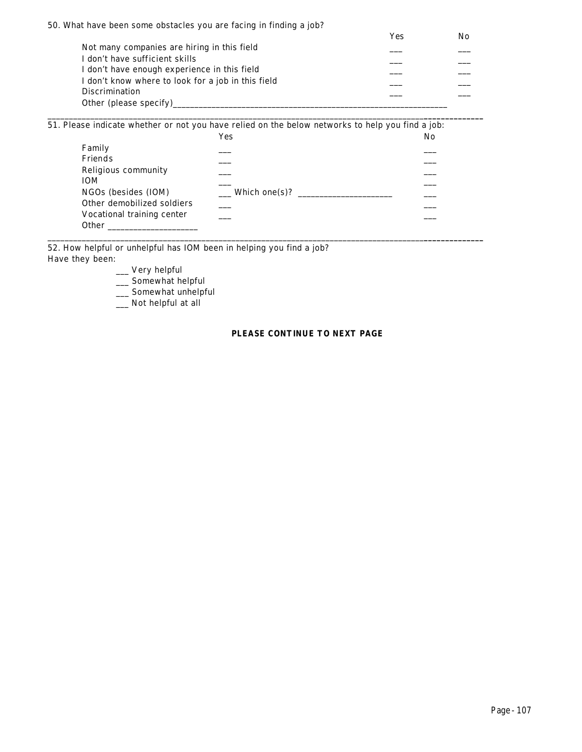50. What have been some obstacles you are facing in finding a job?

| | Yes | No |
|---|---|---|
| Not many companies are hiring in this field | ___ | ___ |
| I don't have sufficient skills | ___ | ___ |
| I don't have enough experience in this field | ___ | ___ |
| I don't know where to look for a job in this field | ___ | ___ |
| Discrimination | ___ | ___ |
| Other (please specify)________________________________ | | |

---

51. Please indicate whether or not you have relied on the below networks to help you find a job:

| | Yes | No |
|---|---|---|
| Family | ___ | ___ |
| Friends | ___ | ___ |
| Religious community | ___ | ___ |
| IOM | ___ | ___ |
| NGOs (besides (IOM) | ___ Which one(s)? ____________________ | ___ |
| Other demobilized soldiers | ___ | ___ |
| Vocational training center | ___ | ___ |
| Other ____________________ | | |

---

52. How helpful or unhelpful has IOM been in helping you find a job?
Have they been:

___ Very helpful
___ Somewhat helpful
___ Somewhat unhelpful
___ Not helpful at all

**PLEASE CONTINUE TO NEXT PAGE**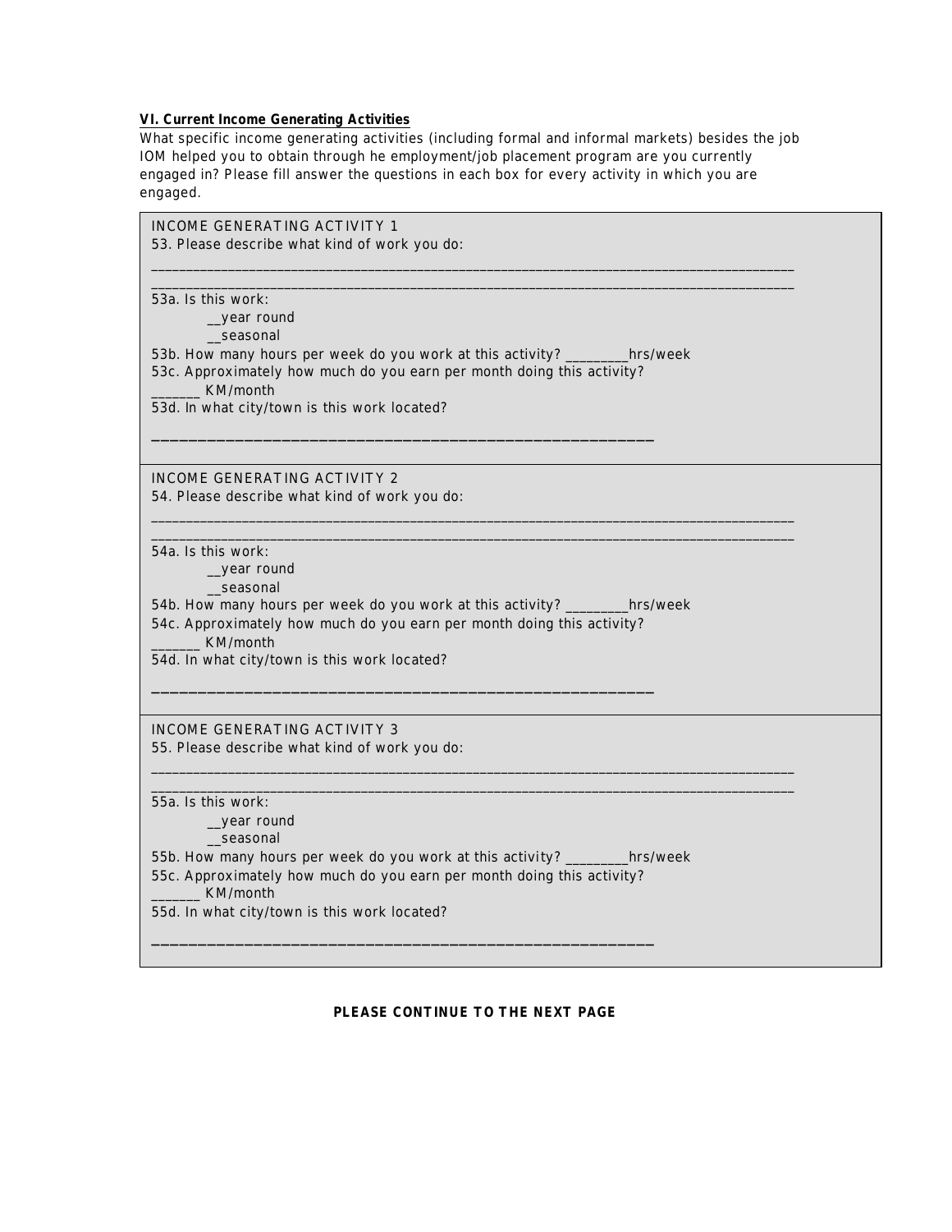**VI. Current Income Generating Activities**

What specific income generating activities (including formal and informal markets) besides the job IOM helped you to obtain through he employment/job placement program are you currently engaged in? Please fill answer the questions in each box for every activity in which you are engaged.

INCOME GENERATING ACTIVITY 1

53. Please describe what kind of work you do:

______________________________________________________________________________________

______________________________________________________________________________________

53a. Is this work:

__year round

__seasonal

53b. How many hours per week do you work at this activity? _________hrs/week

53c. Approximately how much do you earn per month doing this activity?

_______ KM/month

53d. In what city/town is this work located?

______________________________________________________

INCOME GENERATING ACTIVITY 2

54. Please describe what kind of work you do:

______________________________________________________________________________________

______________________________________________________________________________________

54a. Is this work:

__year round

__seasonal

54b. How many hours per week do you work at this activity? _________hrs/week

54c. Approximately how much do you earn per month doing this activity?

_______ KM/month

54d. In what city/town is this work located?

______________________________________________________

INCOME GENERATING ACTIVITY 3

55. Please describe what kind of work you do:

______________________________________________________________________________________

______________________________________________________________________________________

55a. Is this work:

__year round

__seasonal

55b. How many hours per week do you work at this activity? _________hrs/week

55c. Approximately how much do you earn per month doing this activity?

_______ KM/month

55d. In what city/town is this work located?

______________________________________________________

**PLEASE CONTINUE TO THE NEXT PAGE**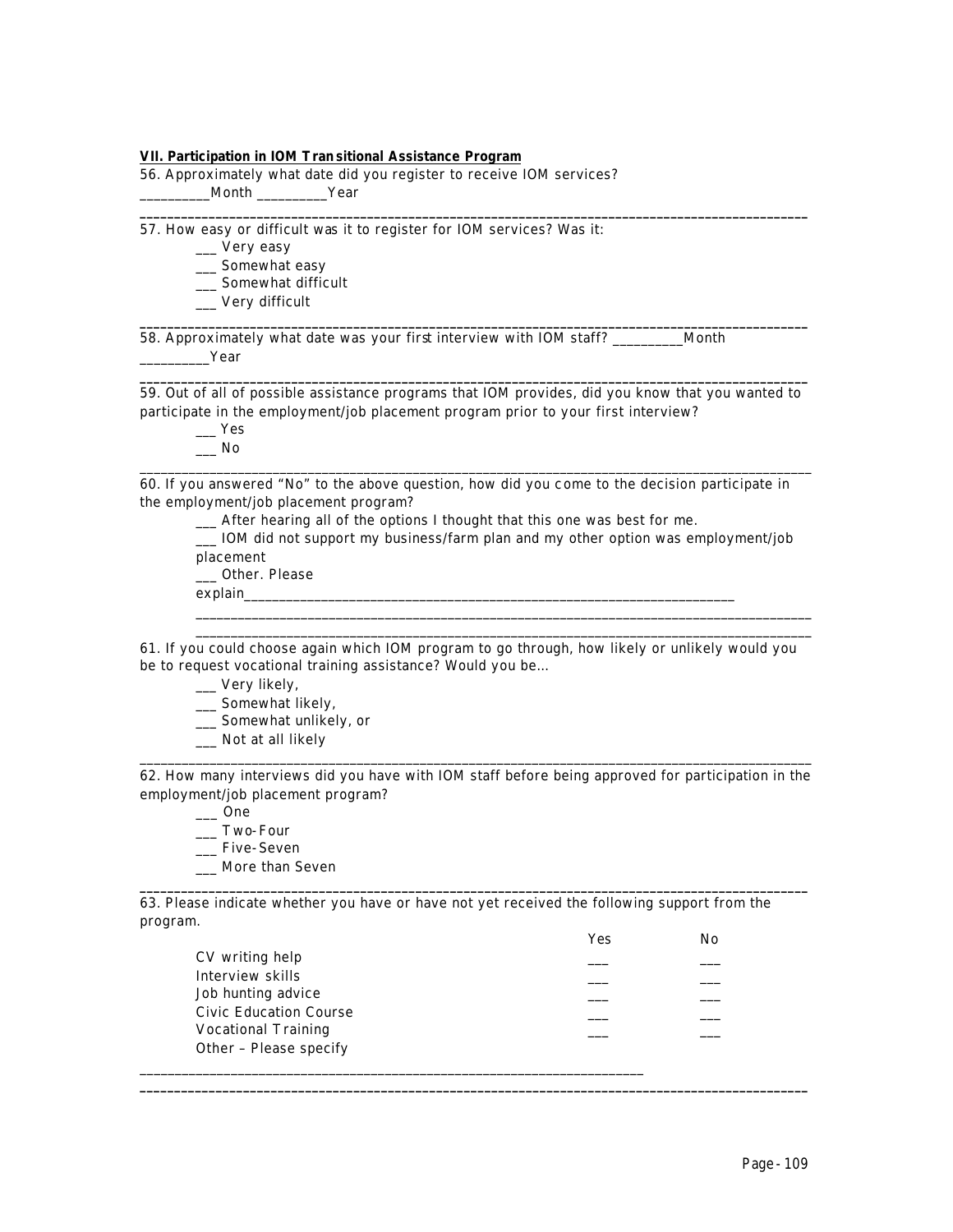**VII. Participation in IOM Transitional Assistance Program**

56. Approximately what date did you register to receive IOM services?
__________Month __________Year

---

57. How easy or difficult was it to register for IOM services? Was it:

___ Very easy
___ Somewhat easy
___ Somewhat difficult
___ Very difficult

---

58. Approximately what date was your first interview with IOM staff? __________Month __________Year

---

59. Out of all of possible assistance programs that IOM provides, did you know that you wanted to participate in the employment/job placement program prior to your first interview?

___ Yes
___ No

---

60. If you answered "No" to the above question, how did you come to the decision participate in the employment/job placement program?

___ After hearing all of the options I thought that this one was best for me.
___ IOM did not support my business/farm plan and my other option was employment/job placement
___ Other. Please explain_______________________________________________________________________

_____________________________________________________________________________________

_____________________________________________________________________________________

61. If you could choose again which IOM program to go through, how likely or unlikely would you be to request vocational training assistance? Would you be…

___ Very likely,
___ Somewhat likely,
___ Somewhat unlikely, or
___ Not at all likely

---

62. How many interviews did you have with IOM staff before being approved for participation in the employment/job placement program?

___ One
___ Two-Four
___ Five-Seven
___ More than Seven

---

63. Please indicate whether you have or have not yet received the following support from the program.

| | Yes | No |
|---|---|---|
| CV writing help | ___ | ___ |
| Interview skills | ___ | ___ |
| Job hunting advice | ___ | ___ |
| Civic Education Course | ___ | ___ |
| Vocational Training | ___ | ___ |
| Other – Please specify | | |

_________________________________________________________________________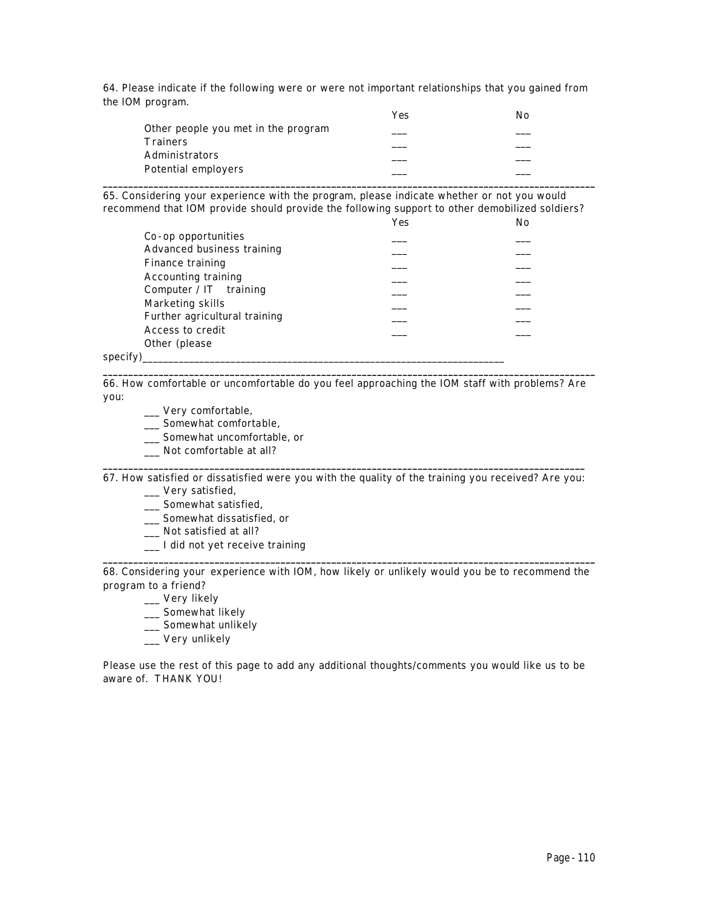64. Please indicate if the following were or were not important relationships that you gained from the IOM program.

| | Yes | No |
|---|---|---|
| Other people you met in the program | ___ | ___ |
| Trainers | ___ | ___ |
| Administrators | ___ | ___ |
| Potential employers | ___ | ___ |

---

65. Considering your experience with the program, please indicate whether or not you would recommend that IOM provide should provide the following support to other demobilized soldiers?

| | Yes | No |
|---|---|---|
| Co-op opportunities | ___ | ___ |
| Advanced business training | ___ | ___ |
| Finance training | ___ | ___ |
| Accounting training | ___ | ___ |
| Computer / IT training | ___ | ___ |
| Marketing skills | ___ | ___ |
| Further agricultural training | ___ | ___ |
| Access to credit | ___ | ___ |
| Other (please specify)________________________________________________________________ | | |

---

66. How comfortable or uncomfortable do you feel approaching the IOM staff with problems? Are you:

- ___ Very comfortable,
- ___ Somewhat comfortable,
- ___ Somewhat uncomfortable, or
- ___ Not comfortable at all?

---

67. How satisfied or dissatisfied were you with the quality of the training you received? Are you:

- ___ Very satisfied,
- ___ Somewhat satisfied,
- ___ Somewhat dissatisfied, or
- ___ Not satisfied at all?
- ___ I did not yet receive training

---

68. Considering your experience with IOM, how likely or unlikely would you be to recommend the program to a friend?

- ___ Very likely
- ___ Somewhat likely
- ___ Somewhat unlikely
- ___ Very unlikely

Please use the rest of this page to add any additional thoughts/comments you would like us to be aware of. THANK YOU!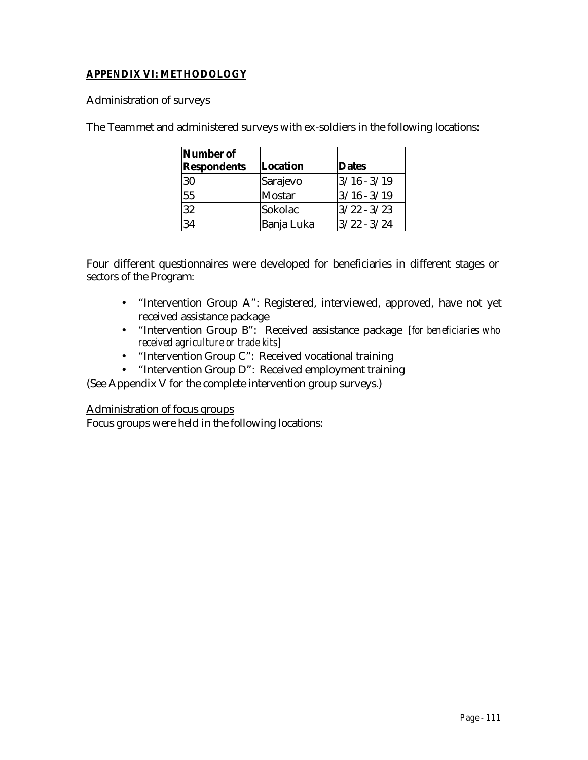**APPENDIX VI: METHODOLOGY**

Administration of surveys

The Team met and administered surveys with ex-soldiers in the following locations:

| Number of Respondents | Location | Dates |
|---|---|---|
| 30 | Sarajevo | 3/16 - 3/19 |
| 55 | Mostar | 3/16 - 3/19 |
| 32 | Sokolac | 3/22 - 3/23 |
| 34 | Banja Luka | 3/22 - 3/24 |

Four different questionnaires were developed for beneficiaries in different stages or sectors of the Program:

- "Intervention Group A": Registered, interviewed, approved, have not yet received assistance package
- "Intervention Group B": Received assistance package *[for beneficiaries who received agriculture or trade kits]*
- "Intervention Group C": Received vocational training
- "Intervention Group D": Received employment training

(See Appendix V for the complete intervention group surveys.)

Administration of focus groups

Focus groups were held in the following locations: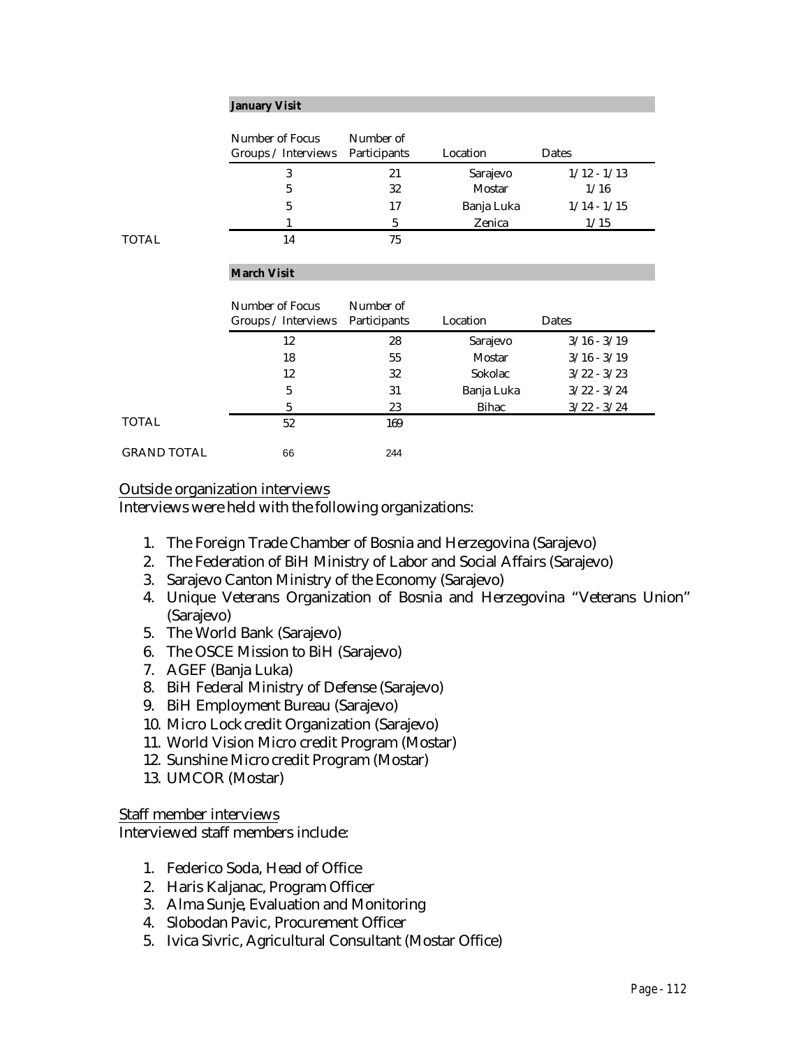| | **January Visit** | | | |
|---|---|---|---|---|
| | Number of Focus Groups / Interviews | Number of Participants | Location | Dates |
| | 3 | 21 | Sarajevo | 1/12 - 1/13 |
| | 5 | 32 | Mostar | 1/16 |
| | 5 | 17 | Banja Luka | 1/14 - 1/15 |
| | 1 | 5 | Zenica | 1/15 |
| TOTAL | 14 | 75 | | |

| | **March Visit** | | | |
|---|---|---|---|---|
| | Number of Focus Groups / Interviews | Number of Participants | Location | Dates |
| | 12 | 28 | Sarajevo | 3/16 - 3/19 |
| | 18 | 55 | Mostar | 3/16 - 3/19 |
| | 12 | 32 | Sokolac | 3/22 - 3/23 |
| | 5 | 31 | Banja Luka | 3/22 - 3/24 |
| | 5 | 23 | Bihac | 3/22 - 3/24 |
| TOTAL | 52 | 169 | | |
| GRAND TOTAL | 66 | 244 | | |

<u>Outside organization interviews</u>

Interviews were held with the following organizations:

1. The Foreign Trade Chamber of Bosnia and Herzegovina (Sarajevo)
2. The Federation of BiH Ministry of Labor and Social Affairs (Sarajevo)
3. Sarajevo Canton Ministry of the Economy (Sarajevo)
4. Unique Veterans Organization of Bosnia and Herzegovina "Veterans Union" (Sarajevo)
5. The World Bank (Sarajevo)
6. The OSCE Mission to BiH (Sarajevo)
7. AGEF (Banja Luka)
8. BiH Federal Ministry of Defense (Sarajevo)
9. BiH Employment Bureau (Sarajevo)
10. Micro Lock credit Organization (Sarajevo)
11. World Vision Micro credit Program (Mostar)
12. Sunshine Micro credit Program (Mostar)
13. UMCOR (Mostar)

<u>Staff member interviews</u>

Interviewed staff members include:

1. Federico Soda, Head of Office
2. Haris Kaljanac, Program Officer
3. Alma Sunje, Evaluation and Monitoring
4. Slobodan Pavic, Procurement Officer
5. Ivica Sivric, Agricultural Consultant (Mostar Office)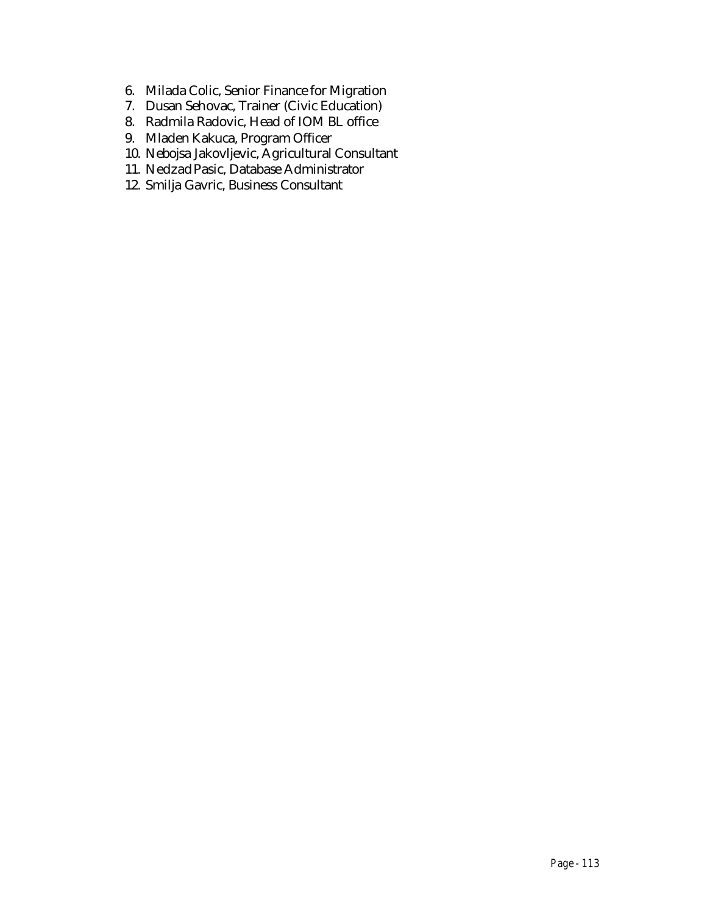6. Milada Colic, Senior Finance for Migration
7. Dusan Sehovac, Trainer (Civic Education)
8. Radmila Radovic, Head of IOM BL office
9. Mladen Kakuca, Program Officer
10. Nebojsa Jakovljevic, Agricultural Consultant
11. Nedzad Pasic, Database Administrator
12. Smilja Gavric, Business Consultant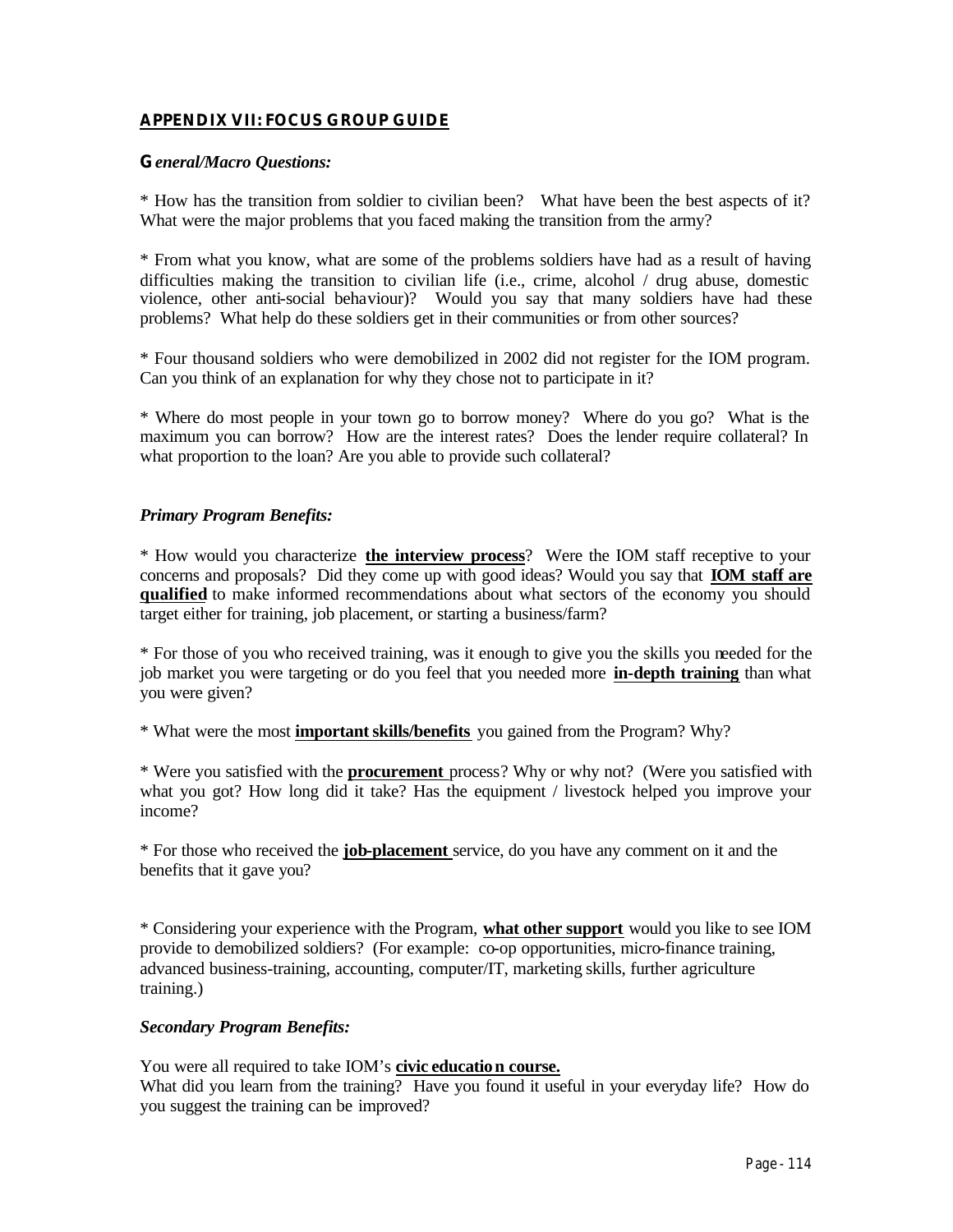## APPENDIX VII: FOCUS GROUP GUIDE

***General/Macro Questions:***

* How has the transition from soldier to civilian been? What have been the best aspects of it? What were the major problems that you faced making the transition from the army?

* From what you know, what are some of the problems soldiers have had as a result of having difficulties making the transition to civilian life (i.e., crime, alcohol / drug abuse, domestic violence, other anti-social behaviour)? Would you say that many soldiers have had these problems? What help do these soldiers get in their communities or from other sources?

* Four thousand soldiers who were demobilized in 2002 did not register for the IOM program. Can you think of an explanation for why they chose not to participate in it?

* Where do most people in your town go to borrow money? Where do you go? What is the maximum you can borrow? How are the interest rates? Does the lender require collateral? In what proportion to the loan? Are you able to provide such collateral?

***Primary Program Benefits:***

* How would you characterize **the interview process**? Were the IOM staff receptive to your concerns and proposals? Did they come up with good ideas? Would you say that **IOM staff are qualified** to make informed recommendations about what sectors of the economy you should target either for training, job placement, or starting a business/farm?

* For those of you who received training, was it enough to give you the skills you needed for the job market you were targeting or do you feel that you needed more **in-depth training** than what you were given?

* What were the most **important skills/benefits** you gained from the Program? Why?

* Were you satisfied with the **procurement** process? Why or why not? (Were you satisfied with what you got? How long did it take? Has the equipment / livestock helped you improve your income?

* For those who received the **job-placement** service, do you have any comment on it and the benefits that it gave you?

* Considering your experience with the Program, **what other support** would you like to see IOM provide to demobilized soldiers? (For example: co-op opportunities, micro-finance training, advanced business-training, accounting, computer/IT, marketing skills, further agriculture training.)

***Secondary Program Benefits:***

You were all required to take IOM's **civic education course.**
What did you learn from the training? Have you found it useful in your everyday life? How do you suggest the training can be improved?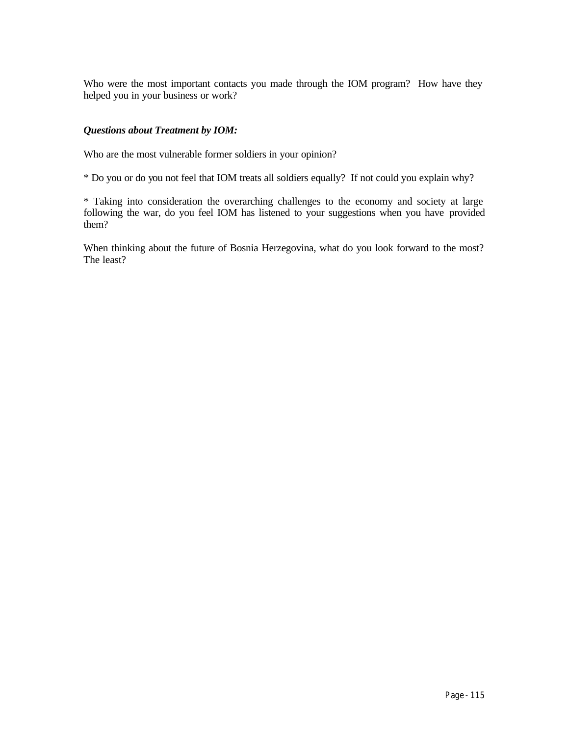Who were the most important contacts you made through the IOM program? How have they helped you in your business or work?

***Questions about Treatment by IOM:***

Who are the most vulnerable former soldiers in your opinion?

* Do you or do you not feel that IOM treats all soldiers equally? If not could you explain why?

* Taking into consideration the overarching challenges to the economy and society at large following the war, do you feel IOM has listened to your suggestions when you have provided them?

When thinking about the future of Bosnia Herzegovina, what do you look forward to the most? The least?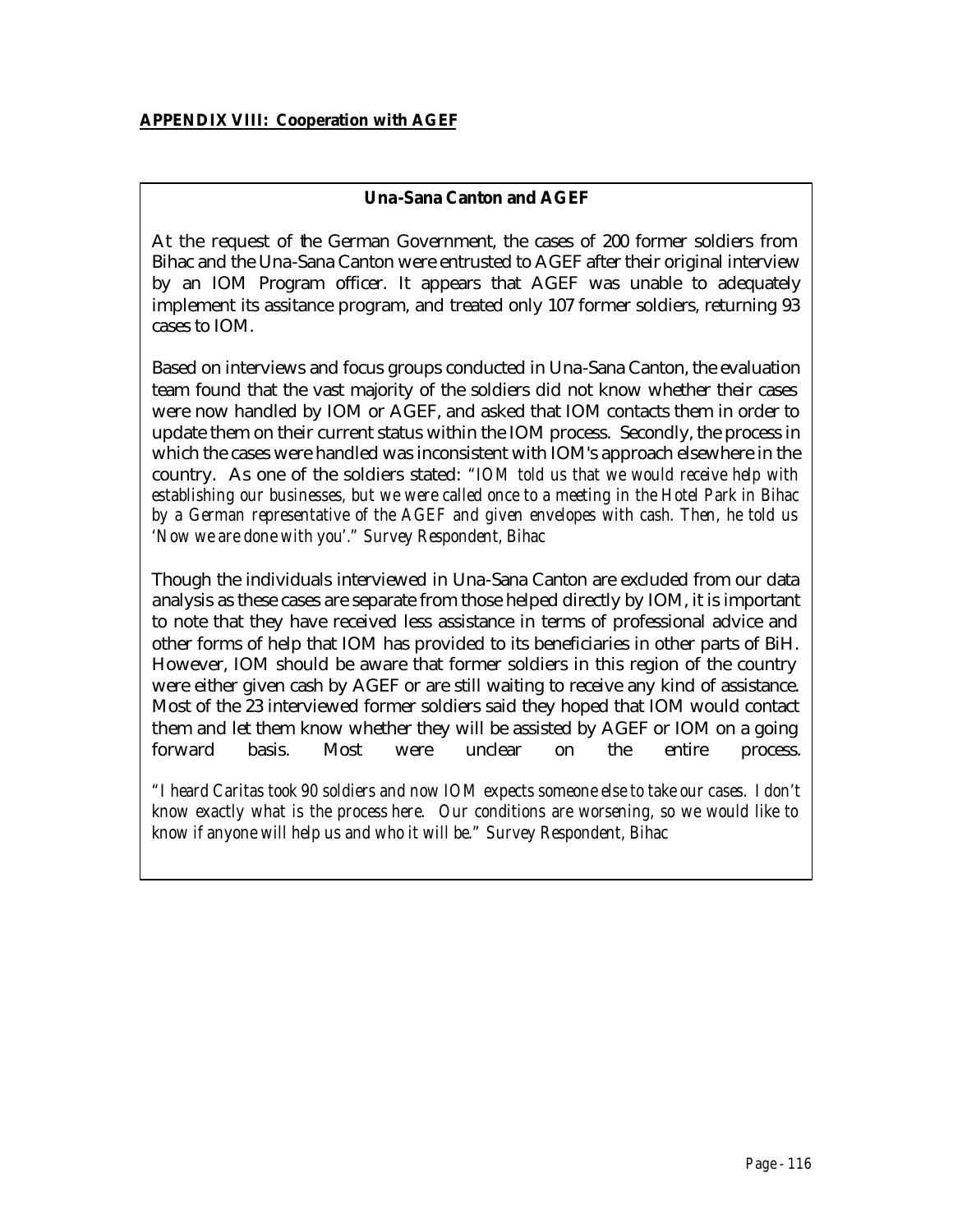**APPENDIX VIII: Cooperation with AGEF**

**Una-Sana Canton and AGEF**

At the request of the German Government, the cases of 200 former soldiers from Bihac and the Una-Sana Canton were entrusted to AGEF after their original interview by an IOM Program officer. It appears that AGEF was unable to adequately implement its assitance program, and treated only 107 former soldiers, returning 93 cases to IOM.

Based on interviews and focus groups conducted in Una-Sana Canton, the evaluation team found that the vast majority of the soldiers did not know whether their cases were now handled by IOM or AGEF, and asked that IOM contacts them in order to update them on their current status within the IOM process. Secondly, the process in which the cases were handled was inconsistent with IOM's approach elsewhere in the country. As one of the soldiers stated: *"IOM told us that we would receive help with establishing our businesses, but we were called once to a meeting in the Hotel Park in Bihac by a German representative of the AGEF and given envelopes with cash. Then, he told us 'Now we are done with you'." Survey Respondent, Bihac*

Though the individuals interviewed in Una-Sana Canton are excluded from our data analysis as these cases are separate from those helped directly by IOM, it is important to note that they have received less assistance in terms of professional advice and other forms of help that IOM has provided to its beneficiaries in other parts of BiH. However, IOM should be aware that former soldiers in this region of the country were either given cash by AGEF or are still waiting to receive any kind of assistance. Most of the 23 interviewed former soldiers said they hoped that IOM would contact them and let them know whether they will be assisted by AGEF or IOM on a going forward basis. Most were unclear on the entire process.

*"I heard Caritas took 90 soldiers and now IOM expects someone else to take our cases. I don't know exactly what is the process here. Our conditions are worsening, so we would like to know if anyone will help us and who it will be." Survey Respondent, Bihac*